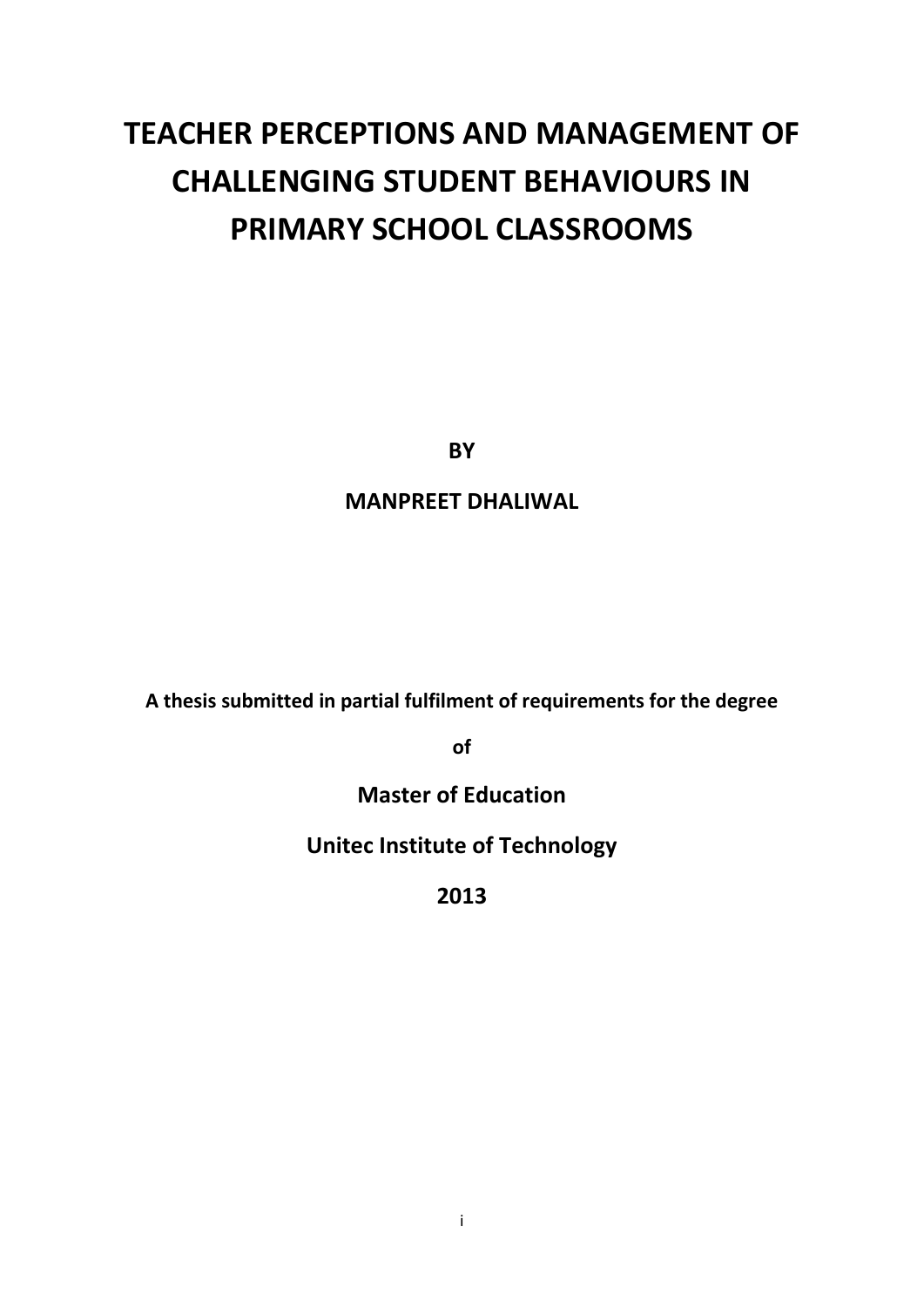# TEACHER PERCEPTIONS AND MANAGEMENT OF CHALLENGING STUDENT BEHAVIOURS IN PRIMARY SCHOOL CLASSROOMS

**BY**

**MANPREET DHALIWAL**

**A thesis submitted in partial fulfilment of requirements for the degree**

**of**

**Master of Education**

**Unitec Institute of Technology**

**2013**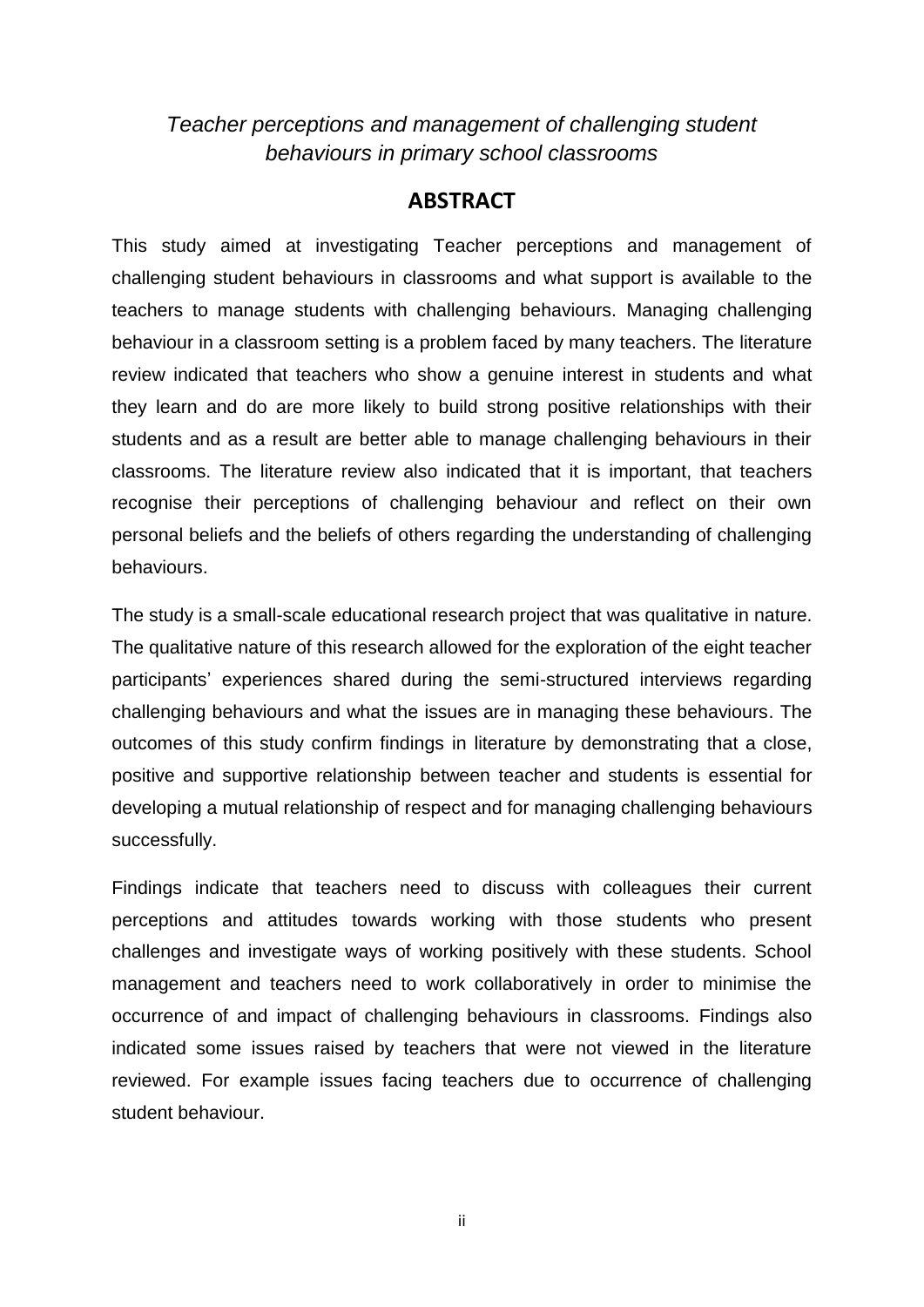*Teacher perceptions and management of challenging student behaviours in primary school classrooms*

## ABSTRACT

This study aimed at investigating Teacher perceptions and management of challenging student behaviours in classrooms and what support is available to the teachers to manage students with challenging behaviours. Managing challenging behaviour in a classroom setting is a problem faced by many teachers. The literature review indicated that teachers who show a genuine interest in students and what they learn and do are more likely to build strong positive relationships with their students and as a result are better able to manage challenging behaviours in their classrooms. The literature review also indicated that it is important, that teachers recognise their perceptions of challenging behaviour and reflect on their own personal beliefs and the beliefs of others regarding the understanding of challenging behaviours.

The study is a small-scale educational research project that was qualitative in nature. The qualitative nature of this research allowed for the exploration of the eight teacher participants' experiences shared during the semi-structured interviews regarding challenging behaviours and what the issues are in managing these behaviours. The outcomes of this study confirm findings in literature by demonstrating that a close, positive and supportive relationship between teacher and students is essential for developing a mutual relationship of respect and for managing challenging behaviours successfully.

Findings indicate that teachers need to discuss with colleagues their current perceptions and attitudes towards working with those students who present challenges and investigate ways of working positively with these students. School management and teachers need to work collaboratively in order to minimise the occurrence of and impact of challenging behaviours in classrooms. Findings also indicated some issues raised by teachers that were not viewed in the literature reviewed. For example issues facing teachers due to occurrence of challenging student behaviour.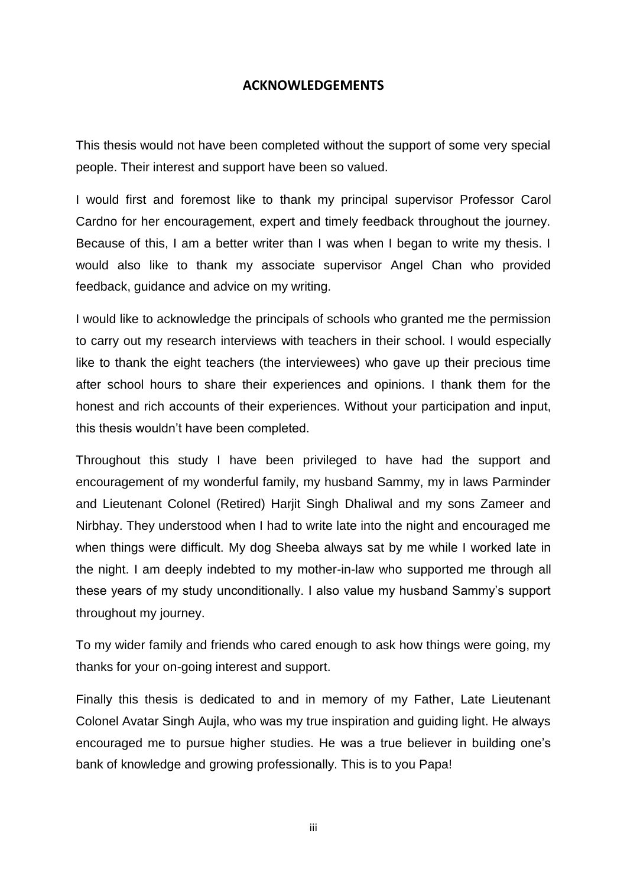# ACKNOWLEDGEMENTS

This thesis would not have been completed without the support of some very special people. Their interest and support have been so valued.

I would first and foremost like to thank my principal supervisor Professor Carol Cardno for her encouragement, expert and timely feedback throughout the journey. Because of this, I am a better writer than I was when I began to write my thesis. I would also like to thank my associate supervisor Angel Chan who provided feedback, guidance and advice on my writing.

I would like to acknowledge the principals of schools who granted me the permission to carry out my research interviews with teachers in their school. I would especially like to thank the eight teachers (the interviewees) who gave up their precious time after school hours to share their experiences and opinions. I thank them for the honest and rich accounts of their experiences. Without your participation and input, this thesis wouldn't have been completed.

Throughout this study I have been privileged to have had the support and encouragement of my wonderful family, my husband Sammy, my in laws Parminder and Lieutenant Colonel (Retired) Harjit Singh Dhaliwal and my sons Zameer and Nirbhay. They understood when I had to write late into the night and encouraged me when things were difficult. My dog Sheeba always sat by me while I worked late in the night. I am deeply indebted to my mother-in-law who supported me through all these years of my study unconditionally. I also value my husband Sammy's support throughout my journey.

To my wider family and friends who cared enough to ask how things were going, my thanks for your on-going interest and support.

Finally this thesis is dedicated to and in memory of my Father, Late Lieutenant Colonel Avatar Singh Aujla, who was my true inspiration and guiding light. He always encouraged me to pursue higher studies. He was a true believer in building one's bank of knowledge and growing professionally. This is to you Papa!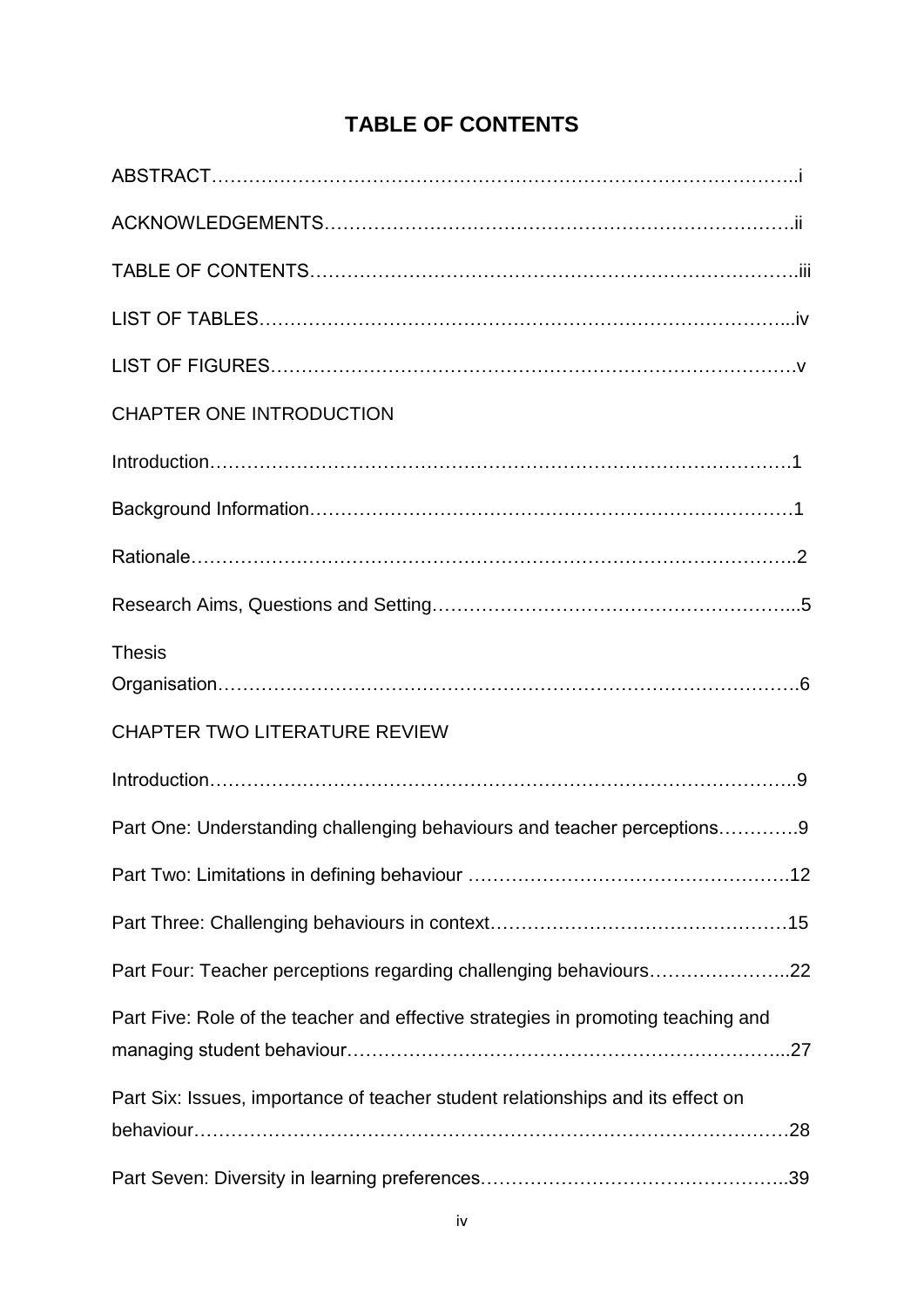# TABLE OF CONTENTS

ABSTRACT……………………………………………………………………………………..i

ACKNOWLEDGEMENTS………………………………………………………………….ii

TABLE OF CONTENTS…………………………………………………………………….iii

LIST OF TABLES…………………………………………………………………………...iv

LIST OF FIGURES……………………………………………………………………………v

CHAPTER ONE INTRODUCTION

Introduction…………………………………………………………………………………1

Background Information……………………………………………………………………1

Rationale……………………………………………………………………………………..2

Research Aims, Questions and Setting…………………………………………………...5

Thesis Organisation…………………………………………………………………………6

CHAPTER TWO LITERATURE REVIEW

Introduction………………………………………………………………………………….9

Part One: Understanding challenging behaviours and teacher perceptions………….9

Part Two: Limitations in defining behaviour …………………………………………….12

Part Three: Challenging behaviours in context…………………………………………15

Part Four: Teacher perceptions regarding challenging behaviours…………………..22

Part Five: Role of the teacher and effective strategies in promoting teaching and managing student behaviour………………………………………………………………...27

Part Six: Issues, importance of teacher student relationships and its effect on behaviour……………………………………………………………………………………28

Part Seven: Diversity in learning preferences…………………………………………..39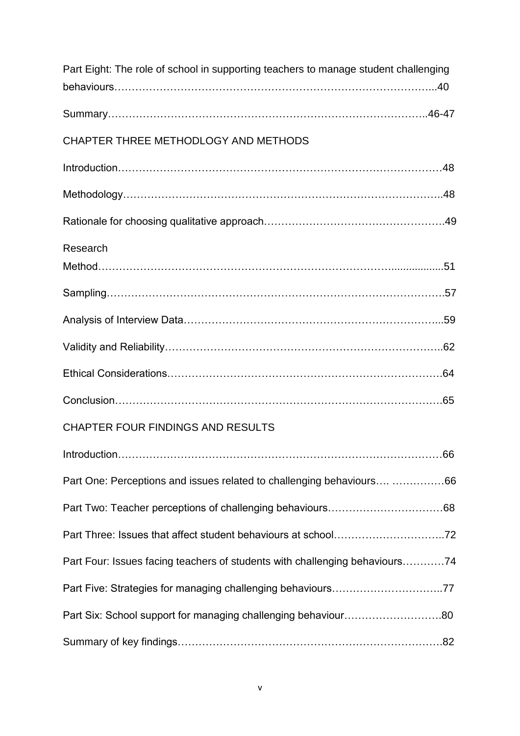Part Eight: The role of school in supporting teachers to manage student challenging behaviours……………………………………………………………………………...40

Summary……………………………………………………………………………..46-47

CHAPTER THREE METHODLOGY AND METHODS

Introduction………………………………………………………………………………48

Methodology……………………………………………………………………………..48

Rationale for choosing qualitative approach…………………………….……………49

Research Method…………………………………………………………………….................51

Sampling………………………………………………………………………………….57

Analysis of Interview Data……………………………………………………………...59

Validity and Reliability…………………………………………………………………..62

Ethical Considerations………………………………………………………………….64

Conclusion……………………………………………………………………………….65

CHAPTER FOUR FINDINGS AND RESULTS

Introduction………………………………………………………………………………66

Part One: Perceptions and issues related to challenging behaviours…. ……………66

Part Two: Teacher perceptions of challenging behaviours……………………………68

Part Three: Issues that affect student behaviours at school…………………………..72

Part Four: Issues facing teachers of students with challenging behaviours…………74

Part Five: Strategies for managing challenging behaviours…………………………..77

Part Six: School support for managing challenging behaviour……………………….80

Summary of key findings……………………………………………………………….82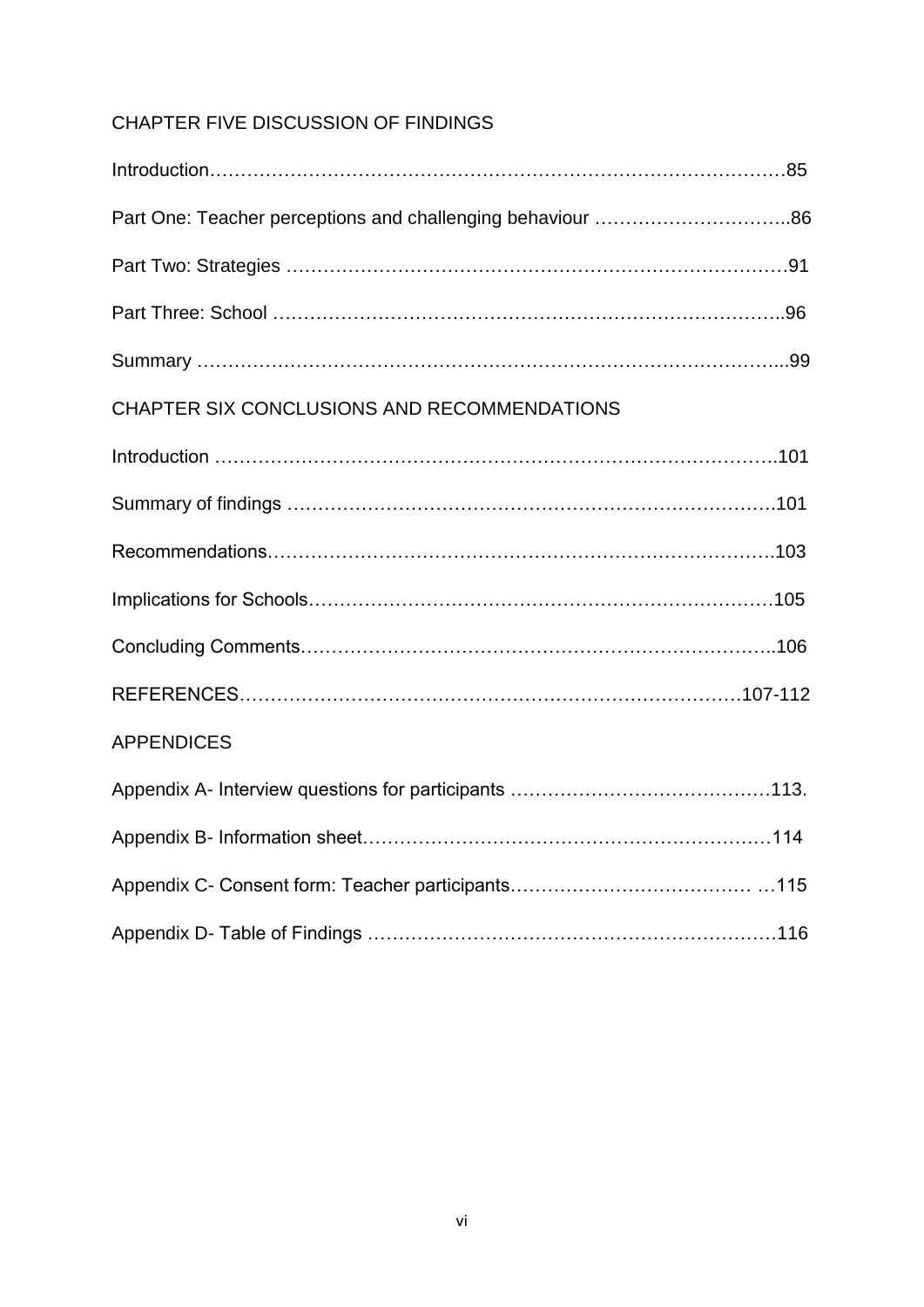CHAPTER FIVE DISCUSSION OF FINDINGS

Introduction…………………………………………………………………………………85

Part One: Teacher perceptions and challenging behaviour …………………………..86

Part Two: Strategies ……………………………………………………………………91

Part Three: School ……………………………………………………………………..96

Summary ……………………………………………………………………………….99

CHAPTER SIX CONCLUSIONS AND RECOMMENDATIONS

Introduction …………………………………………………………………………….101

Summary of findings …………………………………………………………………101

Recommendations……………………………………………………………………103

Implications for Schools……………………………………………………………105

Concluding Comments……………………………………………………………..106

REFERENCES……………………………………………………………………107-112

APPENDICES

Appendix A- Interview questions for participants ……………………………………113.

Appendix B- Information sheet………………………………………………………114

Appendix C- Consent form: Teacher participants………………………………… …115

Appendix D- Table of Findings …………………………………………………………116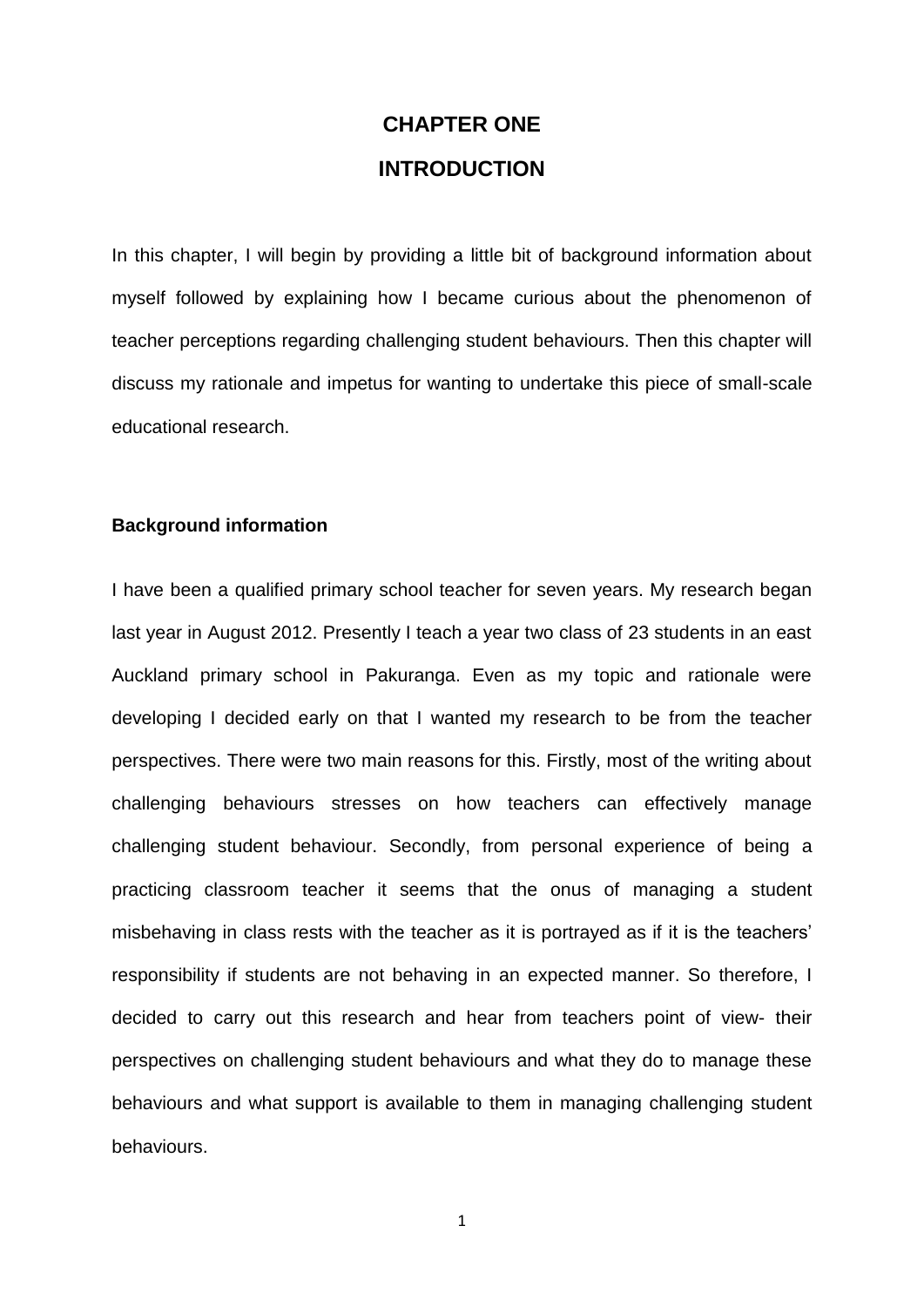# CHAPTER ONE

# INTRODUCTION

In this chapter, I will begin by providing a little bit of background information about myself followed by explaining how I became curious about the phenomenon of teacher perceptions regarding challenging student behaviours. Then this chapter will discuss my rationale and impetus for wanting to undertake this piece of small-scale educational research.

**Background information**

I have been a qualified primary school teacher for seven years. My research began last year in August 2012. Presently I teach a year two class of 23 students in an east Auckland primary school in Pakuranga. Even as my topic and rationale were developing I decided early on that I wanted my research to be from the teacher perspectives. There were two main reasons for this. Firstly, most of the writing about challenging behaviours stresses on how teachers can effectively manage challenging student behaviour. Secondly, from personal experience of being a practicing classroom teacher it seems that the onus of managing a student misbehaving in class rests with the teacher as it is portrayed as if it is the teachers' responsibility if students are not behaving in an expected manner. So therefore, I decided to carry out this research and hear from teachers point of view- their perspectives on challenging student behaviours and what they do to manage these behaviours and what support is available to them in managing challenging student behaviours.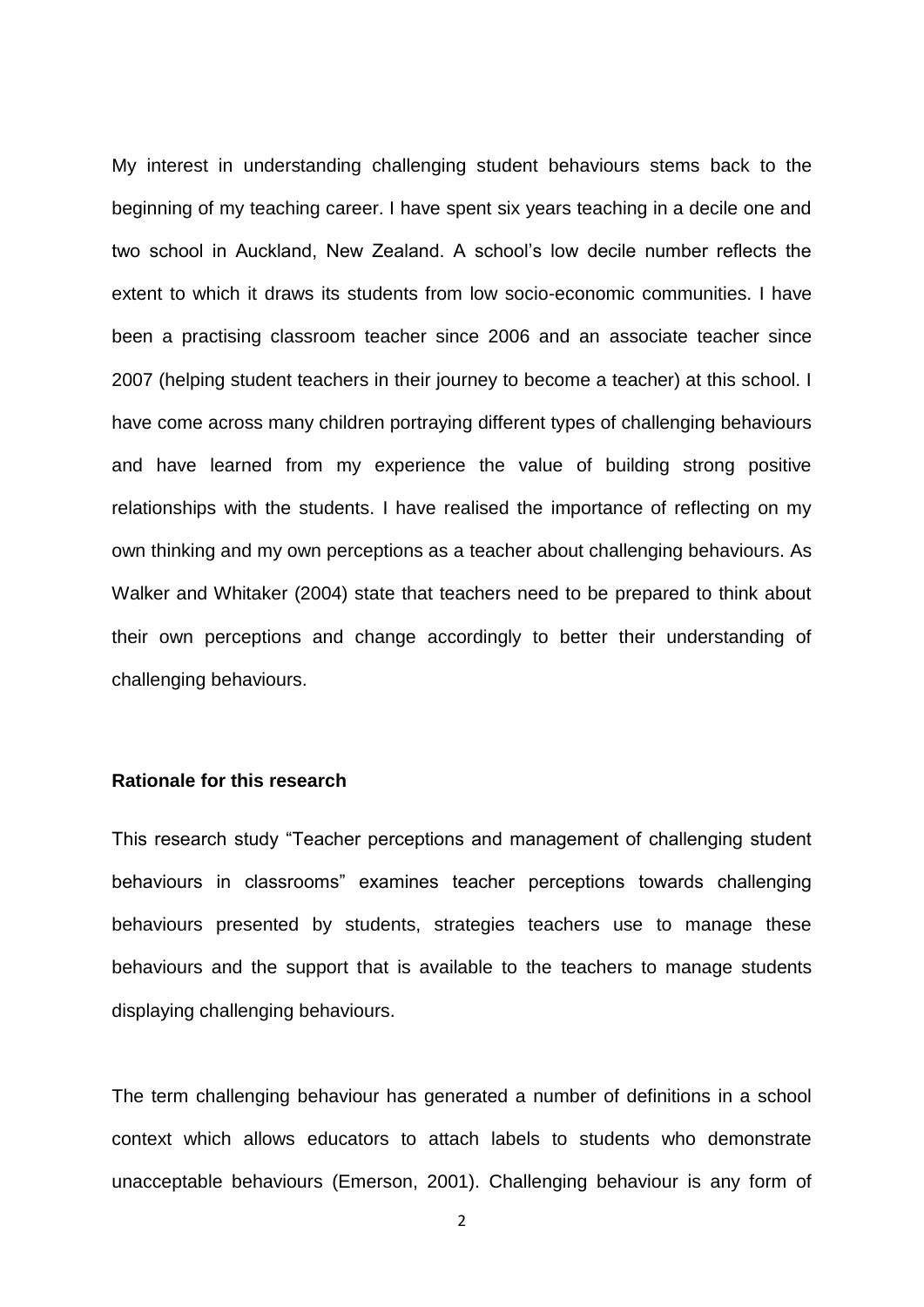My interest in understanding challenging student behaviours stems back to the beginning of my teaching career. I have spent six years teaching in a decile one and two school in Auckland, New Zealand. A school's low decile number reflects the extent to which it draws its students from low socio-economic communities. I have been a practising classroom teacher since 2006 and an associate teacher since 2007 (helping student teachers in their journey to become a teacher) at this school. I have come across many children portraying different types of challenging behaviours and have learned from my experience the value of building strong positive relationships with the students. I have realised the importance of reflecting on my own thinking and my own perceptions as a teacher about challenging behaviours. As Walker and Whitaker (2004) state that teachers need to be prepared to think about their own perceptions and change accordingly to better their understanding of challenging behaviours.

**Rationale for this research**

This research study "Teacher perceptions and management of challenging student behaviours in classrooms" examines teacher perceptions towards challenging behaviours presented by students, strategies teachers use to manage these behaviours and the support that is available to the teachers to manage students displaying challenging behaviours.

The term challenging behaviour has generated a number of definitions in a school context which allows educators to attach labels to students who demonstrate unacceptable behaviours (Emerson, 2001). Challenging behaviour is any form of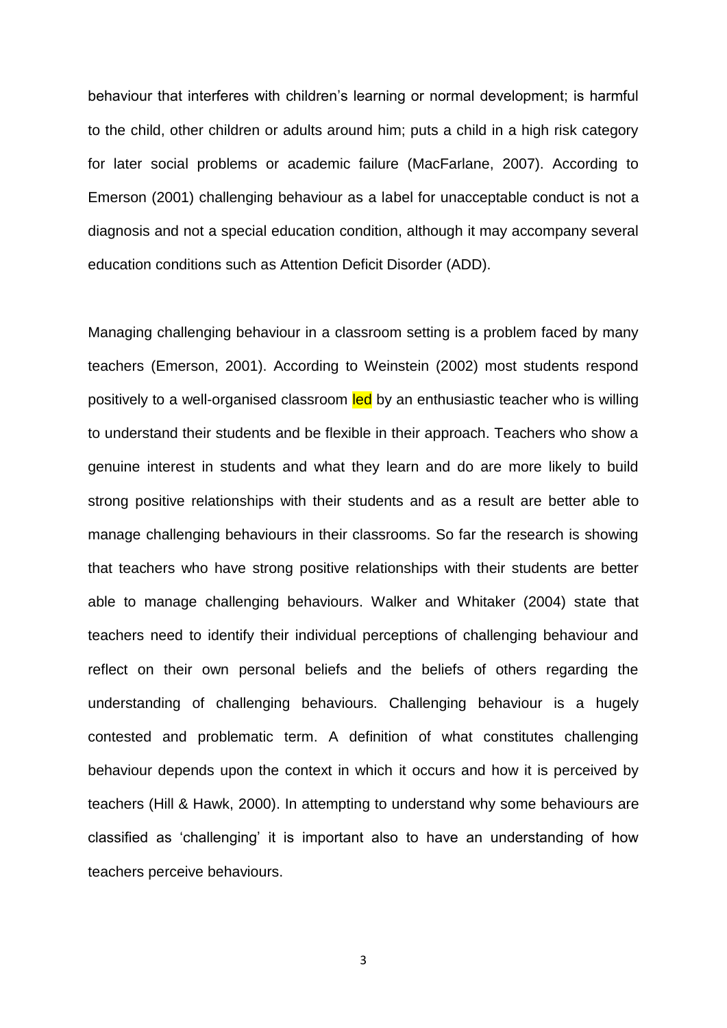behaviour that interferes with children's learning or normal development; is harmful to the child, other children or adults around him; puts a child in a high risk category for later social problems or academic failure (MacFarlane, 2007). According to Emerson (2001) challenging behaviour as a label for unacceptable conduct is not a diagnosis and not a special education condition, although it may accompany several education conditions such as Attention Deficit Disorder (ADD).

Managing challenging behaviour in a classroom setting is a problem faced by many teachers (Emerson, 2001). According to Weinstein (2002) most students respond positively to a well-organised classroom led by an enthusiastic teacher who is willing to understand their students and be flexible in their approach. Teachers who show a genuine interest in students and what they learn and do are more likely to build strong positive relationships with their students and as a result are better able to manage challenging behaviours in their classrooms. So far the research is showing that teachers who have strong positive relationships with their students are better able to manage challenging behaviours. Walker and Whitaker (2004) state that teachers need to identify their individual perceptions of challenging behaviour and reflect on their own personal beliefs and the beliefs of others regarding the understanding of challenging behaviours. Challenging behaviour is a hugely contested and problematic term. A definition of what constitutes challenging behaviour depends upon the context in which it occurs and how it is perceived by teachers (Hill & Hawk, 2000). In attempting to understand why some behaviours are classified as 'challenging' it is important also to have an understanding of how teachers perceive behaviours.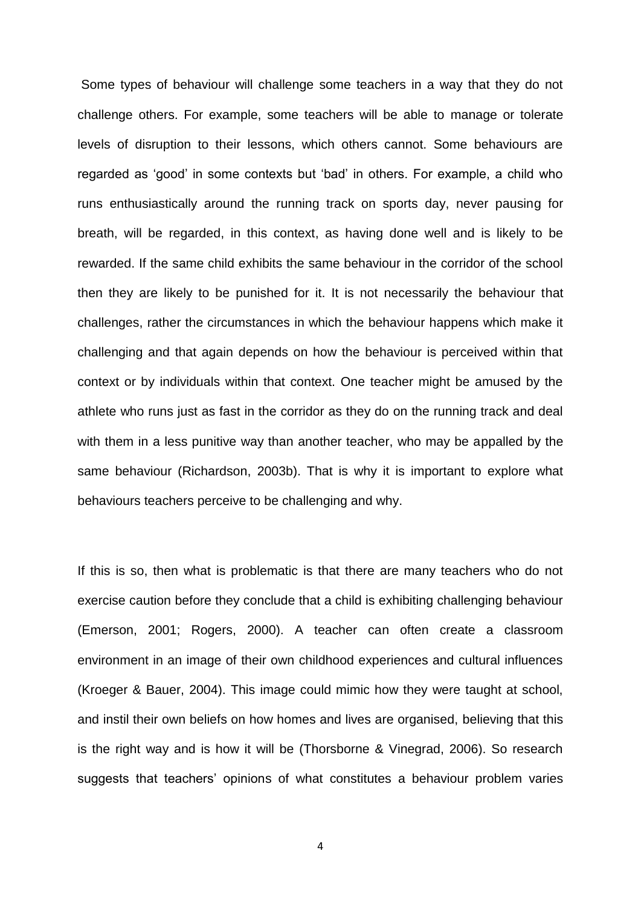Some types of behaviour will challenge some teachers in a way that they do not challenge others. For example, some teachers will be able to manage or tolerate levels of disruption to their lessons, which others cannot. Some behaviours are regarded as 'good' in some contexts but 'bad' in others. For example, a child who runs enthusiastically around the running track on sports day, never pausing for breath, will be regarded, in this context, as having done well and is likely to be rewarded. If the same child exhibits the same behaviour in the corridor of the school then they are likely to be punished for it. It is not necessarily the behaviour that challenges, rather the circumstances in which the behaviour happens which make it challenging and that again depends on how the behaviour is perceived within that context or by individuals within that context. One teacher might be amused by the athlete who runs just as fast in the corridor as they do on the running track and deal with them in a less punitive way than another teacher, who may be appalled by the same behaviour (Richardson, 2003b). That is why it is important to explore what behaviours teachers perceive to be challenging and why.

If this is so, then what is problematic is that there are many teachers who do not exercise caution before they conclude that a child is exhibiting challenging behaviour (Emerson, 2001; Rogers, 2000). A teacher can often create a classroom environment in an image of their own childhood experiences and cultural influences (Kroeger & Bauer, 2004). This image could mimic how they were taught at school, and instil their own beliefs on how homes and lives are organised, believing that this is the right way and is how it will be (Thorsborne & Vinegrad, 2006). So research suggests that teachers' opinions of what constitutes a behaviour problem varies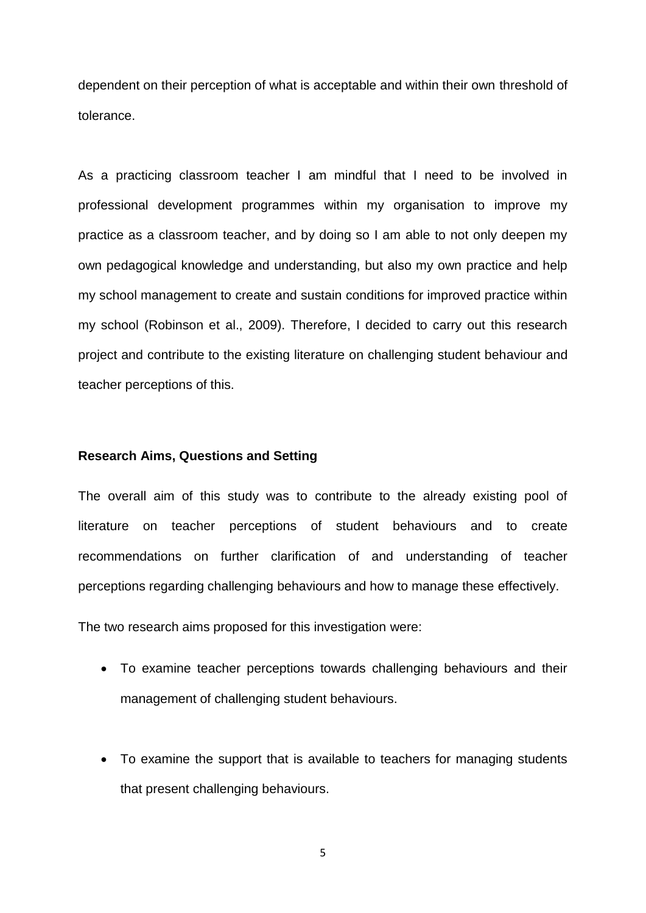dependent on their perception of what is acceptable and within their own threshold of tolerance.

As a practicing classroom teacher I am mindful that I need to be involved in professional development programmes within my organisation to improve my practice as a classroom teacher, and by doing so I am able to not only deepen my own pedagogical knowledge and understanding, but also my own practice and help my school management to create and sustain conditions for improved practice within my school (Robinson et al., 2009). Therefore, I decided to carry out this research project and contribute to the existing literature on challenging student behaviour and teacher perceptions of this.

**Research Aims, Questions and Setting**

The overall aim of this study was to contribute to the already existing pool of literature on teacher perceptions of student behaviours and to create recommendations on further clarification of and understanding of teacher perceptions regarding challenging behaviours and how to manage these effectively.

The two research aims proposed for this investigation were:

- To examine teacher perceptions towards challenging behaviours and their management of challenging student behaviours.
- To examine the support that is available to teachers for managing students that present challenging behaviours.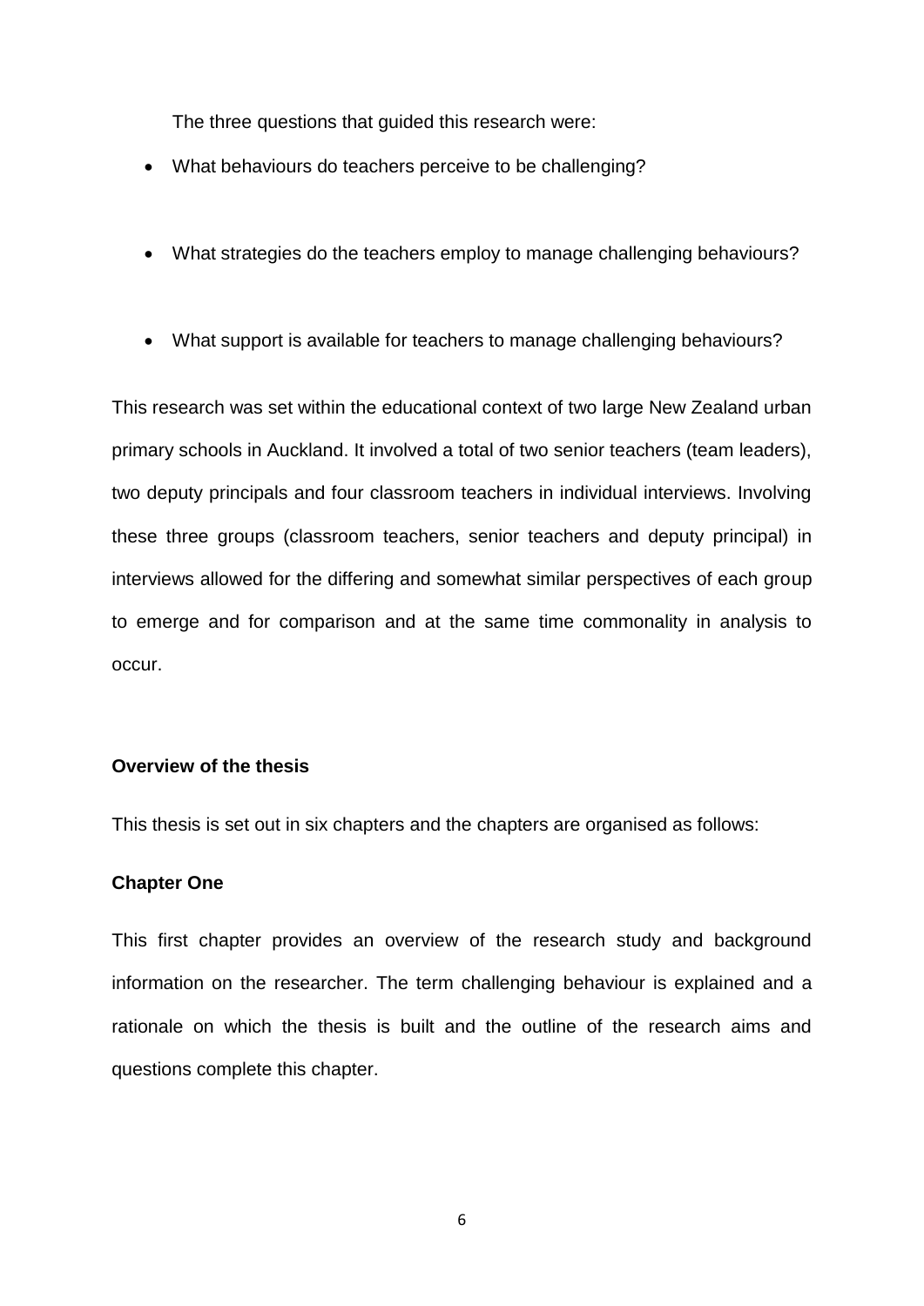The three questions that guided this research were:

- What behaviours do teachers perceive to be challenging?
- What strategies do the teachers employ to manage challenging behaviours?
- What support is available for teachers to manage challenging behaviours?

This research was set within the educational context of two large New Zealand urban primary schools in Auckland. It involved a total of two senior teachers (team leaders), two deputy principals and four classroom teachers in individual interviews. Involving these three groups (classroom teachers, senior teachers and deputy principal) in interviews allowed for the differing and somewhat similar perspectives of each group to emerge and for comparison and at the same time commonality in analysis to occur.

**Overview of the thesis**

This thesis is set out in six chapters and the chapters are organised as follows:

**Chapter One**

This first chapter provides an overview of the research study and background information on the researcher. The term challenging behaviour is explained and a rationale on which the thesis is built and the outline of the research aims and questions complete this chapter.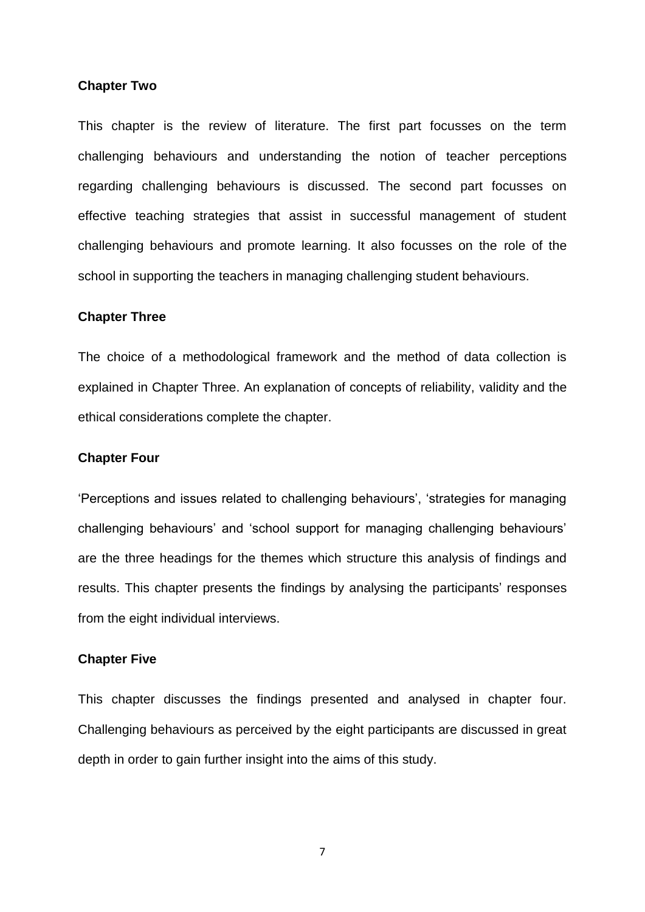**Chapter Two**

This chapter is the review of literature. The first part focusses on the term challenging behaviours and understanding the notion of teacher perceptions regarding challenging behaviours is discussed. The second part focusses on effective teaching strategies that assist in successful management of student challenging behaviours and promote learning. It also focusses on the role of the school in supporting the teachers in managing challenging student behaviours.

**Chapter Three**

The choice of a methodological framework and the method of data collection is explained in Chapter Three. An explanation of concepts of reliability, validity and the ethical considerations complete the chapter.

**Chapter Four**

'Perceptions and issues related to challenging behaviours', 'strategies for managing challenging behaviours' and 'school support for managing challenging behaviours' are the three headings for the themes which structure this analysis of findings and results. This chapter presents the findings by analysing the participants' responses from the eight individual interviews.

**Chapter Five**

This chapter discusses the findings presented and analysed in chapter four. Challenging behaviours as perceived by the eight participants are discussed in great depth in order to gain further insight into the aims of this study.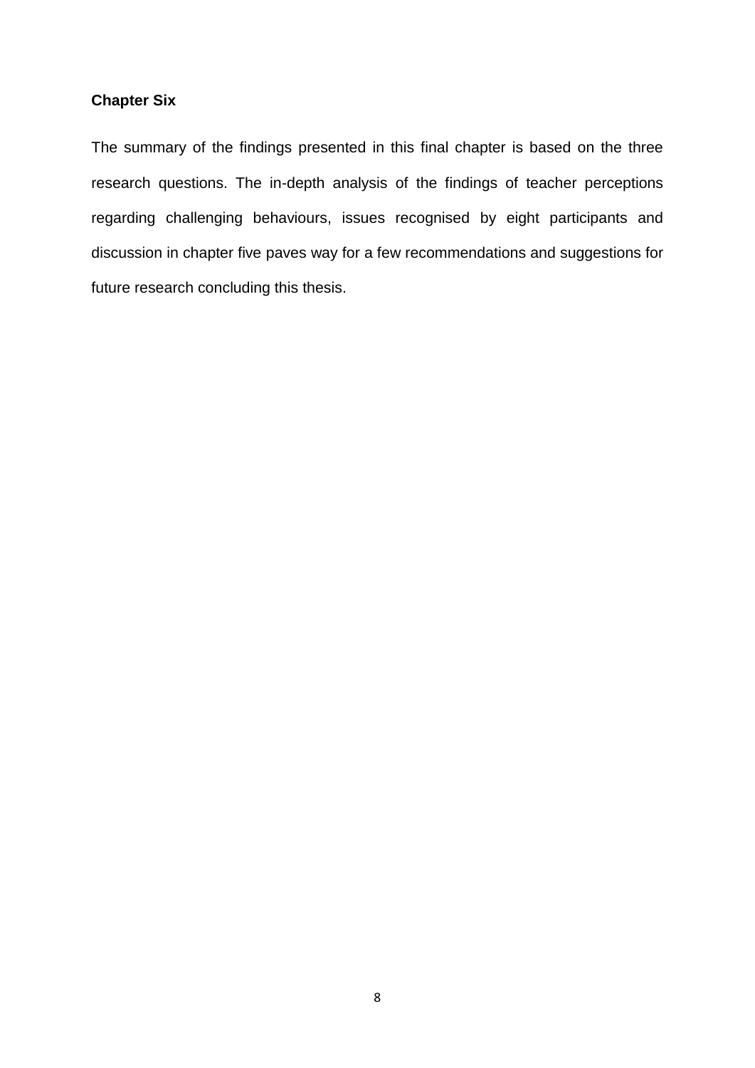**Chapter Six**

The summary of the findings presented in this final chapter is based on the three research questions. The in-depth analysis of the findings of teacher perceptions regarding challenging behaviours, issues recognised by eight participants and discussion in chapter five paves way for a few recommendations and suggestions for future research concluding this thesis.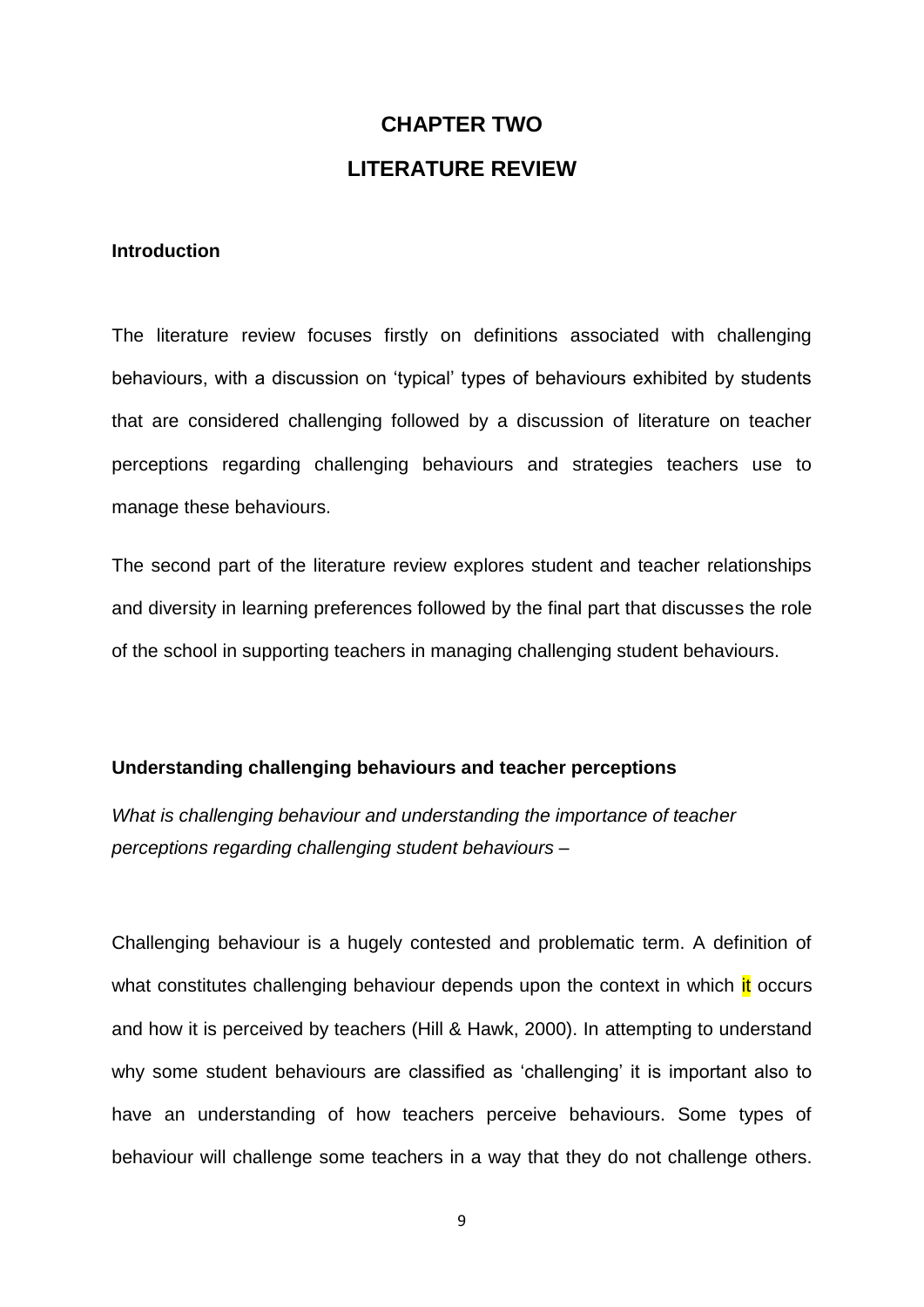# CHAPTER TWO

# LITERATURE REVIEW

**Introduction**

The literature review focuses firstly on definitions associated with challenging behaviours, with a discussion on 'typical' types of behaviours exhibited by students that are considered challenging followed by a discussion of literature on teacher perceptions regarding challenging behaviours and strategies teachers use to manage these behaviours.

The second part of the literature review explores student and teacher relationships and diversity in learning preferences followed by the final part that discusses the role of the school in supporting teachers in managing challenging student behaviours.

**Understanding challenging behaviours and teacher perceptions**

*What is challenging behaviour and understanding the importance of teacher perceptions regarding challenging student behaviours* –

Challenging behaviour is a hugely contested and problematic term. A definition of what constitutes challenging behaviour depends upon the context in which it occurs and how it is perceived by teachers (Hill & Hawk, 2000). In attempting to understand why some student behaviours are classified as 'challenging' it is important also to have an understanding of how teachers perceive behaviours. Some types of behaviour will challenge some teachers in a way that they do not challenge others.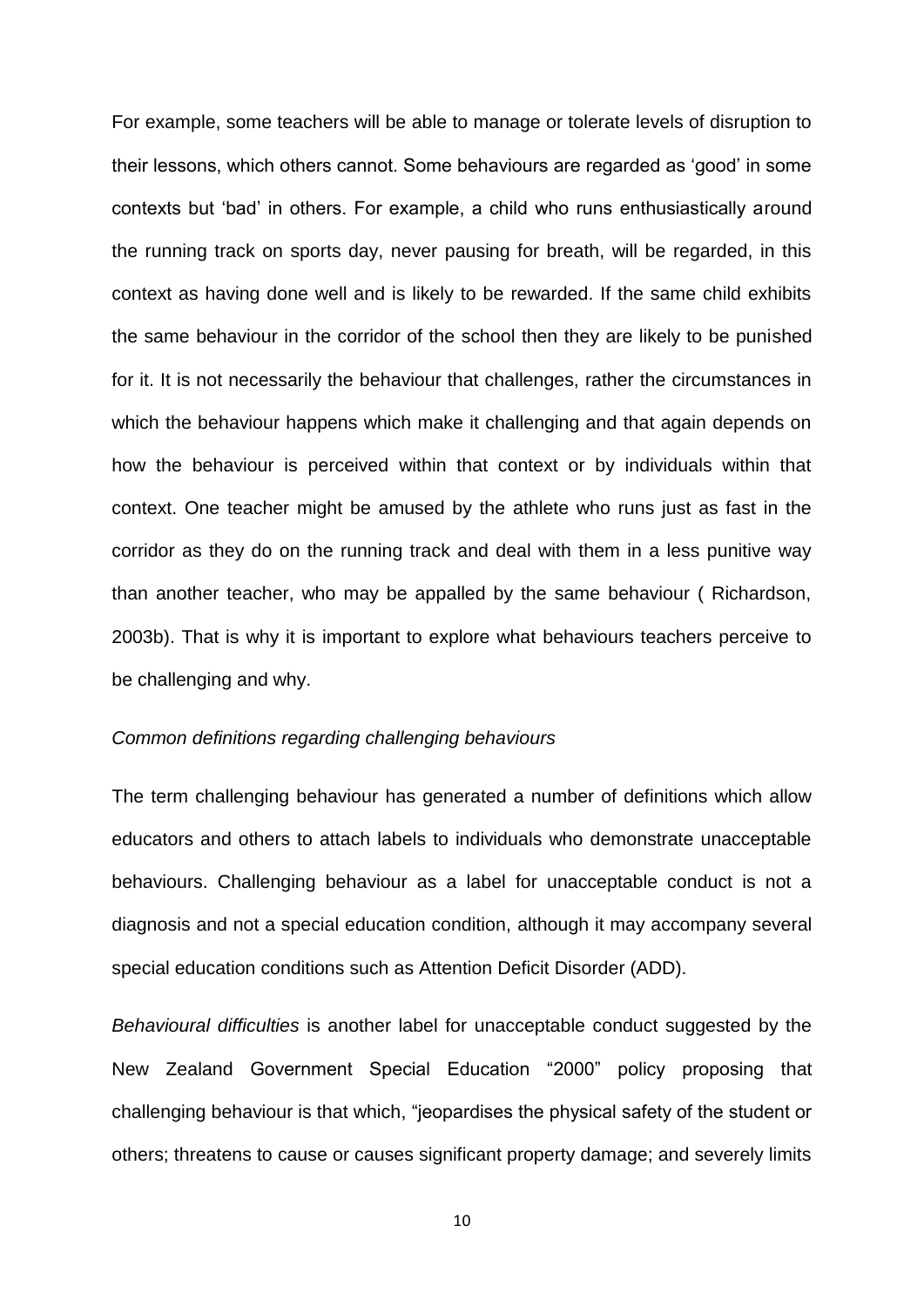For example, some teachers will be able to manage or tolerate levels of disruption to their lessons, which others cannot. Some behaviours are regarded as 'good' in some contexts but 'bad' in others. For example, a child who runs enthusiastically around the running track on sports day, never pausing for breath, will be regarded, in this context as having done well and is likely to be rewarded. If the same child exhibits the same behaviour in the corridor of the school then they are likely to be punished for it. It is not necessarily the behaviour that challenges, rather the circumstances in which the behaviour happens which make it challenging and that again depends on how the behaviour is perceived within that context or by individuals within that context. One teacher might be amused by the athlete who runs just as fast in the corridor as they do on the running track and deal with them in a less punitive way than another teacher, who may be appalled by the same behaviour ( Richardson, 2003b). That is why it is important to explore what behaviours teachers perceive to be challenging and why.

*Common definitions regarding challenging behaviours*

The term challenging behaviour has generated a number of definitions which allow educators and others to attach labels to individuals who demonstrate unacceptable behaviours. Challenging behaviour as a label for unacceptable conduct is not a diagnosis and not a special education condition, although it may accompany several special education conditions such as Attention Deficit Disorder (ADD).

*Behavioural difficulties* is another label for unacceptable conduct suggested by the New Zealand Government Special Education "2000" policy proposing that challenging behaviour is that which, "jeopardises the physical safety of the student or others; threatens to cause or causes significant property damage; and severely limits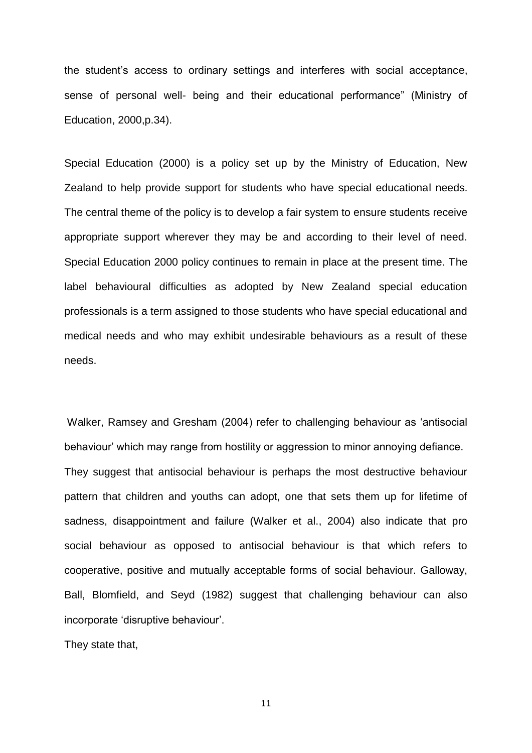the student's access to ordinary settings and interferes with social acceptance, sense of personal well- being and their educational performance" (Ministry of Education, 2000,p.34).

Special Education (2000) is a policy set up by the Ministry of Education, New Zealand to help provide support for students who have special educational needs. The central theme of the policy is to develop a fair system to ensure students receive appropriate support wherever they may be and according to their level of need. Special Education 2000 policy continues to remain in place at the present time. The label behavioural difficulties as adopted by New Zealand special education professionals is a term assigned to those students who have special educational and medical needs and who may exhibit undesirable behaviours as a result of these needs.

Walker, Ramsey and Gresham (2004) refer to challenging behaviour as 'antisocial behaviour' which may range from hostility or aggression to minor annoying defiance. They suggest that antisocial behaviour is perhaps the most destructive behaviour pattern that children and youths can adopt, one that sets them up for lifetime of sadness, disappointment and failure (Walker et al., 2004) also indicate that pro social behaviour as opposed to antisocial behaviour is that which refers to cooperative, positive and mutually acceptable forms of social behaviour. Galloway, Ball, Blomfield, and Seyd (1982) suggest that challenging behaviour can also incorporate 'disruptive behaviour'.

They state that,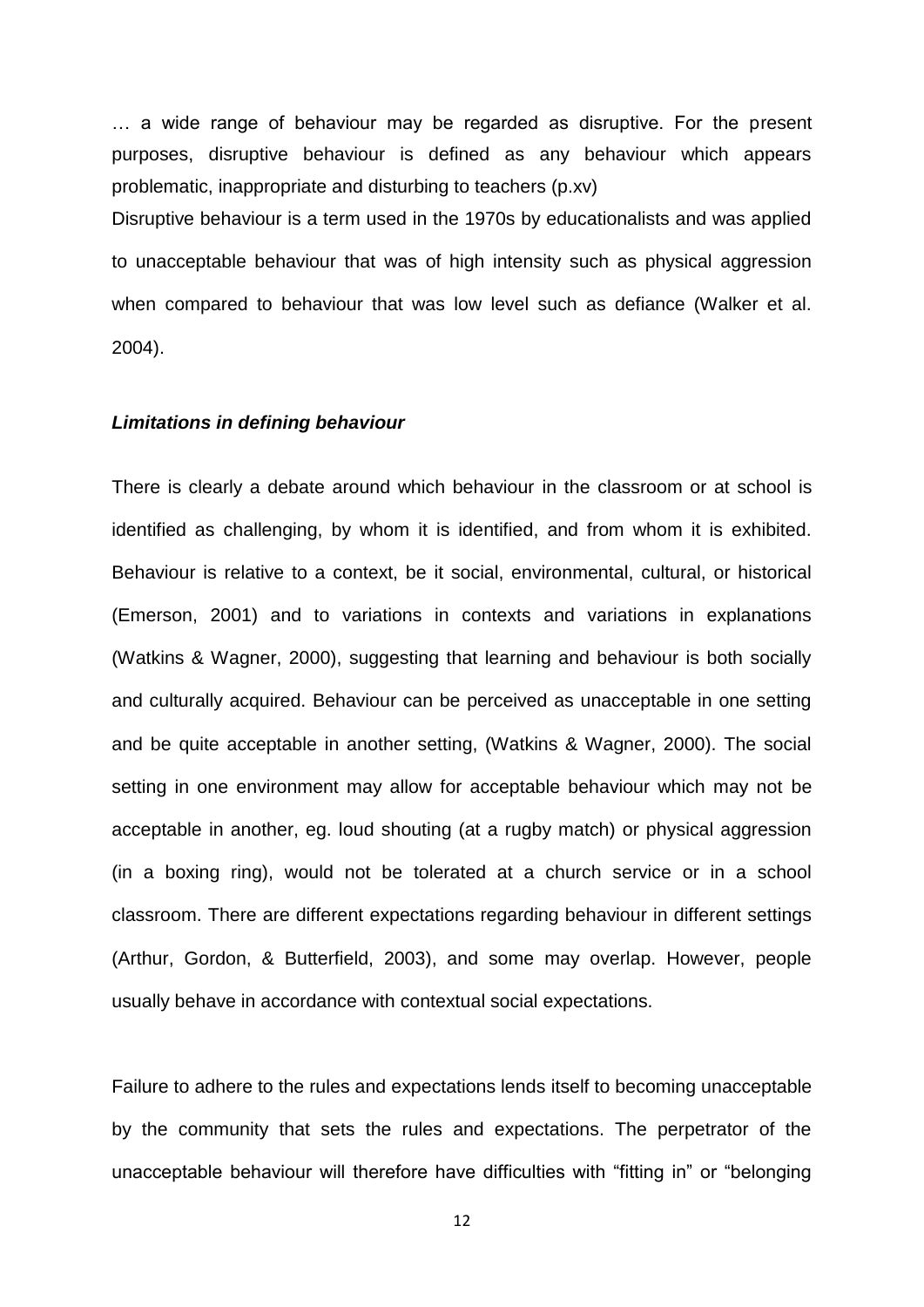… a wide range of behaviour may be regarded as disruptive. For the present purposes, disruptive behaviour is defined as any behaviour which appears problematic, inappropriate and disturbing to teachers (p.xv)

Disruptive behaviour is a term used in the 1970s by educationalists and was applied to unacceptable behaviour that was of high intensity such as physical aggression when compared to behaviour that was low level such as defiance (Walker et al. 2004).

***Limitations in defining behaviour***

There is clearly a debate around which behaviour in the classroom or at school is identified as challenging, by whom it is identified, and from whom it is exhibited. Behaviour is relative to a context, be it social, environmental, cultural, or historical (Emerson, 2001) and to variations in contexts and variations in explanations (Watkins & Wagner, 2000), suggesting that learning and behaviour is both socially and culturally acquired. Behaviour can be perceived as unacceptable in one setting and be quite acceptable in another setting, (Watkins & Wagner, 2000). The social setting in one environment may allow for acceptable behaviour which may not be acceptable in another, eg. loud shouting (at a rugby match) or physical aggression (in a boxing ring), would not be tolerated at a church service or in a school classroom. There are different expectations regarding behaviour in different settings (Arthur, Gordon, & Butterfield, 2003), and some may overlap. However, people usually behave in accordance with contextual social expectations.

Failure to adhere to the rules and expectations lends itself to becoming unacceptable by the community that sets the rules and expectations. The perpetrator of the unacceptable behaviour will therefore have difficulties with "fitting in" or "belonging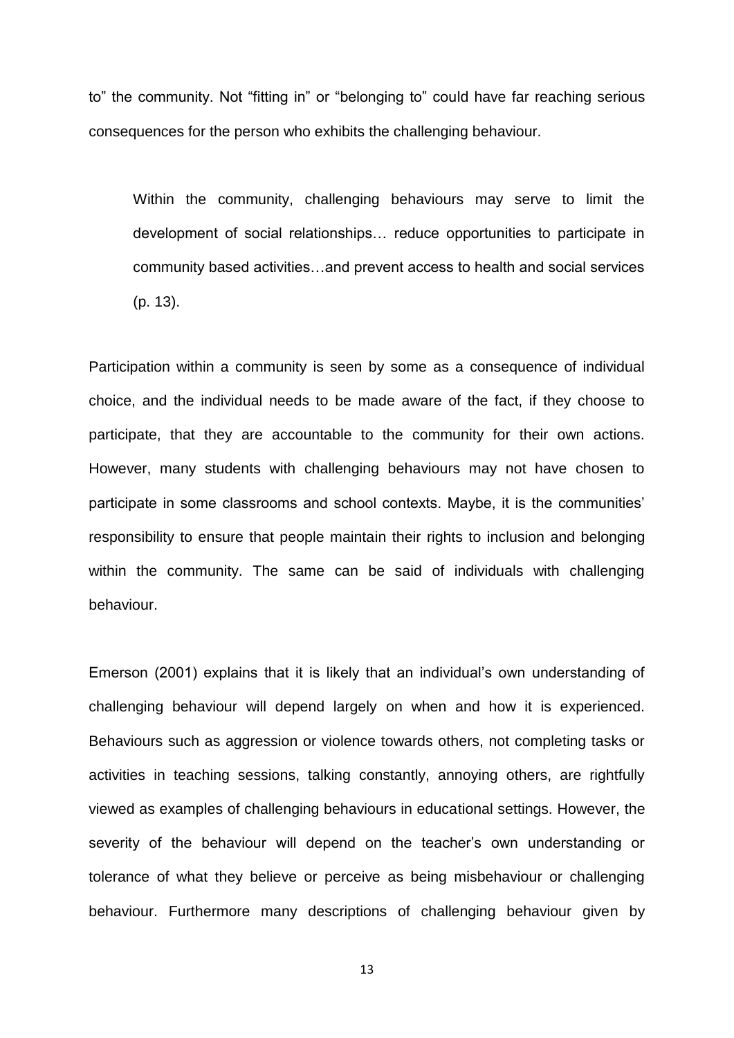to" the community. Not "fitting in" or "belonging to" could have far reaching serious consequences for the person who exhibits the challenging behaviour.

> Within the community, challenging behaviours may serve to limit the development of social relationships… reduce opportunities to participate in community based activities…and prevent access to health and social services (p. 13).

Participation within a community is seen by some as a consequence of individual choice, and the individual needs to be made aware of the fact, if they choose to participate, that they are accountable to the community for their own actions. However, many students with challenging behaviours may not have chosen to participate in some classrooms and school contexts. Maybe, it is the communities' responsibility to ensure that people maintain their rights to inclusion and belonging within the community. The same can be said of individuals with challenging behaviour.

Emerson (2001) explains that it is likely that an individual's own understanding of challenging behaviour will depend largely on when and how it is experienced. Behaviours such as aggression or violence towards others, not completing tasks or activities in teaching sessions, talking constantly, annoying others, are rightfully viewed as examples of challenging behaviours in educational settings. However, the severity of the behaviour will depend on the teacher's own understanding or tolerance of what they believe or perceive as being misbehaviour or challenging behaviour. Furthermore many descriptions of challenging behaviour given by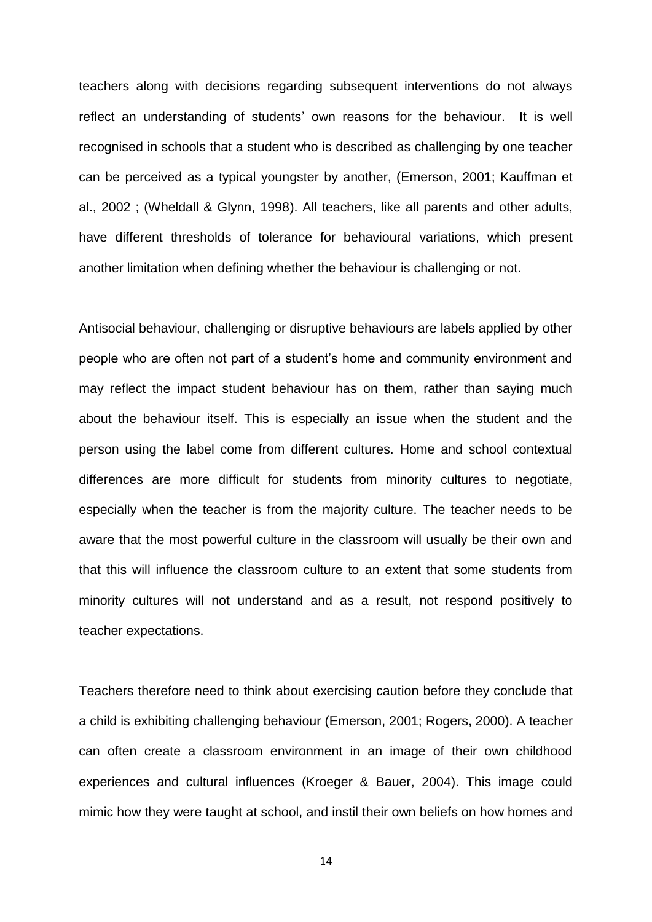teachers along with decisions regarding subsequent interventions do not always reflect an understanding of students' own reasons for the behaviour. It is well recognised in schools that a student who is described as challenging by one teacher can be perceived as a typical youngster by another, (Emerson, 2001; Kauffman et al., 2002 ; (Wheldall & Glynn, 1998). All teachers, like all parents and other adults, have different thresholds of tolerance for behavioural variations, which present another limitation when defining whether the behaviour is challenging or not.

Antisocial behaviour, challenging or disruptive behaviours are labels applied by other people who are often not part of a student's home and community environment and may reflect the impact student behaviour has on them, rather than saying much about the behaviour itself. This is especially an issue when the student and the person using the label come from different cultures. Home and school contextual differences are more difficult for students from minority cultures to negotiate, especially when the teacher is from the majority culture. The teacher needs to be aware that the most powerful culture in the classroom will usually be their own and that this will influence the classroom culture to an extent that some students from minority cultures will not understand and as a result, not respond positively to teacher expectations.

Teachers therefore need to think about exercising caution before they conclude that a child is exhibiting challenging behaviour (Emerson, 2001; Rogers, 2000). A teacher can often create a classroom environment in an image of their own childhood experiences and cultural influences (Kroeger & Bauer, 2004). This image could mimic how they were taught at school, and instil their own beliefs on how homes and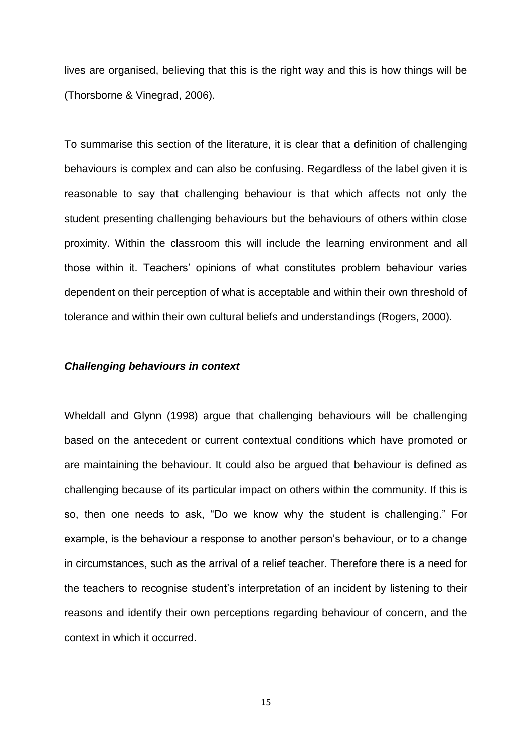lives are organised, believing that this is the right way and this is how things will be (Thorsborne & Vinegrad, 2006).

To summarise this section of the literature, it is clear that a definition of challenging behaviours is complex and can also be confusing. Regardless of the label given it is reasonable to say that challenging behaviour is that which affects not only the student presenting challenging behaviours but the behaviours of others within close proximity. Within the classroom this will include the learning environment and all those within it. Teachers' opinions of what constitutes problem behaviour varies dependent on their perception of what is acceptable and within their own threshold of tolerance and within their own cultural beliefs and understandings (Rogers, 2000).

***Challenging behaviours in context***

Wheldall and Glynn (1998) argue that challenging behaviours will be challenging based on the antecedent or current contextual conditions which have promoted or are maintaining the behaviour. It could also be argued that behaviour is defined as challenging because of its particular impact on others within the community. If this is so, then one needs to ask, "Do we know why the student is challenging." For example, is the behaviour a response to another person's behaviour, or to a change in circumstances, such as the arrival of a relief teacher. Therefore there is a need for the teachers to recognise student's interpretation of an incident by listening to their reasons and identify their own perceptions regarding behaviour of concern, and the context in which it occurred.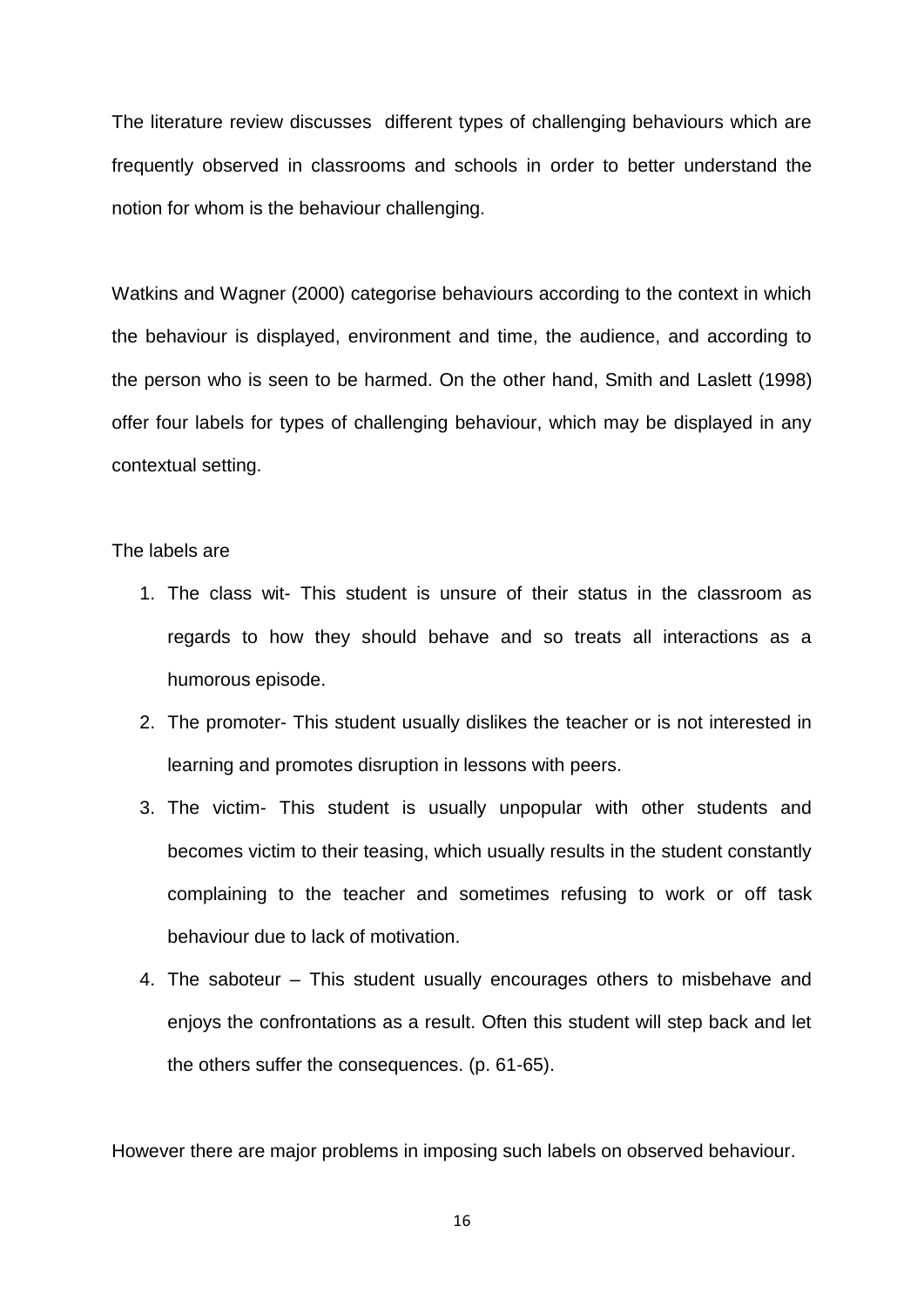The literature review discusses different types of challenging behaviours which are frequently observed in classrooms and schools in order to better understand the notion for whom is the behaviour challenging.

Watkins and Wagner (2000) categorise behaviours according to the context in which the behaviour is displayed, environment and time, the audience, and according to the person who is seen to be harmed. On the other hand, Smith and Laslett (1998) offer four labels for types of challenging behaviour, which may be displayed in any contextual setting.

The labels are

1. The class wit- This student is unsure of their status in the classroom as regards to how they should behave and so treats all interactions as a humorous episode.
2. The promoter- This student usually dislikes the teacher or is not interested in learning and promotes disruption in lessons with peers.
3. The victim- This student is usually unpopular with other students and becomes victim to their teasing, which usually results in the student constantly complaining to the teacher and sometimes refusing to work or off task behaviour due to lack of motivation.
4. The saboteur – This student usually encourages others to misbehave and enjoys the confrontations as a result. Often this student will step back and let the others suffer the consequences. (p. 61-65).

However there are major problems in imposing such labels on observed behaviour.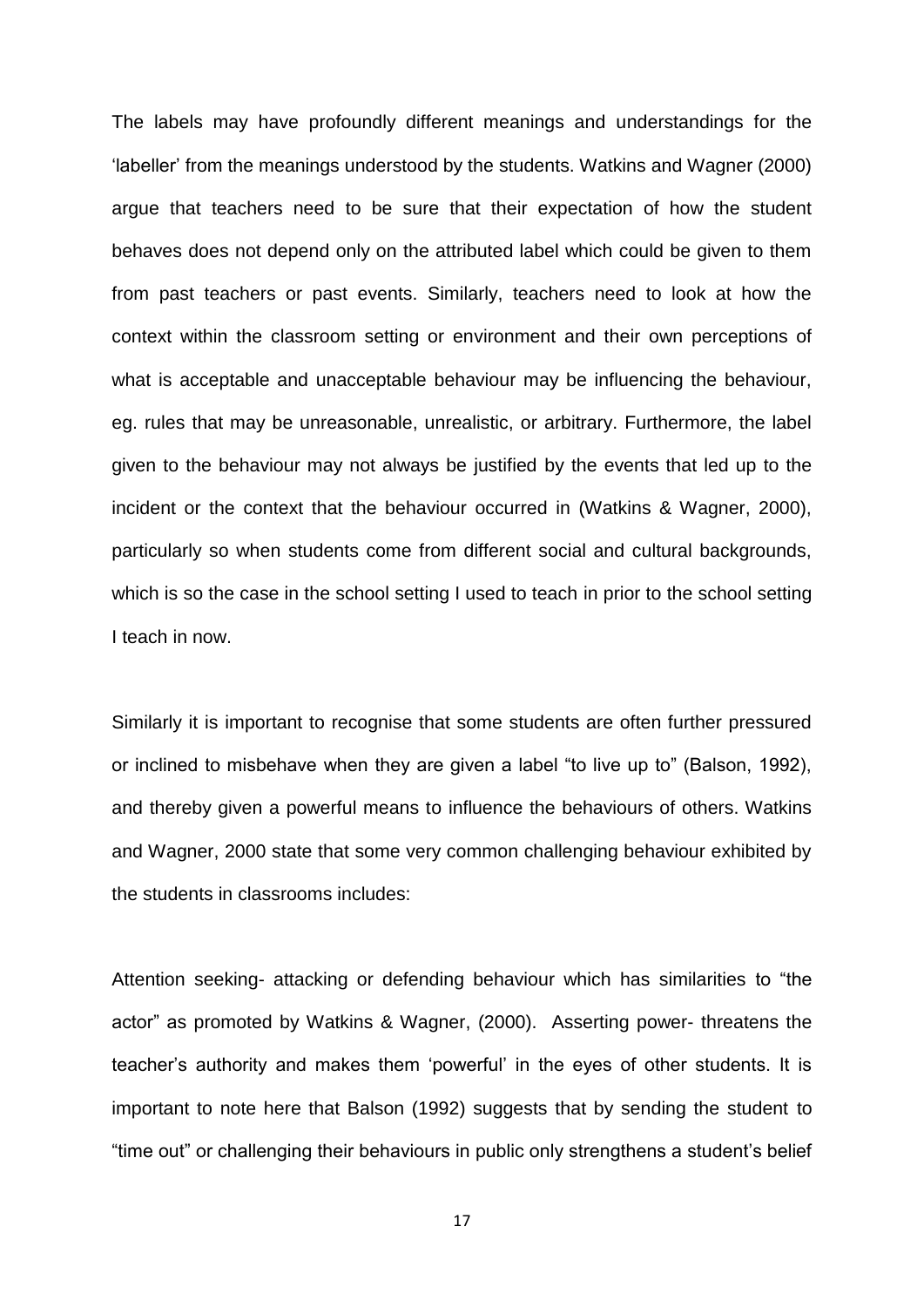The labels may have profoundly different meanings and understandings for the 'labeller' from the meanings understood by the students. Watkins and Wagner (2000) argue that teachers need to be sure that their expectation of how the student behaves does not depend only on the attributed label which could be given to them from past teachers or past events. Similarly, teachers need to look at how the context within the classroom setting or environment and their own perceptions of what is acceptable and unacceptable behaviour may be influencing the behaviour, eg. rules that may be unreasonable, unrealistic, or arbitrary. Furthermore, the label given to the behaviour may not always be justified by the events that led up to the incident or the context that the behaviour occurred in (Watkins & Wagner, 2000), particularly so when students come from different social and cultural backgrounds, which is so the case in the school setting I used to teach in prior to the school setting I teach in now.

Similarly it is important to recognise that some students are often further pressured or inclined to misbehave when they are given a label "to live up to" (Balson, 1992), and thereby given a powerful means to influence the behaviours of others. Watkins and Wagner, 2000 state that some very common challenging behaviour exhibited by the students in classrooms includes:

Attention seeking- attacking or defending behaviour which has similarities to "the actor" as promoted by Watkins & Wagner, (2000). Asserting power- threatens the teacher's authority and makes them 'powerful' in the eyes of other students. It is important to note here that Balson (1992) suggests that by sending the student to "time out" or challenging their behaviours in public only strengthens a student's belief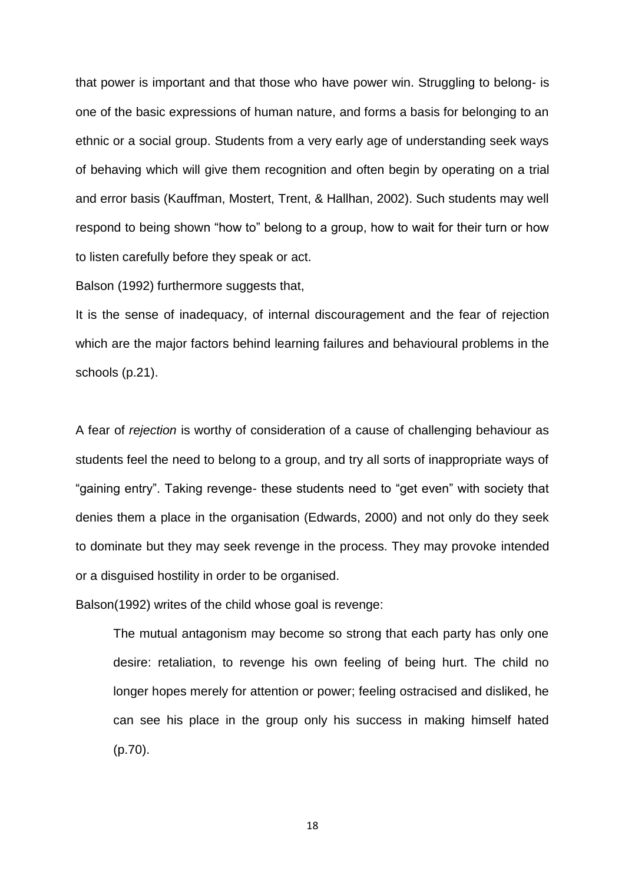that power is important and that those who have power win. Struggling to belong- is one of the basic expressions of human nature, and forms a basis for belonging to an ethnic or a social group. Students from a very early age of understanding seek ways of behaving which will give them recognition and often begin by operating on a trial and error basis (Kauffman, Mostert, Trent, & Hallhan, 2002). Such students may well respond to being shown "how to" belong to a group, how to wait for their turn or how to listen carefully before they speak or act.

Balson (1992) furthermore suggests that,

It is the sense of inadequacy, of internal discouragement and the fear of rejection which are the major factors behind learning failures and behavioural problems in the schools (p.21).

A fear of *rejection* is worthy of consideration of a cause of challenging behaviour as students feel the need to belong to a group, and try all sorts of inappropriate ways of "gaining entry". Taking revenge- these students need to "get even" with society that denies them a place in the organisation (Edwards, 2000) and not only do they seek to dominate but they may seek revenge in the process. They may provoke intended or a disguised hostility in order to be organised.

Balson(1992) writes of the child whose goal is revenge:

> The mutual antagonism may become so strong that each party has only one desire: retaliation, to revenge his own feeling of being hurt. The child no longer hopes merely for attention or power; feeling ostracised and disliked, he can see his place in the group only his success in making himself hated (p.70).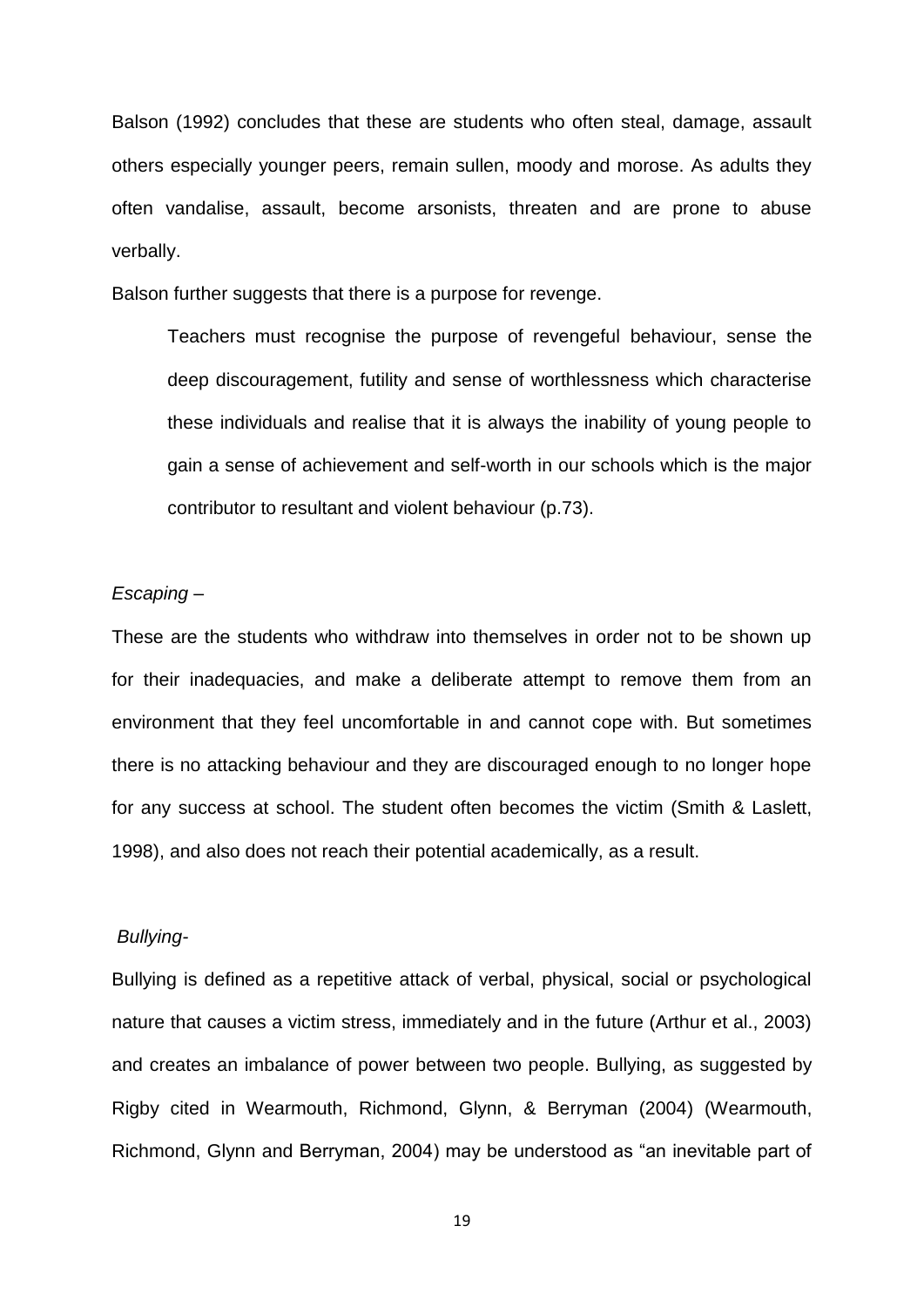Balson (1992) concludes that these are students who often steal, damage, assault others especially younger peers, remain sullen, moody and morose. As adults they often vandalise, assault, become arsonists, threaten and are prone to abuse verbally.

Balson further suggests that there is a purpose for revenge.

> Teachers must recognise the purpose of revengeful behaviour, sense the deep discouragement, futility and sense of worthlessness which characterise these individuals and realise that it is always the inability of young people to gain a sense of achievement and self-worth in our schools which is the major contributor to resultant and violent behaviour (p.73).

*Escaping –*

These are the students who withdraw into themselves in order not to be shown up for their inadequacies, and make a deliberate attempt to remove them from an environment that they feel uncomfortable in and cannot cope with. But sometimes there is no attacking behaviour and they are discouraged enough to no longer hope for any success at school. The student often becomes the victim (Smith & Laslett, 1998), and also does not reach their potential academically, as a result.

*Bullying-*

Bullying is defined as a repetitive attack of verbal, physical, social or psychological nature that causes a victim stress, immediately and in the future (Arthur et al., 2003) and creates an imbalance of power between two people. Bullying, as suggested by Rigby cited in Wearmouth, Richmond, Glynn, & Berryman (2004) (Wearmouth, Richmond, Glynn and Berryman, 2004) may be understood as "an inevitable part of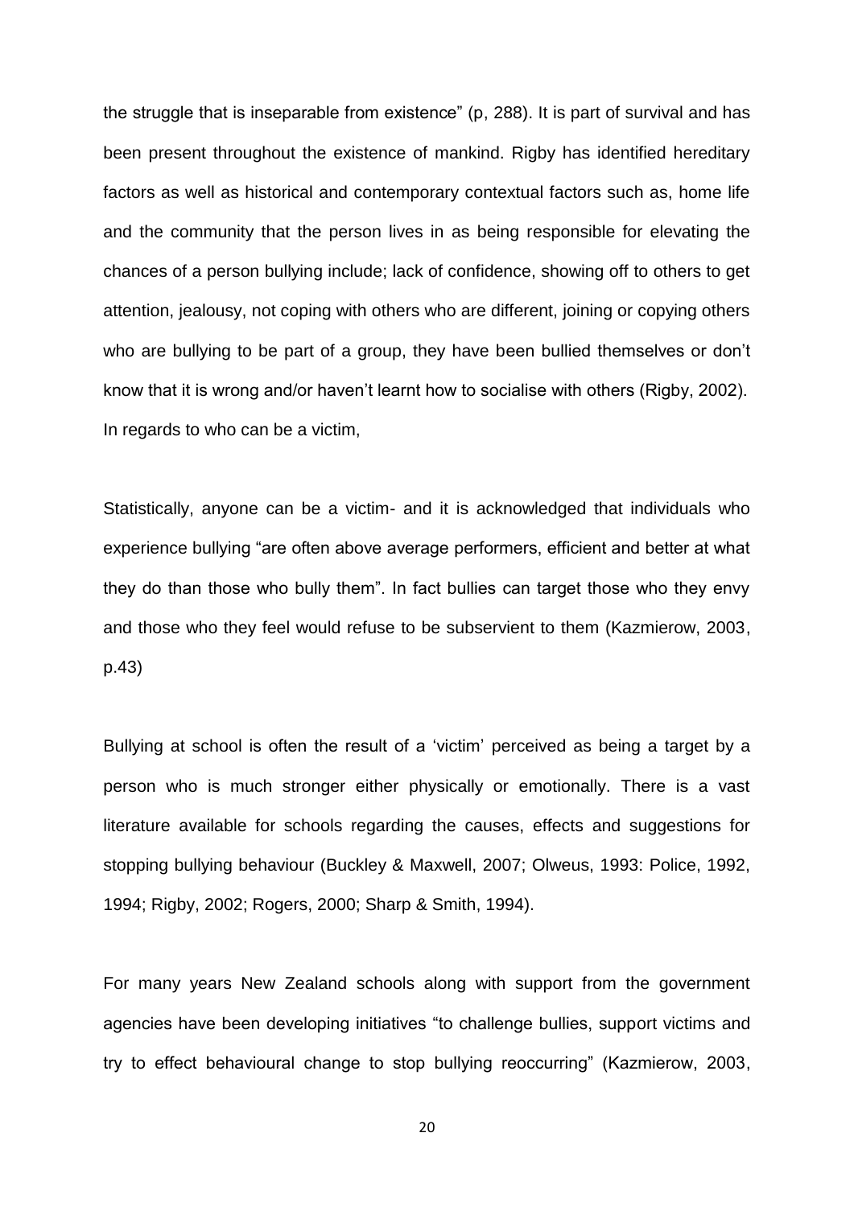the struggle that is inseparable from existence" (p, 288). It is part of survival and has been present throughout the existence of mankind. Rigby has identified hereditary factors as well as historical and contemporary contextual factors such as, home life and the community that the person lives in as being responsible for elevating the chances of a person bullying include; lack of confidence, showing off to others to get attention, jealousy, not coping with others who are different, joining or copying others who are bullying to be part of a group, they have been bullied themselves or don't know that it is wrong and/or haven't learnt how to socialise with others (Rigby, 2002). In regards to who can be a victim,

Statistically, anyone can be a victim- and it is acknowledged that individuals who experience bullying "are often above average performers, efficient and better at what they do than those who bully them". In fact bullies can target those who they envy and those who they feel would refuse to be subservient to them (Kazmierow, 2003, p.43)

Bullying at school is often the result of a 'victim' perceived as being a target by a person who is much stronger either physically or emotionally. There is a vast literature available for schools regarding the causes, effects and suggestions for stopping bullying behaviour (Buckley & Maxwell, 2007; Olweus, 1993: Police, 1992, 1994; Rigby, 2002; Rogers, 2000; Sharp & Smith, 1994).

For many years New Zealand schools along with support from the government agencies have been developing initiatives "to challenge bullies, support victims and try to effect behavioural change to stop bullying reoccurring" (Kazmierow, 2003,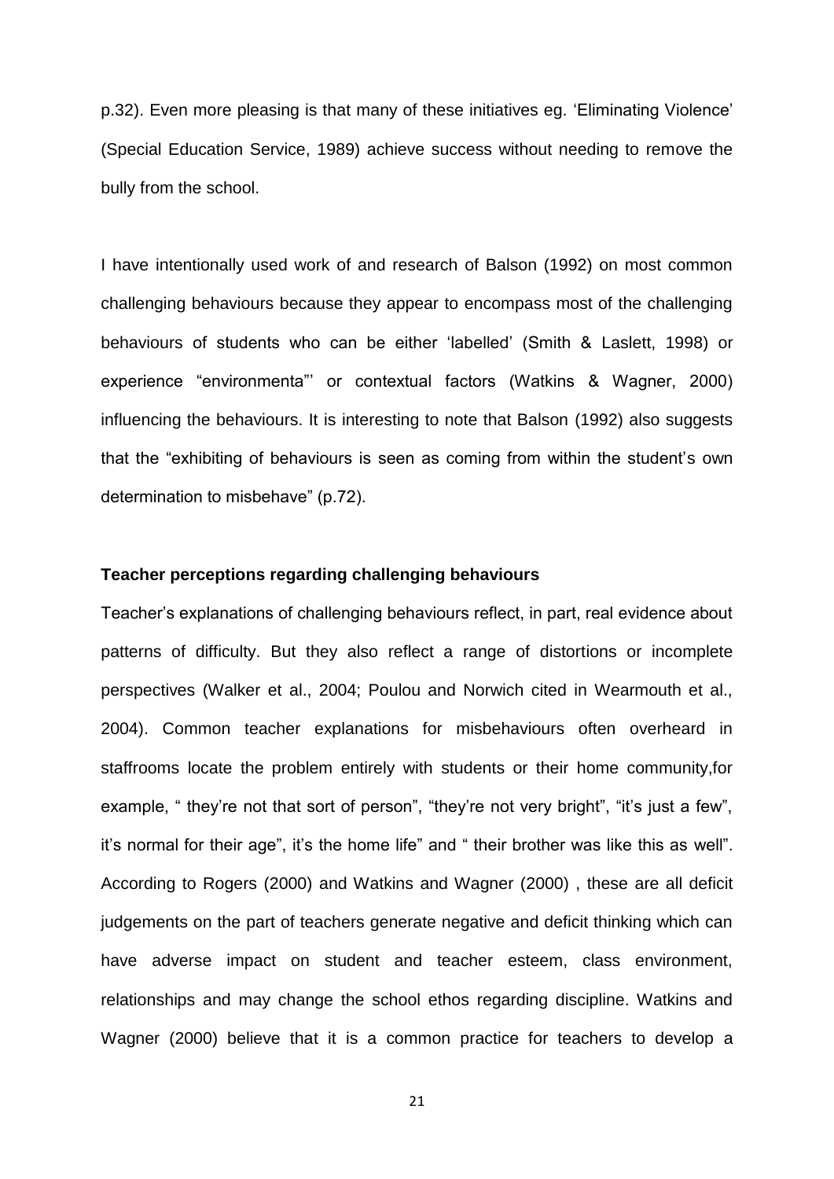p.32). Even more pleasing is that many of these initiatives eg. 'Eliminating Violence' (Special Education Service, 1989) achieve success without needing to remove the bully from the school.

I have intentionally used work of and research of Balson (1992) on most common challenging behaviours because they appear to encompass most of the challenging behaviours of students who can be either 'labelled' (Smith & Laslett, 1998) or experience "environmenta"' or contextual factors (Watkins & Wagner, 2000) influencing the behaviours. It is interesting to note that Balson (1992) also suggests that the "exhibiting of behaviours is seen as coming from within the student's own determination to misbehave" (p.72).

**Teacher perceptions regarding challenging behaviours**

Teacher's explanations of challenging behaviours reflect, in part, real evidence about patterns of difficulty. But they also reflect a range of distortions or incomplete perspectives (Walker et al., 2004; Poulou and Norwich cited in Wearmouth et al., 2004). Common teacher explanations for misbehaviours often overheard in staffrooms locate the problem entirely with students or their home community,for example, " they're not that sort of person", "they're not very bright", "it's just a few", it's normal for their age", it's the home life" and " their brother was like this as well". According to Rogers (2000) and Watkins and Wagner (2000) , these are all deficit judgements on the part of teachers generate negative and deficit thinking which can have adverse impact on student and teacher esteem, class environment, relationships and may change the school ethos regarding discipline. Watkins and Wagner (2000) believe that it is a common practice for teachers to develop a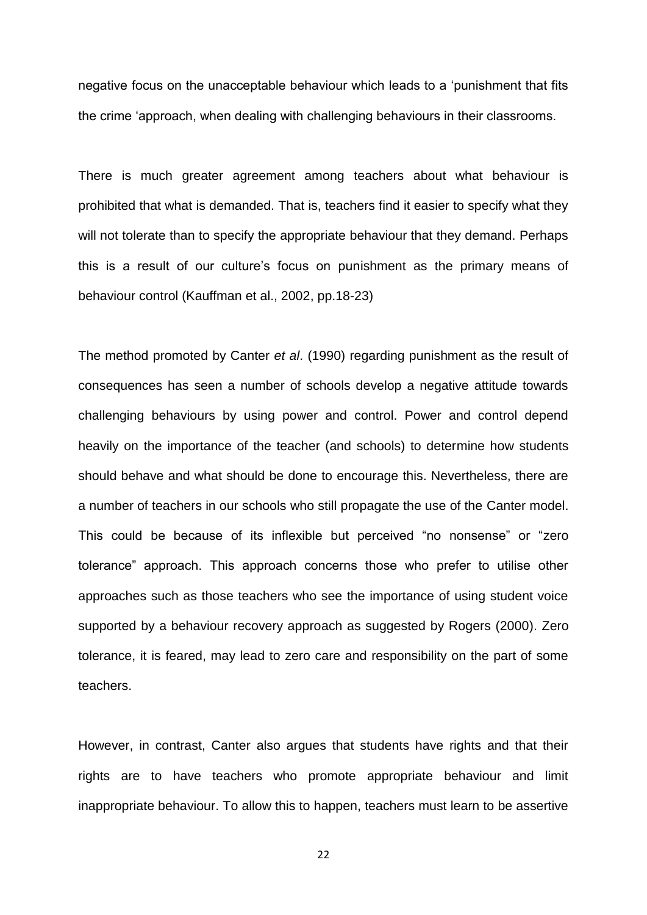negative focus on the unacceptable behaviour which leads to a 'punishment that fits the crime 'approach, when dealing with challenging behaviours in their classrooms.

There is much greater agreement among teachers about what behaviour is prohibited that what is demanded. That is, teachers find it easier to specify what they will not tolerate than to specify the appropriate behaviour that they demand. Perhaps this is a result of our culture's focus on punishment as the primary means of behaviour control (Kauffman et al., 2002, pp.18-23)

The method promoted by Canter *et al*. (1990) regarding punishment as the result of consequences has seen a number of schools develop a negative attitude towards challenging behaviours by using power and control. Power and control depend heavily on the importance of the teacher (and schools) to determine how students should behave and what should be done to encourage this. Nevertheless, there are a number of teachers in our schools who still propagate the use of the Canter model. This could be because of its inflexible but perceived "no nonsense" or "zero tolerance" approach. This approach concerns those who prefer to utilise other approaches such as those teachers who see the importance of using student voice supported by a behaviour recovery approach as suggested by Rogers (2000). Zero tolerance, it is feared, may lead to zero care and responsibility on the part of some teachers.

However, in contrast, Canter also argues that students have rights and that their rights are to have teachers who promote appropriate behaviour and limit inappropriate behaviour. To allow this to happen, teachers must learn to be assertive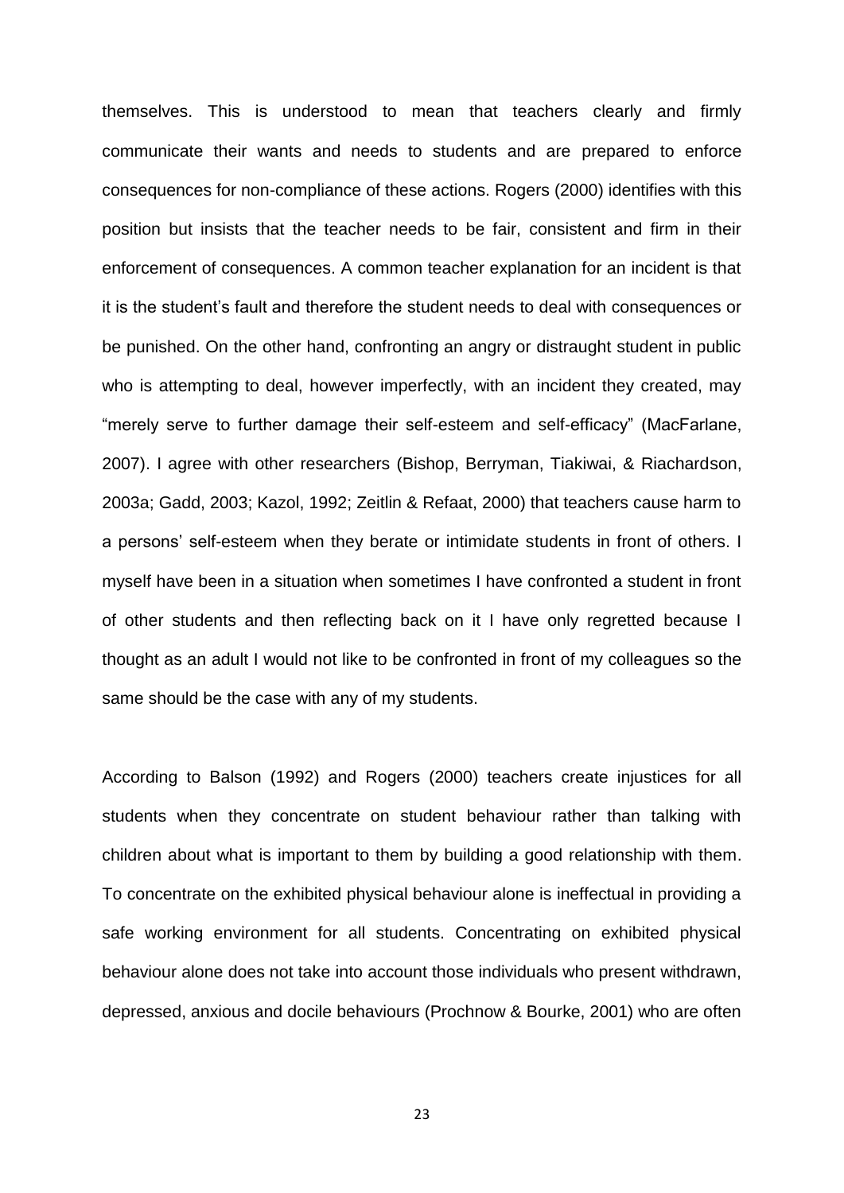themselves. This is understood to mean that teachers clearly and firmly communicate their wants and needs to students and are prepared to enforce consequences for non-compliance of these actions. Rogers (2000) identifies with this position but insists that the teacher needs to be fair, consistent and firm in their enforcement of consequences. A common teacher explanation for an incident is that it is the student's fault and therefore the student needs to deal with consequences or be punished. On the other hand, confronting an angry or distraught student in public who is attempting to deal, however imperfectly, with an incident they created, may "merely serve to further damage their self-esteem and self-efficacy" (MacFarlane, 2007). I agree with other researchers (Bishop, Berryman, Tiakiwai, & Riachardson, 2003a; Gadd, 2003; Kazol, 1992; Zeitlin & Refaat, 2000) that teachers cause harm to a persons' self-esteem when they berate or intimidate students in front of others. I myself have been in a situation when sometimes I have confronted a student in front of other students and then reflecting back on it I have only regretted because I thought as an adult I would not like to be confronted in front of my colleagues so the same should be the case with any of my students.

According to Balson (1992) and Rogers (2000) teachers create injustices for all students when they concentrate on student behaviour rather than talking with children about what is important to them by building a good relationship with them. To concentrate on the exhibited physical behaviour alone is ineffectual in providing a safe working environment for all students. Concentrating on exhibited physical behaviour alone does not take into account those individuals who present withdrawn, depressed, anxious and docile behaviours (Prochnow & Bourke, 2001) who are often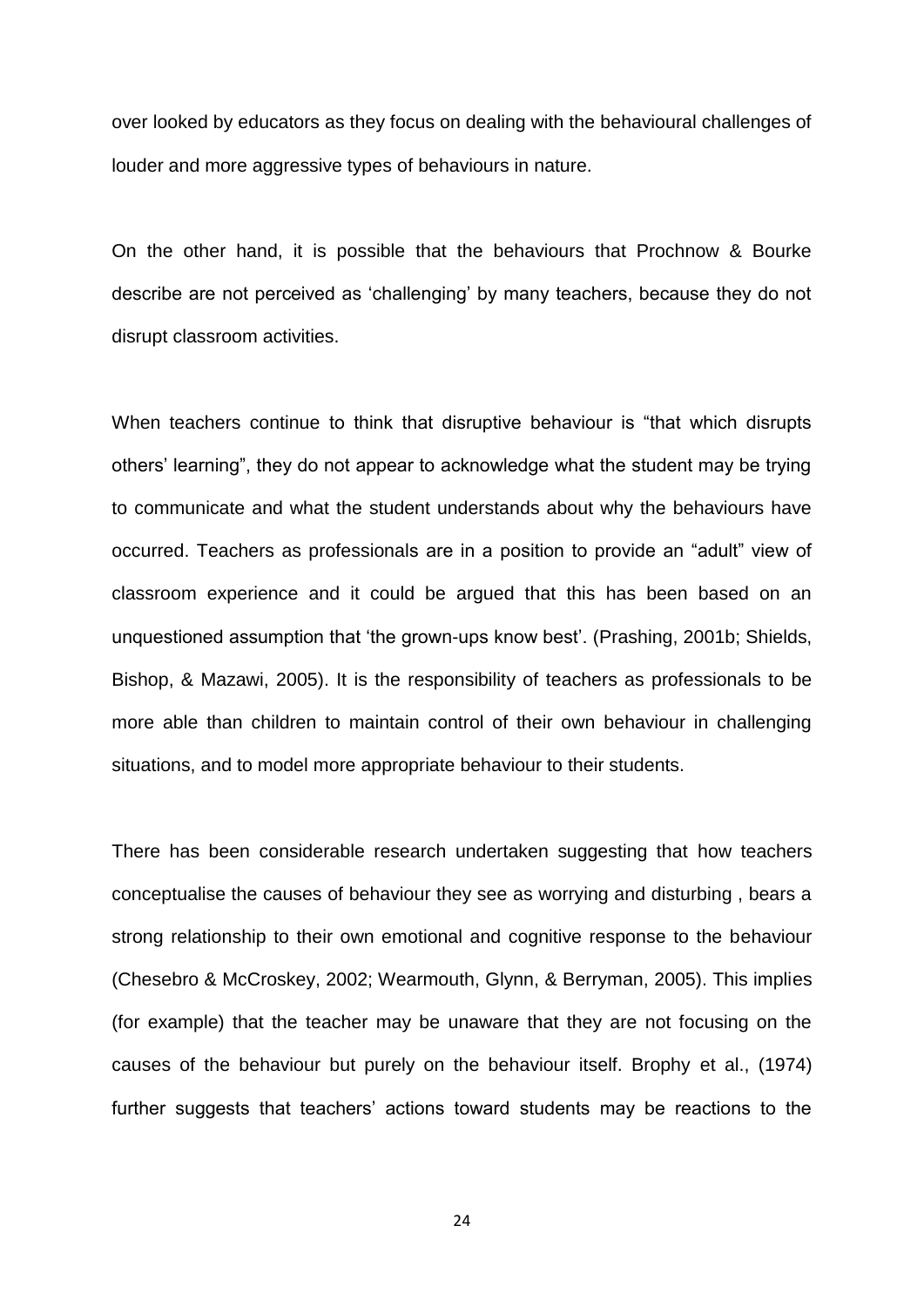over looked by educators as they focus on dealing with the behavioural challenges of louder and more aggressive types of behaviours in nature.

On the other hand, it is possible that the behaviours that Prochnow & Bourke describe are not perceived as 'challenging' by many teachers, because they do not disrupt classroom activities.

When teachers continue to think that disruptive behaviour is "that which disrupts others' learning", they do not appear to acknowledge what the student may be trying to communicate and what the student understands about why the behaviours have occurred. Teachers as professionals are in a position to provide an "adult" view of classroom experience and it could be argued that this has been based on an unquestioned assumption that 'the grown-ups know best'. (Prashing, 2001b; Shields, Bishop, & Mazawi, 2005). It is the responsibility of teachers as professionals to be more able than children to maintain control of their own behaviour in challenging situations, and to model more appropriate behaviour to their students.

There has been considerable research undertaken suggesting that how teachers conceptualise the causes of behaviour they see as worrying and disturbing , bears a strong relationship to their own emotional and cognitive response to the behaviour (Chesebro & McCroskey, 2002; Wearmouth, Glynn, & Berryman, 2005). This implies (for example) that the teacher may be unaware that they are not focusing on the causes of the behaviour but purely on the behaviour itself. Brophy et al., (1974) further suggests that teachers' actions toward students may be reactions to the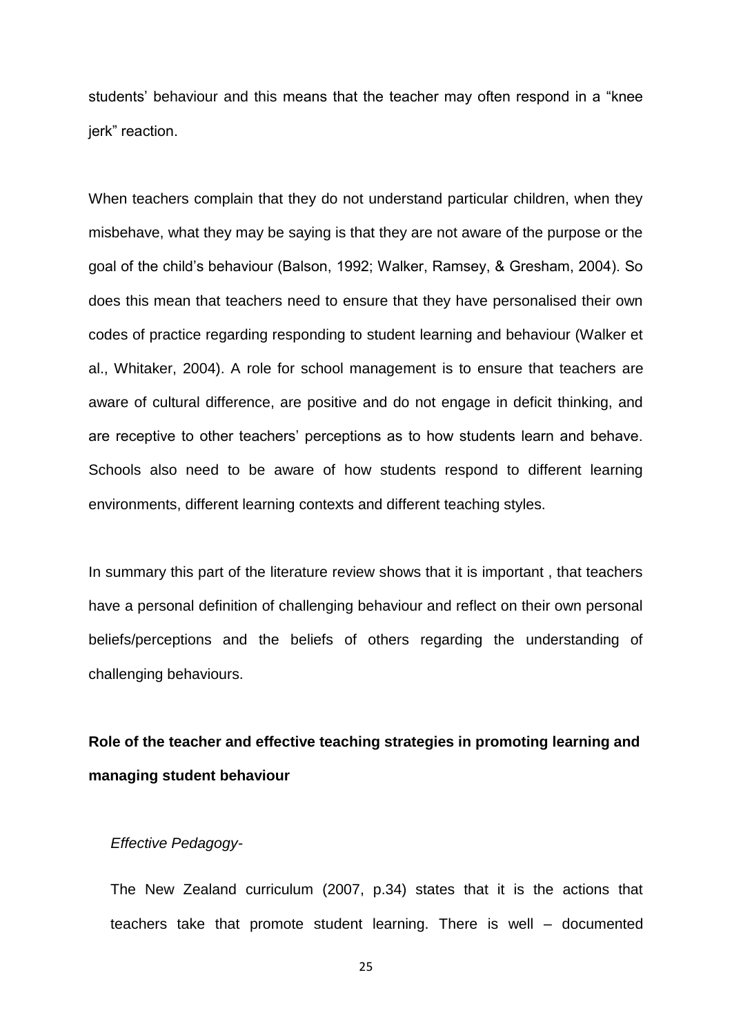students' behaviour and this means that the teacher may often respond in a "knee jerk" reaction.

When teachers complain that they do not understand particular children, when they misbehave, what they may be saying is that they are not aware of the purpose or the goal of the child's behaviour (Balson, 1992; Walker, Ramsey, & Gresham, 2004). So does this mean that teachers need to ensure that they have personalised their own codes of practice regarding responding to student learning and behaviour (Walker et al., Whitaker, 2004). A role for school management is to ensure that teachers are aware of cultural difference, are positive and do not engage in deficit thinking, and are receptive to other teachers' perceptions as to how students learn and behave. Schools also need to be aware of how students respond to different learning environments, different learning contexts and different teaching styles.

In summary this part of the literature review shows that it is important , that teachers have a personal definition of challenging behaviour and reflect on their own personal beliefs/perceptions and the beliefs of others regarding the understanding of challenging behaviours.

**Role of the teacher and effective teaching strategies in promoting learning and managing student behaviour**

*Effective Pedagogy-*

The New Zealand curriculum (2007, p.34) states that it is the actions that teachers take that promote student learning. There is well – documented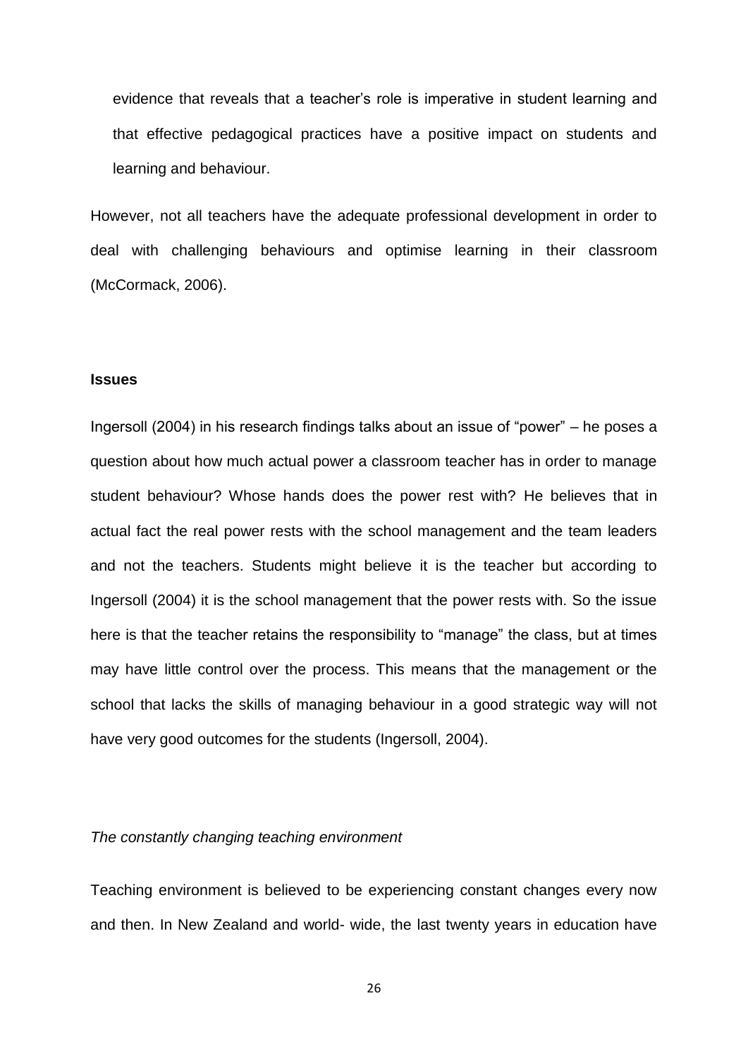evidence that reveals that a teacher's role is imperative in student learning and that effective pedagogical practices have a positive impact on students and learning and behaviour.

However, not all teachers have the adequate professional development in order to deal with challenging behaviours and optimise learning in their classroom (McCormack, 2006).

**Issues**

Ingersoll (2004) in his research findings talks about an issue of "power" – he poses a question about how much actual power a classroom teacher has in order to manage student behaviour? Whose hands does the power rest with? He believes that in actual fact the real power rests with the school management and the team leaders and not the teachers. Students might believe it is the teacher but according to Ingersoll (2004) it is the school management that the power rests with. So the issue here is that the teacher retains the responsibility to "manage" the class, but at times may have little control over the process. This means that the management or the school that lacks the skills of managing behaviour in a good strategic way will not have very good outcomes for the students (Ingersoll, 2004).

*The constantly changing teaching environment*

Teaching environment is believed to be experiencing constant changes every now and then. In New Zealand and world- wide, the last twenty years in education have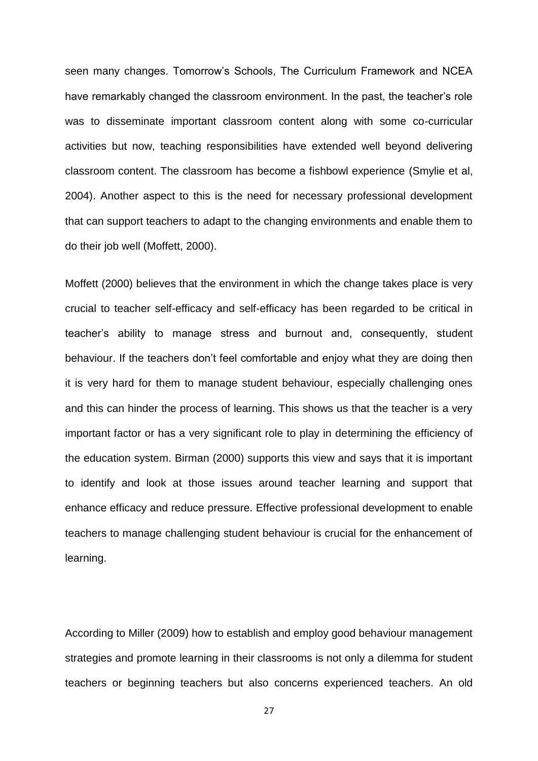seen many changes. Tomorrow's Schools, The Curriculum Framework and NCEA have remarkably changed the classroom environment. In the past, the teacher's role was to disseminate important classroom content along with some co-curricular activities but now, teaching responsibilities have extended well beyond delivering classroom content. The classroom has become a fishbowl experience (Smylie et al, 2004). Another aspect to this is the need for necessary professional development that can support teachers to adapt to the changing environments and enable them to do their job well (Moffett, 2000).

Moffett (2000) believes that the environment in which the change takes place is very crucial to teacher self-efficacy and self-efficacy has been regarded to be critical in teacher's ability to manage stress and burnout and, consequently, student behaviour. If the teachers don't feel comfortable and enjoy what they are doing then it is very hard for them to manage student behaviour, especially challenging ones and this can hinder the process of learning. This shows us that the teacher is a very important factor or has a very significant role to play in determining the efficiency of the education system. Birman (2000) supports this view and says that it is important to identify and look at those issues around teacher learning and support that enhance efficacy and reduce pressure. Effective professional development to enable teachers to manage challenging student behaviour is crucial for the enhancement of learning.

According to Miller (2009) how to establish and employ good behaviour management strategies and promote learning in their classrooms is not only a dilemma for student teachers or beginning teachers but also concerns experienced teachers. An old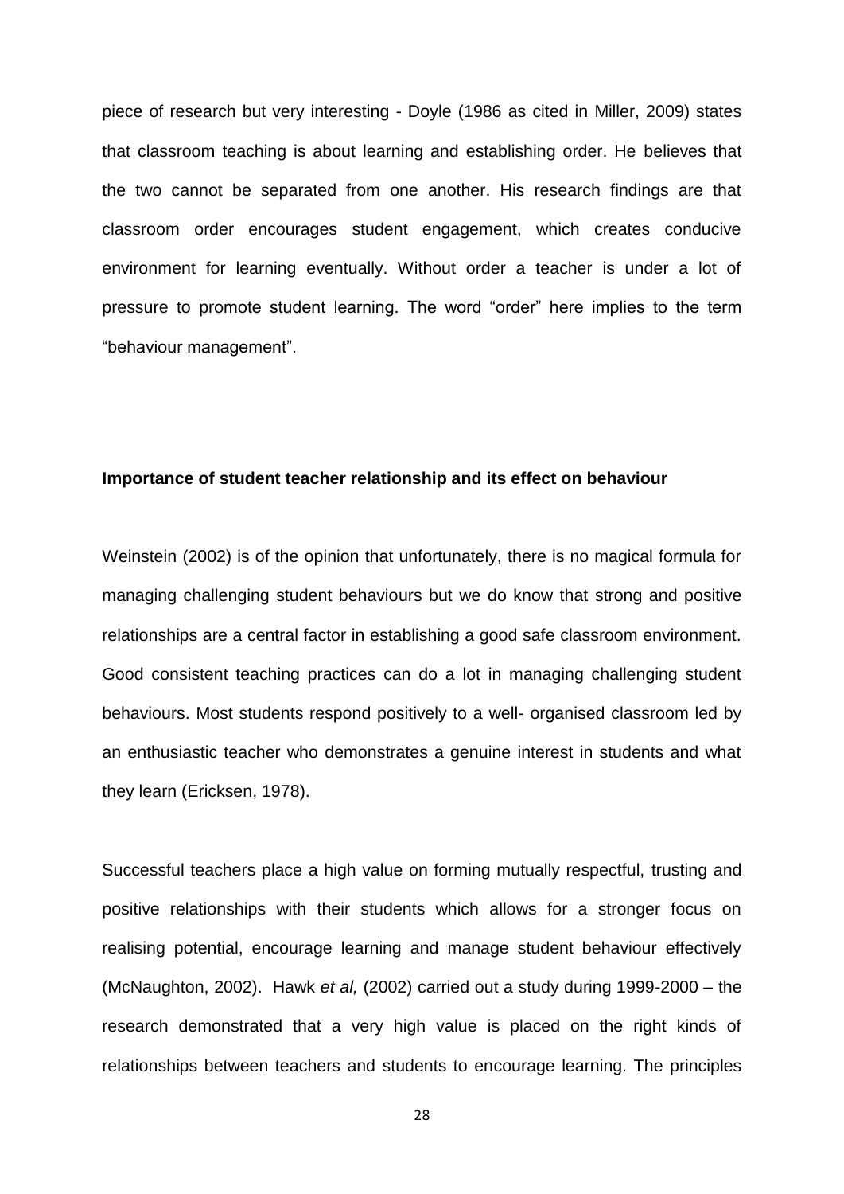piece of research but very interesting - Doyle (1986 as cited in Miller, 2009) states that classroom teaching is about learning and establishing order. He believes that the two cannot be separated from one another. His research findings are that classroom order encourages student engagement, which creates conducive environment for learning eventually. Without order a teacher is under a lot of pressure to promote student learning. The word "order" here implies to the term "behaviour management".

**Importance of student teacher relationship and its effect on behaviour**

Weinstein (2002) is of the opinion that unfortunately, there is no magical formula for managing challenging student behaviours but we do know that strong and positive relationships are a central factor in establishing a good safe classroom environment. Good consistent teaching practices can do a lot in managing challenging student behaviours. Most students respond positively to a well- organised classroom led by an enthusiastic teacher who demonstrates a genuine interest in students and what they learn (Ericksen, 1978).

Successful teachers place a high value on forming mutually respectful, trusting and positive relationships with their students which allows for a stronger focus on realising potential, encourage learning and manage student behaviour effectively (McNaughton, 2002). Hawk *et al,* (2002) carried out a study during 1999-2000 – the research demonstrated that a very high value is placed on the right kinds of relationships between teachers and students to encourage learning. The principles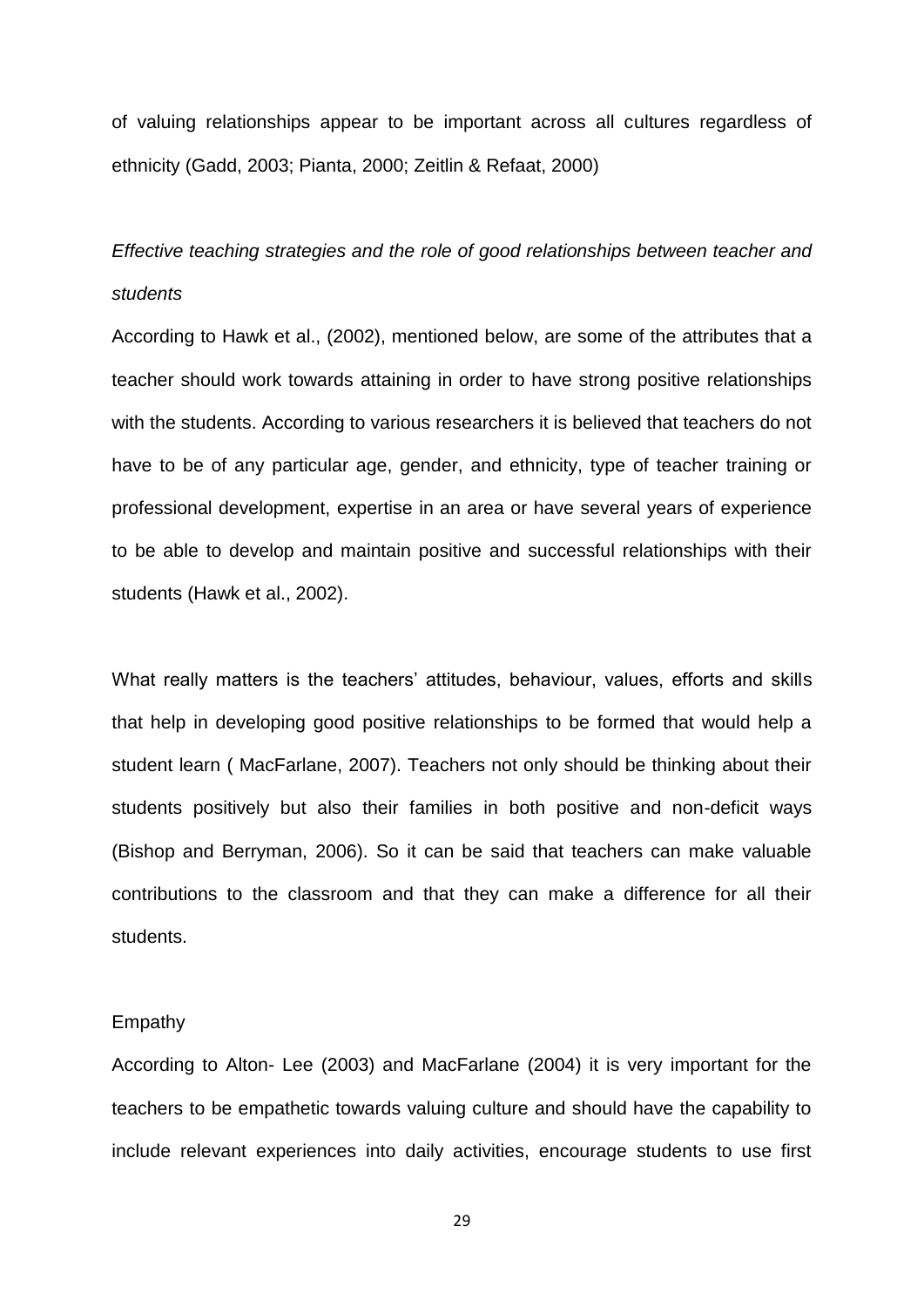of valuing relationships appear to be important across all cultures regardless of ethnicity (Gadd, 2003; Pianta, 2000; Zeitlin & Refaat, 2000)

*Effective teaching strategies and the role of good relationships between teacher and students*

According to Hawk et al., (2002), mentioned below, are some of the attributes that a teacher should work towards attaining in order to have strong positive relationships with the students. According to various researchers it is believed that teachers do not have to be of any particular age, gender, and ethnicity, type of teacher training or professional development, expertise in an area or have several years of experience to be able to develop and maintain positive and successful relationships with their students (Hawk et al., 2002).

What really matters is the teachers' attitudes, behaviour, values, efforts and skills that help in developing good positive relationships to be formed that would help a student learn ( MacFarlane, 2007). Teachers not only should be thinking about their students positively but also their families in both positive and non-deficit ways (Bishop and Berryman, 2006). So it can be said that teachers can make valuable contributions to the classroom and that they can make a difference for all their students.

Empathy

According to Alton- Lee (2003) and MacFarlane (2004) it is very important for the teachers to be empathetic towards valuing culture and should have the capability to include relevant experiences into daily activities, encourage students to use first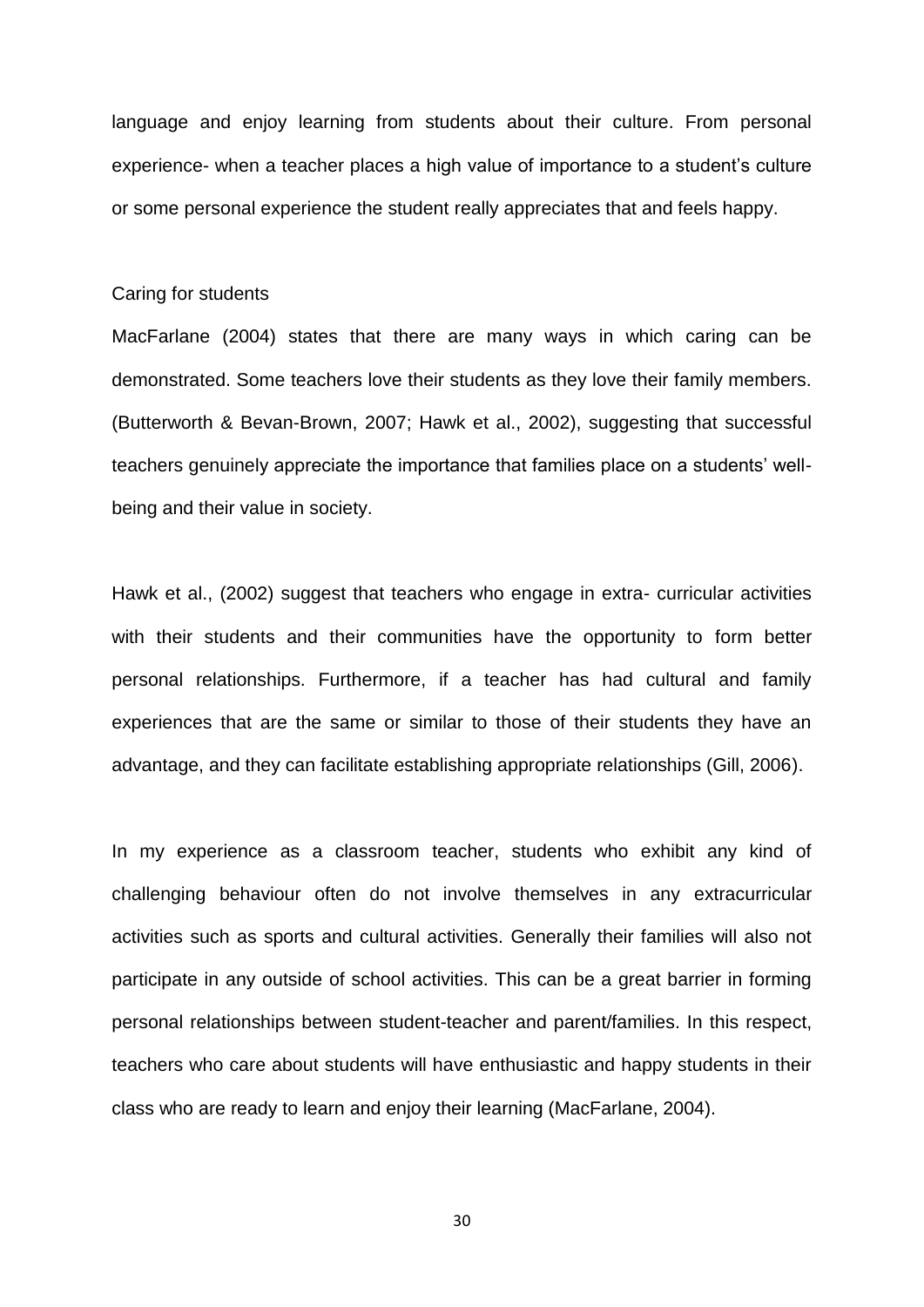language and enjoy learning from students about their culture. From personal experience- when a teacher places a high value of importance to a student's culture or some personal experience the student really appreciates that and feels happy.

### Caring for students

MacFarlane (2004) states that there are many ways in which caring can be demonstrated. Some teachers love their students as they love their family members. (Butterworth & Bevan-Brown, 2007; Hawk et al., 2002), suggesting that successful teachers genuinely appreciate the importance that families place on a students' well-being and their value in society.

Hawk et al., (2002) suggest that teachers who engage in extra- curricular activities with their students and their communities have the opportunity to form better personal relationships. Furthermore, if a teacher has had cultural and family experiences that are the same or similar to those of their students they have an advantage, and they can facilitate establishing appropriate relationships (Gill, 2006).

In my experience as a classroom teacher, students who exhibit any kind of challenging behaviour often do not involve themselves in any extracurricular activities such as sports and cultural activities. Generally their families will also not participate in any outside of school activities. This can be a great barrier in forming personal relationships between student-teacher and parent/families. In this respect, teachers who care about students will have enthusiastic and happy students in their class who are ready to learn and enjoy their learning (MacFarlane, 2004).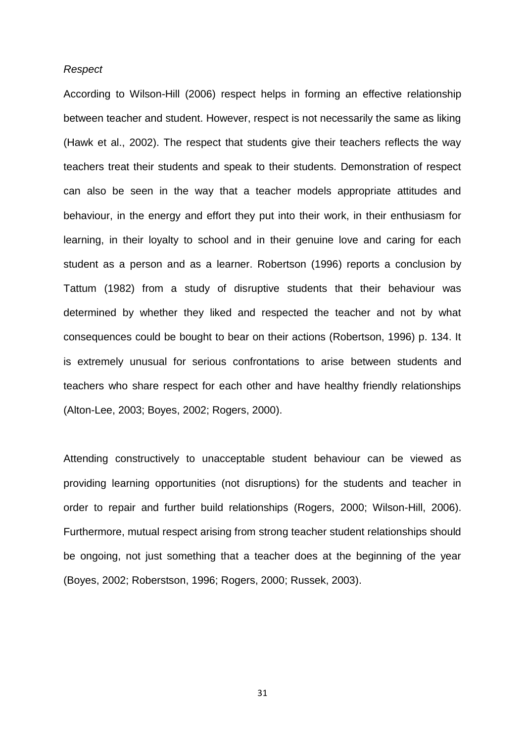*Respect*

According to Wilson-Hill (2006) respect helps in forming an effective relationship between teacher and student. However, respect is not necessarily the same as liking (Hawk et al., 2002). The respect that students give their teachers reflects the way teachers treat their students and speak to their students. Demonstration of respect can also be seen in the way that a teacher models appropriate attitudes and behaviour, in the energy and effort they put into their work, in their enthusiasm for learning, in their loyalty to school and in their genuine love and caring for each student as a person and as a learner. Robertson (1996) reports a conclusion by Tattum (1982) from a study of disruptive students that their behaviour was determined by whether they liked and respected the teacher and not by what consequences could be bought to bear on their actions (Robertson, 1996) p. 134. It is extremely unusual for serious confrontations to arise between students and teachers who share respect for each other and have healthy friendly relationships (Alton-Lee, 2003; Boyes, 2002; Rogers, 2000).

Attending constructively to unacceptable student behaviour can be viewed as providing learning opportunities (not disruptions) for the students and teacher in order to repair and further build relationships (Rogers, 2000; Wilson-Hill, 2006). Furthermore, mutual respect arising from strong teacher student relationships should be ongoing, not just something that a teacher does at the beginning of the year (Boyes, 2002; Roberstson, 1996; Rogers, 2000; Russek, 2003).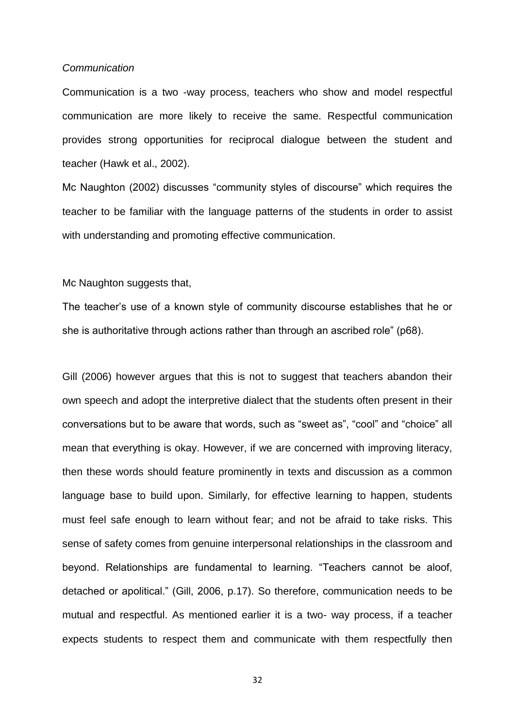*Communication*

Communication is a two -way process, teachers who show and model respectful communication are more likely to receive the same. Respectful communication provides strong opportunities for reciprocal dialogue between the student and teacher (Hawk et al., 2002).

Mc Naughton (2002) discusses "community styles of discourse" which requires the teacher to be familiar with the language patterns of the students in order to assist with understanding and promoting effective communication.

Mc Naughton suggests that,

The teacher's use of a known style of community discourse establishes that he or she is authoritative through actions rather than through an ascribed role" (p68).

Gill (2006) however argues that this is not to suggest that teachers abandon their own speech and adopt the interpretive dialect that the students often present in their conversations but to be aware that words, such as "sweet as", "cool" and "choice" all mean that everything is okay. However, if we are concerned with improving literacy, then these words should feature prominently in texts and discussion as a common language base to build upon. Similarly, for effective learning to happen, students must feel safe enough to learn without fear; and not be afraid to take risks. This sense of safety comes from genuine interpersonal relationships in the classroom and beyond. Relationships are fundamental to learning. "Teachers cannot be aloof, detached or apolitical." (Gill, 2006, p.17). So therefore, communication needs to be mutual and respectful. As mentioned earlier it is a two- way process, if a teacher expects students to respect them and communicate with them respectfully then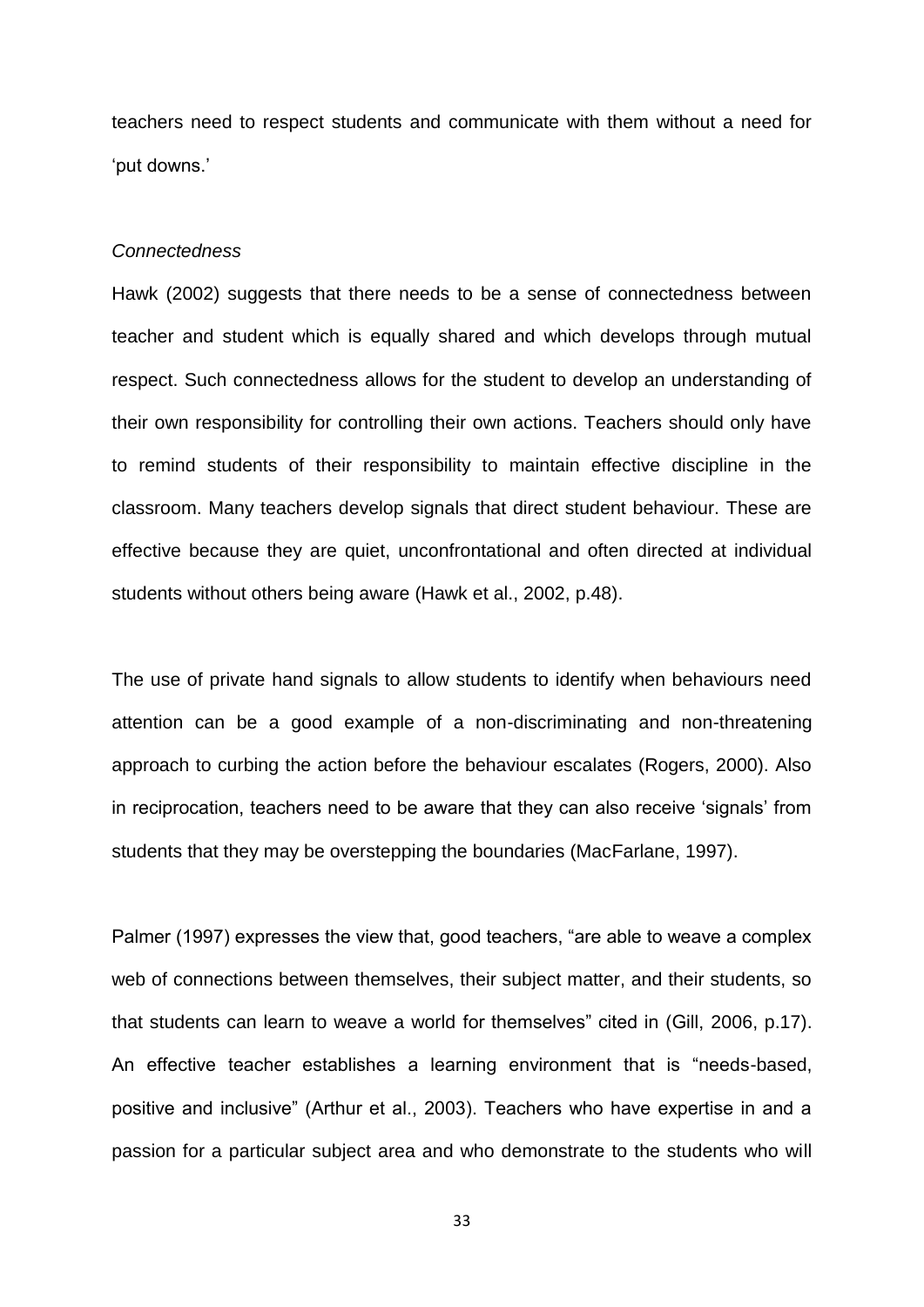teachers need to respect students and communicate with them without a need for 'put downs.'

*Connectedness*

Hawk (2002) suggests that there needs to be a sense of connectedness between teacher and student which is equally shared and which develops through mutual respect. Such connectedness allows for the student to develop an understanding of their own responsibility for controlling their own actions. Teachers should only have to remind students of their responsibility to maintain effective discipline in the classroom. Many teachers develop signals that direct student behaviour. These are effective because they are quiet, unconfrontational and often directed at individual students without others being aware (Hawk et al., 2002, p.48).

The use of private hand signals to allow students to identify when behaviours need attention can be a good example of a non-discriminating and non-threatening approach to curbing the action before the behaviour escalates (Rogers, 2000). Also in reciprocation, teachers need to be aware that they can also receive 'signals' from students that they may be overstepping the boundaries (MacFarlane, 1997).

Palmer (1997) expresses the view that, good teachers, "are able to weave a complex web of connections between themselves, their subject matter, and their students, so that students can learn to weave a world for themselves" cited in (Gill, 2006, p.17). An effective teacher establishes a learning environment that is "needs-based, positive and inclusive" (Arthur et al., 2003). Teachers who have expertise in and a passion for a particular subject area and who demonstrate to the students who will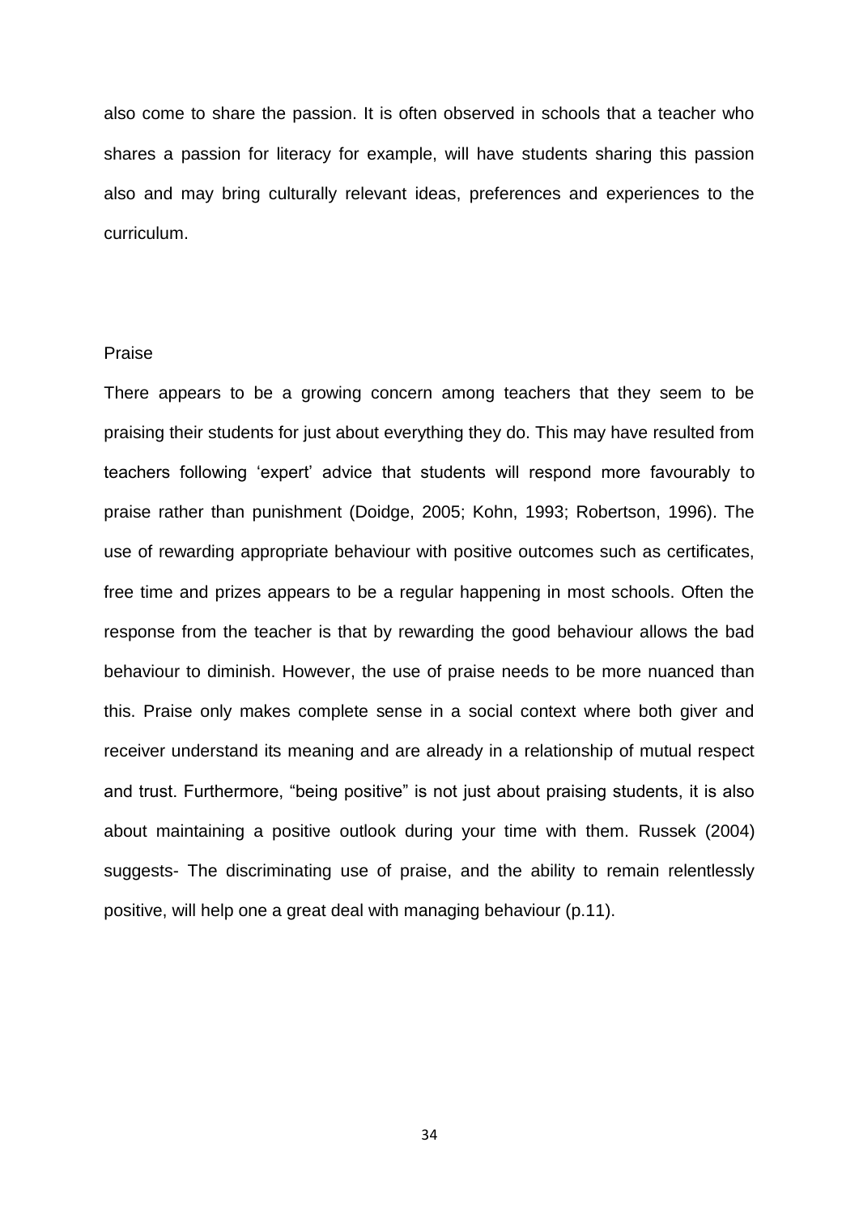also come to share the passion. It is often observed in schools that a teacher who shares a passion for literacy for example, will have students sharing this passion also and may bring culturally relevant ideas, preferences and experiences to the curriculum.

## Praise

There appears to be a growing concern among teachers that they seem to be praising their students for just about everything they do. This may have resulted from teachers following 'expert' advice that students will respond more favourably to praise rather than punishment (Doidge, 2005; Kohn, 1993; Robertson, 1996). The use of rewarding appropriate behaviour with positive outcomes such as certificates, free time and prizes appears to be a regular happening in most schools. Often the response from the teacher is that by rewarding the good behaviour allows the bad behaviour to diminish. However, the use of praise needs to be more nuanced than this. Praise only makes complete sense in a social context where both giver and receiver understand its meaning and are already in a relationship of mutual respect and trust. Furthermore, "being positive" is not just about praising students, it is also about maintaining a positive outlook during your time with them. Russek (2004) suggests- The discriminating use of praise, and the ability to remain relentlessly positive, will help one a great deal with managing behaviour (p.11).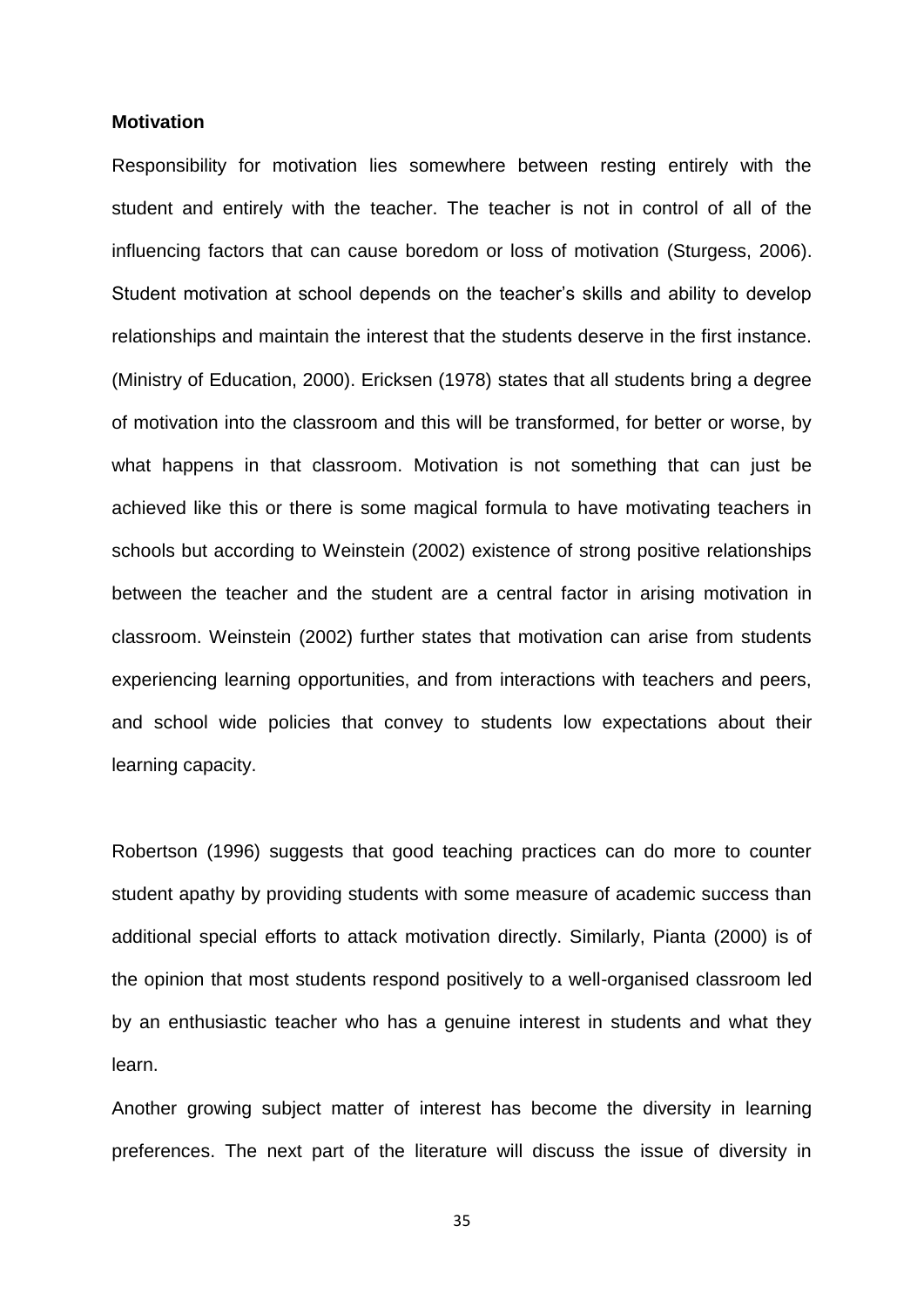**Motivation**

Responsibility for motivation lies somewhere between resting entirely with the student and entirely with the teacher. The teacher is not in control of all of the influencing factors that can cause boredom or loss of motivation (Sturgess, 2006). Student motivation at school depends on the teacher's skills and ability to develop relationships and maintain the interest that the students deserve in the first instance. (Ministry of Education, 2000). Ericksen (1978) states that all students bring a degree of motivation into the classroom and this will be transformed, for better or worse, by what happens in that classroom. Motivation is not something that can just be achieved like this or there is some magical formula to have motivating teachers in schools but according to Weinstein (2002) existence of strong positive relationships between the teacher and the student are a central factor in arising motivation in classroom. Weinstein (2002) further states that motivation can arise from students experiencing learning opportunities, and from interactions with teachers and peers, and school wide policies that convey to students low expectations about their learning capacity.

Robertson (1996) suggests that good teaching practices can do more to counter student apathy by providing students with some measure of academic success than additional special efforts to attack motivation directly. Similarly, Pianta (2000) is of the opinion that most students respond positively to a well-organised classroom led by an enthusiastic teacher who has a genuine interest in students and what they learn.

Another growing subject matter of interest has become the diversity in learning preferences. The next part of the literature will discuss the issue of diversity in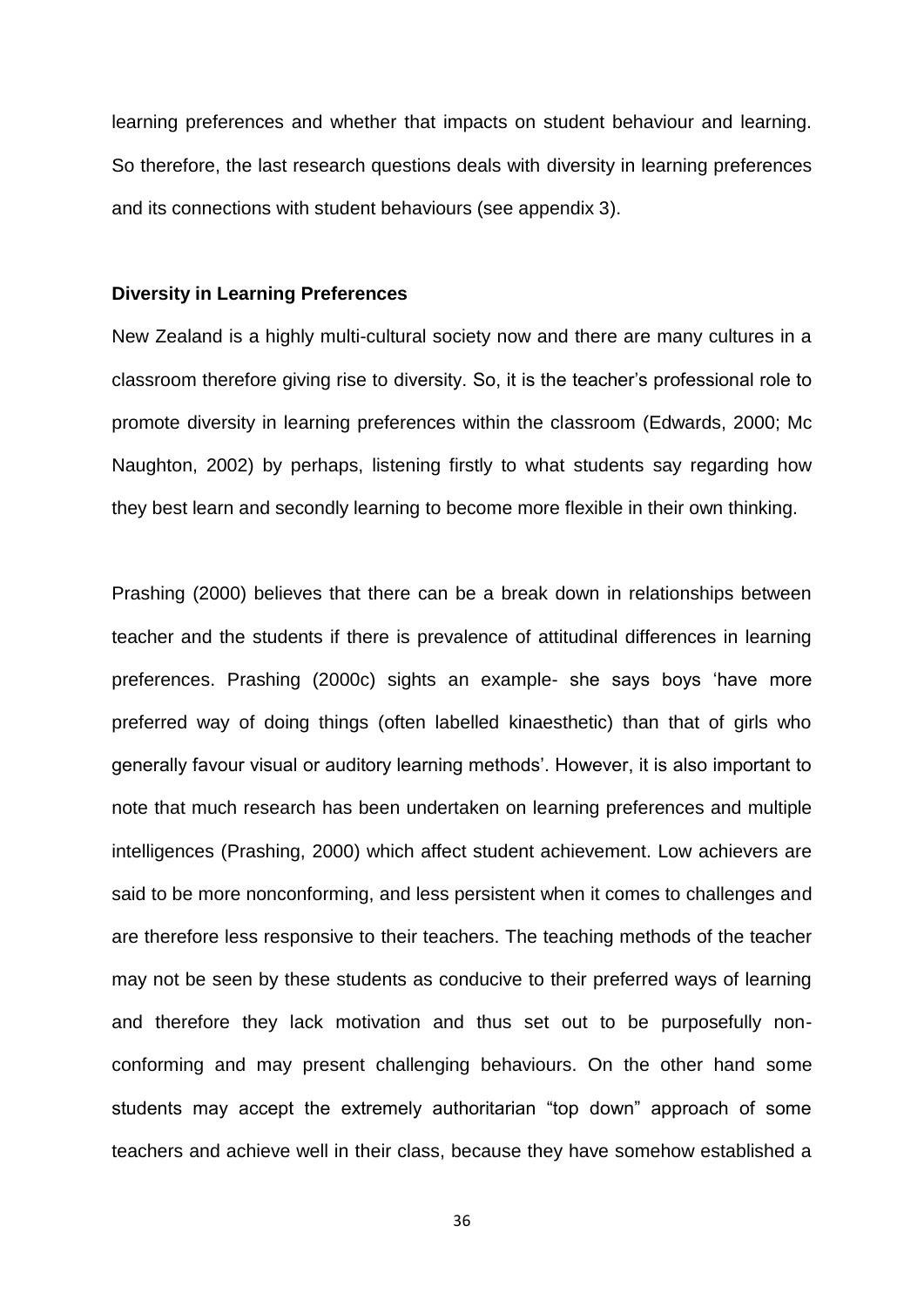learning preferences and whether that impacts on student behaviour and learning. So therefore, the last research questions deals with diversity in learning preferences and its connections with student behaviours (see appendix 3).

**Diversity in Learning Preferences**

New Zealand is a highly multi-cultural society now and there are many cultures in a classroom therefore giving rise to diversity. So, it is the teacher's professional role to promote diversity in learning preferences within the classroom (Edwards, 2000; Mc Naughton, 2002) by perhaps, listening firstly to what students say regarding how they best learn and secondly learning to become more flexible in their own thinking.

Prashing (2000) believes that there can be a break down in relationships between teacher and the students if there is prevalence of attitudinal differences in learning preferences. Prashing (2000c) sights an example- she says boys 'have more preferred way of doing things (often labelled kinaesthetic) than that of girls who generally favour visual or auditory learning methods'. However, it is also important to note that much research has been undertaken on learning preferences and multiple intelligences (Prashing, 2000) which affect student achievement. Low achievers are said to be more nonconforming, and less persistent when it comes to challenges and are therefore less responsive to their teachers. The teaching methods of the teacher may not be seen by these students as conducive to their preferred ways of learning and therefore they lack motivation and thus set out to be purposefully non-conforming and may present challenging behaviours. On the other hand some students may accept the extremely authoritarian "top down" approach of some teachers and achieve well in their class, because they have somehow established a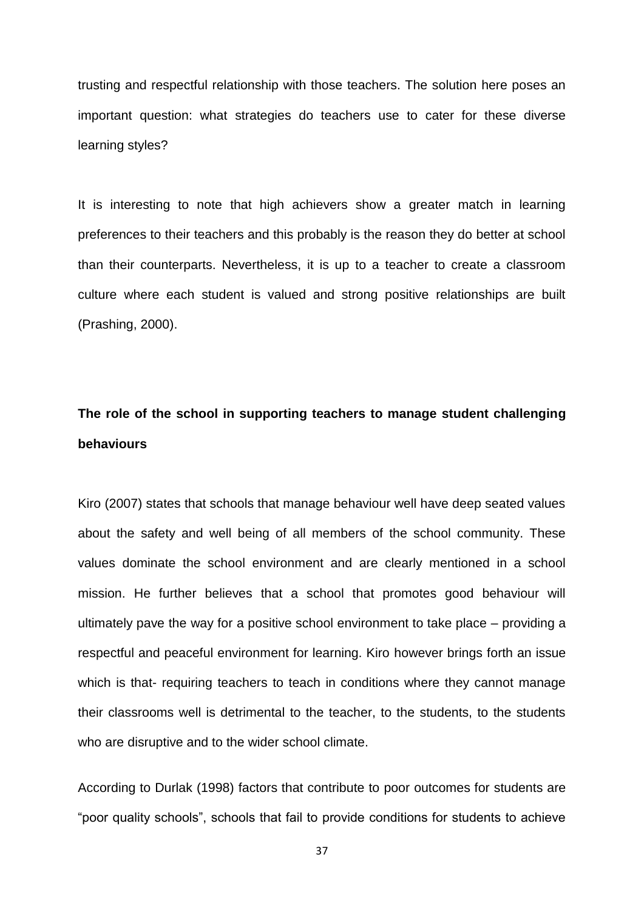trusting and respectful relationship with those teachers. The solution here poses an important question: what strategies do teachers use to cater for these diverse learning styles?

It is interesting to note that high achievers show a greater match in learning preferences to their teachers and this probably is the reason they do better at school than their counterparts. Nevertheless, it is up to a teacher to create a classroom culture where each student is valued and strong positive relationships are built (Prashing, 2000).

## The role of the school in supporting teachers to manage student challenging behaviours

Kiro (2007) states that schools that manage behaviour well have deep seated values about the safety and well being of all members of the school community. These values dominate the school environment and are clearly mentioned in a school mission. He further believes that a school that promotes good behaviour will ultimately pave the way for a positive school environment to take place – providing a respectful and peaceful environment for learning. Kiro however brings forth an issue which is that- requiring teachers to teach in conditions where they cannot manage their classrooms well is detrimental to the teacher, to the students, to the students who are disruptive and to the wider school climate.

According to Durlak (1998) factors that contribute to poor outcomes for students are "poor quality schools", schools that fail to provide conditions for students to achieve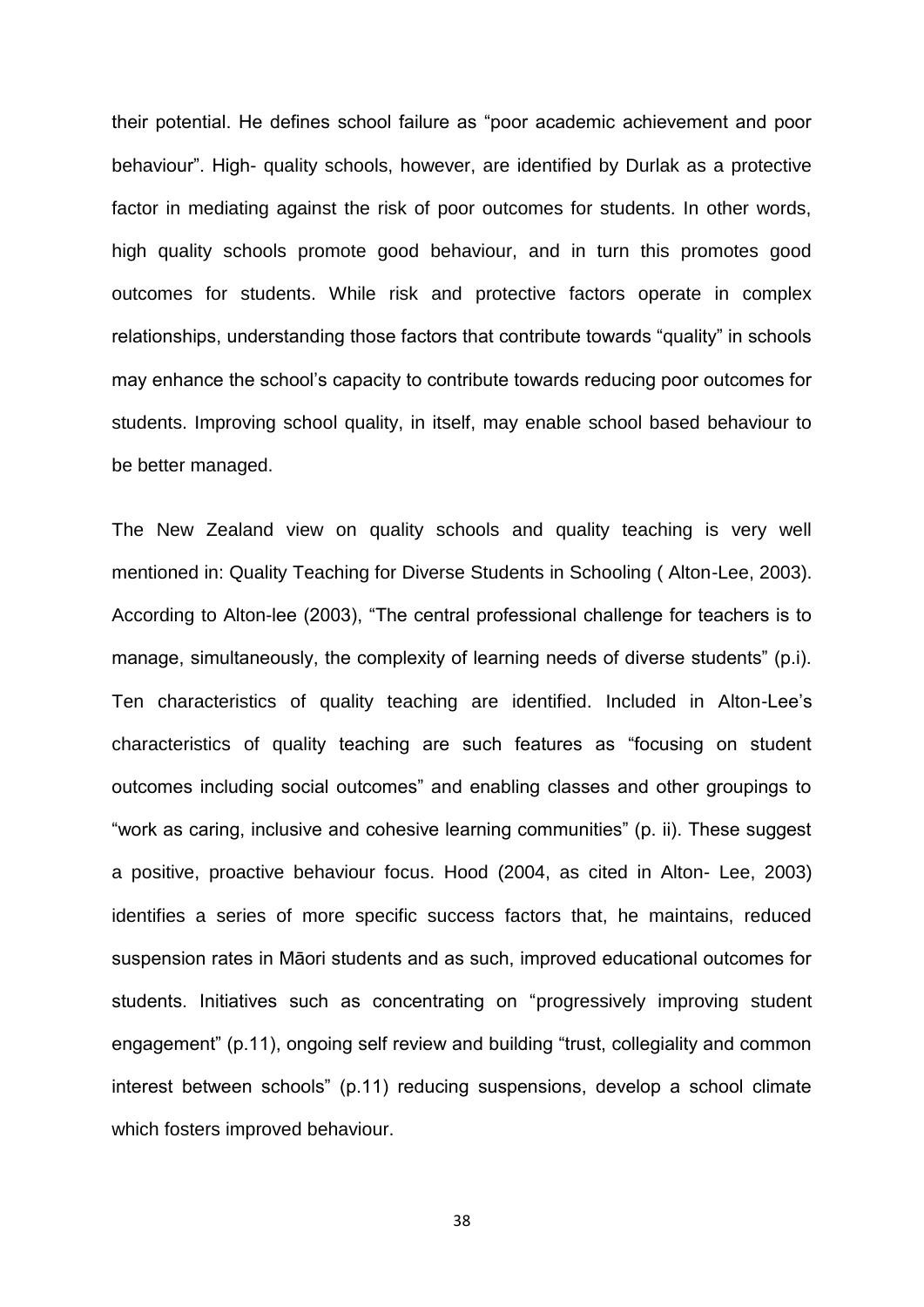their potential. He defines school failure as "poor academic achievement and poor behaviour". High- quality schools, however, are identified by Durlak as a protective factor in mediating against the risk of poor outcomes for students. In other words, high quality schools promote good behaviour, and in turn this promotes good outcomes for students. While risk and protective factors operate in complex relationships, understanding those factors that contribute towards "quality" in schools may enhance the school's capacity to contribute towards reducing poor outcomes for students. Improving school quality, in itself, may enable school based behaviour to be better managed.

The New Zealand view on quality schools and quality teaching is very well mentioned in: Quality Teaching for Diverse Students in Schooling ( Alton-Lee, 2003). According to Alton-lee (2003), "The central professional challenge for teachers is to manage, simultaneously, the complexity of learning needs of diverse students" (p.i). Ten characteristics of quality teaching are identified. Included in Alton-Lee's characteristics of quality teaching are such features as "focusing on student outcomes including social outcomes" and enabling classes and other groupings to "work as caring, inclusive and cohesive learning communities" (p. ii). These suggest a positive, proactive behaviour focus. Hood (2004, as cited in Alton- Lee, 2003) identifies a series of more specific success factors that, he maintains, reduced suspension rates in Māori students and as such, improved educational outcomes for students. Initiatives such as concentrating on "progressively improving student engagement" (p.11), ongoing self review and building "trust, collegiality and common interest between schools" (p.11) reducing suspensions, develop a school climate which fosters improved behaviour.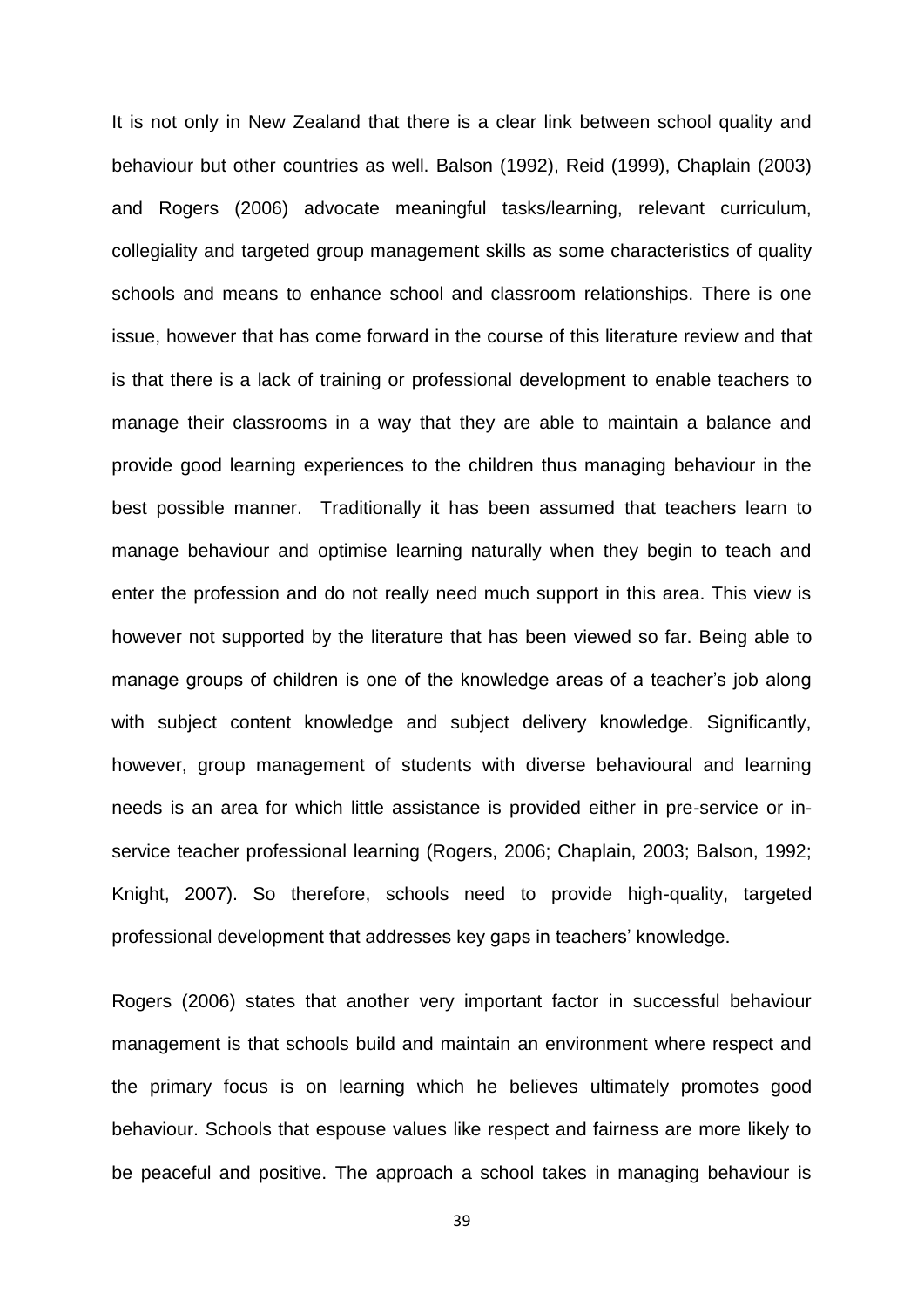It is not only in New Zealand that there is a clear link between school quality and behaviour but other countries as well. Balson (1992), Reid (1999), Chaplain (2003) and Rogers (2006) advocate meaningful tasks/learning, relevant curriculum, collegiality and targeted group management skills as some characteristics of quality schools and means to enhance school and classroom relationships. There is one issue, however that has come forward in the course of this literature review and that is that there is a lack of training or professional development to enable teachers to manage their classrooms in a way that they are able to maintain a balance and provide good learning experiences to the children thus managing behaviour in the best possible manner. Traditionally it has been assumed that teachers learn to manage behaviour and optimise learning naturally when they begin to teach and enter the profession and do not really need much support in this area. This view is however not supported by the literature that has been viewed so far. Being able to manage groups of children is one of the knowledge areas of a teacher's job along with subject content knowledge and subject delivery knowledge. Significantly, however, group management of students with diverse behavioural and learning needs is an area for which little assistance is provided either in pre-service or in-service teacher professional learning (Rogers, 2006; Chaplain, 2003; Balson, 1992; Knight, 2007). So therefore, schools need to provide high-quality, targeted professional development that addresses key gaps in teachers' knowledge.

Rogers (2006) states that another very important factor in successful behaviour management is that schools build and maintain an environment where respect and the primary focus is on learning which he believes ultimately promotes good behaviour. Schools that espouse values like respect and fairness are more likely to be peaceful and positive. The approach a school takes in managing behaviour is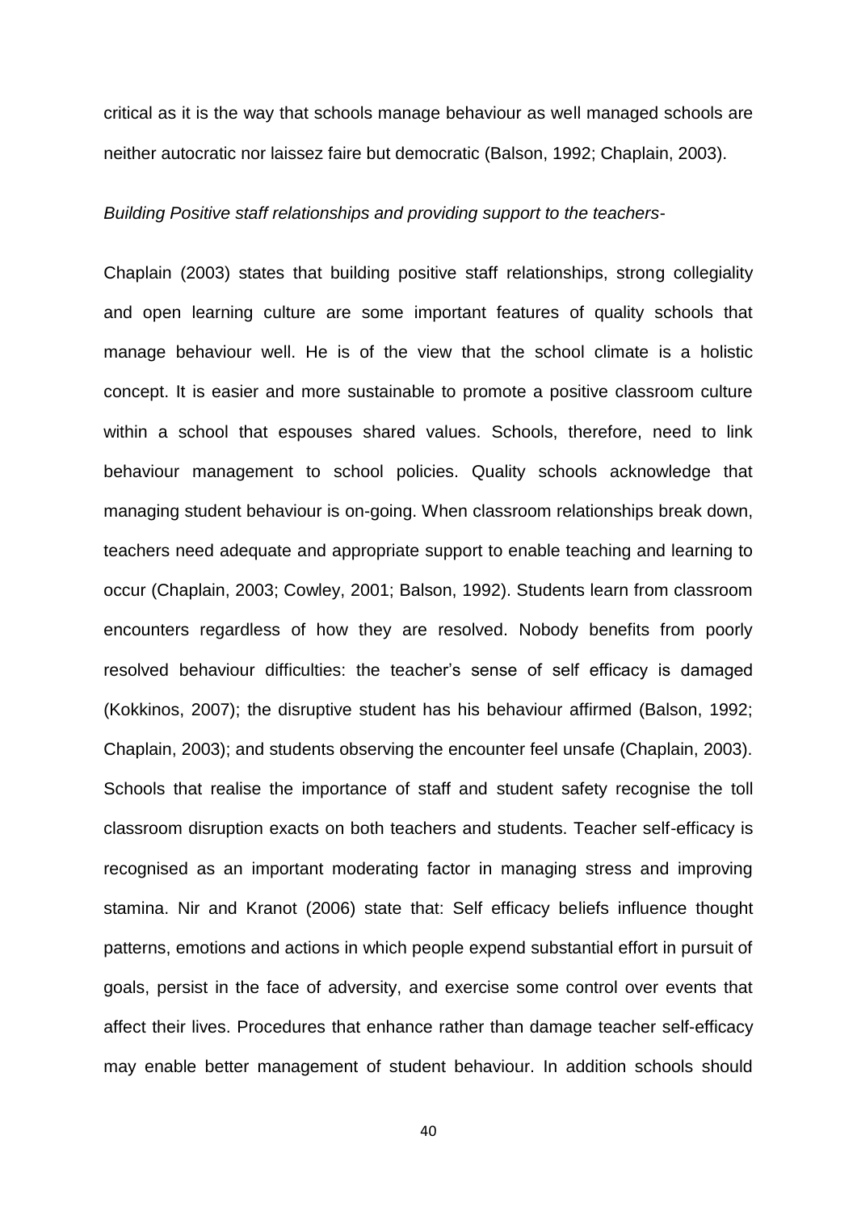critical as it is the way that schools manage behaviour as well managed schools are neither autocratic nor laissez faire but democratic (Balson, 1992; Chaplain, 2003).

*Building Positive staff relationships and providing support to the teachers-*

Chaplain (2003) states that building positive staff relationships, strong collegiality and open learning culture are some important features of quality schools that manage behaviour well. He is of the view that the school climate is a holistic concept. It is easier and more sustainable to promote a positive classroom culture within a school that espouses shared values. Schools, therefore, need to link behaviour management to school policies. Quality schools acknowledge that managing student behaviour is on-going. When classroom relationships break down, teachers need adequate and appropriate support to enable teaching and learning to occur (Chaplain, 2003; Cowley, 2001; Balson, 1992). Students learn from classroom encounters regardless of how they are resolved. Nobody benefits from poorly resolved behaviour difficulties: the teacher's sense of self efficacy is damaged (Kokkinos, 2007); the disruptive student has his behaviour affirmed (Balson, 1992; Chaplain, 2003); and students observing the encounter feel unsafe (Chaplain, 2003). Schools that realise the importance of staff and student safety recognise the toll classroom disruption exacts on both teachers and students. Teacher self-efficacy is recognised as an important moderating factor in managing stress and improving stamina. Nir and Kranot (2006) state that: Self efficacy beliefs influence thought patterns, emotions and actions in which people expend substantial effort in pursuit of goals, persist in the face of adversity, and exercise some control over events that affect their lives. Procedures that enhance rather than damage teacher self-efficacy may enable better management of student behaviour. In addition schools should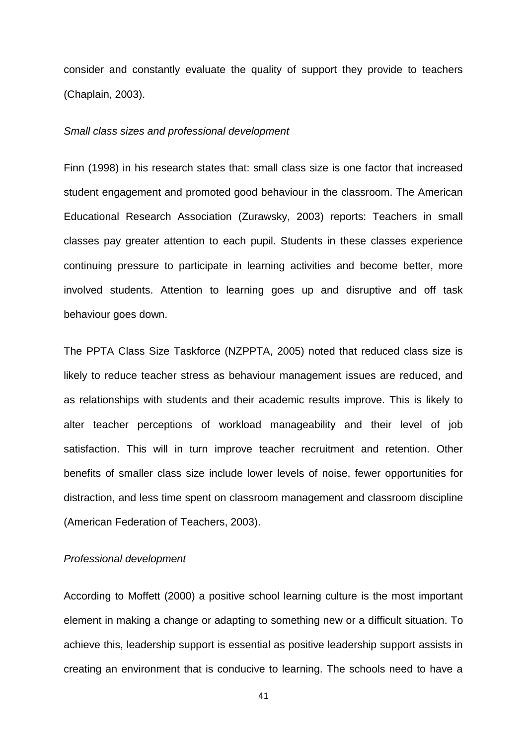consider and constantly evaluate the quality of support they provide to teachers (Chaplain, 2003).

*Small class sizes and professional development*

Finn (1998) in his research states that: small class size is one factor that increased student engagement and promoted good behaviour in the classroom. The American Educational Research Association (Zurawsky, 2003) reports: Teachers in small classes pay greater attention to each pupil. Students in these classes experience continuing pressure to participate in learning activities and become better, more involved students. Attention to learning goes up and disruptive and off task behaviour goes down.

The PPTA Class Size Taskforce (NZPPTA, 2005) noted that reduced class size is likely to reduce teacher stress as behaviour management issues are reduced, and as relationships with students and their academic results improve. This is likely to alter teacher perceptions of workload manageability and their level of job satisfaction. This will in turn improve teacher recruitment and retention. Other benefits of smaller class size include lower levels of noise, fewer opportunities for distraction, and less time spent on classroom management and classroom discipline (American Federation of Teachers, 2003).

*Professional development*

According to Moffett (2000) a positive school learning culture is the most important element in making a change or adapting to something new or a difficult situation. To achieve this, leadership support is essential as positive leadership support assists in creating an environment that is conducive to learning. The schools need to have a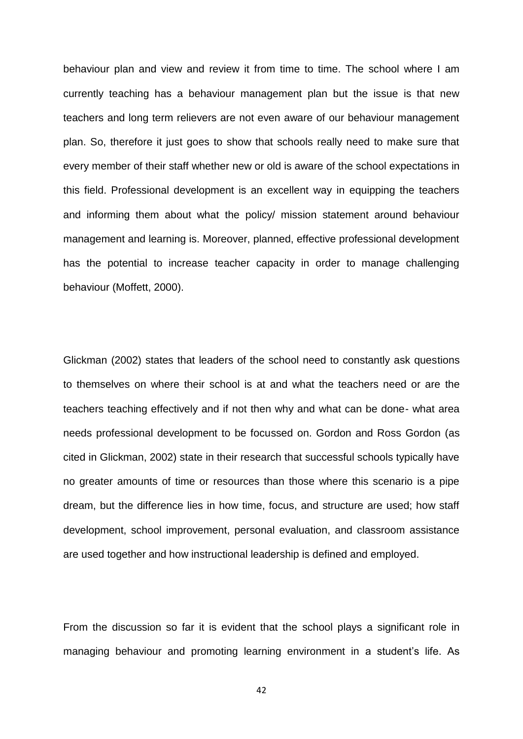behaviour plan and view and review it from time to time. The school where I am currently teaching has a behaviour management plan but the issue is that new teachers and long term relievers are not even aware of our behaviour management plan. So, therefore it just goes to show that schools really need to make sure that every member of their staff whether new or old is aware of the school expectations in this field. Professional development is an excellent way in equipping the teachers and informing them about what the policy/ mission statement around behaviour management and learning is. Moreover, planned, effective professional development has the potential to increase teacher capacity in order to manage challenging behaviour (Moffett, 2000).

Glickman (2002) states that leaders of the school need to constantly ask questions to themselves on where their school is at and what the teachers need or are the teachers teaching effectively and if not then why and what can be done- what area needs professional development to be focussed on. Gordon and Ross Gordon (as cited in Glickman, 2002) state in their research that successful schools typically have no greater amounts of time or resources than those where this scenario is a pipe dream, but the difference lies in how time, focus, and structure are used; how staff development, school improvement, personal evaluation, and classroom assistance are used together and how instructional leadership is defined and employed.

From the discussion so far it is evident that the school plays a significant role in managing behaviour and promoting learning environment in a student's life. As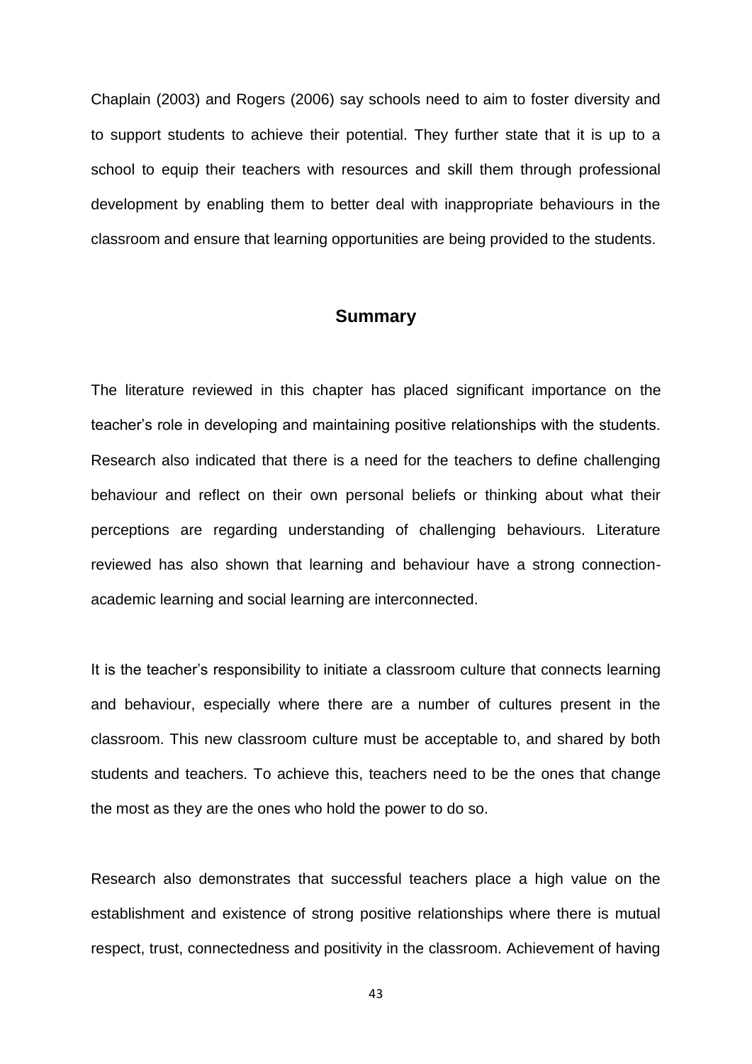Chaplain (2003) and Rogers (2006) say schools need to aim to foster diversity and to support students to achieve their potential. They further state that it is up to a school to equip their teachers with resources and skill them through professional development by enabling them to better deal with inappropriate behaviours in the classroom and ensure that learning opportunities are being provided to the students.

## Summary

The literature reviewed in this chapter has placed significant importance on the teacher's role in developing and maintaining positive relationships with the students. Research also indicated that there is a need for the teachers to define challenging behaviour and reflect on their own personal beliefs or thinking about what their perceptions are regarding understanding of challenging behaviours. Literature reviewed has also shown that learning and behaviour have a strong connection-academic learning and social learning are interconnected.

It is the teacher's responsibility to initiate a classroom culture that connects learning and behaviour, especially where there are a number of cultures present in the classroom. This new classroom culture must be acceptable to, and shared by both students and teachers. To achieve this, teachers need to be the ones that change the most as they are the ones who hold the power to do so.

Research also demonstrates that successful teachers place a high value on the establishment and existence of strong positive relationships where there is mutual respect, trust, connectedness and positivity in the classroom. Achievement of having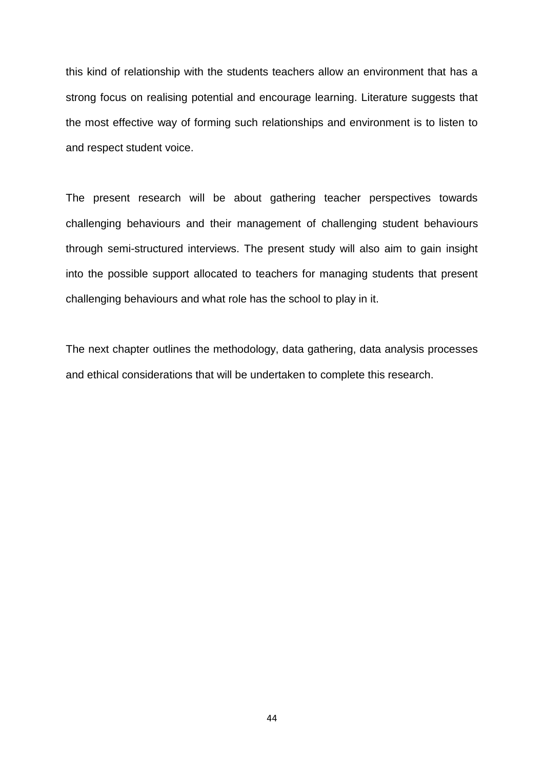this kind of relationship with the students teachers allow an environment that has a strong focus on realising potential and encourage learning. Literature suggests that the most effective way of forming such relationships and environment is to listen to and respect student voice.

The present research will be about gathering teacher perspectives towards challenging behaviours and their management of challenging student behaviours through semi-structured interviews. The present study will also aim to gain insight into the possible support allocated to teachers for managing students that present challenging behaviours and what role has the school to play in it.

The next chapter outlines the methodology, data gathering, data analysis processes and ethical considerations that will be undertaken to complete this research.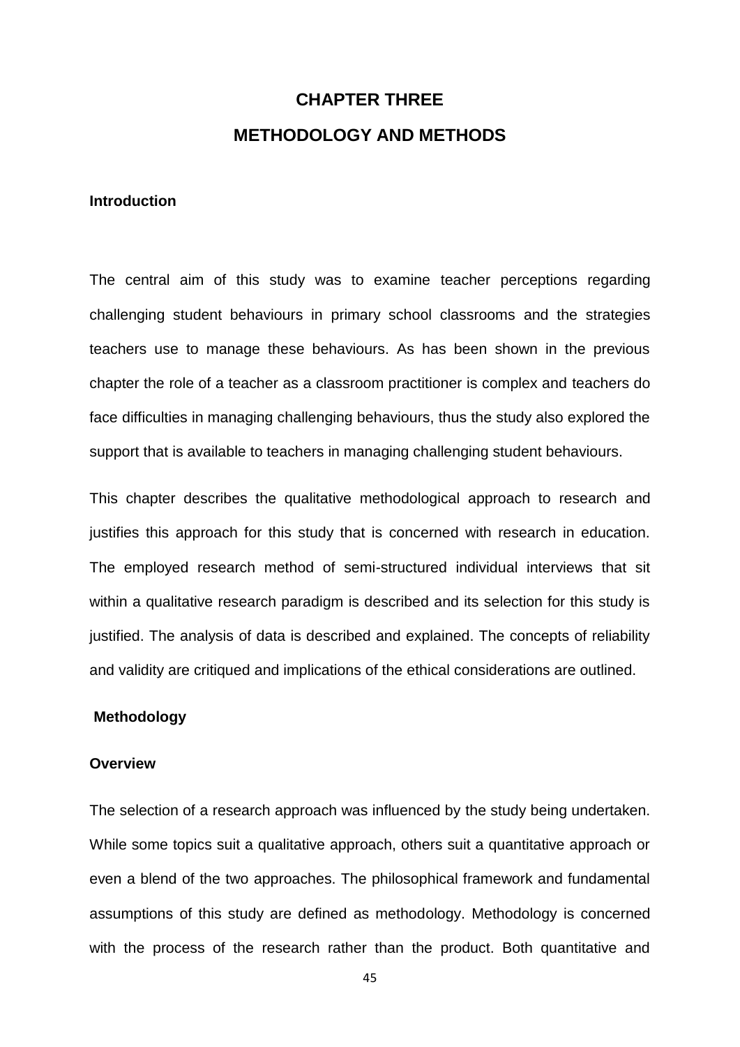# CHAPTER THREE

# METHODOLOGY AND METHODS

### Introduction

The central aim of this study was to examine teacher perceptions regarding challenging student behaviours in primary school classrooms and the strategies teachers use to manage these behaviours. As has been shown in the previous chapter the role of a teacher as a classroom practitioner is complex and teachers do face difficulties in managing challenging behaviours, thus the study also explored the support that is available to teachers in managing challenging student behaviours.

This chapter describes the qualitative methodological approach to research and justifies this approach for this study that is concerned with research in education. The employed research method of semi-structured individual interviews that sit within a qualitative research paradigm is described and its selection for this study is justified. The analysis of data is described and explained. The concepts of reliability and validity are critiqued and implications of the ethical considerations are outlined.

## Methodology

### Overview

The selection of a research approach was influenced by the study being undertaken. While some topics suit a qualitative approach, others suit a quantitative approach or even a blend of the two approaches. The philosophical framework and fundamental assumptions of this study are defined as methodology. Methodology is concerned with the process of the research rather than the product. Both quantitative and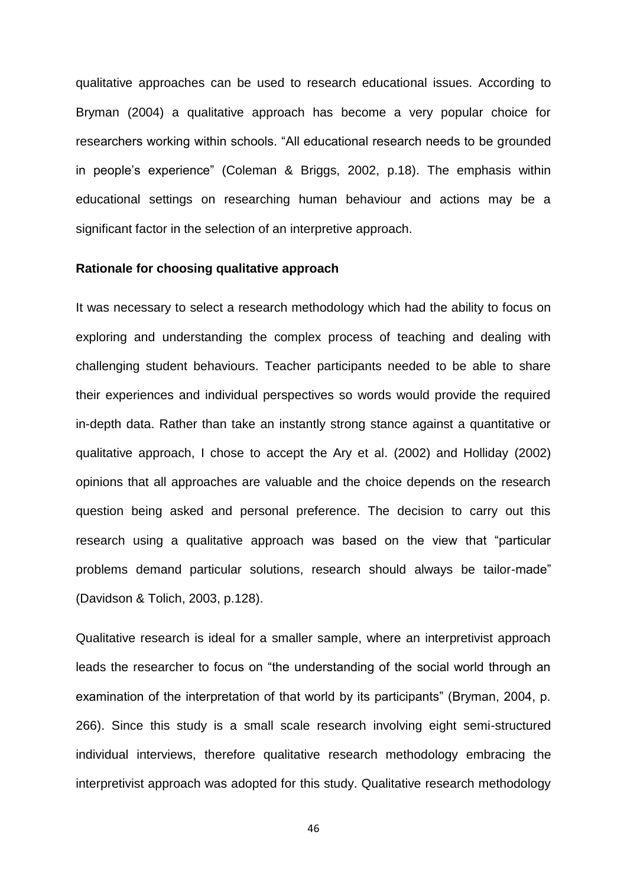qualitative approaches can be used to research educational issues. According to Bryman (2004) a qualitative approach has become a very popular choice for researchers working within schools. "All educational research needs to be grounded in people's experience" (Coleman & Briggs, 2002, p.18). The emphasis within educational settings on researching human behaviour and actions may be a significant factor in the selection of an interpretive approach.

**Rationale for choosing qualitative approach**

It was necessary to select a research methodology which had the ability to focus on exploring and understanding the complex process of teaching and dealing with challenging student behaviours. Teacher participants needed to be able to share their experiences and individual perspectives so words would provide the required in-depth data. Rather than take an instantly strong stance against a quantitative or qualitative approach, I chose to accept the Ary et al. (2002) and Holliday (2002) opinions that all approaches are valuable and the choice depends on the research question being asked and personal preference. The decision to carry out this research using a qualitative approach was based on the view that "particular problems demand particular solutions, research should always be tailor-made" (Davidson & Tolich, 2003, p.128).

Qualitative research is ideal for a smaller sample, where an interpretivist approach leads the researcher to focus on "the understanding of the social world through an examination of the interpretation of that world by its participants" (Bryman, 2004, p. 266). Since this study is a small scale research involving eight semi-structured individual interviews, therefore qualitative research methodology embracing the interpretivist approach was adopted for this study. Qualitative research methodology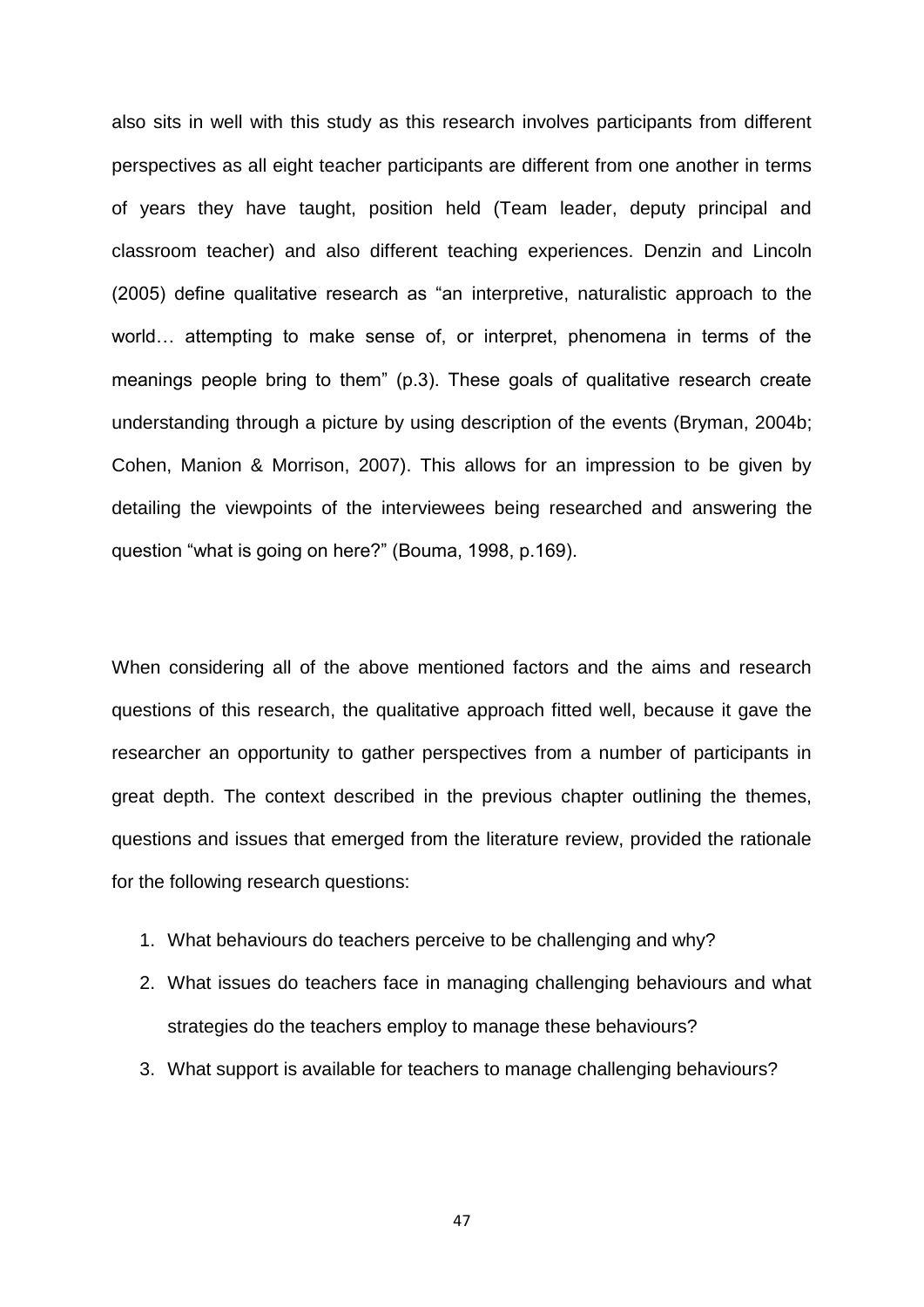also sits in well with this study as this research involves participants from different perspectives as all eight teacher participants are different from one another in terms of years they have taught, position held (Team leader, deputy principal and classroom teacher) and also different teaching experiences. Denzin and Lincoln (2005) define qualitative research as "an interpretive, naturalistic approach to the world… attempting to make sense of, or interpret, phenomena in terms of the meanings people bring to them" (p.3). These goals of qualitative research create understanding through a picture by using description of the events (Bryman, 2004b; Cohen, Manion & Morrison, 2007). This allows for an impression to be given by detailing the viewpoints of the interviewees being researched and answering the question "what is going on here?" (Bouma, 1998, p.169).

When considering all of the above mentioned factors and the aims and research questions of this research, the qualitative approach fitted well, because it gave the researcher an opportunity to gather perspectives from a number of participants in great depth. The context described in the previous chapter outlining the themes, questions and issues that emerged from the literature review, provided the rationale for the following research questions:

1. What behaviours do teachers perceive to be challenging and why?
2. What issues do teachers face in managing challenging behaviours and what strategies do the teachers employ to manage these behaviours?
3. What support is available for teachers to manage challenging behaviours?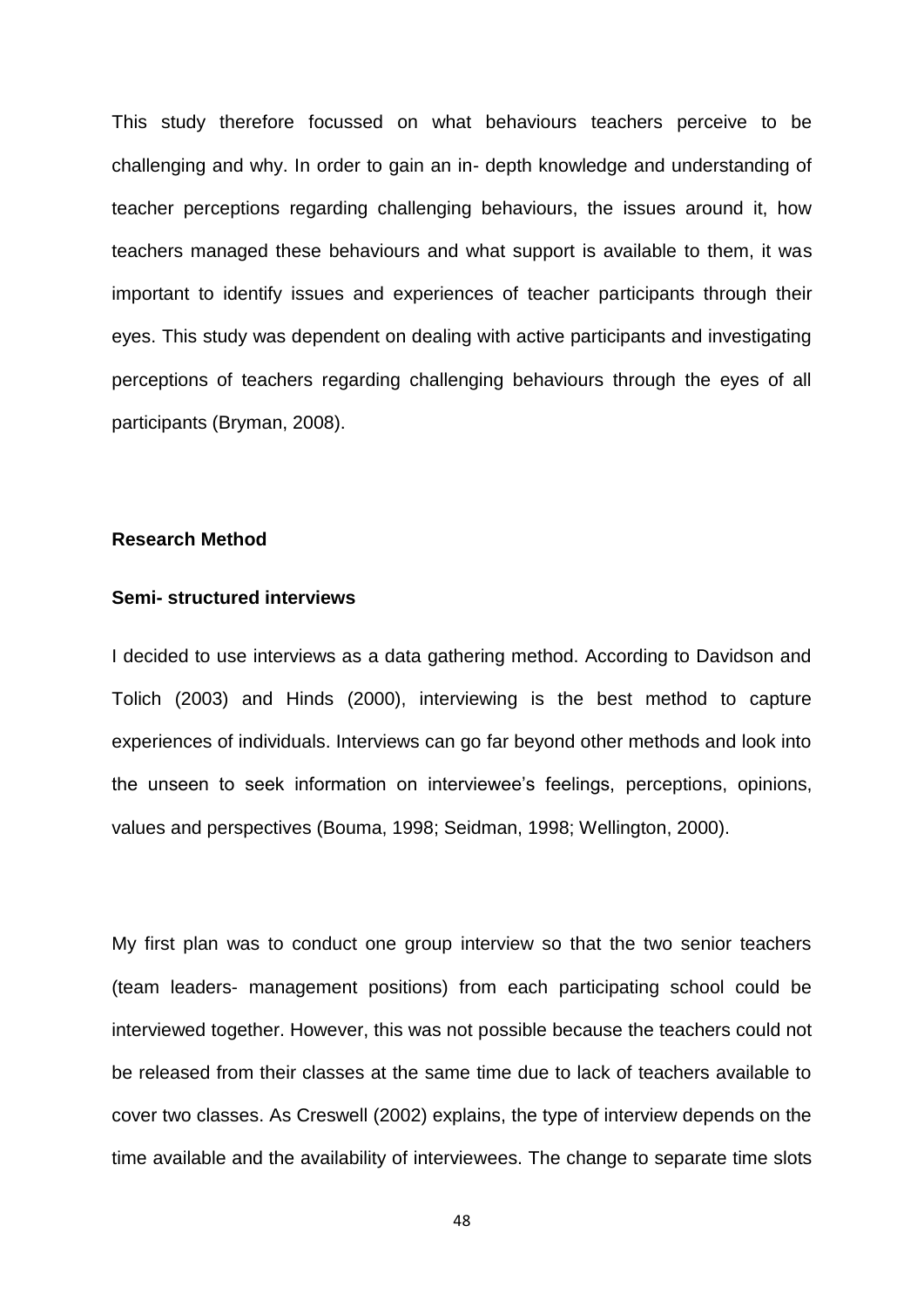This study therefore focussed on what behaviours teachers perceive to be challenging and why. In order to gain an in- depth knowledge and understanding of teacher perceptions regarding challenging behaviours, the issues around it, how teachers managed these behaviours and what support is available to them, it was important to identify issues and experiences of teacher participants through their eyes. This study was dependent on dealing with active participants and investigating perceptions of teachers regarding challenging behaviours through the eyes of all participants (Bryman, 2008).

## Research Method

### Semi- structured interviews

I decided to use interviews as a data gathering method. According to Davidson and Tolich (2003) and Hinds (2000), interviewing is the best method to capture experiences of individuals. Interviews can go far beyond other methods and look into the unseen to seek information on interviewee's feelings, perceptions, opinions, values and perspectives (Bouma, 1998; Seidman, 1998; Wellington, 2000).

My first plan was to conduct one group interview so that the two senior teachers (team leaders- management positions) from each participating school could be interviewed together. However, this was not possible because the teachers could not be released from their classes at the same time due to lack of teachers available to cover two classes. As Creswell (2002) explains, the type of interview depends on the time available and the availability of interviewees. The change to separate time slots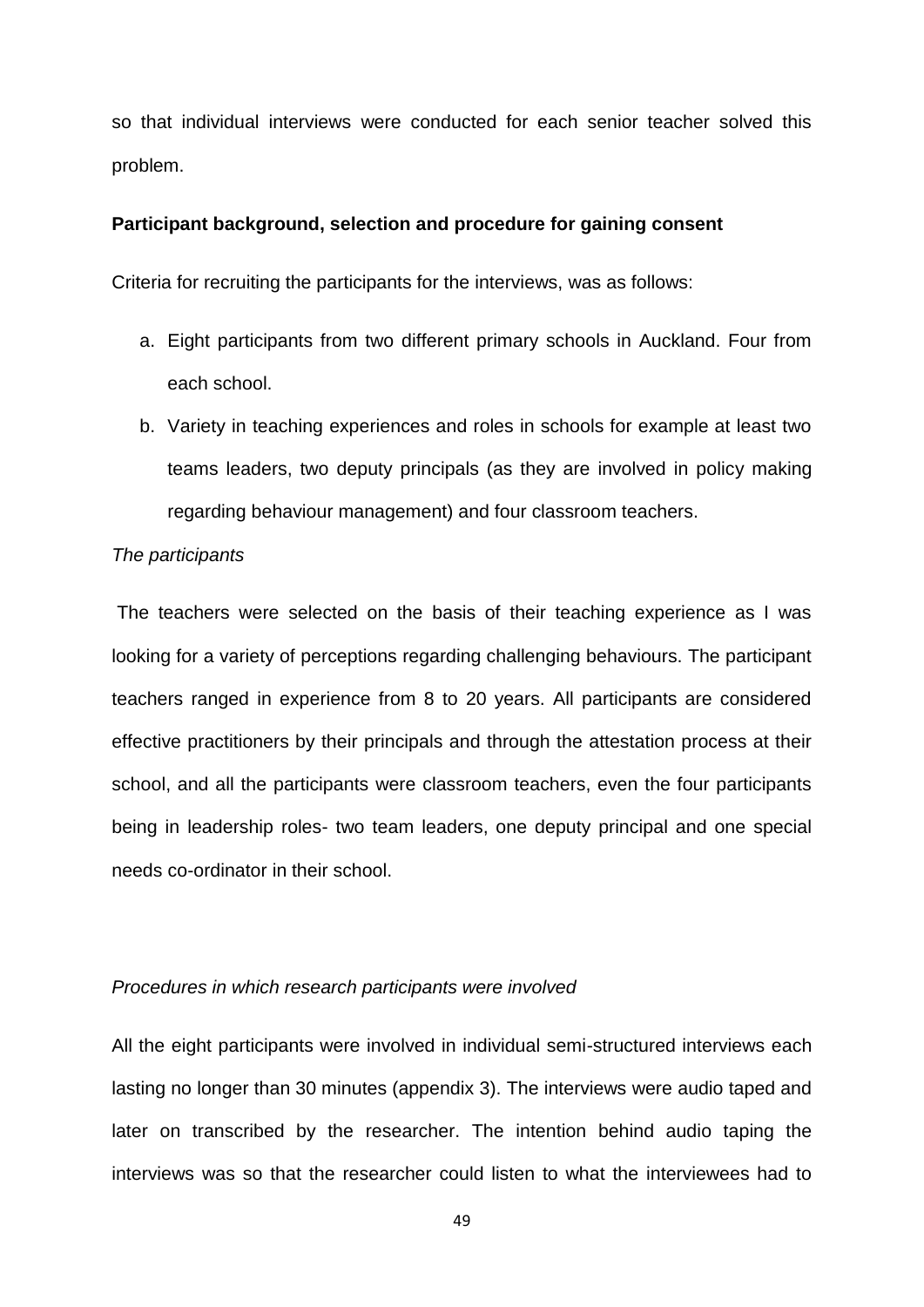so that individual interviews were conducted for each senior teacher solved this problem.

**Participant background, selection and procedure for gaining consent**

Criteria for recruiting the participants for the interviews, was as follows:

a. Eight participants from two different primary schools in Auckland. Four from each school.
b. Variety in teaching experiences and roles in schools for example at least two teams leaders, two deputy principals (as they are involved in policy making regarding behaviour management) and four classroom teachers.

*The participants*

The teachers were selected on the basis of their teaching experience as I was looking for a variety of perceptions regarding challenging behaviours. The participant teachers ranged in experience from 8 to 20 years. All participants are considered effective practitioners by their principals and through the attestation process at their school, and all the participants were classroom teachers, even the four participants being in leadership roles- two team leaders, one deputy principal and one special needs co-ordinator in their school.

*Procedures in which research participants were involved*

All the eight participants were involved in individual semi-structured interviews each lasting no longer than 30 minutes (appendix 3). The interviews were audio taped and later on transcribed by the researcher. The intention behind audio taping the interviews was so that the researcher could listen to what the interviewees had to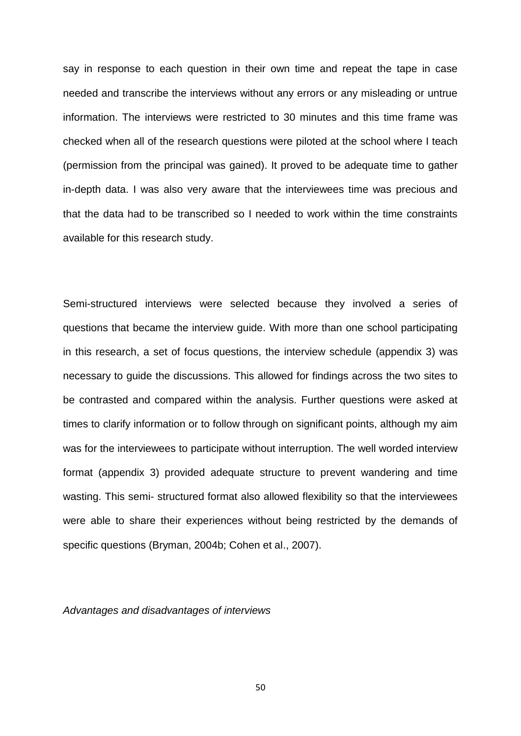say in response to each question in their own time and repeat the tape in case needed and transcribe the interviews without any errors or any misleading or untrue information. The interviews were restricted to 30 minutes and this time frame was checked when all of the research questions were piloted at the school where I teach (permission from the principal was gained). It proved to be adequate time to gather in-depth data. I was also very aware that the interviewees time was precious and that the data had to be transcribed so I needed to work within the time constraints available for this research study.

Semi-structured interviews were selected because they involved a series of questions that became the interview guide. With more than one school participating in this research, a set of focus questions, the interview schedule (appendix 3) was necessary to guide the discussions. This allowed for findings across the two sites to be contrasted and compared within the analysis. Further questions were asked at times to clarify information or to follow through on significant points, although my aim was for the interviewees to participate without interruption. The well worded interview format (appendix 3) provided adequate structure to prevent wandering and time wasting. This semi- structured format also allowed flexibility so that the interviewees were able to share their experiences without being restricted by the demands of specific questions (Bryman, 2004b; Cohen et al., 2007).

*Advantages and disadvantages of interviews*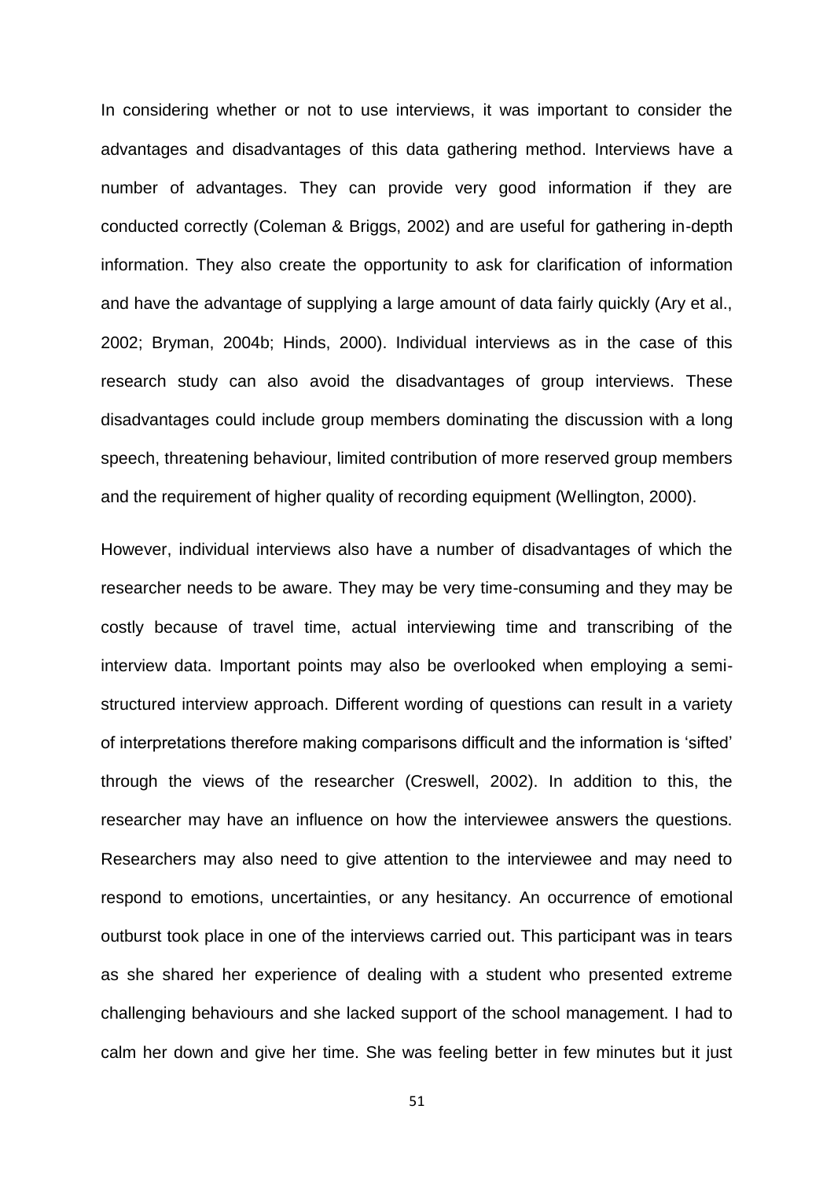In considering whether or not to use interviews, it was important to consider the advantages and disadvantages of this data gathering method. Interviews have a number of advantages. They can provide very good information if they are conducted correctly (Coleman & Briggs, 2002) and are useful for gathering in-depth information. They also create the opportunity to ask for clarification of information and have the advantage of supplying a large amount of data fairly quickly (Ary et al., 2002; Bryman, 2004b; Hinds, 2000). Individual interviews as in the case of this research study can also avoid the disadvantages of group interviews. These disadvantages could include group members dominating the discussion with a long speech, threatening behaviour, limited contribution of more reserved group members and the requirement of higher quality of recording equipment (Wellington, 2000).

However, individual interviews also have a number of disadvantages of which the researcher needs to be aware. They may be very time-consuming and they may be costly because of travel time, actual interviewing time and transcribing of the interview data. Important points may also be overlooked when employing a semi-structured interview approach. Different wording of questions can result in a variety of interpretations therefore making comparisons difficult and the information is 'sifted' through the views of the researcher (Creswell, 2002). In addition to this, the researcher may have an influence on how the interviewee answers the questions. Researchers may also need to give attention to the interviewee and may need to respond to emotions, uncertainties, or any hesitancy. An occurrence of emotional outburst took place in one of the interviews carried out. This participant was in tears as she shared her experience of dealing with a student who presented extreme challenging behaviours and she lacked support of the school management. I had to calm her down and give her time. She was feeling better in few minutes but it just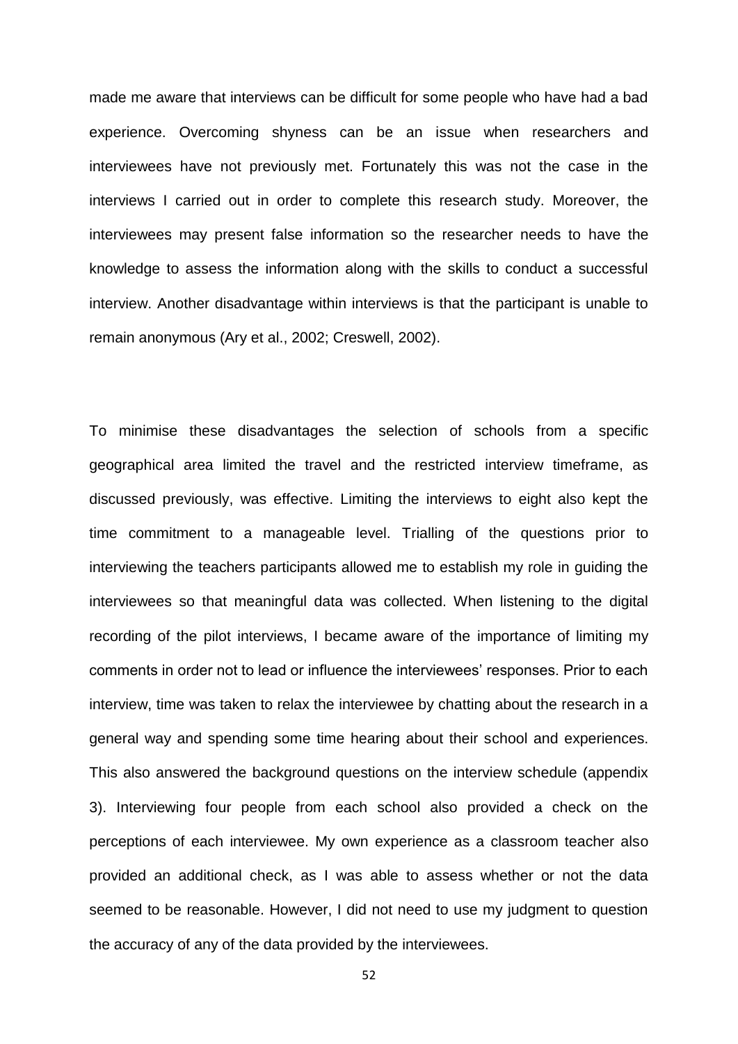made me aware that interviews can be difficult for some people who have had a bad experience. Overcoming shyness can be an issue when researchers and interviewees have not previously met. Fortunately this was not the case in the interviews I carried out in order to complete this research study. Moreover, the interviewees may present false information so the researcher needs to have the knowledge to assess the information along with the skills to conduct a successful interview. Another disadvantage within interviews is that the participant is unable to remain anonymous (Ary et al., 2002; Creswell, 2002).

To minimise these disadvantages the selection of schools from a specific geographical area limited the travel and the restricted interview timeframe, as discussed previously, was effective. Limiting the interviews to eight also kept the time commitment to a manageable level. Trialling of the questions prior to interviewing the teachers participants allowed me to establish my role in guiding the interviewees so that meaningful data was collected. When listening to the digital recording of the pilot interviews, I became aware of the importance of limiting my comments in order not to lead or influence the interviewees' responses. Prior to each interview, time was taken to relax the interviewee by chatting about the research in a general way and spending some time hearing about their school and experiences. This also answered the background questions on the interview schedule (appendix 3). Interviewing four people from each school also provided a check on the perceptions of each interviewee. My own experience as a classroom teacher also provided an additional check, as I was able to assess whether or not the data seemed to be reasonable. However, I did not need to use my judgment to question the accuracy of any of the data provided by the interviewees.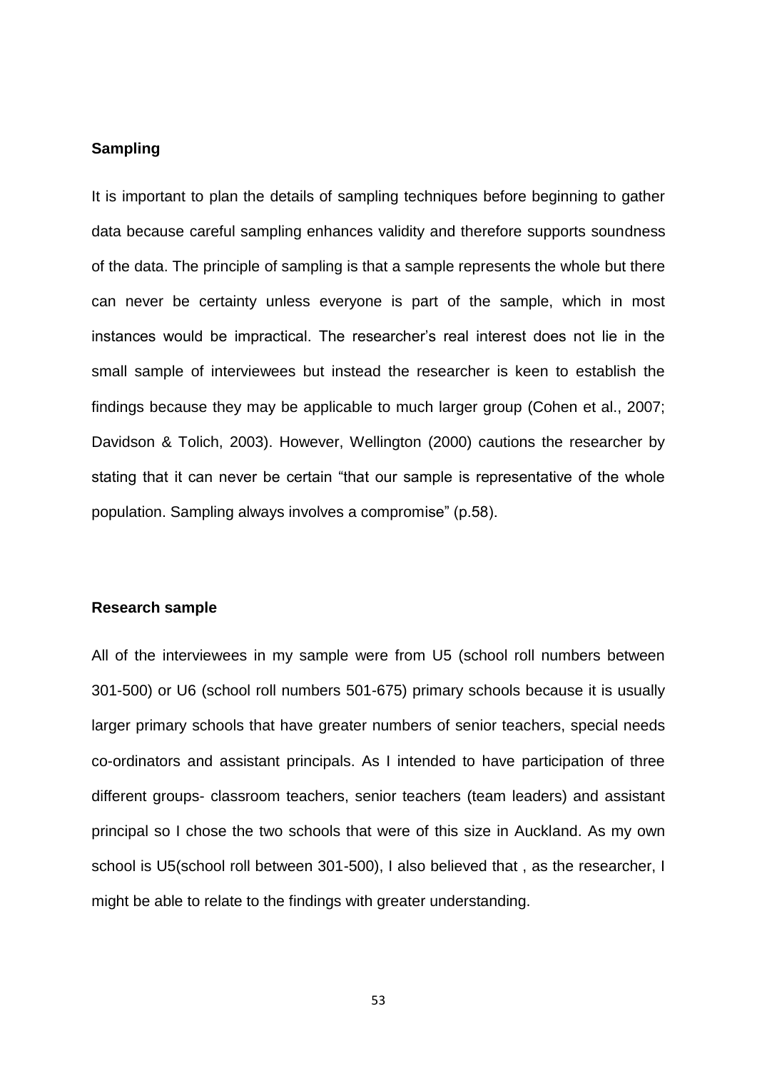**Sampling**

It is important to plan the details of sampling techniques before beginning to gather data because careful sampling enhances validity and therefore supports soundness of the data. The principle of sampling is that a sample represents the whole but there can never be certainty unless everyone is part of the sample, which in most instances would be impractical. The researcher's real interest does not lie in the small sample of interviewees but instead the researcher is keen to establish the findings because they may be applicable to much larger group (Cohen et al., 2007; Davidson & Tolich, 2003). However, Wellington (2000) cautions the researcher by stating that it can never be certain "that our sample is representative of the whole population. Sampling always involves a compromise" (p.58).

**Research sample**

All of the interviewees in my sample were from U5 (school roll numbers between 301-500) or U6 (school roll numbers 501-675) primary schools because it is usually larger primary schools that have greater numbers of senior teachers, special needs co-ordinators and assistant principals. As I intended to have participation of three different groups- classroom teachers, senior teachers (team leaders) and assistant principal so I chose the two schools that were of this size in Auckland. As my own school is U5(school roll between 301-500), I also believed that , as the researcher, I might be able to relate to the findings with greater understanding.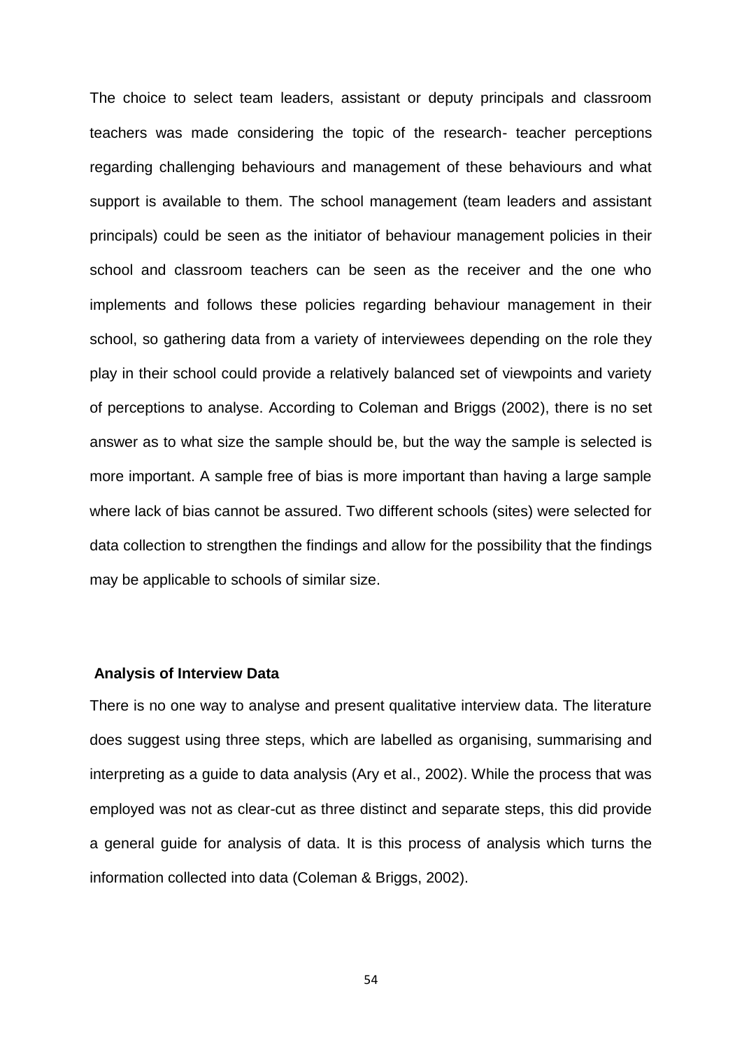The choice to select team leaders, assistant or deputy principals and classroom teachers was made considering the topic of the research- teacher perceptions regarding challenging behaviours and management of these behaviours and what support is available to them. The school management (team leaders and assistant principals) could be seen as the initiator of behaviour management policies in their school and classroom teachers can be seen as the receiver and the one who implements and follows these policies regarding behaviour management in their school, so gathering data from a variety of interviewees depending on the role they play in their school could provide a relatively balanced set of viewpoints and variety of perceptions to analyse. According to Coleman and Briggs (2002), there is no set answer as to what size the sample should be, but the way the sample is selected is more important. A sample free of bias is more important than having a large sample where lack of bias cannot be assured. Two different schools (sites) were selected for data collection to strengthen the findings and allow for the possibility that the findings may be applicable to schools of similar size.

### Analysis of Interview Data

There is no one way to analyse and present qualitative interview data. The literature does suggest using three steps, which are labelled as organising, summarising and interpreting as a guide to data analysis (Ary et al., 2002). While the process that was employed was not as clear-cut as three distinct and separate steps, this did provide a general guide for analysis of data. It is this process of analysis which turns the information collected into data (Coleman & Briggs, 2002).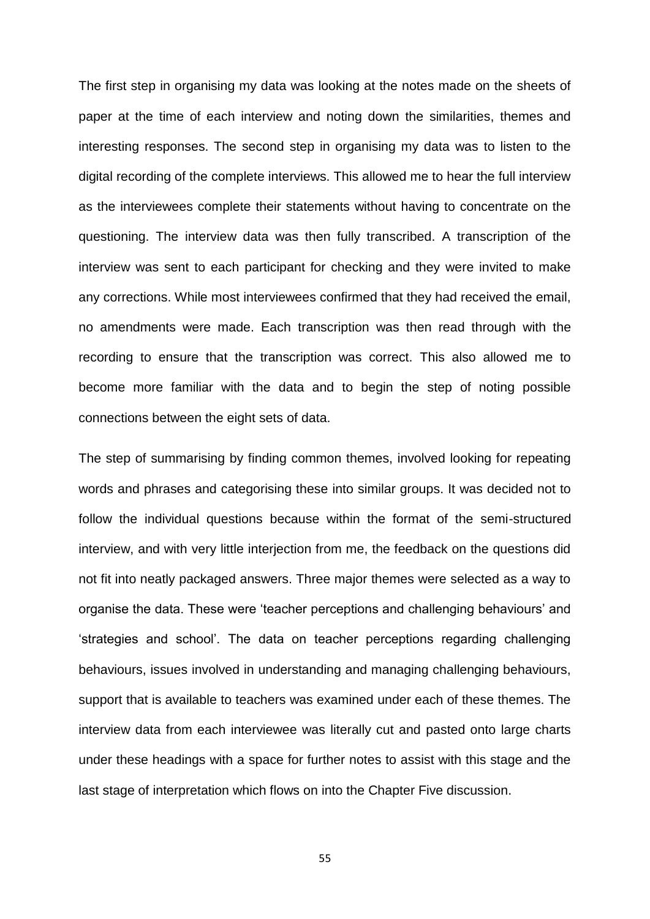The first step in organising my data was looking at the notes made on the sheets of paper at the time of each interview and noting down the similarities, themes and interesting responses. The second step in organising my data was to listen to the digital recording of the complete interviews. This allowed me to hear the full interview as the interviewees complete their statements without having to concentrate on the questioning. The interview data was then fully transcribed. A transcription of the interview was sent to each participant for checking and they were invited to make any corrections. While most interviewees confirmed that they had received the email, no amendments were made. Each transcription was then read through with the recording to ensure that the transcription was correct. This also allowed me to become more familiar with the data and to begin the step of noting possible connections between the eight sets of data.

The step of summarising by finding common themes, involved looking for repeating words and phrases and categorising these into similar groups. It was decided not to follow the individual questions because within the format of the semi-structured interview, and with very little interjection from me, the feedback on the questions did not fit into neatly packaged answers. Three major themes were selected as a way to organise the data. These were 'teacher perceptions and challenging behaviours' and 'strategies and school'. The data on teacher perceptions regarding challenging behaviours, issues involved in understanding and managing challenging behaviours, support that is available to teachers was examined under each of these themes. The interview data from each interviewee was literally cut and pasted onto large charts under these headings with a space for further notes to assist with this stage and the last stage of interpretation which flows on into the Chapter Five discussion.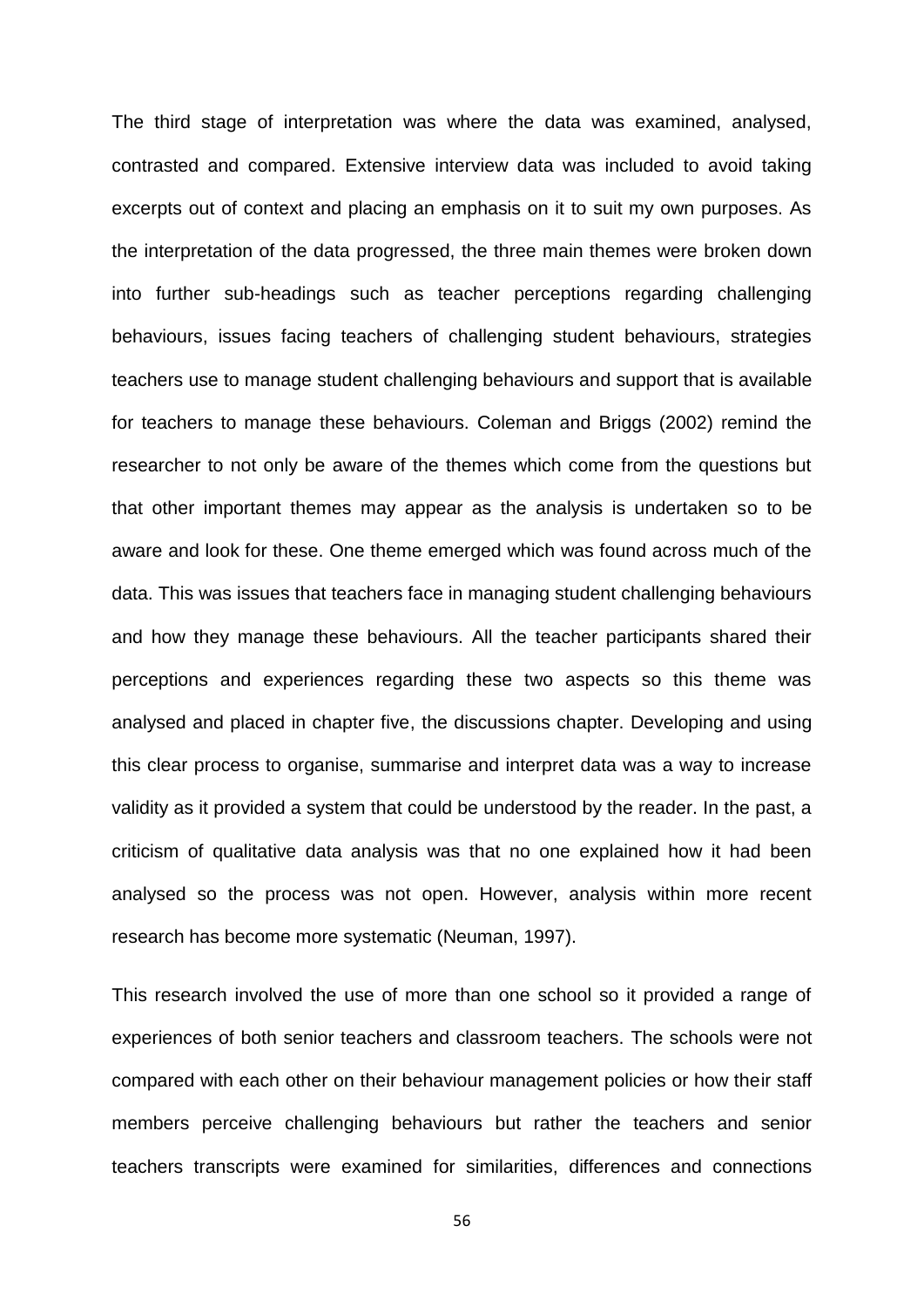The third stage of interpretation was where the data was examined, analysed, contrasted and compared. Extensive interview data was included to avoid taking excerpts out of context and placing an emphasis on it to suit my own purposes. As the interpretation of the data progressed, the three main themes were broken down into further sub-headings such as teacher perceptions regarding challenging behaviours, issues facing teachers of challenging student behaviours, strategies teachers use to manage student challenging behaviours and support that is available for teachers to manage these behaviours. Coleman and Briggs (2002) remind the researcher to not only be aware of the themes which come from the questions but that other important themes may appear as the analysis is undertaken so to be aware and look for these. One theme emerged which was found across much of the data. This was issues that teachers face in managing student challenging behaviours and how they manage these behaviours. All the teacher participants shared their perceptions and experiences regarding these two aspects so this theme was analysed and placed in chapter five, the discussions chapter. Developing and using this clear process to organise, summarise and interpret data was a way to increase validity as it provided a system that could be understood by the reader. In the past, a criticism of qualitative data analysis was that no one explained how it had been analysed so the process was not open. However, analysis within more recent research has become more systematic (Neuman, 1997).

This research involved the use of more than one school so it provided a range of experiences of both senior teachers and classroom teachers. The schools were not compared with each other on their behaviour management policies or how their staff members perceive challenging behaviours but rather the teachers and senior teachers transcripts were examined for similarities, differences and connections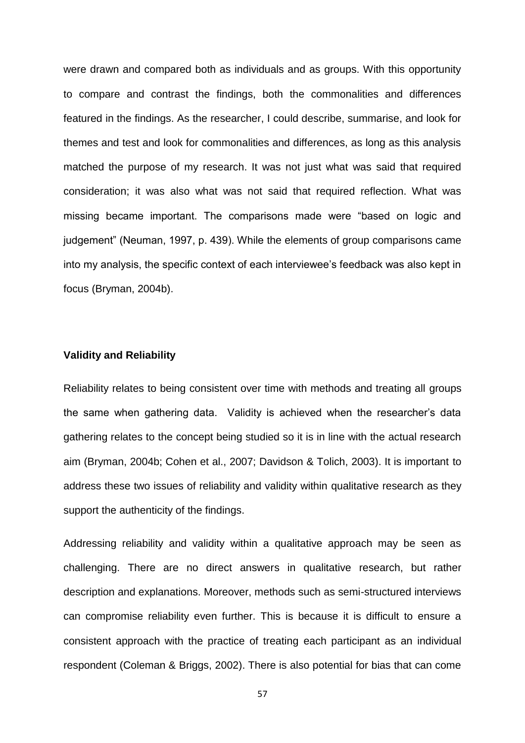were drawn and compared both as individuals and as groups. With this opportunity to compare and contrast the findings, both the commonalities and differences featured in the findings. As the researcher, I could describe, summarise, and look for themes and test and look for commonalities and differences, as long as this analysis matched the purpose of my research. It was not just what was said that required consideration; it was also what was not said that required reflection. What was missing became important. The comparisons made were "based on logic and judgement" (Neuman, 1997, p. 439). While the elements of group comparisons came into my analysis, the specific context of each interviewee's feedback was also kept in focus (Bryman, 2004b).

**Validity and Reliability**

Reliability relates to being consistent over time with methods and treating all groups the same when gathering data. Validity is achieved when the researcher's data gathering relates to the concept being studied so it is in line with the actual research aim (Bryman, 2004b; Cohen et al., 2007; Davidson & Tolich, 2003). It is important to address these two issues of reliability and validity within qualitative research as they support the authenticity of the findings.

Addressing reliability and validity within a qualitative approach may be seen as challenging. There are no direct answers in qualitative research, but rather description and explanations. Moreover, methods such as semi-structured interviews can compromise reliability even further. This is because it is difficult to ensure a consistent approach with the practice of treating each participant as an individual respondent (Coleman & Briggs, 2002). There is also potential for bias that can come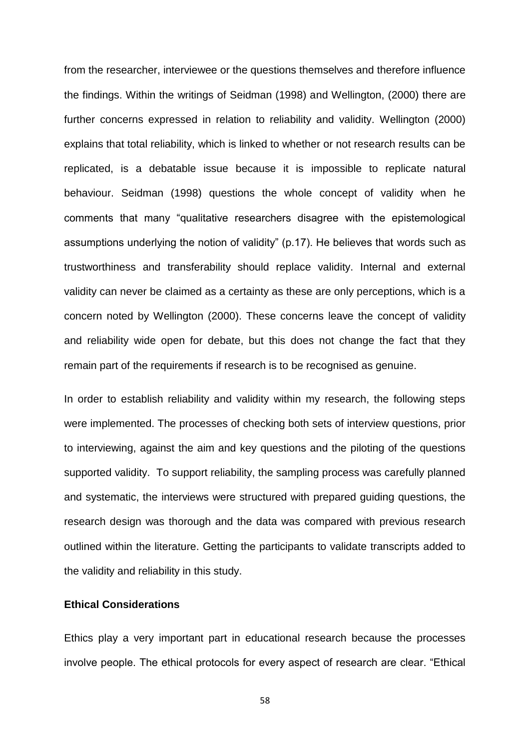from the researcher, interviewee or the questions themselves and therefore influence the findings. Within the writings of Seidman (1998) and Wellington, (2000) there are further concerns expressed in relation to reliability and validity. Wellington (2000) explains that total reliability, which is linked to whether or not research results can be replicated, is a debatable issue because it is impossible to replicate natural behaviour. Seidman (1998) questions the whole concept of validity when he comments that many “qualitative researchers disagree with the epistemological assumptions underlying the notion of validity” (p.17). He believes that words such as trustworthiness and transferability should replace validity. Internal and external validity can never be claimed as a certainty as these are only perceptions, which is a concern noted by Wellington (2000). These concerns leave the concept of validity and reliability wide open for debate, but this does not change the fact that they remain part of the requirements if research is to be recognised as genuine.

In order to establish reliability and validity within my research, the following steps were implemented. The processes of checking both sets of interview questions, prior to interviewing, against the aim and key questions and the piloting of the questions supported validity. To support reliability, the sampling process was carefully planned and systematic, the interviews were structured with prepared guiding questions, the research design was thorough and the data was compared with previous research outlined within the literature. Getting the participants to validate transcripts added to the validity and reliability in this study.

**Ethical Considerations**

Ethics play a very important part in educational research because the processes involve people. The ethical protocols for every aspect of research are clear. “Ethical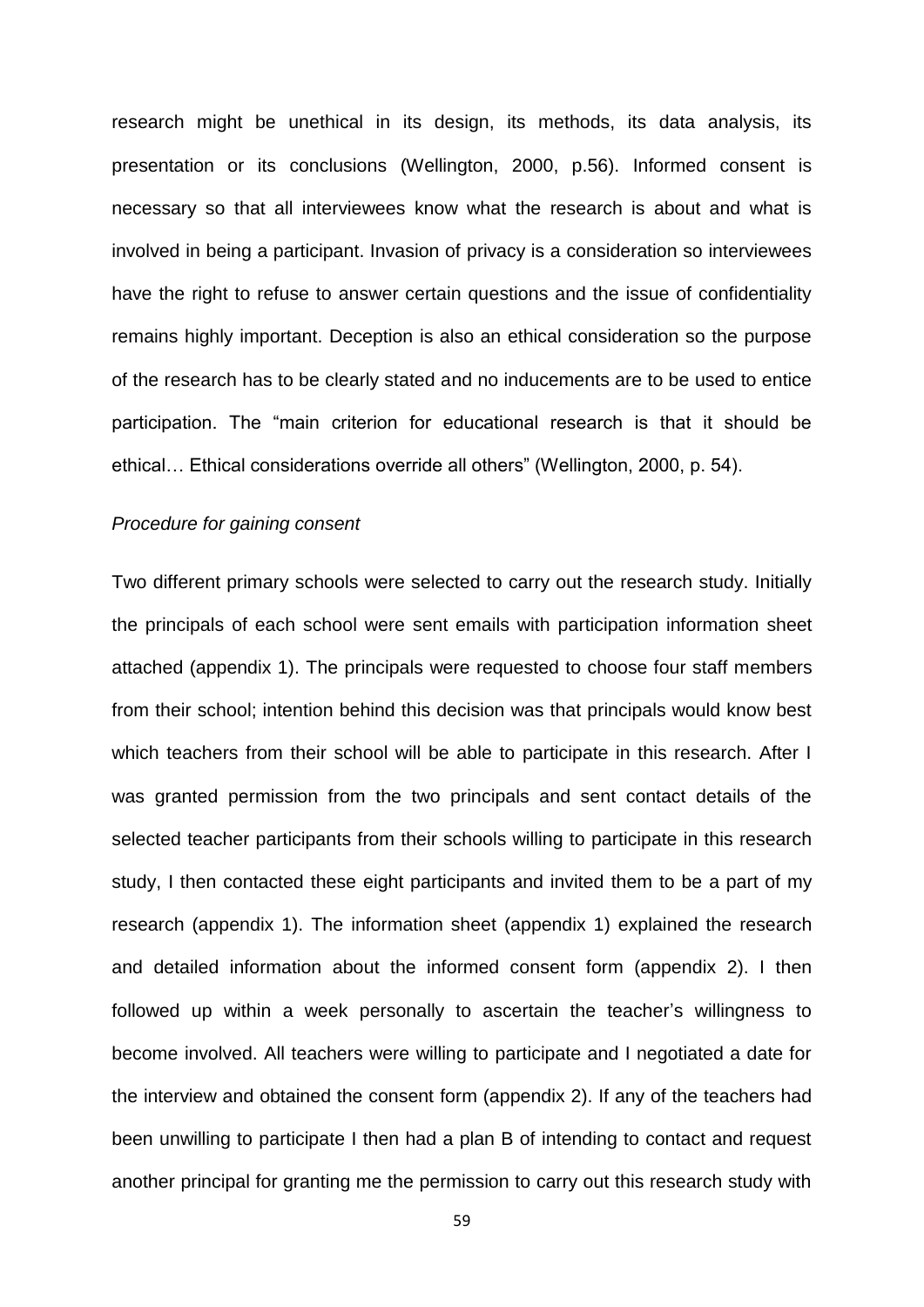research might be unethical in its design, its methods, its data analysis, its presentation or its conclusions (Wellington, 2000, p.56). Informed consent is necessary so that all interviewees know what the research is about and what is involved in being a participant. Invasion of privacy is a consideration so interviewees have the right to refuse to answer certain questions and the issue of confidentiality remains highly important. Deception is also an ethical consideration so the purpose of the research has to be clearly stated and no inducements are to be used to entice participation. The "main criterion for educational research is that it should be ethical… Ethical considerations override all others" (Wellington, 2000, p. 54).

*Procedure for gaining consent*

Two different primary schools were selected to carry out the research study. Initially the principals of each school were sent emails with participation information sheet attached (appendix 1). The principals were requested to choose four staff members from their school; intention behind this decision was that principals would know best which teachers from their school will be able to participate in this research. After I was granted permission from the two principals and sent contact details of the selected teacher participants from their schools willing to participate in this research study, I then contacted these eight participants and invited them to be a part of my research (appendix 1). The information sheet (appendix 1) explained the research and detailed information about the informed consent form (appendix 2). I then followed up within a week personally to ascertain the teacher's willingness to become involved. All teachers were willing to participate and I negotiated a date for the interview and obtained the consent form (appendix 2). If any of the teachers had been unwilling to participate I then had a plan B of intending to contact and request another principal for granting me the permission to carry out this research study with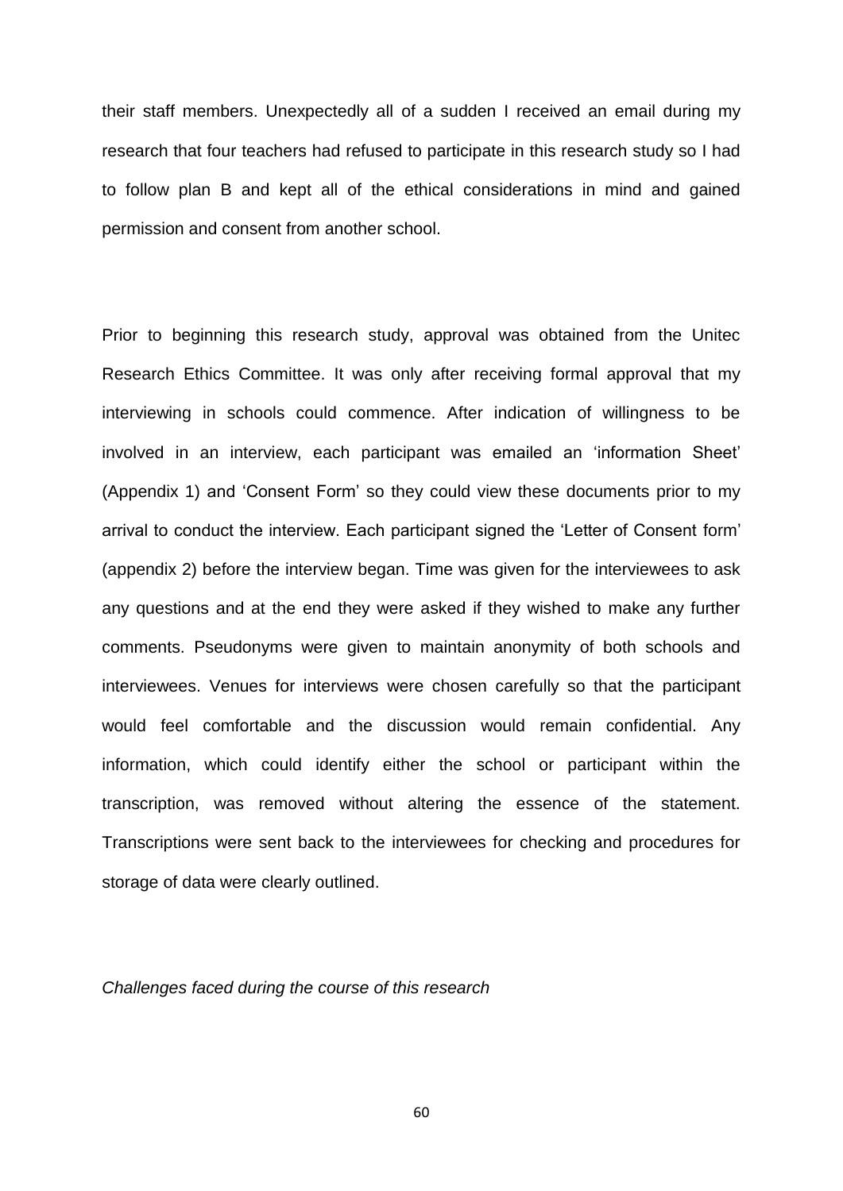their staff members. Unexpectedly all of a sudden I received an email during my research that four teachers had refused to participate in this research study so I had to follow plan B and kept all of the ethical considerations in mind and gained permission and consent from another school.

Prior to beginning this research study, approval was obtained from the Unitec Research Ethics Committee. It was only after receiving formal approval that my interviewing in schools could commence. After indication of willingness to be involved in an interview, each participant was emailed an 'information Sheet' (Appendix 1) and 'Consent Form' so they could view these documents prior to my arrival to conduct the interview. Each participant signed the 'Letter of Consent form' (appendix 2) before the interview began. Time was given for the interviewees to ask any questions and at the end they were asked if they wished to make any further comments. Pseudonyms were given to maintain anonymity of both schools and interviewees. Venues for interviews were chosen carefully so that the participant would feel comfortable and the discussion would remain confidential. Any information, which could identify either the school or participant within the transcription, was removed without altering the essence of the statement. Transcriptions were sent back to the interviewees for checking and procedures for storage of data were clearly outlined.

*Challenges faced during the course of this research*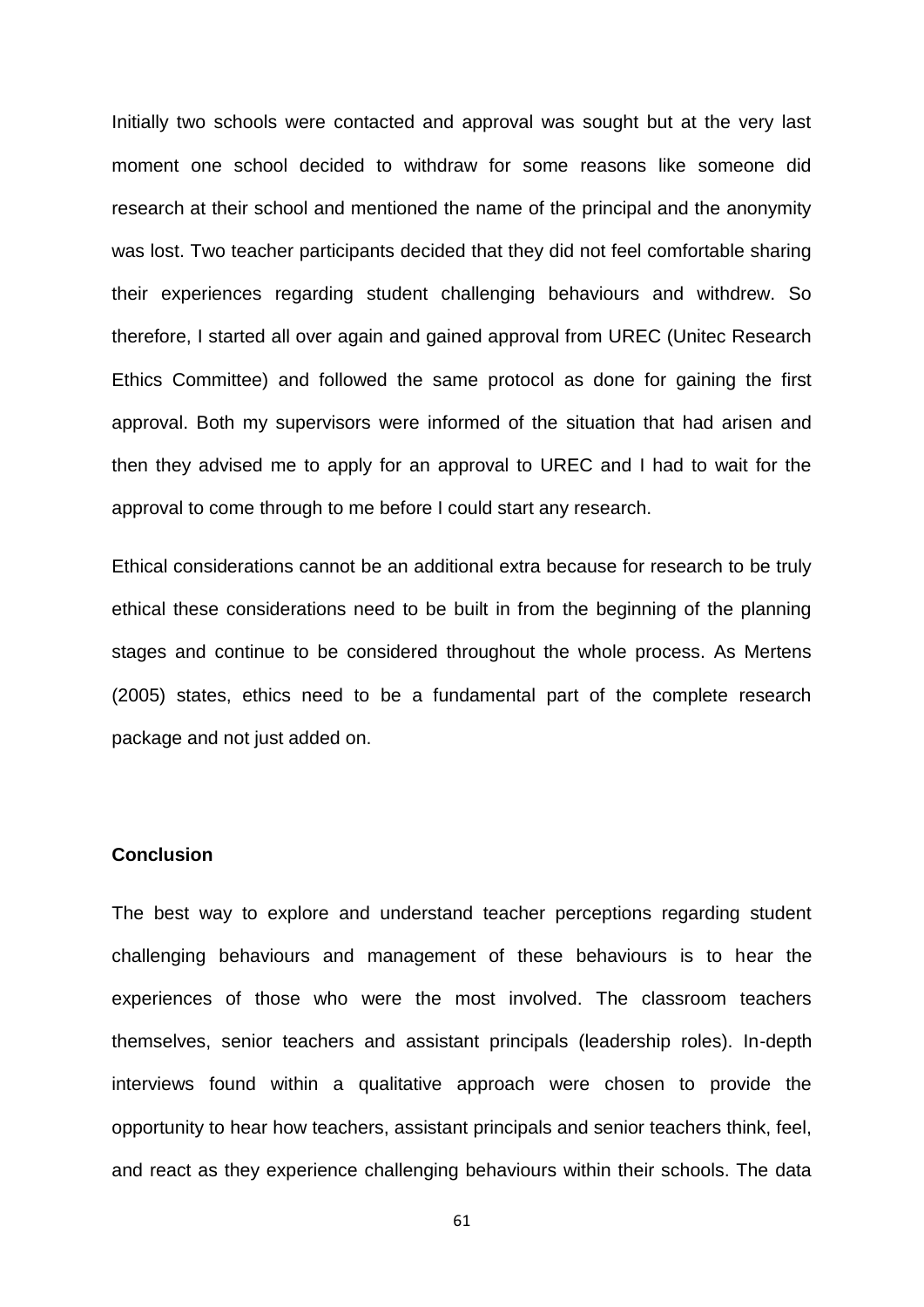Initially two schools were contacted and approval was sought but at the very last moment one school decided to withdraw for some reasons like someone did research at their school and mentioned the name of the principal and the anonymity was lost. Two teacher participants decided that they did not feel comfortable sharing their experiences regarding student challenging behaviours and withdrew. So therefore, I started all over again and gained approval from UREC (Unitec Research Ethics Committee) and followed the same protocol as done for gaining the first approval. Both my supervisors were informed of the situation that had arisen and then they advised me to apply for an approval to UREC and I had to wait for the approval to come through to me before I could start any research.

Ethical considerations cannot be an additional extra because for research to be truly ethical these considerations need to be built in from the beginning of the planning stages and continue to be considered throughout the whole process. As Mertens (2005) states, ethics need to be a fundamental part of the complete research package and not just added on.

### Conclusion

The best way to explore and understand teacher perceptions regarding student challenging behaviours and management of these behaviours is to hear the experiences of those who were the most involved. The classroom teachers themselves, senior teachers and assistant principals (leadership roles). In-depth interviews found within a qualitative approach were chosen to provide the opportunity to hear how teachers, assistant principals and senior teachers think, feel, and react as they experience challenging behaviours within their schools. The data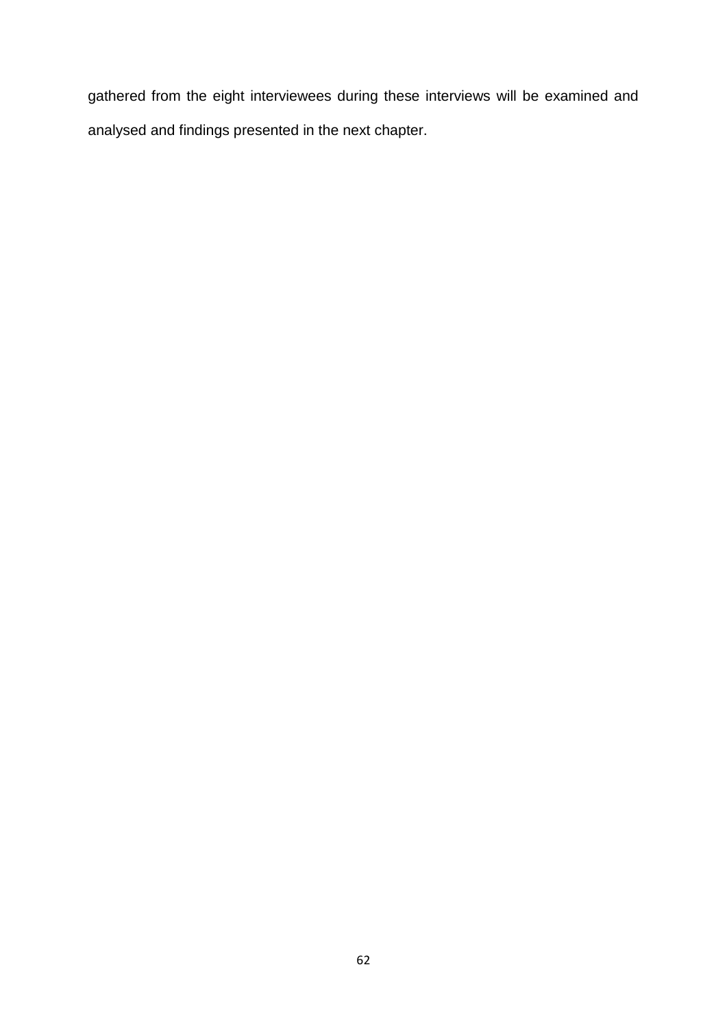gathered from the eight interviewees during these interviews will be examined and analysed and findings presented in the next chapter.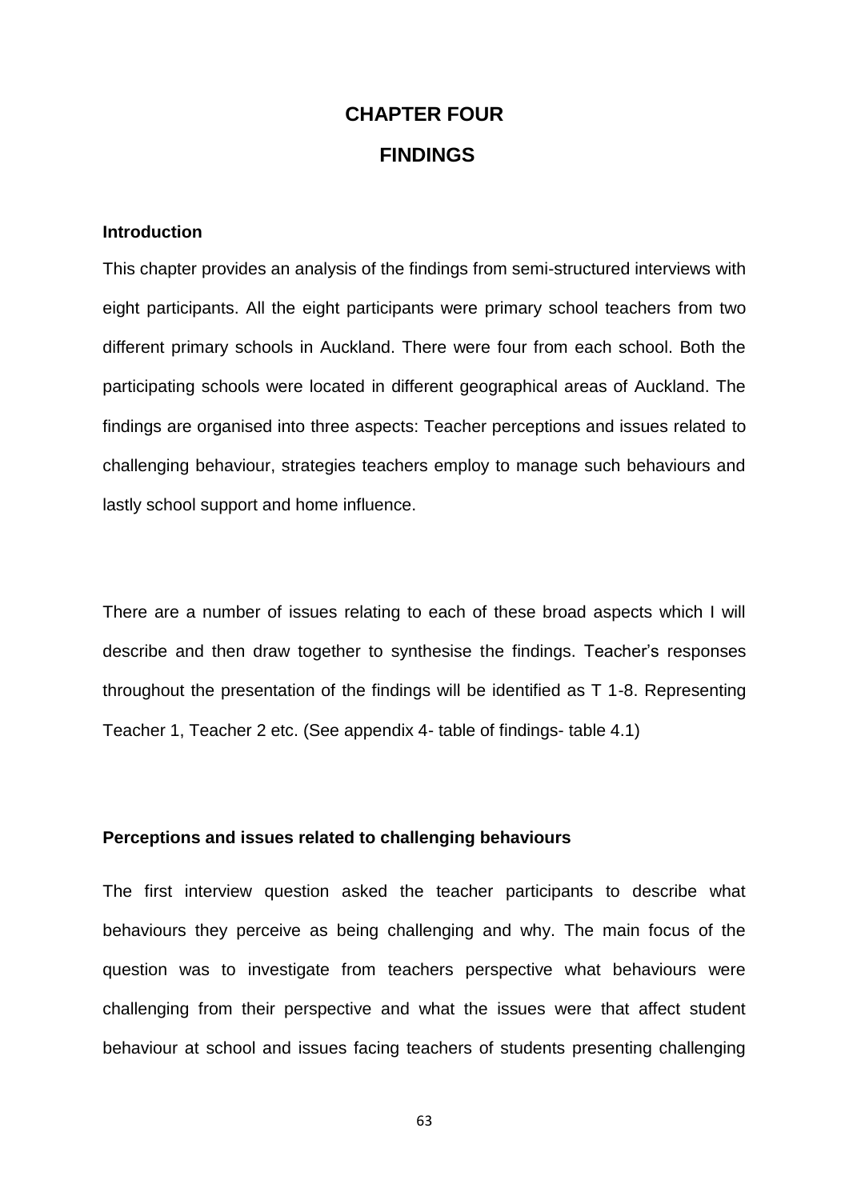# CHAPTER FOUR

# FINDINGS

### Introduction

This chapter provides an analysis of the findings from semi-structured interviews with eight participants. All the eight participants were primary school teachers from two different primary schools in Auckland. There were four from each school. Both the participating schools were located in different geographical areas of Auckland. The findings are organised into three aspects: Teacher perceptions and issues related to challenging behaviour, strategies teachers employ to manage such behaviours and lastly school support and home influence.

There are a number of issues relating to each of these broad aspects which I will describe and then draw together to synthesise the findings. Teacher's responses throughout the presentation of the findings will be identified as T 1-8. Representing Teacher 1, Teacher 2 etc. (See appendix 4- table of findings- table 4.1)

### Perceptions and issues related to challenging behaviours

The first interview question asked the teacher participants to describe what behaviours they perceive as being challenging and why. The main focus of the question was to investigate from teachers perspective what behaviours were challenging from their perspective and what the issues were that affect student behaviour at school and issues facing teachers of students presenting challenging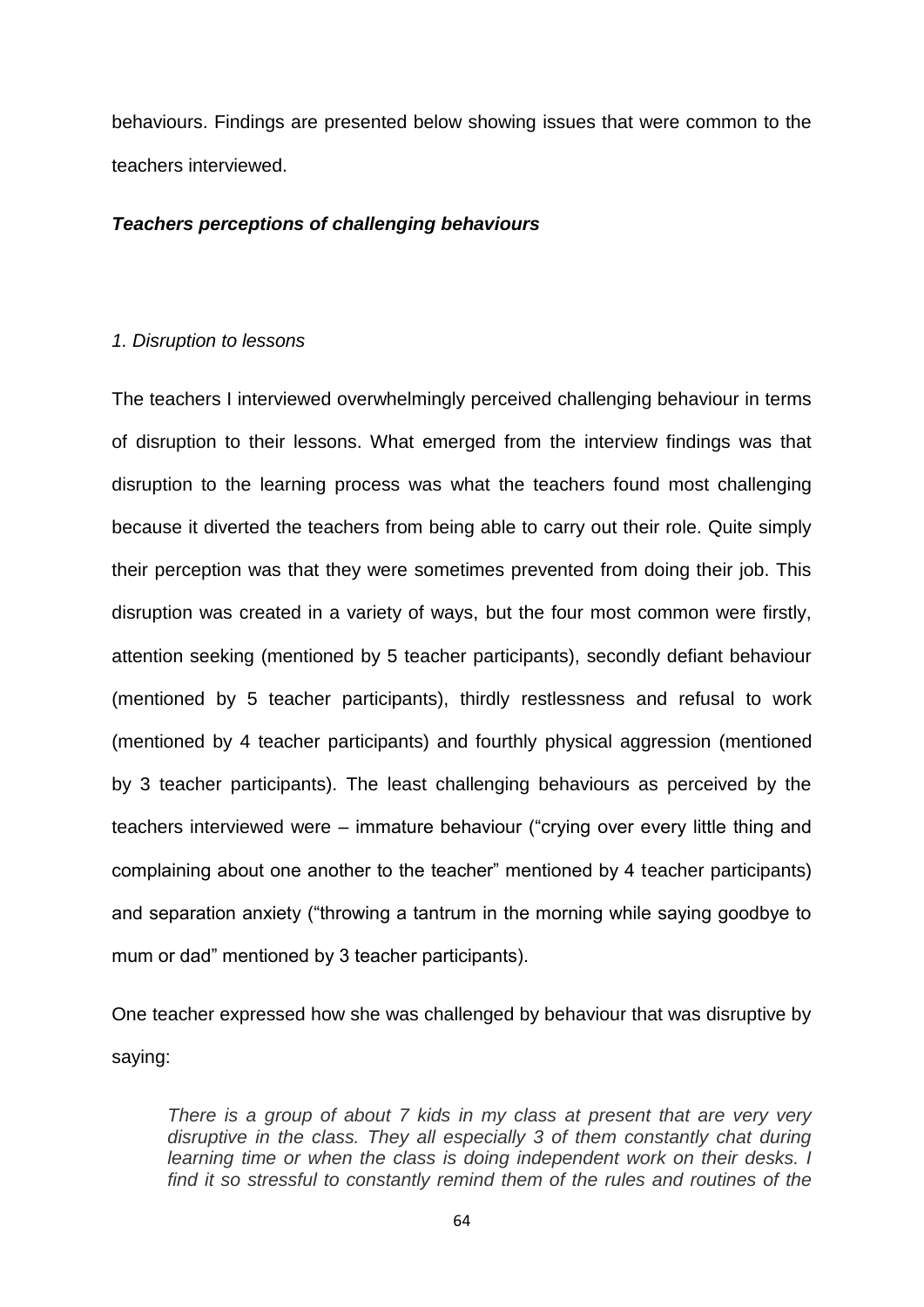behaviours. Findings are presented below showing issues that were common to the teachers interviewed.

### ***Teachers perceptions of challenging behaviours***

#### *1. Disruption to lessons*

The teachers I interviewed overwhelmingly perceived challenging behaviour in terms of disruption to their lessons. What emerged from the interview findings was that disruption to the learning process was what the teachers found most challenging because it diverted the teachers from being able to carry out their role. Quite simply their perception was that they were sometimes prevented from doing their job. This disruption was created in a variety of ways, but the four most common were firstly, attention seeking (mentioned by 5 teacher participants), secondly defiant behaviour (mentioned by 5 teacher participants), thirdly restlessness and refusal to work (mentioned by 4 teacher participants) and fourthly physical aggression (mentioned by 3 teacher participants). The least challenging behaviours as perceived by the teachers interviewed were – immature behaviour ("crying over every little thing and complaining about one another to the teacher" mentioned by 4 teacher participants) and separation anxiety ("throwing a tantrum in the morning while saying goodbye to mum or dad" mentioned by 3 teacher participants).

One teacher expressed how she was challenged by behaviour that was disruptive by saying:

> *There is a group of about 7 kids in my class at present that are very very disruptive in the class. They all especially 3 of them constantly chat during learning time or when the class is doing independent work on their desks. I find it so stressful to constantly remind them of the rules and routines of the*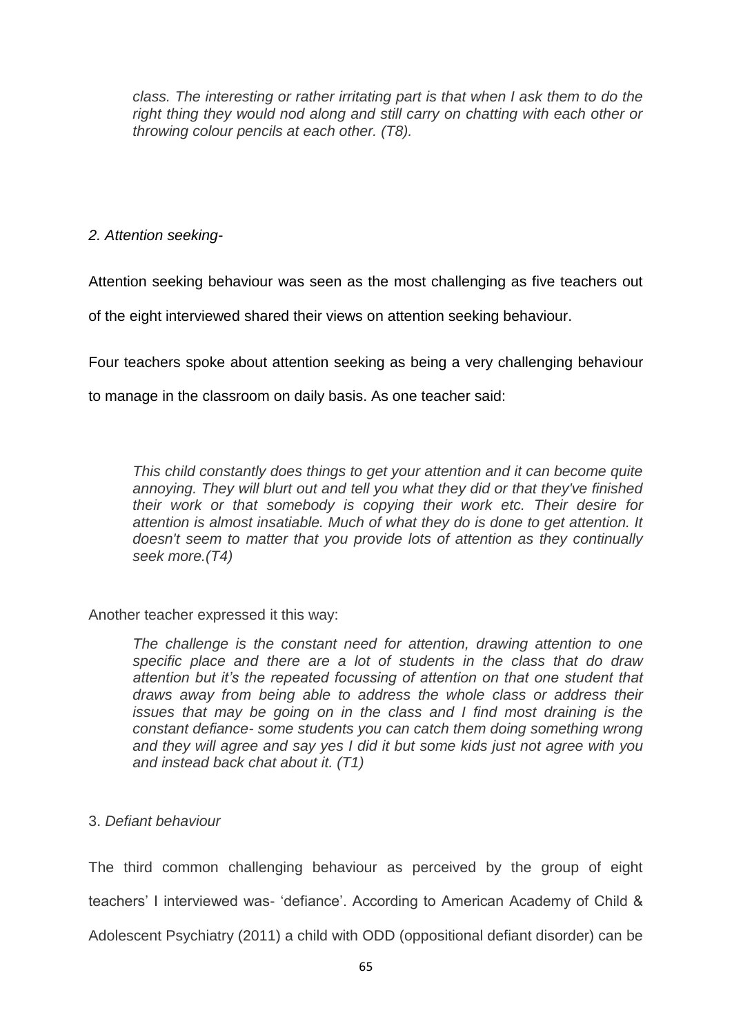> *class. The interesting or rather irritating part is that when I ask them to do the right thing they would nod along and still carry on chatting with each other or throwing colour pencils at each other. (T8).*

*2. Attention seeking-*

Attention seeking behaviour was seen as the most challenging as five teachers out of the eight interviewed shared their views on attention seeking behaviour.

Four teachers spoke about attention seeking as being a very challenging behaviour to manage in the classroom on daily basis. As one teacher said:

> *This child constantly does things to get your attention and it can become quite annoying. They will blurt out and tell you what they did or that they've finished their work or that somebody is copying their work etc. Their desire for attention is almost insatiable. Much of what they do is done to get attention. It doesn't seem to matter that you provide lots of attention as they continually seek more.(T4)*

Another teacher expressed it this way:

> *The challenge is the constant need for attention, drawing attention to one specific place and there are a lot of students in the class that do draw attention but it's the repeated focussing of attention on that one student that draws away from being able to address the whole class or address their issues that may be going on in the class and I find most draining is the constant defiance- some students you can catch them doing something wrong and they will agree and say yes I did it but some kids just not agree with you and instead back chat about it. (T1)*

3. *Defiant behaviour*

The third common challenging behaviour as perceived by the group of eight teachers' I interviewed was- 'defiance'. According to American Academy of Child & Adolescent Psychiatry (2011) a child with ODD (oppositional defiant disorder) can be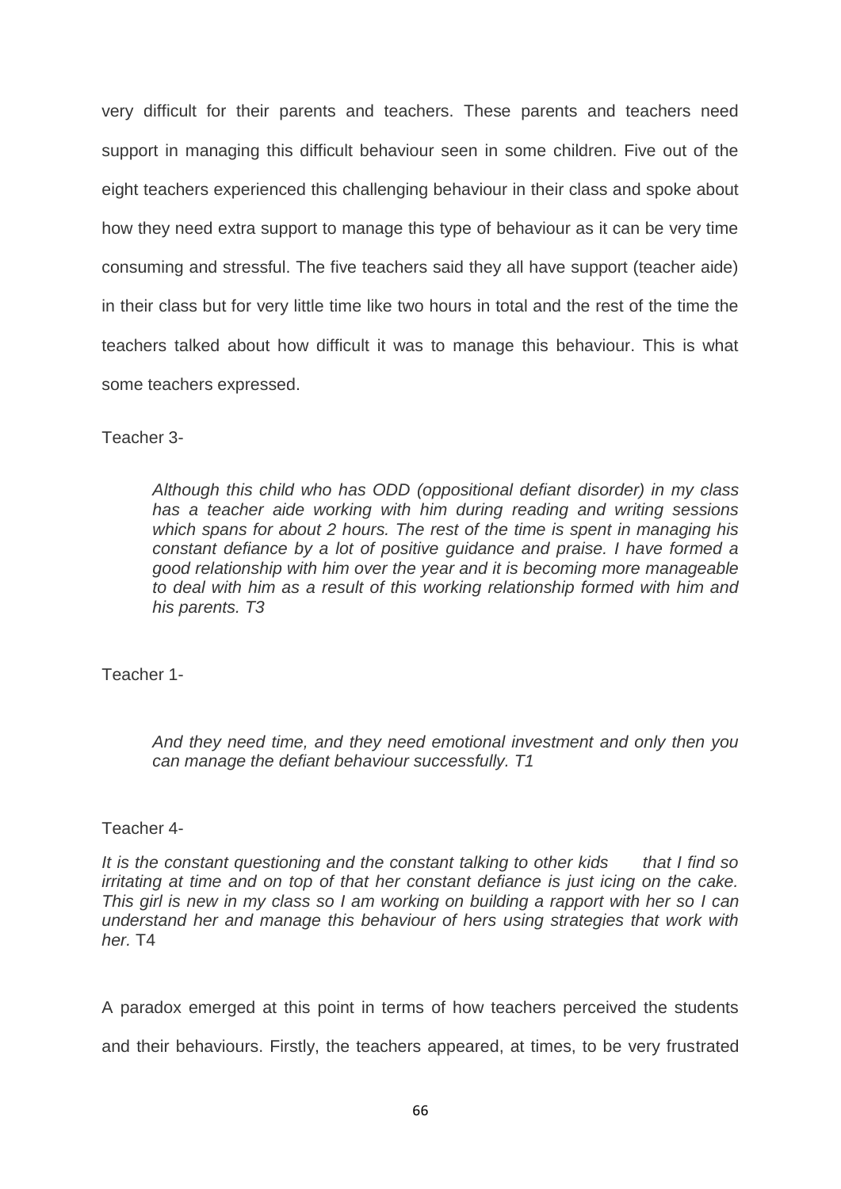very difficult for their parents and teachers. These parents and teachers need support in managing this difficult behaviour seen in some children. Five out of the eight teachers experienced this challenging behaviour in their class and spoke about how they need extra support to manage this type of behaviour as it can be very time consuming and stressful. The five teachers said they all have support (teacher aide) in their class but for very little time like two hours in total and the rest of the time the teachers talked about how difficult it was to manage this behaviour. This is what some teachers expressed.

Teacher 3-

> *Although this child who has ODD (oppositional defiant disorder) in my class has a teacher aide working with him during reading and writing sessions which spans for about 2 hours. The rest of the time is spent in managing his constant defiance by a lot of positive guidance and praise. I have formed a good relationship with him over the year and it is becoming more manageable to deal with him as a result of this working relationship formed with him and his parents. T3*

Teacher 1-

> *And they need time, and they need emotional investment and only then you can manage the defiant behaviour successfully. T1*

Teacher 4-

*It is the constant questioning and the constant talking to other kids that I find so irritating at time and on top of that her constant defiance is just icing on the cake. This girl is new in my class so I am working on building a rapport with her so I can understand her and manage this behaviour of hers using strategies that work with her.* T4

A paradox emerged at this point in terms of how teachers perceived the students and their behaviours. Firstly, the teachers appeared, at times, to be very frustrated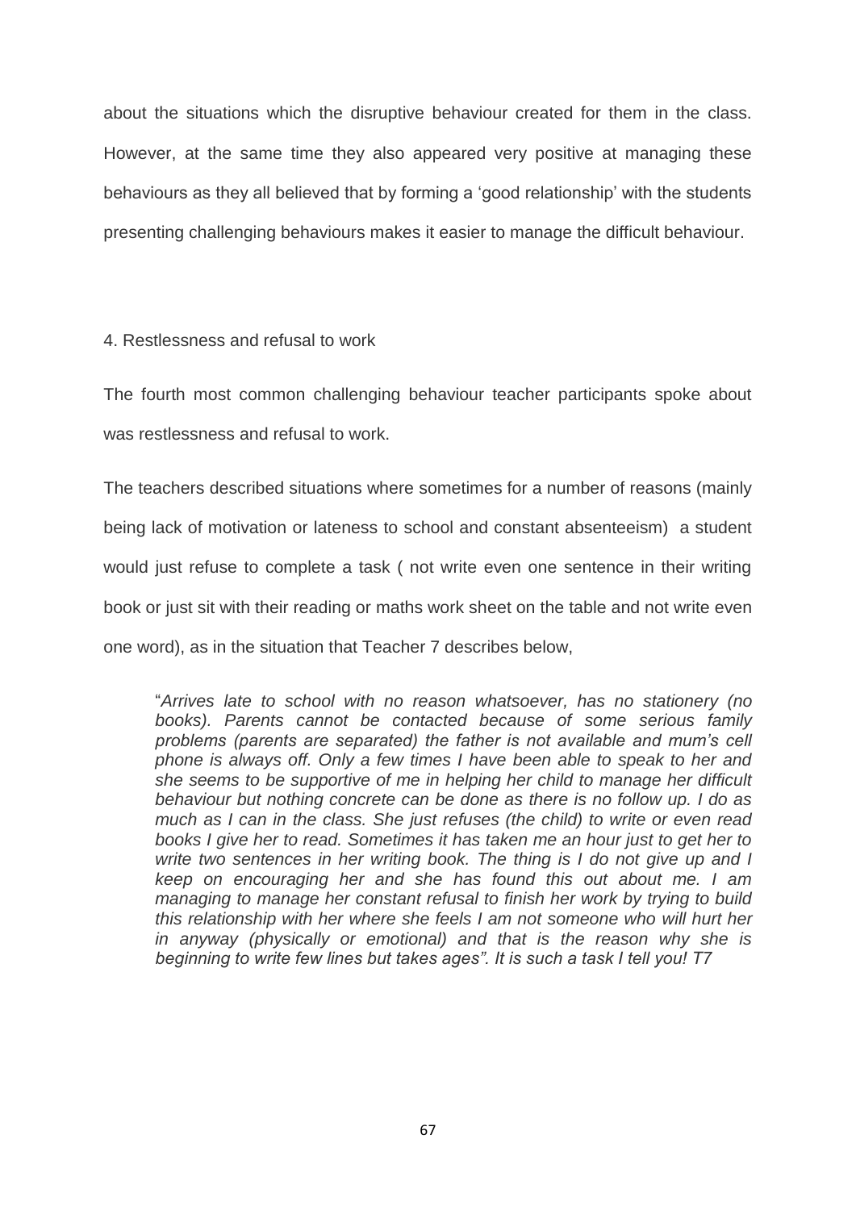about the situations which the disruptive behaviour created for them in the class. However, at the same time they also appeared very positive at managing these behaviours as they all believed that by forming a 'good relationship' with the students presenting challenging behaviours makes it easier to manage the difficult behaviour.

4. Restlessness and refusal to work

The fourth most common challenging behaviour teacher participants spoke about was restlessness and refusal to work.

The teachers described situations where sometimes for a number of reasons (mainly being lack of motivation or lateness to school and constant absenteeism) a student would just refuse to complete a task ( not write even one sentence in their writing book or just sit with their reading or maths work sheet on the table and not write even one word), as in the situation that Teacher 7 describes below,

> "*Arrives late to school with no reason whatsoever, has no stationery (no books). Parents cannot be contacted because of some serious family problems (parents are separated) the father is not available and mum's cell phone is always off. Only a few times I have been able to speak to her and she seems to be supportive of me in helping her child to manage her difficult behaviour but nothing concrete can be done as there is no follow up. I do as much as I can in the class. She just refuses (the child) to write or even read books I give her to read. Sometimes it has taken me an hour just to get her to write two sentences in her writing book. The thing is I do not give up and I keep on encouraging her and she has found this out about me. I am managing to manage her constant refusal to finish her work by trying to build this relationship with her where she feels I am not someone who will hurt her in anyway (physically or emotional) and that is the reason why she is beginning to write few lines but takes ages". It is such a task I tell you! T7*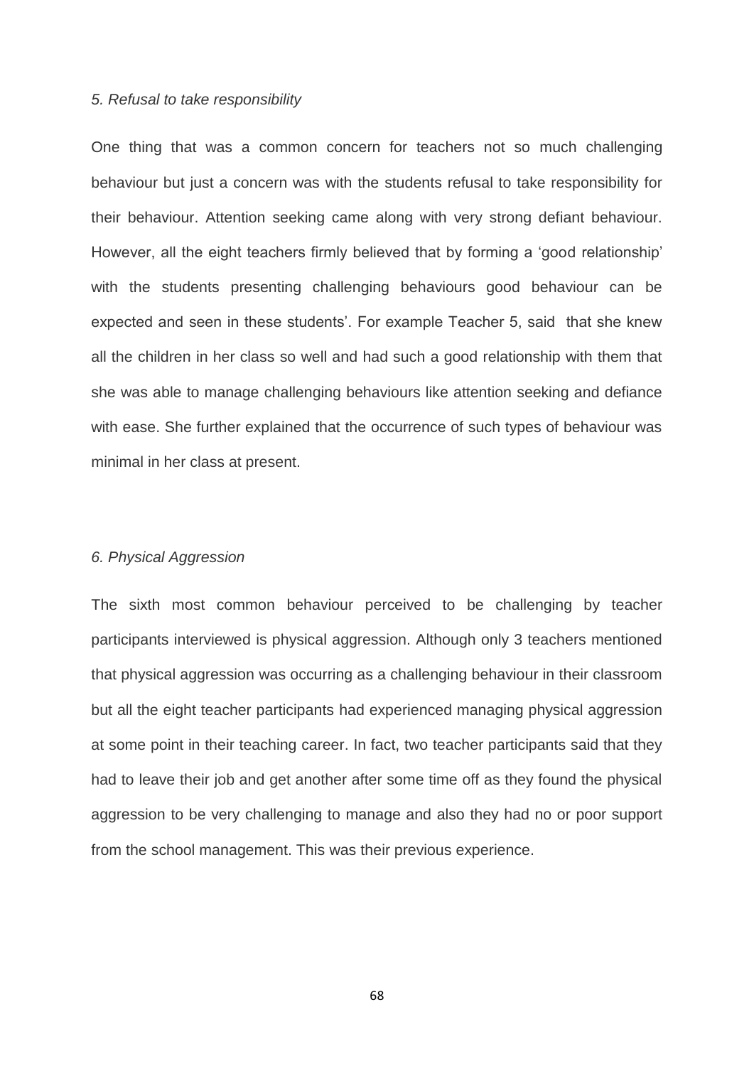*5. Refusal to take responsibility*

One thing that was a common concern for teachers not so much challenging behaviour but just a concern was with the students refusal to take responsibility for their behaviour. Attention seeking came along with very strong defiant behaviour. However, all the eight teachers firmly believed that by forming a 'good relationship' with the students presenting challenging behaviours good behaviour can be expected and seen in these students'. For example Teacher 5, said that she knew all the children in her class so well and had such a good relationship with them that she was able to manage challenging behaviours like attention seeking and defiance with ease. She further explained that the occurrence of such types of behaviour was minimal in her class at present.

*6. Physical Aggression*

The sixth most common behaviour perceived to be challenging by teacher participants interviewed is physical aggression. Although only 3 teachers mentioned that physical aggression was occurring as a challenging behaviour in their classroom but all the eight teacher participants had experienced managing physical aggression at some point in their teaching career. In fact, two teacher participants said that they had to leave their job and get another after some time off as they found the physical aggression to be very challenging to manage and also they had no or poor support from the school management. This was their previous experience.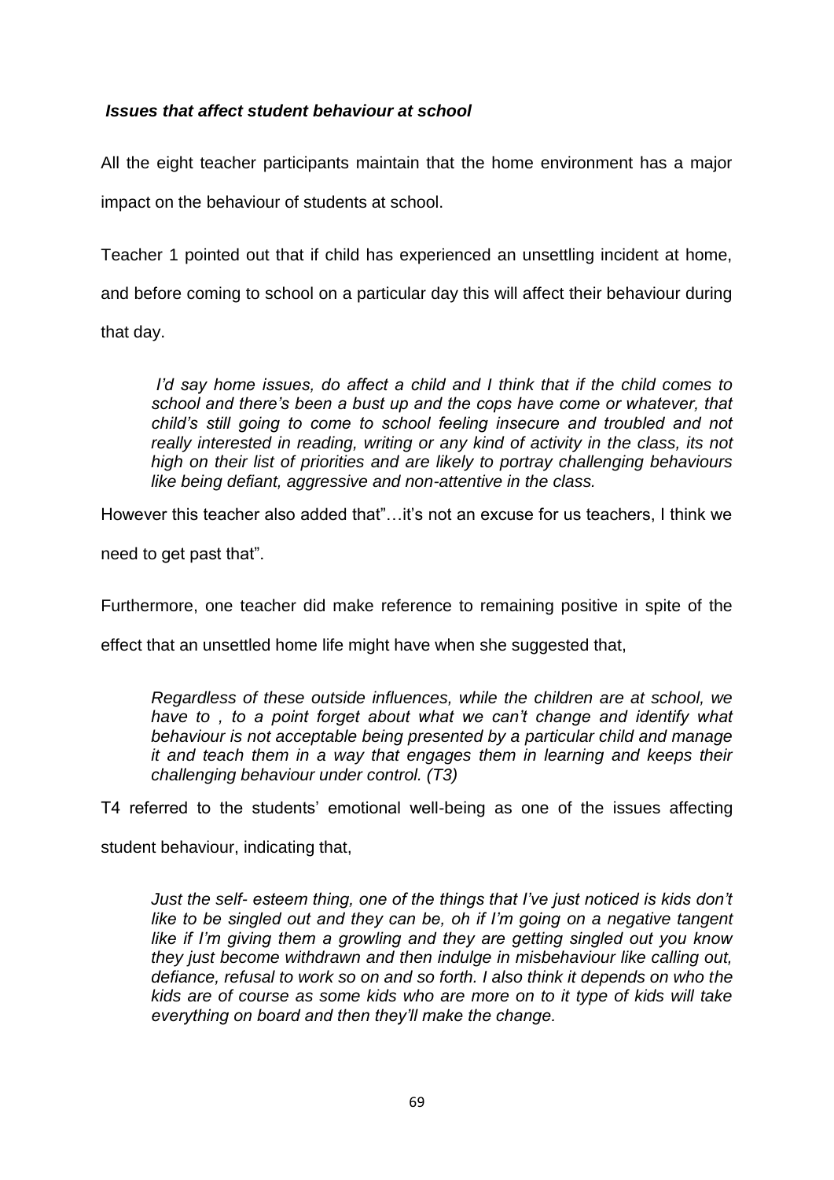***Issues that affect student behaviour at school***

All the eight teacher participants maintain that the home environment has a major impact on the behaviour of students at school.

Teacher 1 pointed out that if child has experienced an unsettling incident at home, and before coming to school on a particular day this will affect their behaviour during that day.

> *I'd say home issues, do affect a child and I think that if the child comes to school and there's been a bust up and the cops have come or whatever, that child's still going to come to school feeling insecure and troubled and not really interested in reading, writing or any kind of activity in the class, its not high on their list of priorities and are likely to portray challenging behaviours like being defiant, aggressive and non-attentive in the class.*

However this teacher also added that"…it's not an excuse for us teachers, I think we need to get past that".

Furthermore, one teacher did make reference to remaining positive in spite of the effect that an unsettled home life might have when she suggested that,

> *Regardless of these outside influences, while the children are at school, we have to , to a point forget about what we can't change and identify what behaviour is not acceptable being presented by a particular child and manage it and teach them in a way that engages them in learning and keeps their challenging behaviour under control. (T3)*

T4 referred to the students' emotional well-being as one of the issues affecting student behaviour, indicating that,

> *Just the self- esteem thing, one of the things that I've just noticed is kids don't like to be singled out and they can be, oh if I'm going on a negative tangent like if I'm giving them a growling and they are getting singled out you know they just become withdrawn and then indulge in misbehaviour like calling out, defiance, refusal to work so on and so forth. I also think it depends on who the kids are of course as some kids who are more on to it type of kids will take everything on board and then they'll make the change.*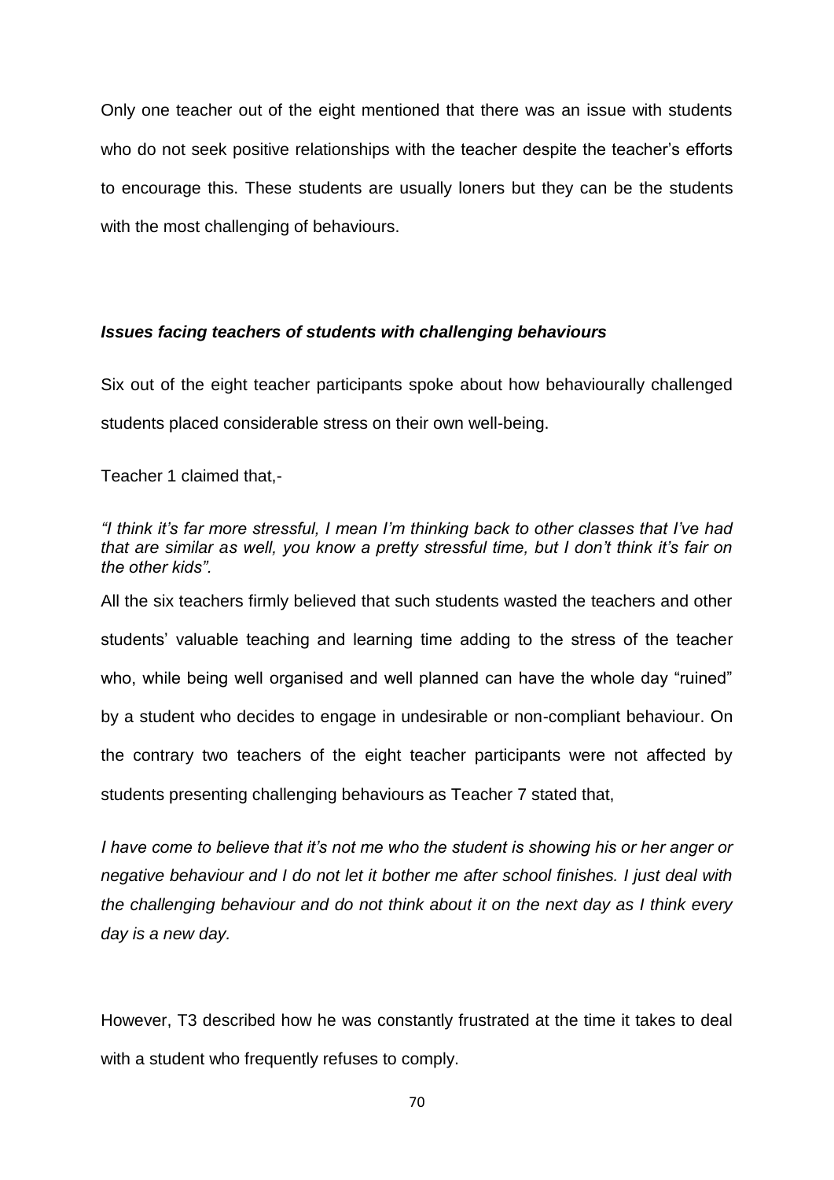Only one teacher out of the eight mentioned that there was an issue with students who do not seek positive relationships with the teacher despite the teacher's efforts to encourage this. These students are usually loners but they can be the students with the most challenging of behaviours.

### ***Issues facing teachers of students with challenging behaviours***

Six out of the eight teacher participants spoke about how behaviourally challenged students placed considerable stress on their own well-being.

Teacher 1 claimed that,-

*"I think it's far more stressful, I mean I'm thinking back to other classes that I've had that are similar as well, you know a pretty stressful time, but I don't think it's fair on the other kids".*

All the six teachers firmly believed that such students wasted the teachers and other students' valuable teaching and learning time adding to the stress of the teacher who, while being well organised and well planned can have the whole day "ruined" by a student who decides to engage in undesirable or non-compliant behaviour. On the contrary two teachers of the eight teacher participants were not affected by students presenting challenging behaviours as Teacher 7 stated that,

*I have come to believe that it's not me who the student is showing his or her anger or negative behaviour and I do not let it bother me after school finishes. I just deal with the challenging behaviour and do not think about it on the next day as I think every day is a new day.*

However, T3 described how he was constantly frustrated at the time it takes to deal with a student who frequently refuses to comply.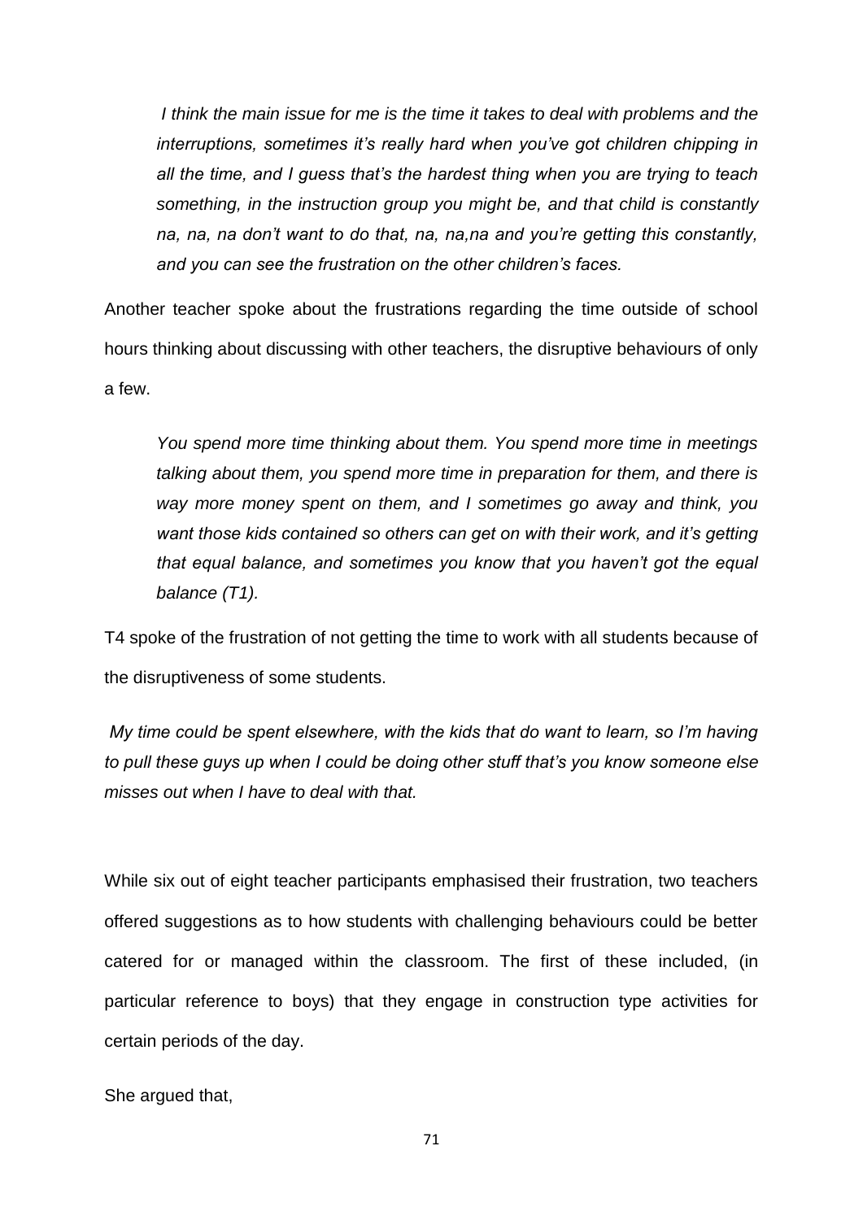> *I think the main issue for me is the time it takes to deal with problems and the interruptions, sometimes it's really hard when you've got children chipping in all the time, and I guess that's the hardest thing when you are trying to teach something, in the instruction group you might be, and that child is constantly na, na, na don't want to do that, na, na,na and you're getting this constantly, and you can see the frustration on the other children's faces.*

Another teacher spoke about the frustrations regarding the time outside of school hours thinking about discussing with other teachers, the disruptive behaviours of only a few.

> *You spend more time thinking about them. You spend more time in meetings talking about them, you spend more time in preparation for them, and there is way more money spent on them, and I sometimes go away and think, you want those kids contained so others can get on with their work, and it's getting that equal balance, and sometimes you know that you haven't got the equal balance (T1).*

T4 spoke of the frustration of not getting the time to work with all students because of the disruptiveness of some students.

*My time could be spent elsewhere, with the kids that do want to learn, so I'm having to pull these guys up when I could be doing other stuff that's you know someone else misses out when I have to deal with that.*

While six out of eight teacher participants emphasised their frustration, two teachers offered suggestions as to how students with challenging behaviours could be better catered for or managed within the classroom. The first of these included, (in particular reference to boys) that they engage in construction type activities for certain periods of the day.

She argued that,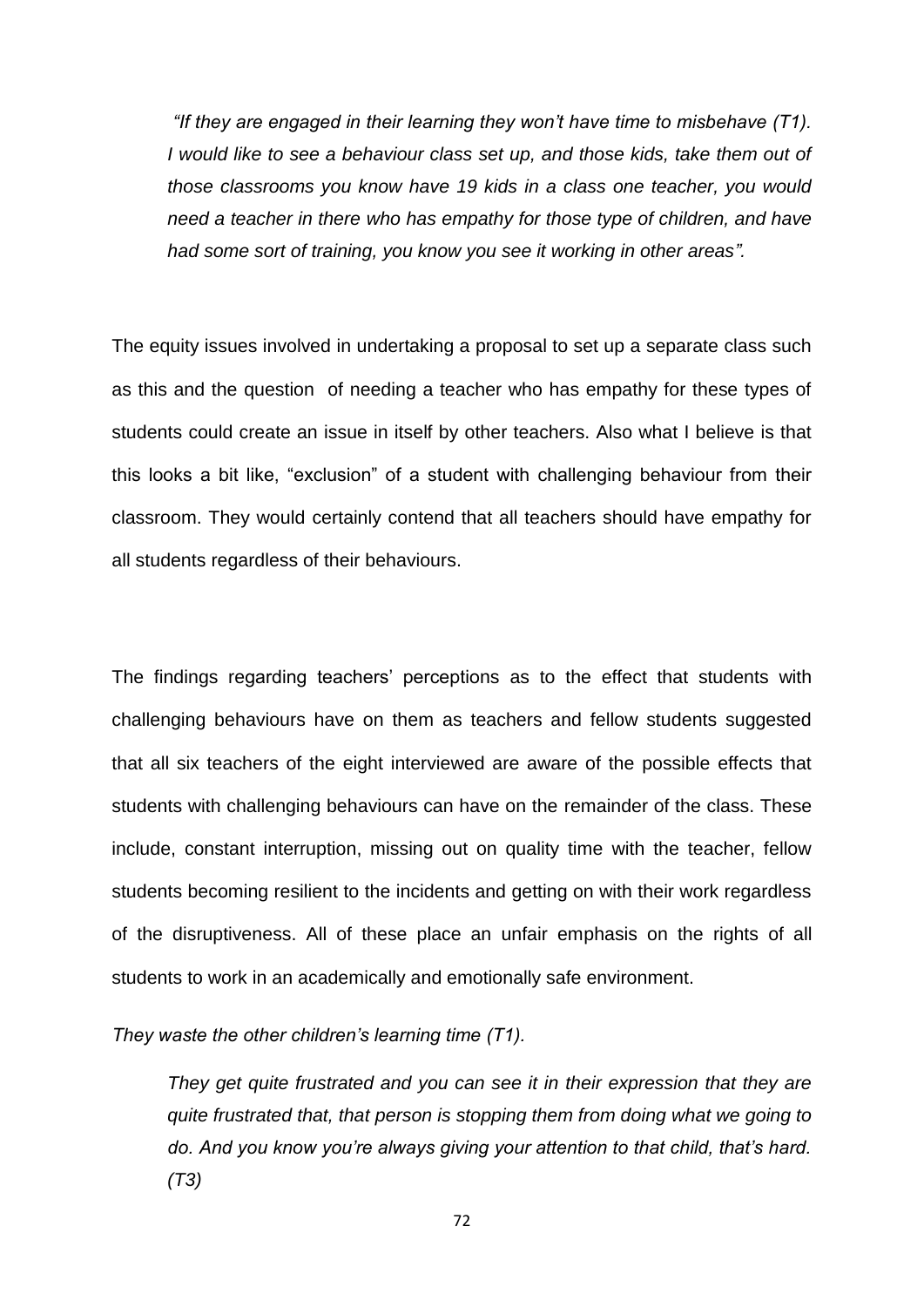> *"If they are engaged in their learning they won't have time to misbehave (T1). I would like to see a behaviour class set up, and those kids, take them out of those classrooms you know have 19 kids in a class one teacher, you would need a teacher in there who has empathy for those type of children, and have had some sort of training, you know you see it working in other areas".*

The equity issues involved in undertaking a proposal to set up a separate class such as this and the question of needing a teacher who has empathy for these types of students could create an issue in itself by other teachers. Also what I believe is that this looks a bit like, "exclusion" of a student with challenging behaviour from their classroom. They would certainly contend that all teachers should have empathy for all students regardless of their behaviours.

The findings regarding teachers' perceptions as to the effect that students with challenging behaviours have on them as teachers and fellow students suggested that all six teachers of the eight interviewed are aware of the possible effects that students with challenging behaviours can have on the remainder of the class. These include, constant interruption, missing out on quality time with the teacher, fellow students becoming resilient to the incidents and getting on with their work regardless of the disruptiveness. All of these place an unfair emphasis on the rights of all students to work in an academically and emotionally safe environment.

*They waste the other children's learning time (T1).*

> *They get quite frustrated and you can see it in their expression that they are quite frustrated that, that person is stopping them from doing what we going to do. And you know you're always giving your attention to that child, that's hard. (T3)*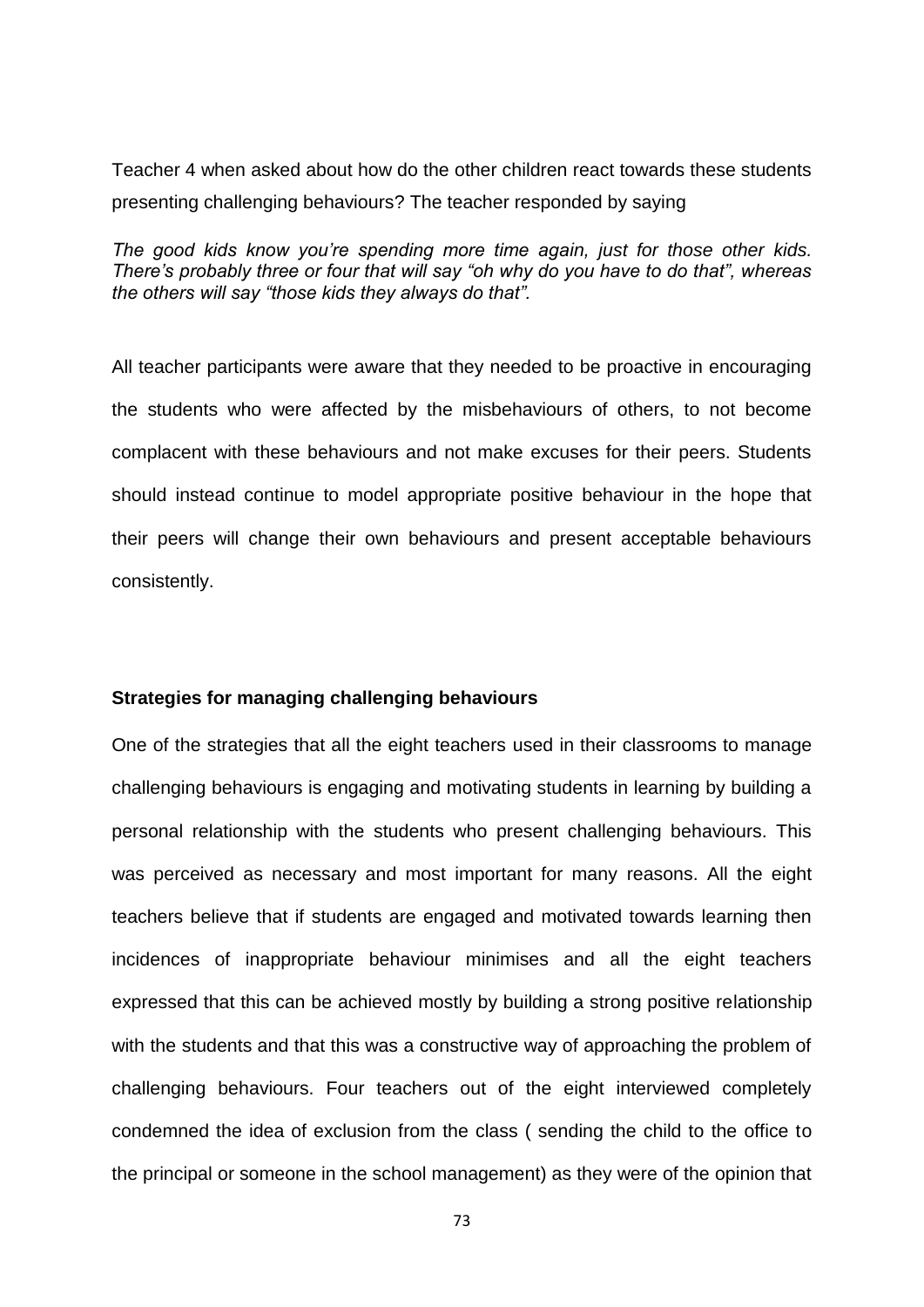Teacher 4 when asked about how do the other children react towards these students presenting challenging behaviours? The teacher responded by saying

*The good kids know you're spending more time again, just for those other kids. There's probably three or four that will say "oh why do you have to do that", whereas the others will say "those kids they always do that".*

All teacher participants were aware that they needed to be proactive in encouraging the students who were affected by the misbehaviours of others, to not become complacent with these behaviours and not make excuses for their peers. Students should instead continue to model appropriate positive behaviour in the hope that their peers will change their own behaviours and present acceptable behaviours consistently.

**Strategies for managing challenging behaviours**

One of the strategies that all the eight teachers used in their classrooms to manage challenging behaviours is engaging and motivating students in learning by building a personal relationship with the students who present challenging behaviours. This was perceived as necessary and most important for many reasons. All the eight teachers believe that if students are engaged and motivated towards learning then incidences of inappropriate behaviour minimises and all the eight teachers expressed that this can be achieved mostly by building a strong positive relationship with the students and that this was a constructive way of approaching the problem of challenging behaviours. Four teachers out of the eight interviewed completely condemned the idea of exclusion from the class ( sending the child to the office to the principal or someone in the school management) as they were of the opinion that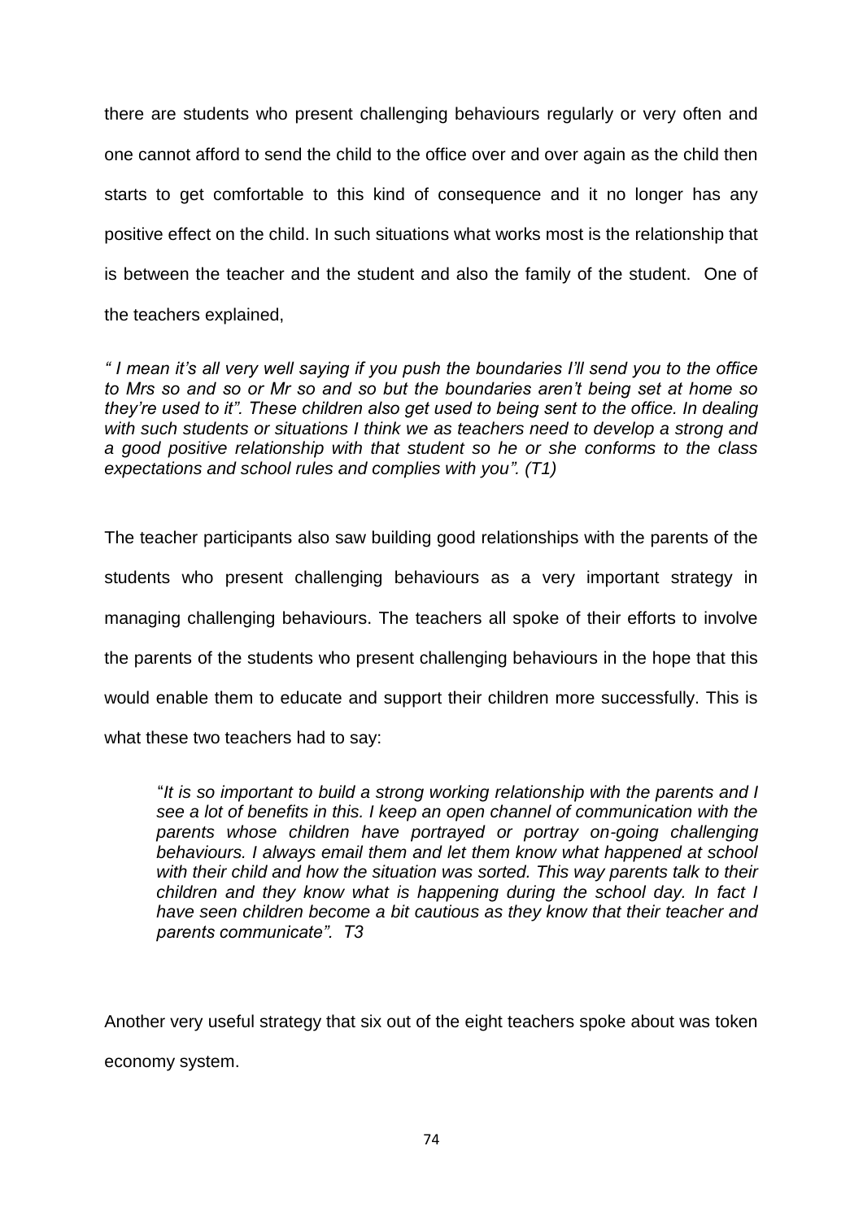there are students who present challenging behaviours regularly or very often and one cannot afford to send the child to the office over and over again as the child then starts to get comfortable to this kind of consequence and it no longer has any positive effect on the child. In such situations what works most is the relationship that is between the teacher and the student and also the family of the student. One of the teachers explained,

*" I mean it's all very well saying if you push the boundaries I'll send you to the office to Mrs so and so or Mr so and so but the boundaries aren't being set at home so they're used to it". These children also get used to being sent to the office. In dealing with such students or situations I think we as teachers need to develop a strong and a good positive relationship with that student so he or she conforms to the class expectations and school rules and complies with you". (T1)*

The teacher participants also saw building good relationships with the parents of the students who present challenging behaviours as a very important strategy in managing challenging behaviours. The teachers all spoke of their efforts to involve the parents of the students who present challenging behaviours in the hope that this would enable them to educate and support their children more successfully. This is what these two teachers had to say:

> "*It is so important to build a strong working relationship with the parents and I see a lot of benefits in this. I keep an open channel of communication with the parents whose children have portrayed or portray on-going challenging behaviours. I always email them and let them know what happened at school with their child and how the situation was sorted. This way parents talk to their children and they know what is happening during the school day. In fact I have seen children become a bit cautious as they know that their teacher and parents communicate". T3*

Another very useful strategy that six out of the eight teachers spoke about was token economy system.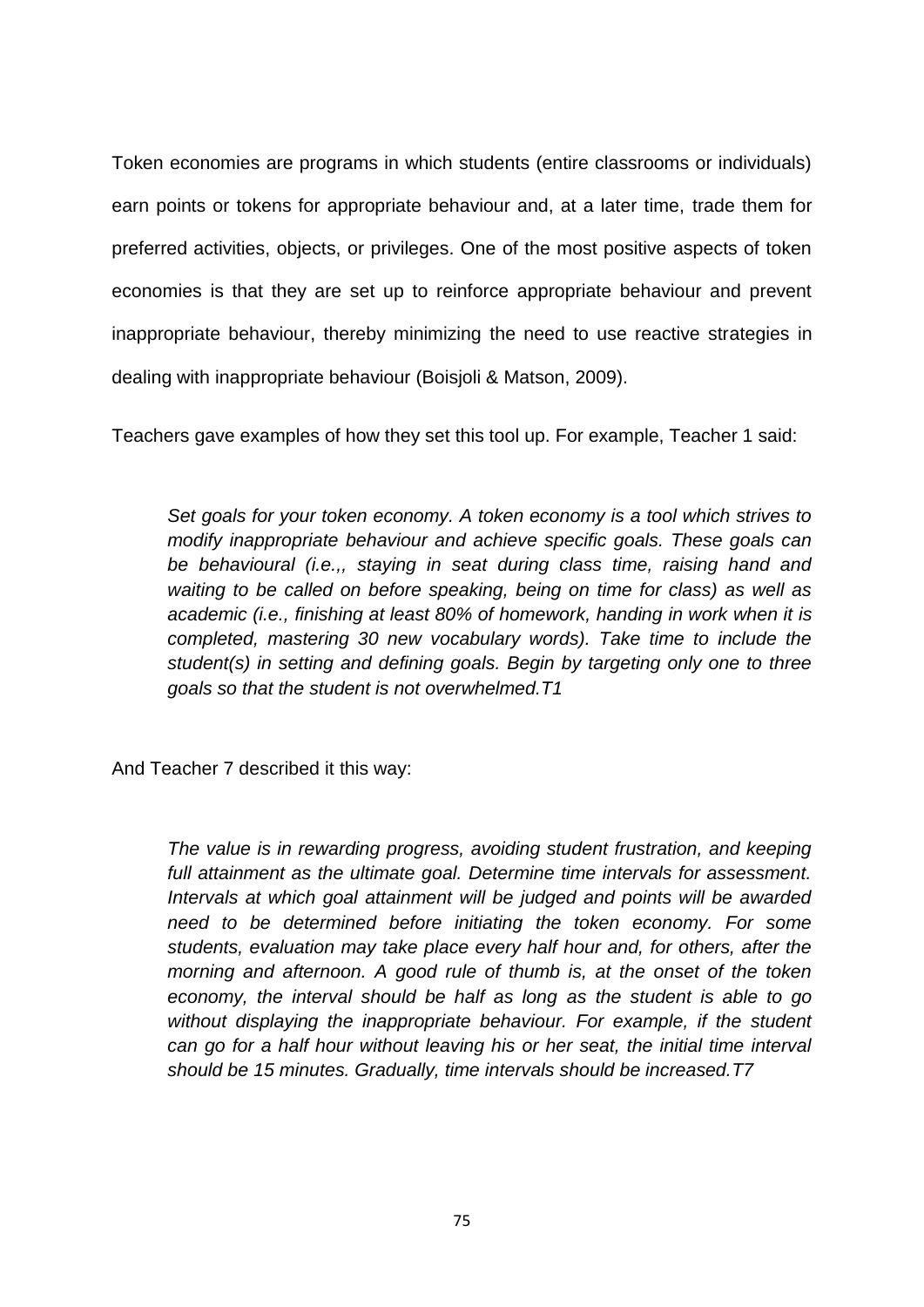Token economies are programs in which students (entire classrooms or individuals) earn points or tokens for appropriate behaviour and, at a later time, trade them for preferred activities, objects, or privileges. One of the most positive aspects of token economies is that they are set up to reinforce appropriate behaviour and prevent inappropriate behaviour, thereby minimizing the need to use reactive strategies in dealing with inappropriate behaviour (Boisjoli & Matson, 2009).

Teachers gave examples of how they set this tool up. For example, Teacher 1 said:

> *Set goals for your token economy. A token economy is a tool which strives to modify inappropriate behaviour and achieve specific goals. These goals can be behavioural (i.e.,, staying in seat during class time, raising hand and waiting to be called on before speaking, being on time for class) as well as academic (i.e., finishing at least 80% of homework, handing in work when it is completed, mastering 30 new vocabulary words). Take time to include the student(s) in setting and defining goals. Begin by targeting only one to three goals so that the student is not overwhelmed.T1*

And Teacher 7 described it this way:

> *The value is in rewarding progress, avoiding student frustration, and keeping full attainment as the ultimate goal. Determine time intervals for assessment. Intervals at which goal attainment will be judged and points will be awarded need to be determined before initiating the token economy. For some students, evaluation may take place every half hour and, for others, after the morning and afternoon. A good rule of thumb is, at the onset of the token economy, the interval should be half as long as the student is able to go without displaying the inappropriate behaviour. For example, if the student can go for a half hour without leaving his or her seat, the initial time interval should be 15 minutes. Gradually, time intervals should be increased.T7*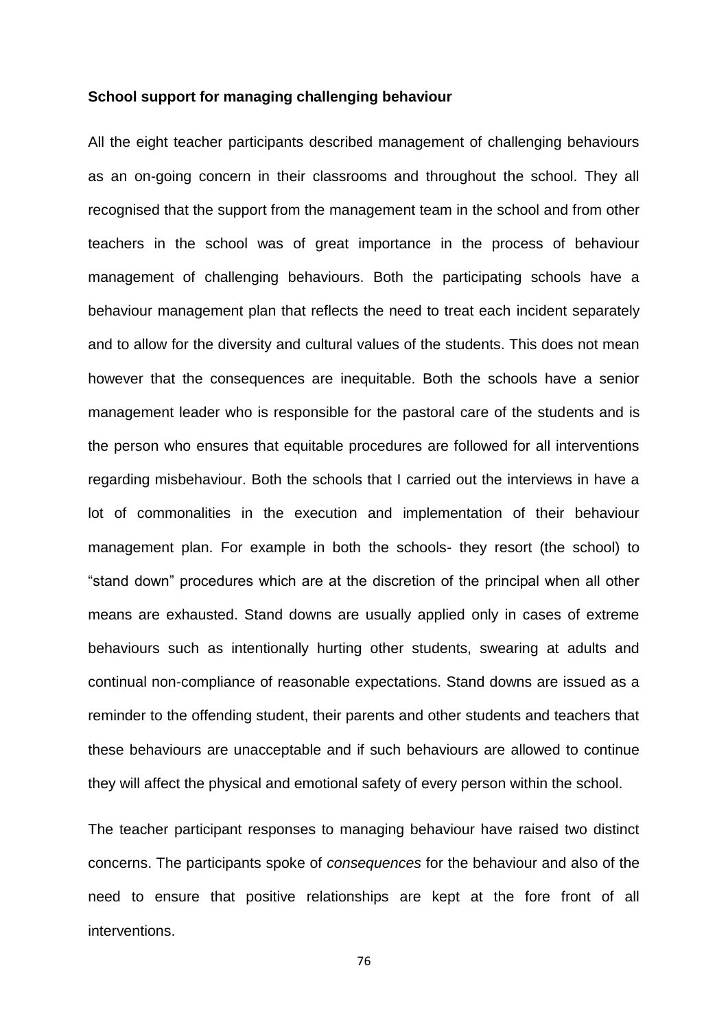**School support for managing challenging behaviour**

All the eight teacher participants described management of challenging behaviours as an on-going concern in their classrooms and throughout the school. They all recognised that the support from the management team in the school and from other teachers in the school was of great importance in the process of behaviour management of challenging behaviours. Both the participating schools have a behaviour management plan that reflects the need to treat each incident separately and to allow for the diversity and cultural values of the students. This does not mean however that the consequences are inequitable. Both the schools have a senior management leader who is responsible for the pastoral care of the students and is the person who ensures that equitable procedures are followed for all interventions regarding misbehaviour. Both the schools that I carried out the interviews in have a lot of commonalities in the execution and implementation of their behaviour management plan. For example in both the schools- they resort (the school) to “stand down” procedures which are at the discretion of the principal when all other means are exhausted. Stand downs are usually applied only in cases of extreme behaviours such as intentionally hurting other students, swearing at adults and continual non-compliance of reasonable expectations. Stand downs are issued as a reminder to the offending student, their parents and other students and teachers that these behaviours are unacceptable and if such behaviours are allowed to continue they will affect the physical and emotional safety of every person within the school.

The teacher participant responses to managing behaviour have raised two distinct concerns. The participants spoke of *consequences* for the behaviour and also of the need to ensure that positive relationships are kept at the fore front of all interventions.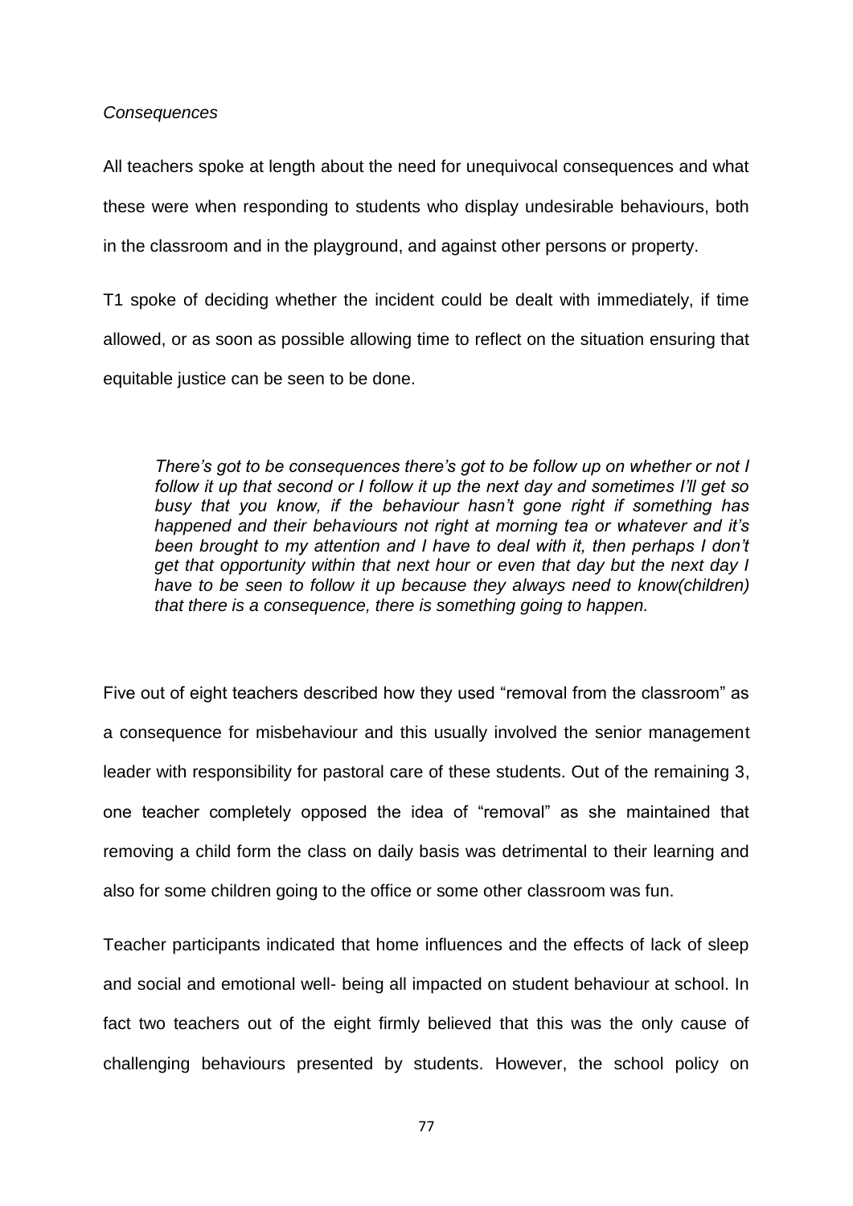*Consequences*

All teachers spoke at length about the need for unequivocal consequences and what these were when responding to students who display undesirable behaviours, both in the classroom and in the playground, and against other persons or property.

T1 spoke of deciding whether the incident could be dealt with immediately, if time allowed, or as soon as possible allowing time to reflect on the situation ensuring that equitable justice can be seen to be done.

> *There's got to be consequences there's got to be follow up on whether or not I follow it up that second or I follow it up the next day and sometimes I'll get so busy that you know, if the behaviour hasn't gone right if something has happened and their behaviours not right at morning tea or whatever and it's been brought to my attention and I have to deal with it, then perhaps I don't get that opportunity within that next hour or even that day but the next day I have to be seen to follow it up because they always need to know(children) that there is a consequence, there is something going to happen.*

Five out of eight teachers described how they used "removal from the classroom" as a consequence for misbehaviour and this usually involved the senior management leader with responsibility for pastoral care of these students. Out of the remaining 3, one teacher completely opposed the idea of "removal" as she maintained that removing a child form the class on daily basis was detrimental to their learning and also for some children going to the office or some other classroom was fun.

Teacher participants indicated that home influences and the effects of lack of sleep and social and emotional well- being all impacted on student behaviour at school. In fact two teachers out of the eight firmly believed that this was the only cause of challenging behaviours presented by students. However, the school policy on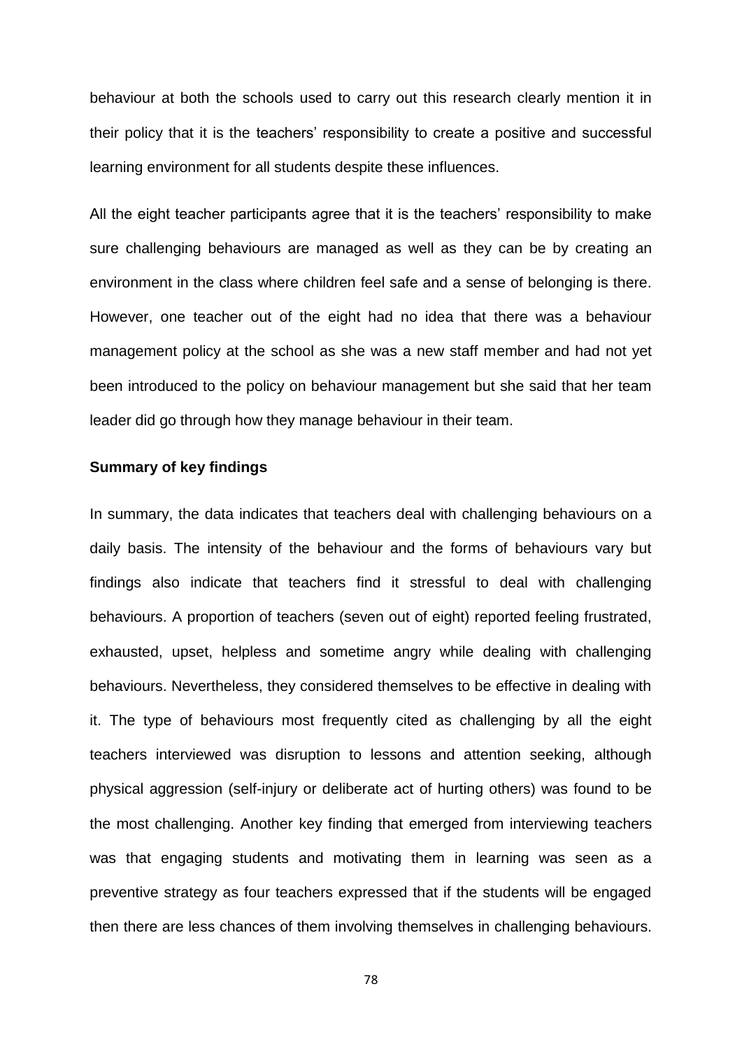behaviour at both the schools used to carry out this research clearly mention it in their policy that it is the teachers' responsibility to create a positive and successful learning environment for all students despite these influences.

All the eight teacher participants agree that it is the teachers' responsibility to make sure challenging behaviours are managed as well as they can be by creating an environment in the class where children feel safe and a sense of belonging is there. However, one teacher out of the eight had no idea that there was a behaviour management policy at the school as she was a new staff member and had not yet been introduced to the policy on behaviour management but she said that her team leader did go through how they manage behaviour in their team.

**Summary of key findings**

In summary, the data indicates that teachers deal with challenging behaviours on a daily basis. The intensity of the behaviour and the forms of behaviours vary but findings also indicate that teachers find it stressful to deal with challenging behaviours. A proportion of teachers (seven out of eight) reported feeling frustrated, exhausted, upset, helpless and sometime angry while dealing with challenging behaviours. Nevertheless, they considered themselves to be effective in dealing with it. The type of behaviours most frequently cited as challenging by all the eight teachers interviewed was disruption to lessons and attention seeking, although physical aggression (self-injury or deliberate act of hurting others) was found to be the most challenging. Another key finding that emerged from interviewing teachers was that engaging students and motivating them in learning was seen as a preventive strategy as four teachers expressed that if the students will be engaged then there are less chances of them involving themselves in challenging behaviours.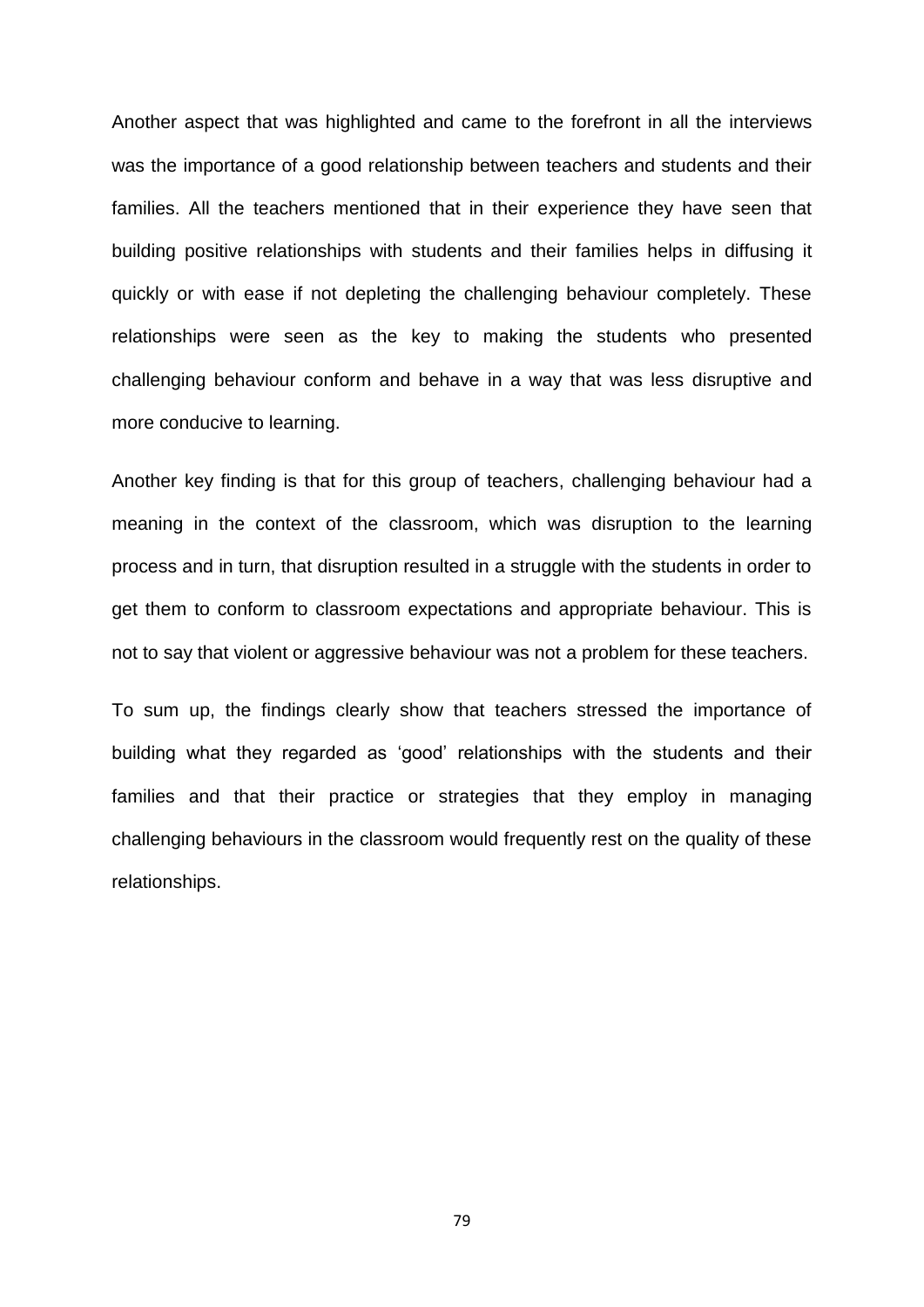Another aspect that was highlighted and came to the forefront in all the interviews was the importance of a good relationship between teachers and students and their families. All the teachers mentioned that in their experience they have seen that building positive relationships with students and their families helps in diffusing it quickly or with ease if not depleting the challenging behaviour completely. These relationships were seen as the key to making the students who presented challenging behaviour conform and behave in a way that was less disruptive and more conducive to learning.

Another key finding is that for this group of teachers, challenging behaviour had a meaning in the context of the classroom, which was disruption to the learning process and in turn, that disruption resulted in a struggle with the students in order to get them to conform to classroom expectations and appropriate behaviour. This is not to say that violent or aggressive behaviour was not a problem for these teachers.

To sum up, the findings clearly show that teachers stressed the importance of building what they regarded as 'good' relationships with the students and their families and that their practice or strategies that they employ in managing challenging behaviours in the classroom would frequently rest on the quality of these relationships.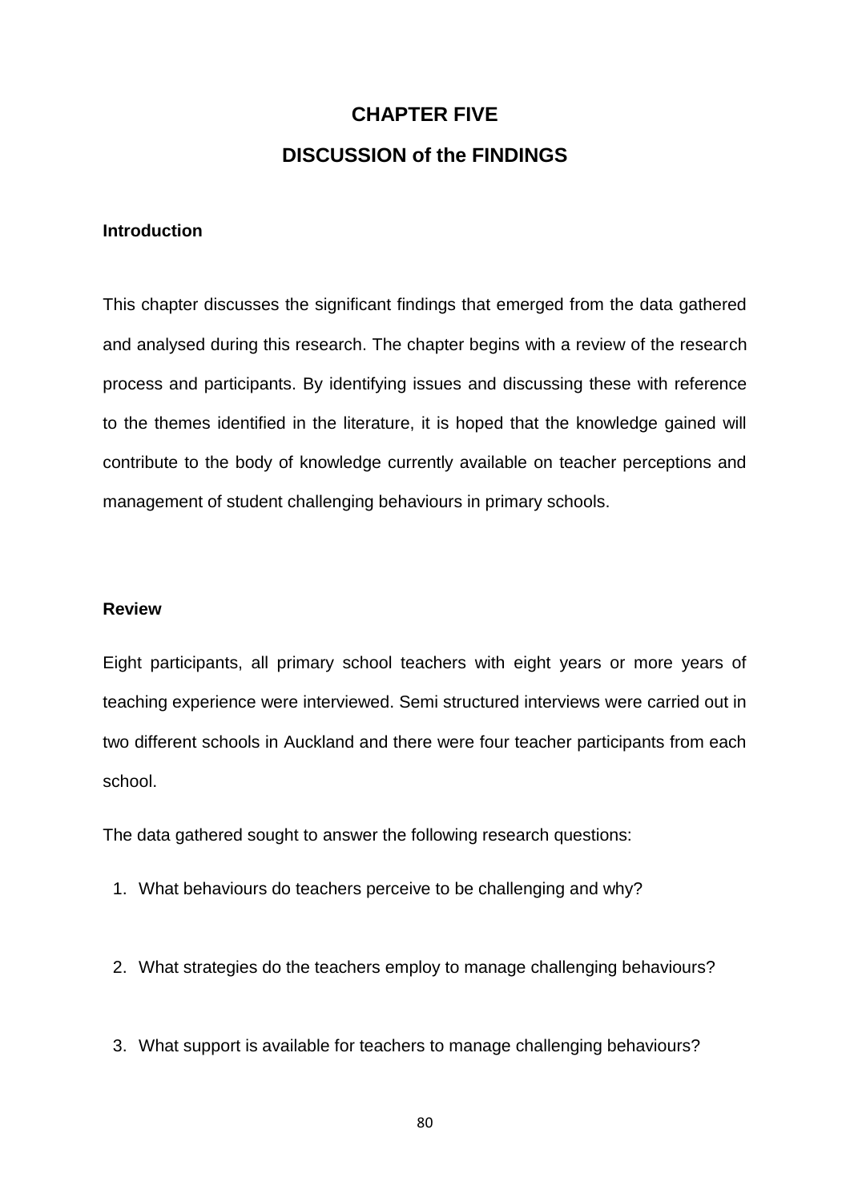# CHAPTER FIVE

# DISCUSSION of the FINDINGS

### Introduction

This chapter discusses the significant findings that emerged from the data gathered and analysed during this research. The chapter begins with a review of the research process and participants. By identifying issues and discussing these with reference to the themes identified in the literature, it is hoped that the knowledge gained will contribute to the body of knowledge currently available on teacher perceptions and management of student challenging behaviours in primary schools.

### Review

Eight participants, all primary school teachers with eight years or more years of teaching experience were interviewed. Semi structured interviews were carried out in two different schools in Auckland and there were four teacher participants from each school.

The data gathered sought to answer the following research questions:

1. What behaviours do teachers perceive to be challenging and why?

2. What strategies do the teachers employ to manage challenging behaviours?

3. What support is available for teachers to manage challenging behaviours?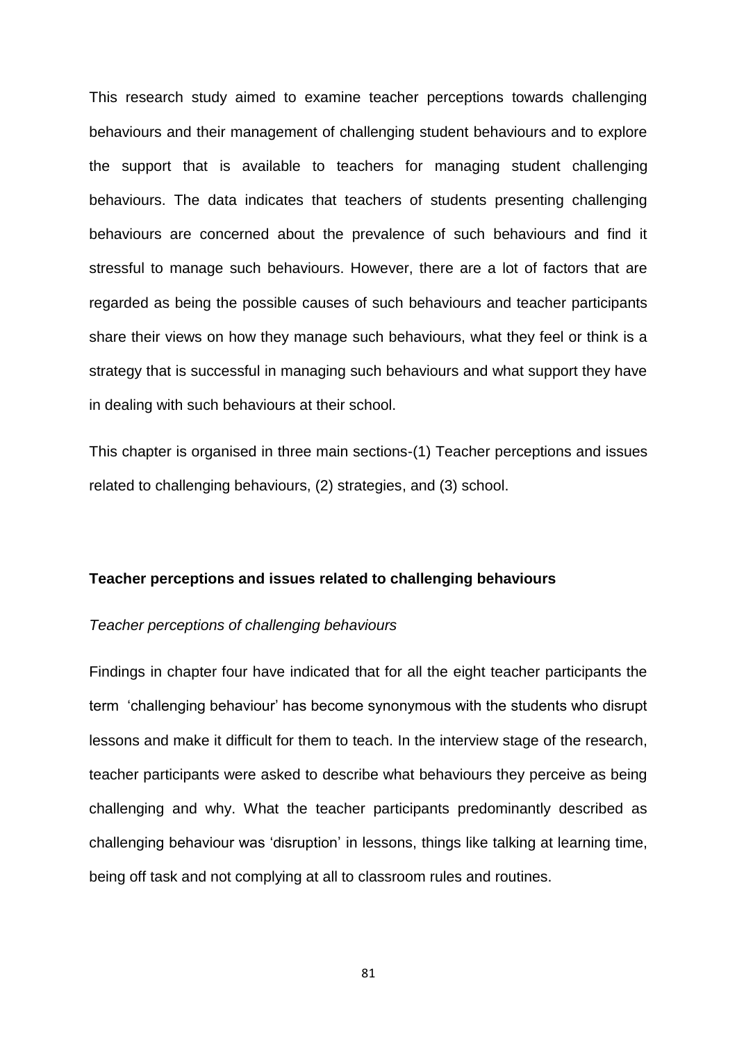This research study aimed to examine teacher perceptions towards challenging behaviours and their management of challenging student behaviours and to explore the support that is available to teachers for managing student challenging behaviours. The data indicates that teachers of students presenting challenging behaviours are concerned about the prevalence of such behaviours and find it stressful to manage such behaviours. However, there are a lot of factors that are regarded as being the possible causes of such behaviours and teacher participants share their views on how they manage such behaviours, what they feel or think is a strategy that is successful in managing such behaviours and what support they have in dealing with such behaviours at their school.

This chapter is organised in three main sections-(1) Teacher perceptions and issues related to challenging behaviours, (2) strategies, and (3) school.

## Teacher perceptions and issues related to challenging behaviours

### *Teacher perceptions of challenging behaviours*

Findings in chapter four have indicated that for all the eight teacher participants the term 'challenging behaviour' has become synonymous with the students who disrupt lessons and make it difficult for them to teach. In the interview stage of the research, teacher participants were asked to describe what behaviours they perceive as being challenging and why. What the teacher participants predominantly described as challenging behaviour was 'disruption' in lessons, things like talking at learning time, being off task and not complying at all to classroom rules and routines.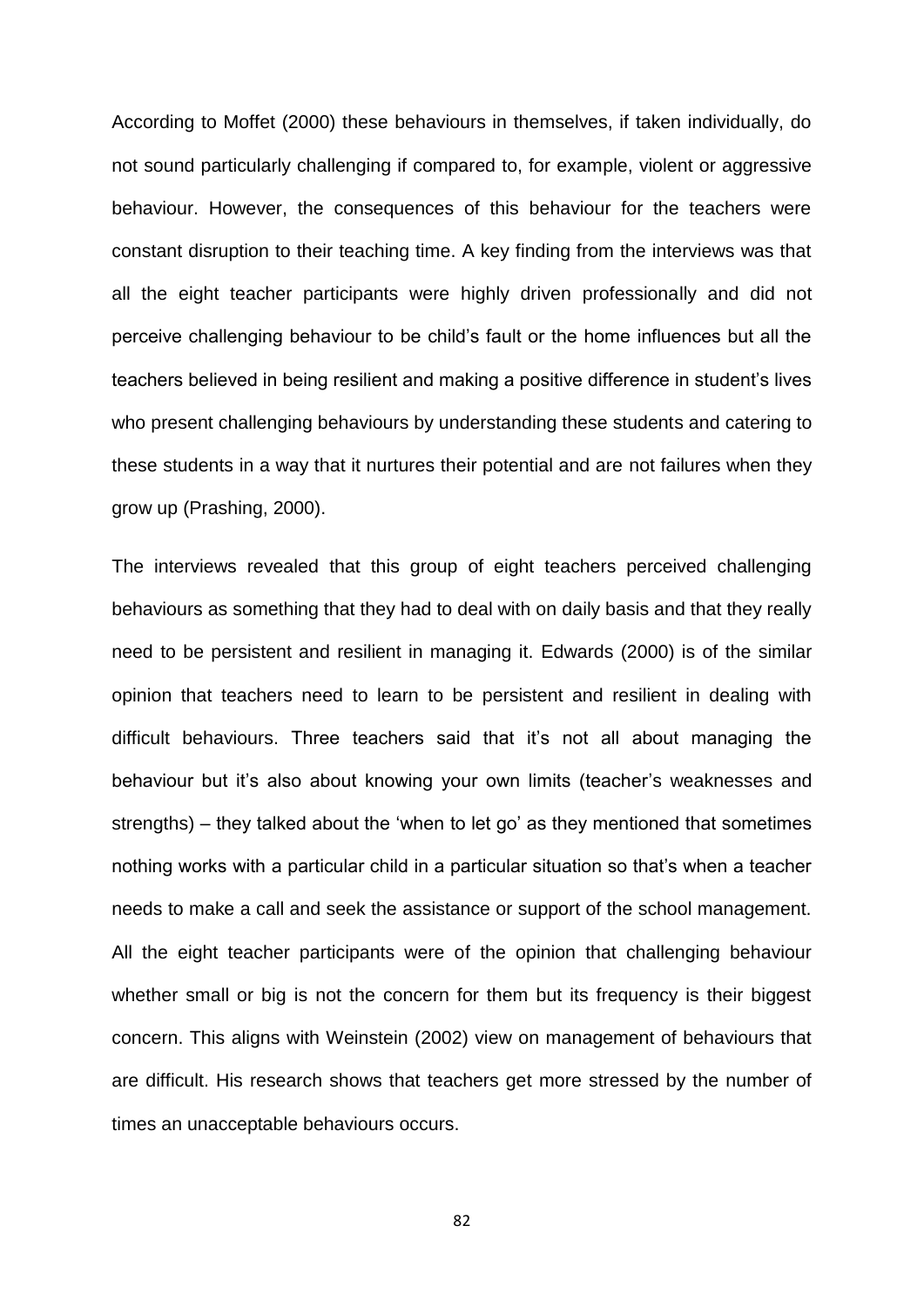According to Moffet (2000) these behaviours in themselves, if taken individually, do not sound particularly challenging if compared to, for example, violent or aggressive behaviour. However, the consequences of this behaviour for the teachers were constant disruption to their teaching time. A key finding from the interviews was that all the eight teacher participants were highly driven professionally and did not perceive challenging behaviour to be child's fault or the home influences but all the teachers believed in being resilient and making a positive difference in student's lives who present challenging behaviours by understanding these students and catering to these students in a way that it nurtures their potential and are not failures when they grow up (Prashing, 2000).

The interviews revealed that this group of eight teachers perceived challenging behaviours as something that they had to deal with on daily basis and that they really need to be persistent and resilient in managing it. Edwards (2000) is of the similar opinion that teachers need to learn to be persistent and resilient in dealing with difficult behaviours. Three teachers said that it's not all about managing the behaviour but it's also about knowing your own limits (teacher's weaknesses and strengths) – they talked about the 'when to let go' as they mentioned that sometimes nothing works with a particular child in a particular situation so that's when a teacher needs to make a call and seek the assistance or support of the school management. All the eight teacher participants were of the opinion that challenging behaviour whether small or big is not the concern for them but its frequency is their biggest concern. This aligns with Weinstein (2002) view on management of behaviours that are difficult. His research shows that teachers get more stressed by the number of times an unacceptable behaviours occurs.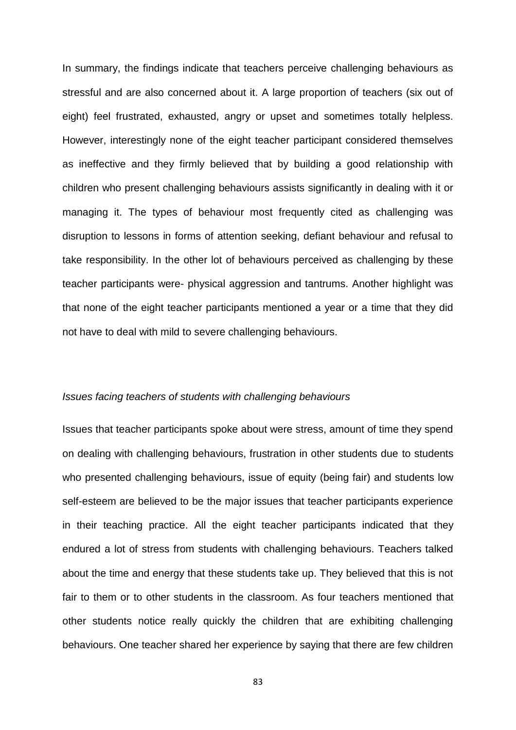In summary, the findings indicate that teachers perceive challenging behaviours as stressful and are also concerned about it. A large proportion of teachers (six out of eight) feel frustrated, exhausted, angry or upset and sometimes totally helpless. However, interestingly none of the eight teacher participant considered themselves as ineffective and they firmly believed that by building a good relationship with children who present challenging behaviours assists significantly in dealing with it or managing it. The types of behaviour most frequently cited as challenging was disruption to lessons in forms of attention seeking, defiant behaviour and refusal to take responsibility. In the other lot of behaviours perceived as challenging by these teacher participants were- physical aggression and tantrums. Another highlight was that none of the eight teacher participants mentioned a year or a time that they did not have to deal with mild to severe challenging behaviours.

*Issues facing teachers of students with challenging behaviours*

Issues that teacher participants spoke about were stress, amount of time they spend on dealing with challenging behaviours, frustration in other students due to students who presented challenging behaviours, issue of equity (being fair) and students low self-esteem are believed to be the major issues that teacher participants experience in their teaching practice. All the eight teacher participants indicated that they endured a lot of stress from students with challenging behaviours. Teachers talked about the time and energy that these students take up. They believed that this is not fair to them or to other students in the classroom. As four teachers mentioned that other students notice really quickly the children that are exhibiting challenging behaviours. One teacher shared her experience by saying that there are few children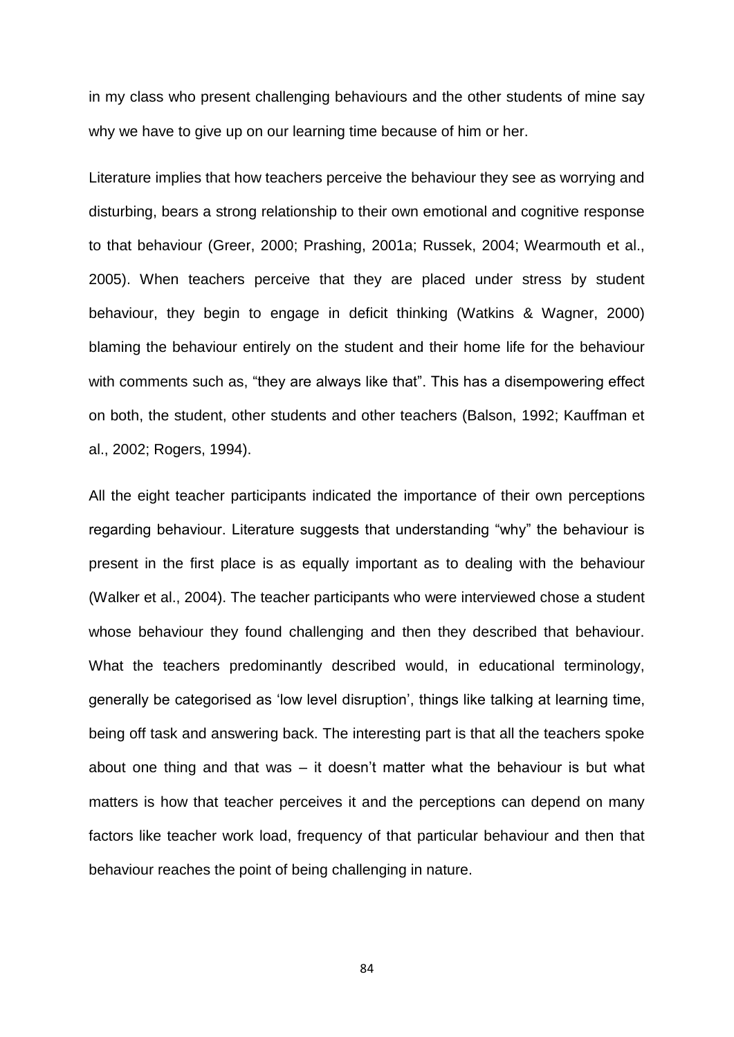in my class who present challenging behaviours and the other students of mine say why we have to give up on our learning time because of him or her.

Literature implies that how teachers perceive the behaviour they see as worrying and disturbing, bears a strong relationship to their own emotional and cognitive response to that behaviour (Greer, 2000; Prashing, 2001a; Russek, 2004; Wearmouth et al., 2005). When teachers perceive that they are placed under stress by student behaviour, they begin to engage in deficit thinking (Watkins & Wagner, 2000) blaming the behaviour entirely on the student and their home life for the behaviour with comments such as, "they are always like that". This has a disempowering effect on both, the student, other students and other teachers (Balson, 1992; Kauffman et al., 2002; Rogers, 1994).

All the eight teacher participants indicated the importance of their own perceptions regarding behaviour. Literature suggests that understanding "why" the behaviour is present in the first place is as equally important as to dealing with the behaviour (Walker et al., 2004). The teacher participants who were interviewed chose a student whose behaviour they found challenging and then they described that behaviour. What the teachers predominantly described would, in educational terminology, generally be categorised as 'low level disruption', things like talking at learning time, being off task and answering back. The interesting part is that all the teachers spoke about one thing and that was – it doesn't matter what the behaviour is but what matters is how that teacher perceives it and the perceptions can depend on many factors like teacher work load, frequency of that particular behaviour and then that behaviour reaches the point of being challenging in nature.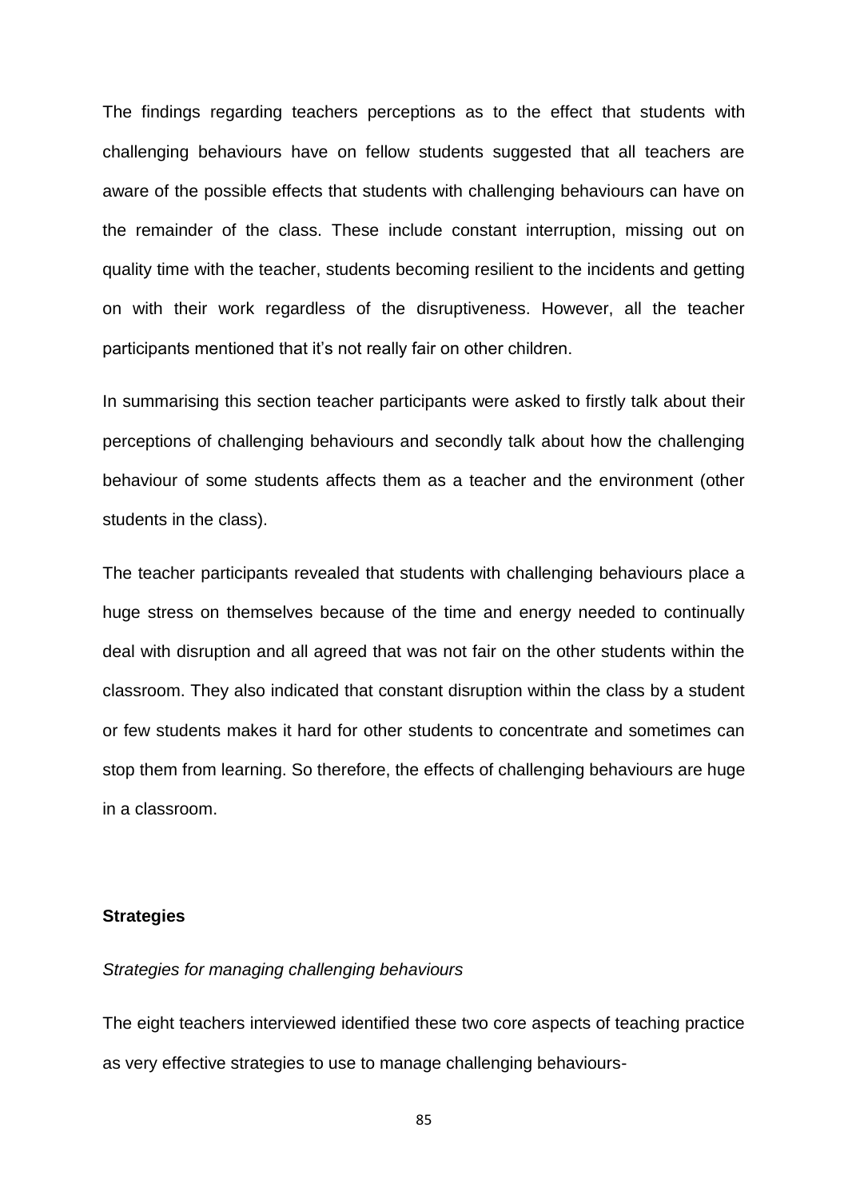The findings regarding teachers perceptions as to the effect that students with challenging behaviours have on fellow students suggested that all teachers are aware of the possible effects that students with challenging behaviours can have on the remainder of the class. These include constant interruption, missing out on quality time with the teacher, students becoming resilient to the incidents and getting on with their work regardless of the disruptiveness. However, all the teacher participants mentioned that it's not really fair on other children.

In summarising this section teacher participants were asked to firstly talk about their perceptions of challenging behaviours and secondly talk about how the challenging behaviour of some students affects them as a teacher and the environment (other students in the class).

The teacher participants revealed that students with challenging behaviours place a huge stress on themselves because of the time and energy needed to continually deal with disruption and all agreed that was not fair on the other students within the classroom. They also indicated that constant disruption within the class by a student or few students makes it hard for other students to concentrate and sometimes can stop them from learning. So therefore, the effects of challenging behaviours are huge in a classroom.

**Strategies**

*Strategies for managing challenging behaviours*

The eight teachers interviewed identified these two core aspects of teaching practice as very effective strategies to use to manage challenging behaviours-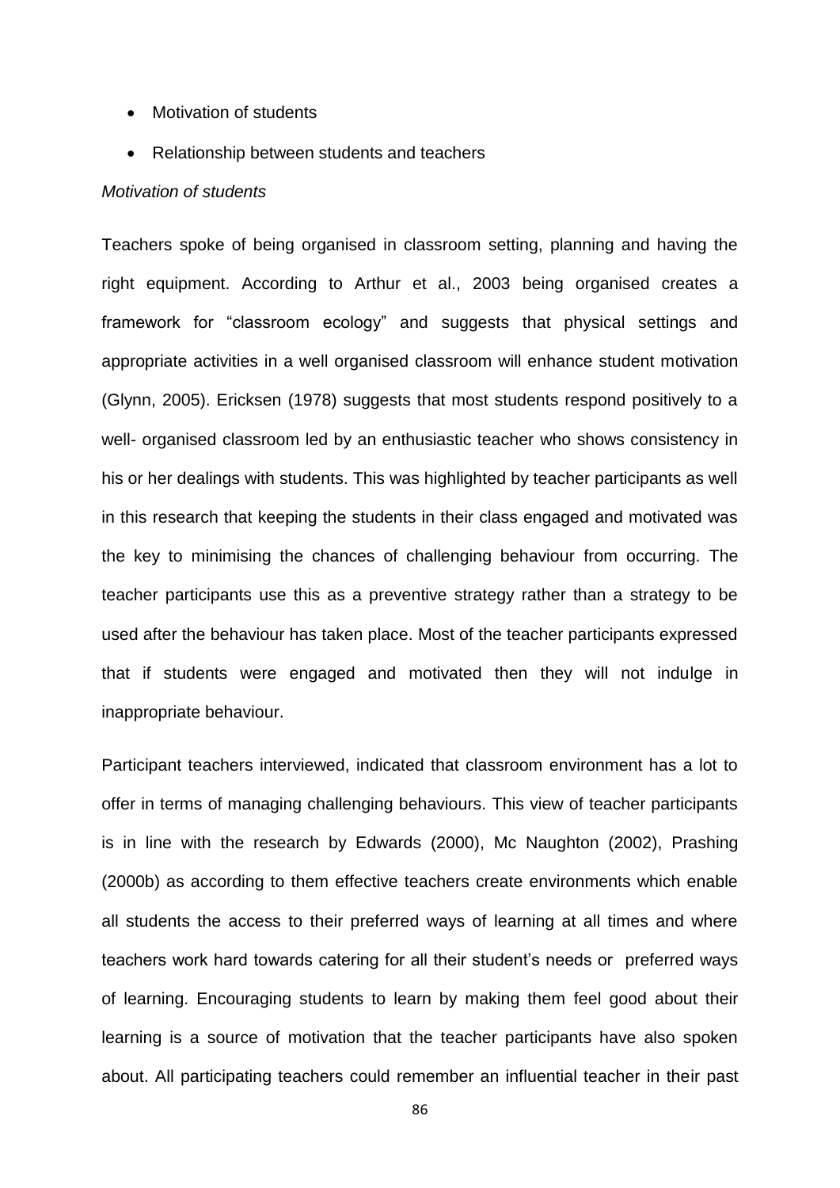- Motivation of students
- Relationship between students and teachers

*Motivation of students*

Teachers spoke of being organised in classroom setting, planning and having the right equipment. According to Arthur et al., 2003 being organised creates a framework for “classroom ecology” and suggests that physical settings and appropriate activities in a well organised classroom will enhance student motivation (Glynn, 2005). Ericksen (1978) suggests that most students respond positively to a well- organised classroom led by an enthusiastic teacher who shows consistency in his or her dealings with students. This was highlighted by teacher participants as well in this research that keeping the students in their class engaged and motivated was the key to minimising the chances of challenging behaviour from occurring. The teacher participants use this as a preventive strategy rather than a strategy to be used after the behaviour has taken place. Most of the teacher participants expressed that if students were engaged and motivated then they will not indulge in inappropriate behaviour.

Participant teachers interviewed, indicated that classroom environment has a lot to offer in terms of managing challenging behaviours. This view of teacher participants is in line with the research by Edwards (2000), Mc Naughton (2002), Prashing (2000b) as according to them effective teachers create environments which enable all students the access to their preferred ways of learning at all times and where teachers work hard towards catering for all their student’s needs or preferred ways of learning. Encouraging students to learn by making them feel good about their learning is a source of motivation that the teacher participants have also spoken about. All participating teachers could remember an influential teacher in their past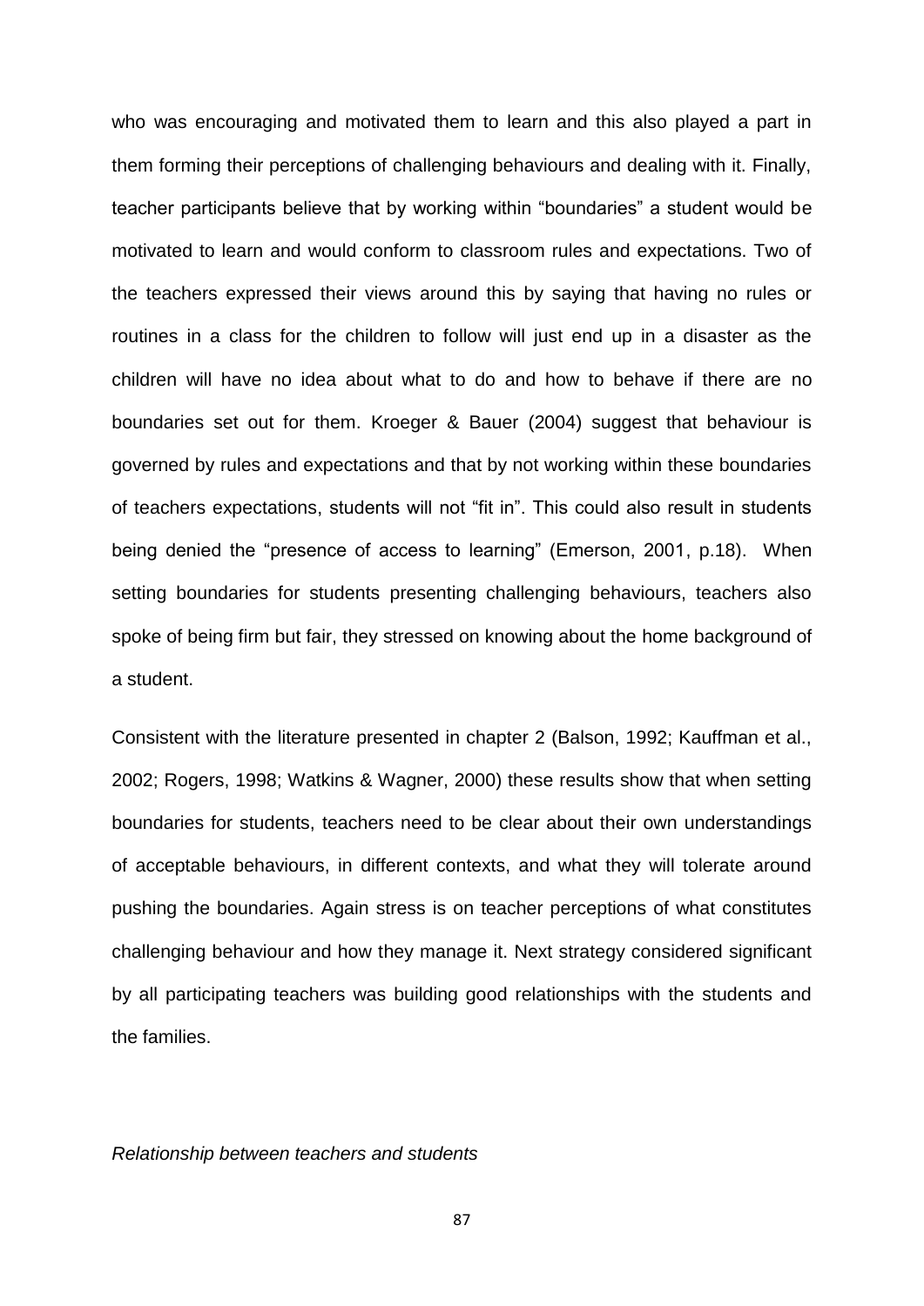who was encouraging and motivated them to learn and this also played a part in them forming their perceptions of challenging behaviours and dealing with it. Finally, teacher participants believe that by working within "boundaries" a student would be motivated to learn and would conform to classroom rules and expectations. Two of the teachers expressed their views around this by saying that having no rules or routines in a class for the children to follow will just end up in a disaster as the children will have no idea about what to do and how to behave if there are no boundaries set out for them. Kroeger & Bauer (2004) suggest that behaviour is governed by rules and expectations and that by not working within these boundaries of teachers expectations, students will not "fit in". This could also result in students being denied the "presence of access to learning" (Emerson, 2001, p.18). When setting boundaries for students presenting challenging behaviours, teachers also spoke of being firm but fair, they stressed on knowing about the home background of a student.

Consistent with the literature presented in chapter 2 (Balson, 1992; Kauffman et al., 2002; Rogers, 1998; Watkins & Wagner, 2000) these results show that when setting boundaries for students, teachers need to be clear about their own understandings of acceptable behaviours, in different contexts, and what they will tolerate around pushing the boundaries. Again stress is on teacher perceptions of what constitutes challenging behaviour and how they manage it. Next strategy considered significant by all participating teachers was building good relationships with the students and the families.

*Relationship between teachers and students*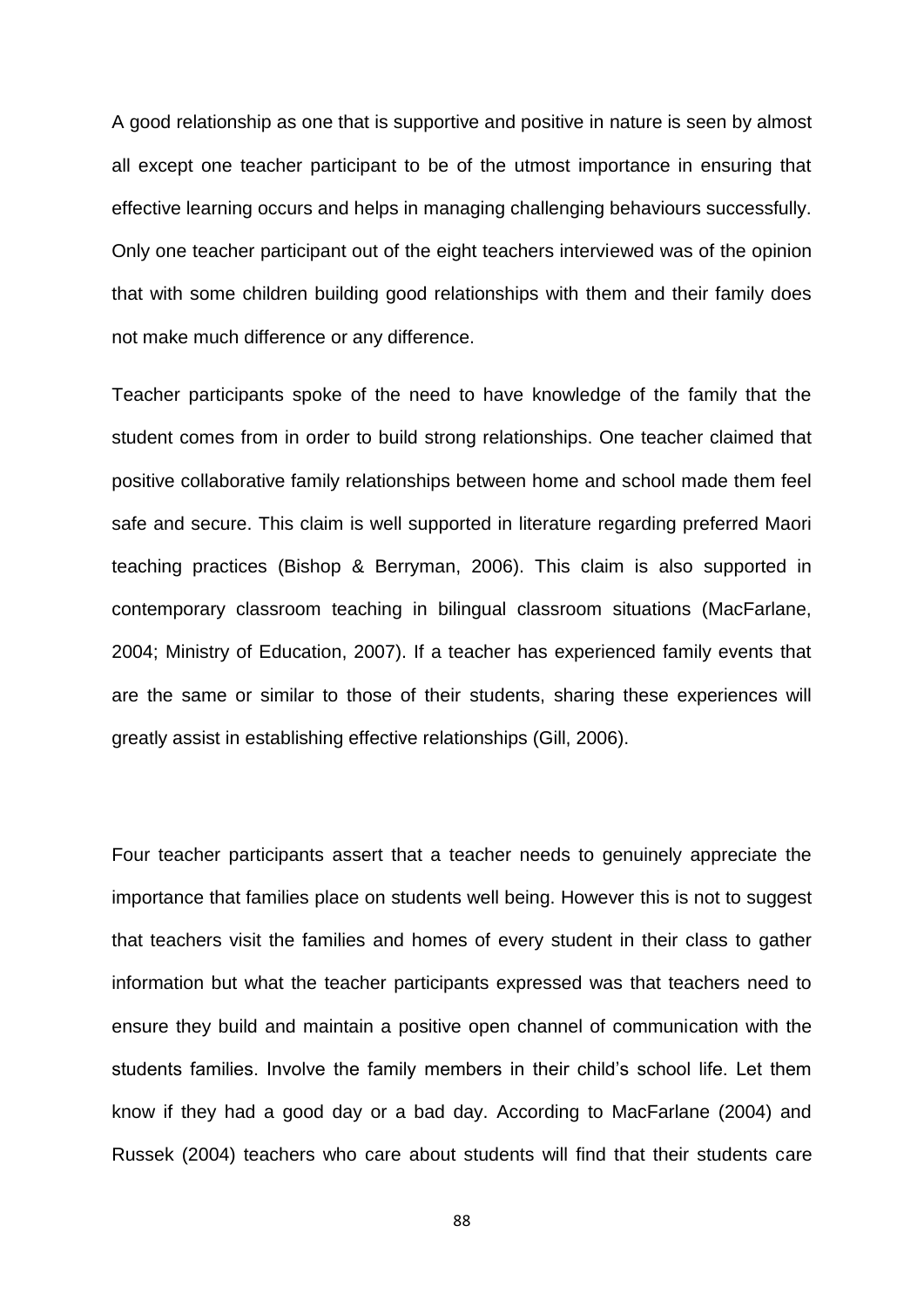A good relationship as one that is supportive and positive in nature is seen by almost all except one teacher participant to be of the utmost importance in ensuring that effective learning occurs and helps in managing challenging behaviours successfully. Only one teacher participant out of the eight teachers interviewed was of the opinion that with some children building good relationships with them and their family does not make much difference or any difference.

Teacher participants spoke of the need to have knowledge of the family that the student comes from in order to build strong relationships. One teacher claimed that positive collaborative family relationships between home and school made them feel safe and secure. This claim is well supported in literature regarding preferred Maori teaching practices (Bishop & Berryman, 2006). This claim is also supported in contemporary classroom teaching in bilingual classroom situations (MacFarlane, 2004; Ministry of Education, 2007). If a teacher has experienced family events that are the same or similar to those of their students, sharing these experiences will greatly assist in establishing effective relationships (Gill, 2006).

Four teacher participants assert that a teacher needs to genuinely appreciate the importance that families place on students well being. However this is not to suggest that teachers visit the families and homes of every student in their class to gather information but what the teacher participants expressed was that teachers need to ensure they build and maintain a positive open channel of communication with the students families. Involve the family members in their child's school life. Let them know if they had a good day or a bad day. According to MacFarlane (2004) and Russek (2004) teachers who care about students will find that their students care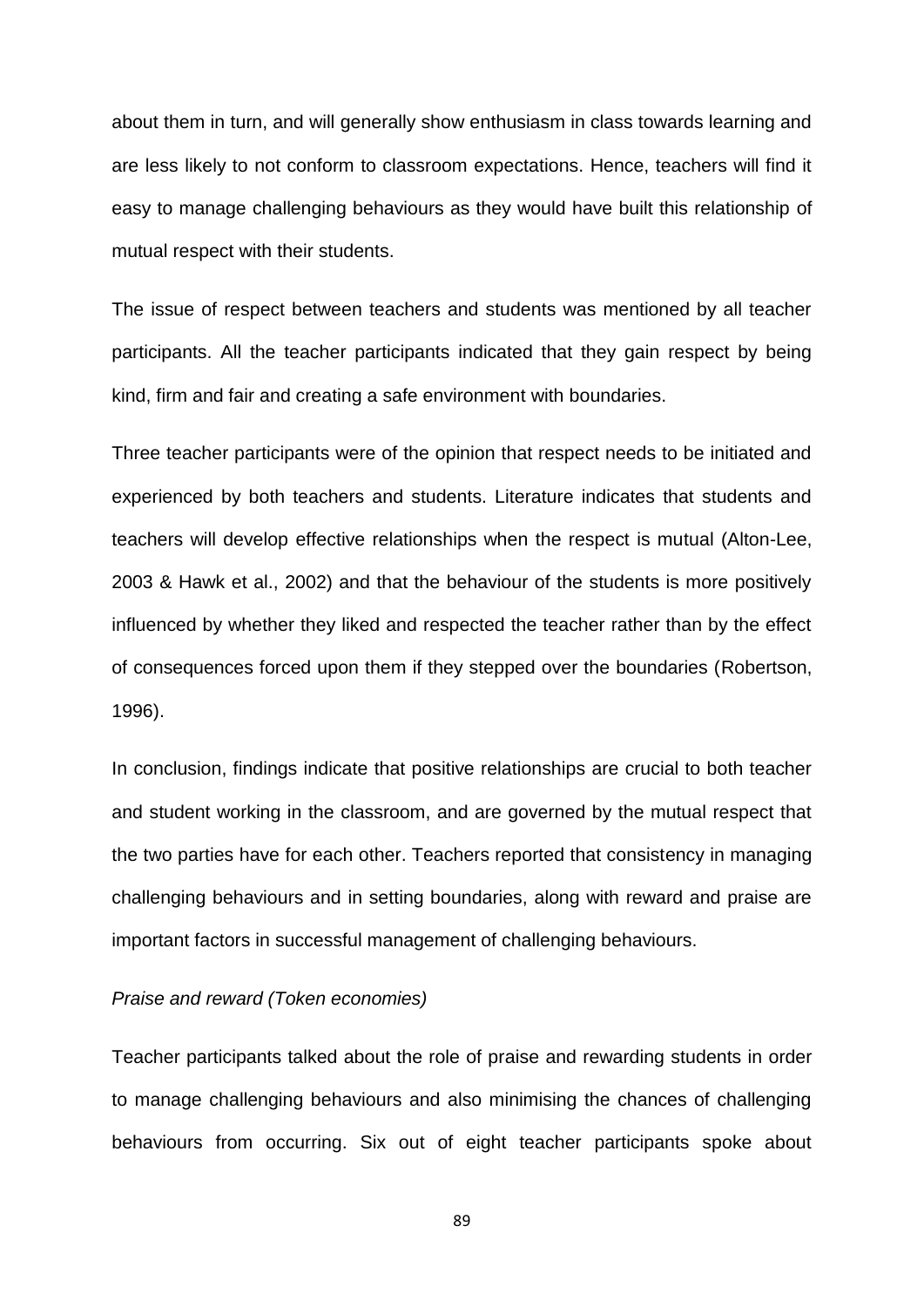about them in turn, and will generally show enthusiasm in class towards learning and are less likely to not conform to classroom expectations. Hence, teachers will find it easy to manage challenging behaviours as they would have built this relationship of mutual respect with their students.

The issue of respect between teachers and students was mentioned by all teacher participants. All the teacher participants indicated that they gain respect by being kind, firm and fair and creating a safe environment with boundaries.

Three teacher participants were of the opinion that respect needs to be initiated and experienced by both teachers and students. Literature indicates that students and teachers will develop effective relationships when the respect is mutual (Alton-Lee, 2003 & Hawk et al., 2002) and that the behaviour of the students is more positively influenced by whether they liked and respected the teacher rather than by the effect of consequences forced upon them if they stepped over the boundaries (Robertson, 1996).

In conclusion, findings indicate that positive relationships are crucial to both teacher and student working in the classroom, and are governed by the mutual respect that the two parties have for each other. Teachers reported that consistency in managing challenging behaviours and in setting boundaries, along with reward and praise are important factors in successful management of challenging behaviours.

*Praise and reward (Token economies)*

Teacher participants talked about the role of praise and rewarding students in order to manage challenging behaviours and also minimising the chances of challenging behaviours from occurring. Six out of eight teacher participants spoke about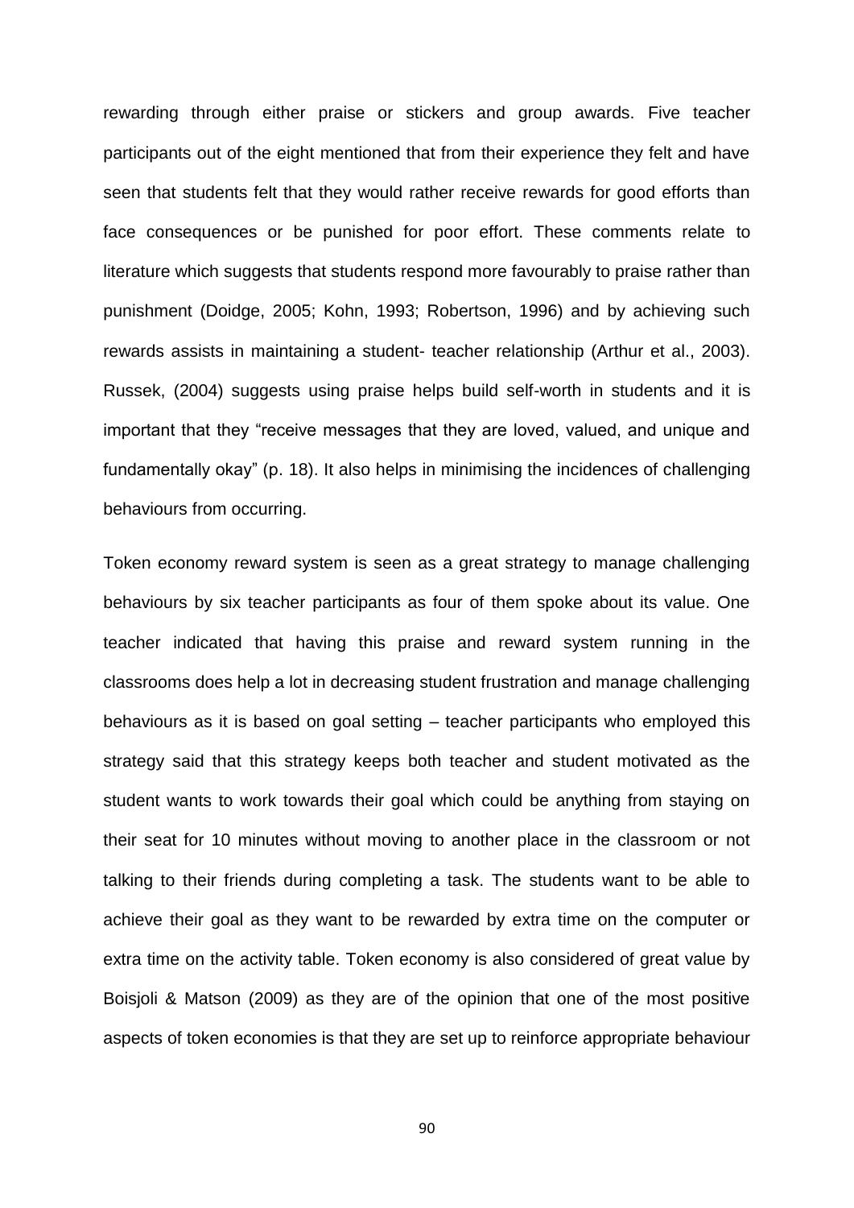rewarding through either praise or stickers and group awards. Five teacher participants out of the eight mentioned that from their experience they felt and have seen that students felt that they would rather receive rewards for good efforts than face consequences or be punished for poor effort. These comments relate to literature which suggests that students respond more favourably to praise rather than punishment (Doidge, 2005; Kohn, 1993; Robertson, 1996) and by achieving such rewards assists in maintaining a student- teacher relationship (Arthur et al., 2003). Russek, (2004) suggests using praise helps build self-worth in students and it is important that they "receive messages that they are loved, valued, and unique and fundamentally okay" (p. 18). It also helps in minimising the incidences of challenging behaviours from occurring.

Token economy reward system is seen as a great strategy to manage challenging behaviours by six teacher participants as four of them spoke about its value. One teacher indicated that having this praise and reward system running in the classrooms does help a lot in decreasing student frustration and manage challenging behaviours as it is based on goal setting – teacher participants who employed this strategy said that this strategy keeps both teacher and student motivated as the student wants to work towards their goal which could be anything from staying on their seat for 10 minutes without moving to another place in the classroom or not talking to their friends during completing a task. The students want to be able to achieve their goal as they want to be rewarded by extra time on the computer or extra time on the activity table. Token economy is also considered of great value by Boisjoli & Matson (2009) as they are of the opinion that one of the most positive aspects of token economies is that they are set up to reinforce appropriate behaviour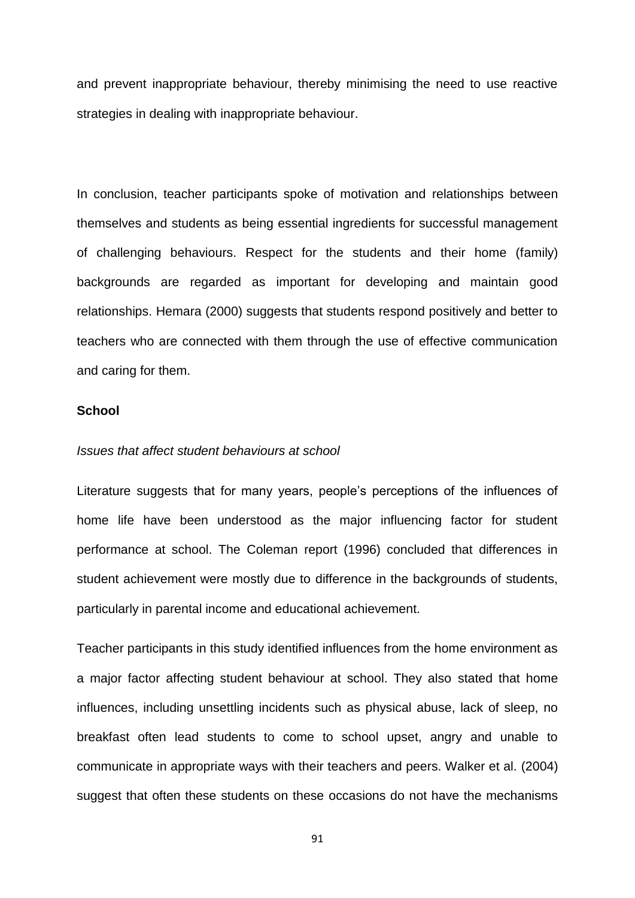and prevent inappropriate behaviour, thereby minimising the need to use reactive strategies in dealing with inappropriate behaviour.

In conclusion, teacher participants spoke of motivation and relationships between themselves and students as being essential ingredients for successful management of challenging behaviours. Respect for the students and their home (family) backgrounds are regarded as important for developing and maintain good relationships. Hemara (2000) suggests that students respond positively and better to teachers who are connected with them through the use of effective communication and caring for them.

**School**

*Issues that affect student behaviours at school*

Literature suggests that for many years, people's perceptions of the influences of home life have been understood as the major influencing factor for student performance at school. The Coleman report (1996) concluded that differences in student achievement were mostly due to difference in the backgrounds of students, particularly in parental income and educational achievement.

Teacher participants in this study identified influences from the home environment as a major factor affecting student behaviour at school. They also stated that home influences, including unsettling incidents such as physical abuse, lack of sleep, no breakfast often lead students to come to school upset, angry and unable to communicate in appropriate ways with their teachers and peers. Walker et al. (2004) suggest that often these students on these occasions do not have the mechanisms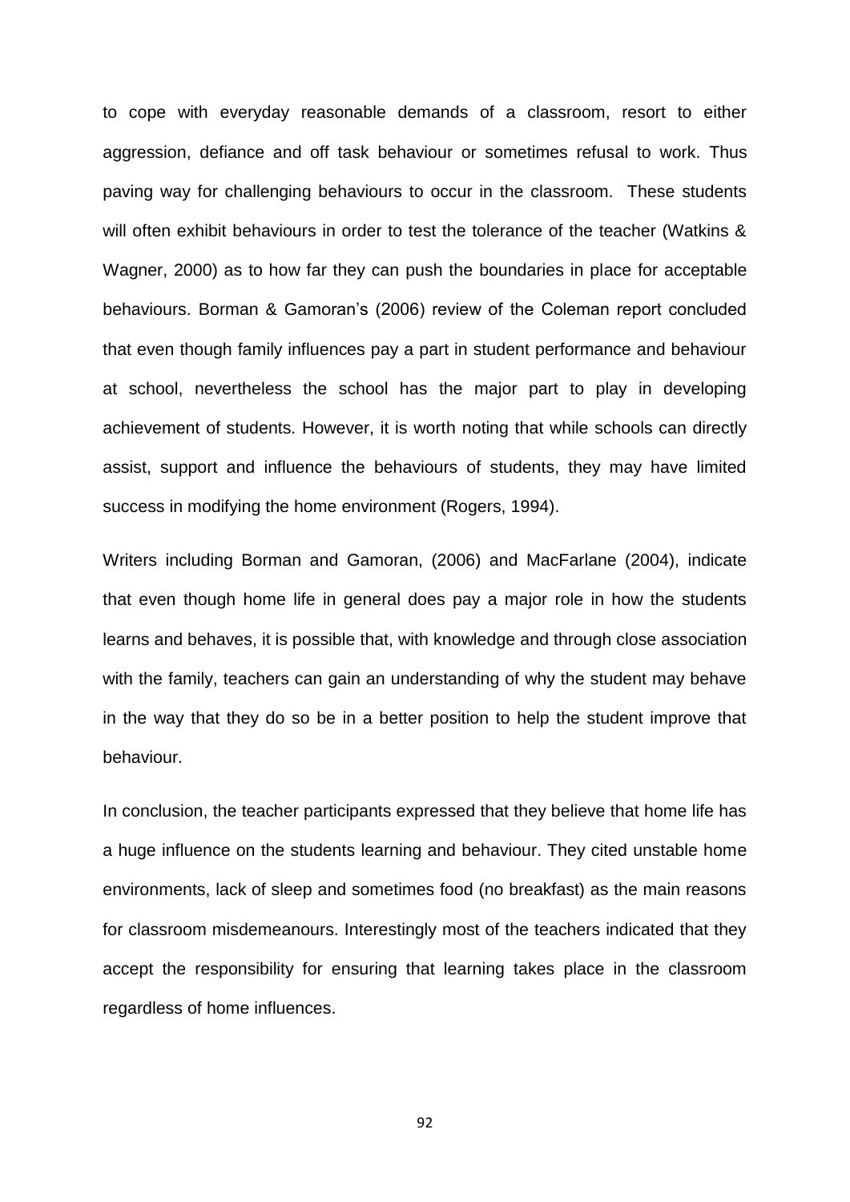to cope with everyday reasonable demands of a classroom, resort to either aggression, defiance and off task behaviour or sometimes refusal to work. Thus paving way for challenging behaviours to occur in the classroom. These students will often exhibit behaviours in order to test the tolerance of the teacher (Watkins & Wagner, 2000) as to how far they can push the boundaries in place for acceptable behaviours. Borman & Gamoran's (2006) review of the Coleman report concluded that even though family influences pay a part in student performance and behaviour at school, nevertheless the school has the major part to play in developing achievement of students. However, it is worth noting that while schools can directly assist, support and influence the behaviours of students, they may have limited success in modifying the home environment (Rogers, 1994).

Writers including Borman and Gamoran, (2006) and MacFarlane (2004), indicate that even though home life in general does pay a major role in how the students learns and behaves, it is possible that, with knowledge and through close association with the family, teachers can gain an understanding of why the student may behave in the way that they do so be in a better position to help the student improve that behaviour.

In conclusion, the teacher participants expressed that they believe that home life has a huge influence on the students learning and behaviour. They cited unstable home environments, lack of sleep and sometimes food (no breakfast) as the main reasons for classroom misdemeanours. Interestingly most of the teachers indicated that they accept the responsibility for ensuring that learning takes place in the classroom regardless of home influences.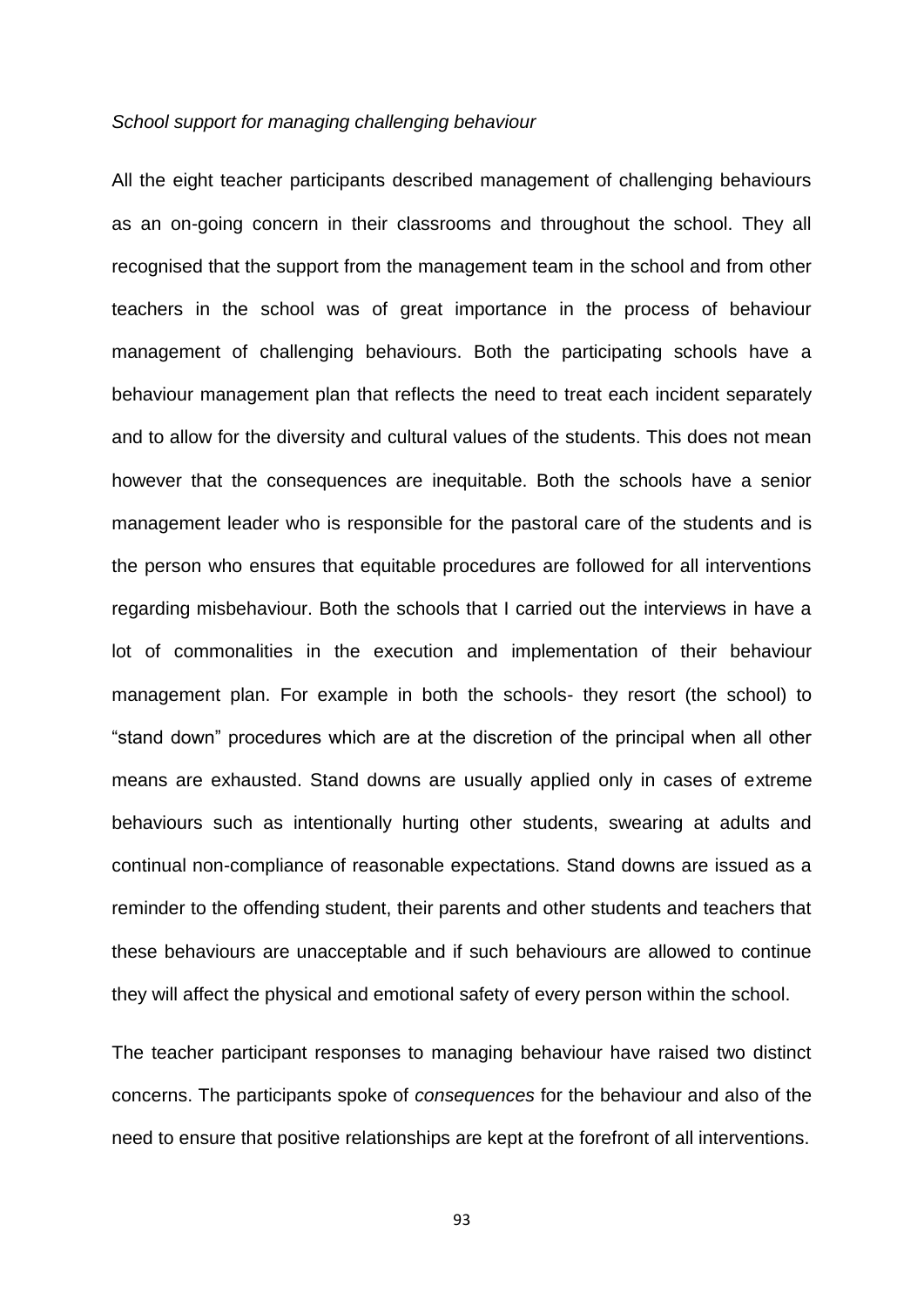*School support for managing challenging behaviour*

All the eight teacher participants described management of challenging behaviours as an on-going concern in their classrooms and throughout the school. They all recognised that the support from the management team in the school and from other teachers in the school was of great importance in the process of behaviour management of challenging behaviours. Both the participating schools have a behaviour management plan that reflects the need to treat each incident separately and to allow for the diversity and cultural values of the students. This does not mean however that the consequences are inequitable. Both the schools have a senior management leader who is responsible for the pastoral care of the students and is the person who ensures that equitable procedures are followed for all interventions regarding misbehaviour. Both the schools that I carried out the interviews in have a lot of commonalities in the execution and implementation of their behaviour management plan. For example in both the schools- they resort (the school) to "stand down" procedures which are at the discretion of the principal when all other means are exhausted. Stand downs are usually applied only in cases of extreme behaviours such as intentionally hurting other students, swearing at adults and continual non-compliance of reasonable expectations. Stand downs are issued as a reminder to the offending student, their parents and other students and teachers that these behaviours are unacceptable and if such behaviours are allowed to continue they will affect the physical and emotional safety of every person within the school.

The teacher participant responses to managing behaviour have raised two distinct concerns. The participants spoke of *consequences* for the behaviour and also of the need to ensure that positive relationships are kept at the forefront of all interventions.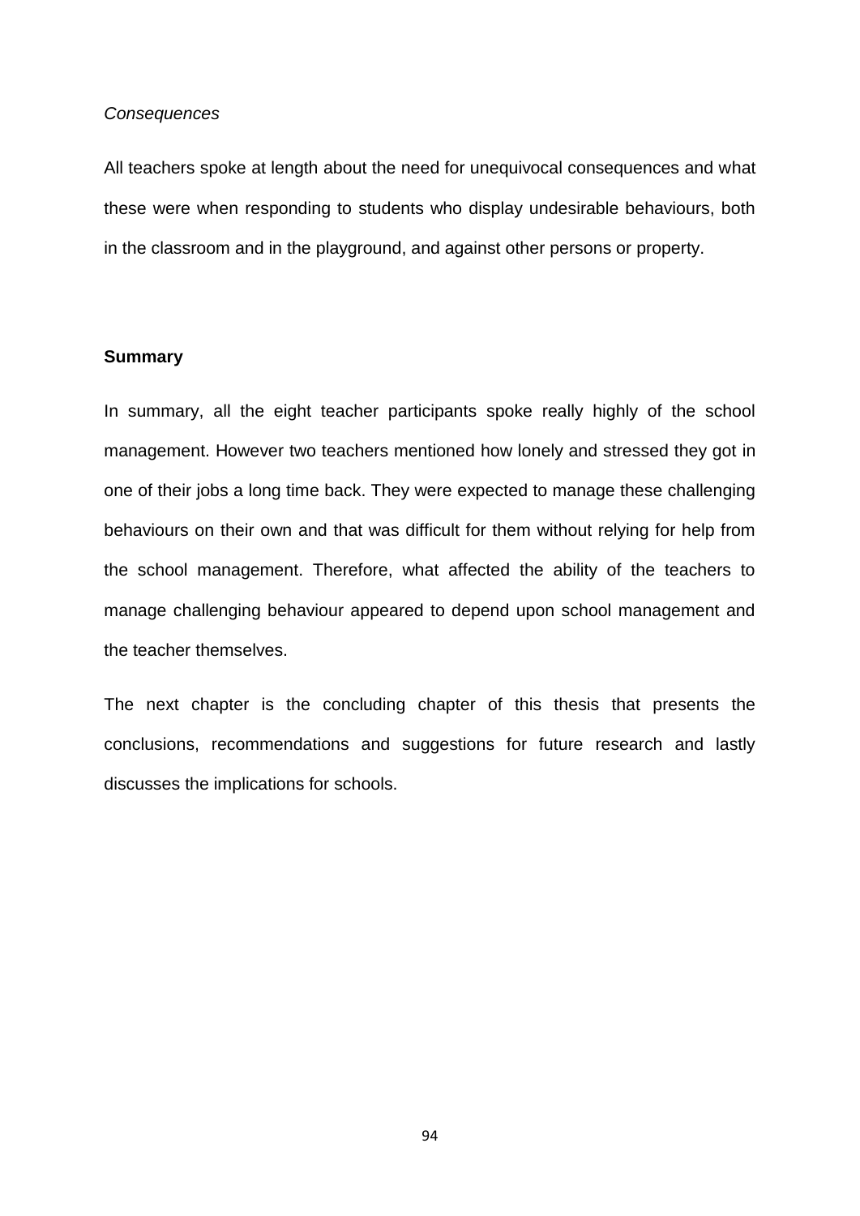*Consequences*

All teachers spoke at length about the need for unequivocal consequences and what these were when responding to students who display undesirable behaviours, both in the classroom and in the playground, and against other persons or property.

**Summary**

In summary, all the eight teacher participants spoke really highly of the school management. However two teachers mentioned how lonely and stressed they got in one of their jobs a long time back. They were expected to manage these challenging behaviours on their own and that was difficult for them without relying for help from the school management. Therefore, what affected the ability of the teachers to manage challenging behaviour appeared to depend upon school management and the teacher themselves.

The next chapter is the concluding chapter of this thesis that presents the conclusions, recommendations and suggestions for future research and lastly discusses the implications for schools.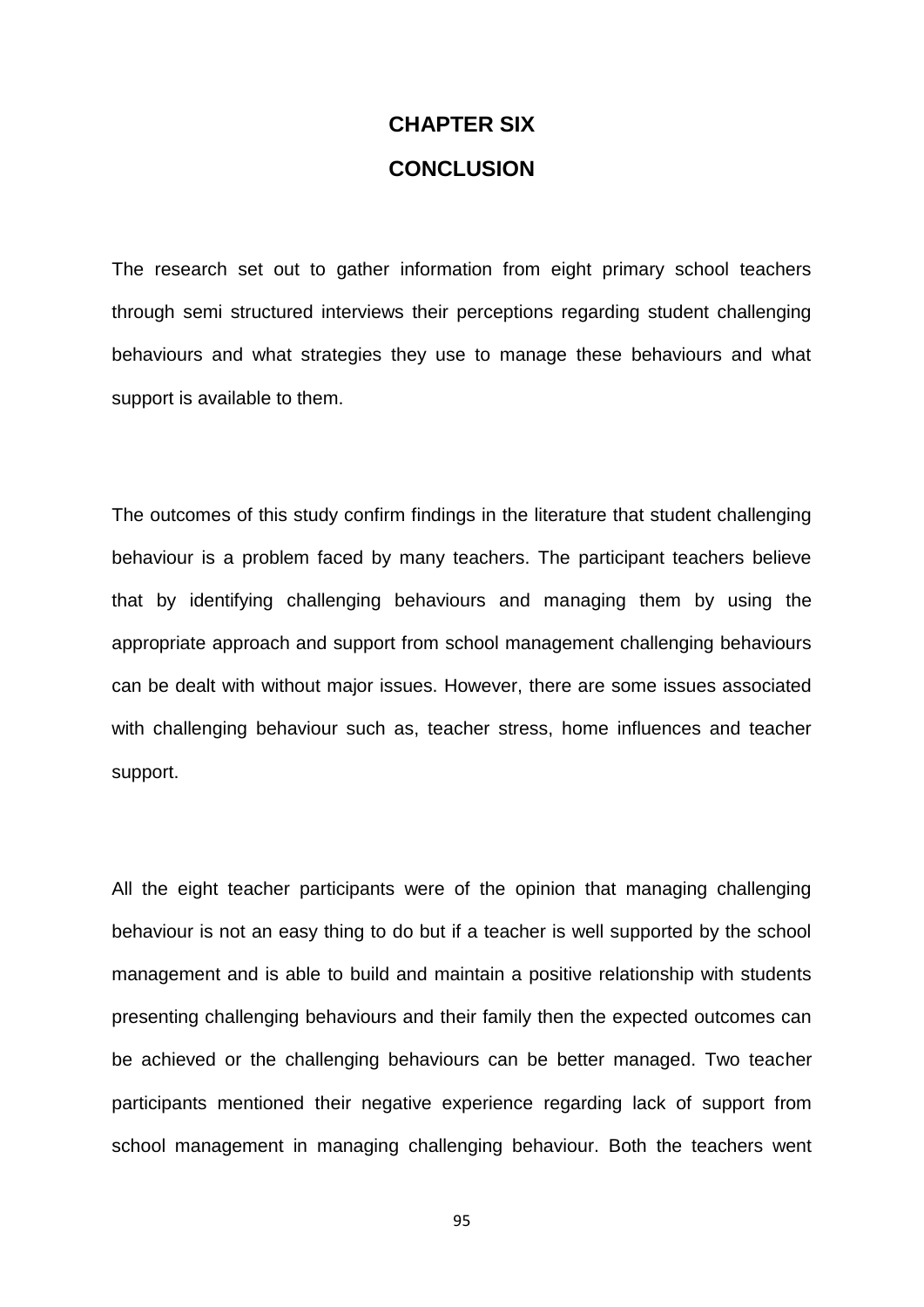# CHAPTER SIX

# CONCLUSION

The research set out to gather information from eight primary school teachers through semi structured interviews their perceptions regarding student challenging behaviours and what strategies they use to manage these behaviours and what support is available to them.

The outcomes of this study confirm findings in the literature that student challenging behaviour is a problem faced by many teachers. The participant teachers believe that by identifying challenging behaviours and managing them by using the appropriate approach and support from school management challenging behaviours can be dealt with without major issues. However, there are some issues associated with challenging behaviour such as, teacher stress, home influences and teacher support.

All the eight teacher participants were of the opinion that managing challenging behaviour is not an easy thing to do but if a teacher is well supported by the school management and is able to build and maintain a positive relationship with students presenting challenging behaviours and their family then the expected outcomes can be achieved or the challenging behaviours can be better managed. Two teacher participants mentioned their negative experience regarding lack of support from school management in managing challenging behaviour. Both the teachers went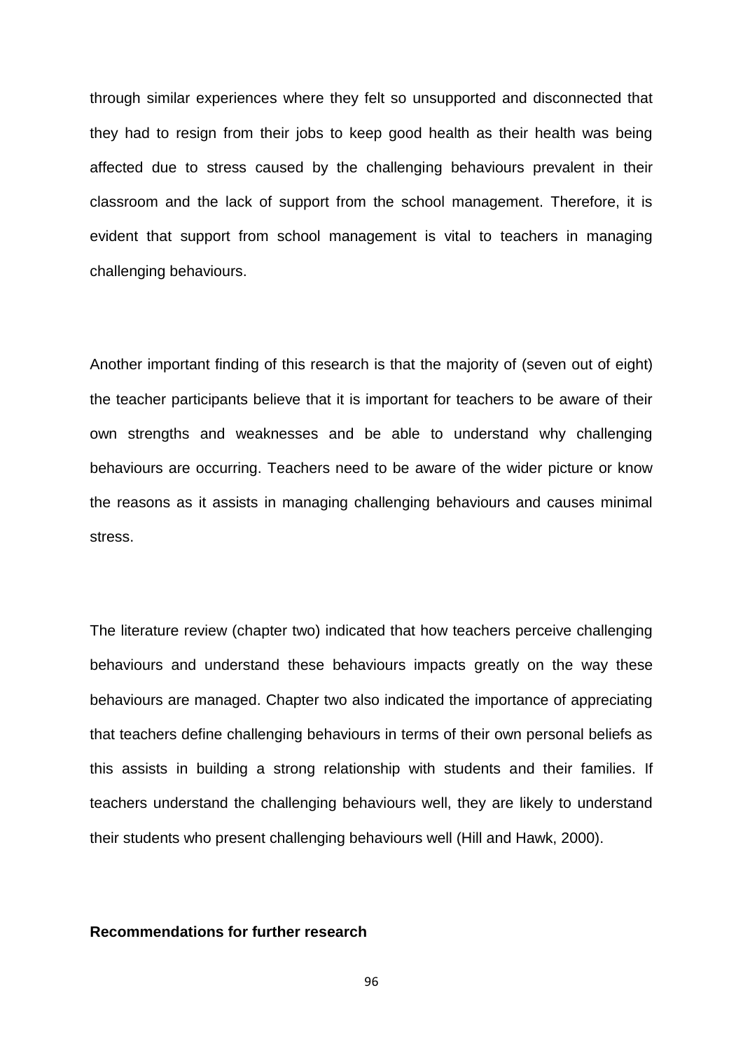through similar experiences where they felt so unsupported and disconnected that they had to resign from their jobs to keep good health as their health was being affected due to stress caused by the challenging behaviours prevalent in their classroom and the lack of support from the school management. Therefore, it is evident that support from school management is vital to teachers in managing challenging behaviours.

Another important finding of this research is that the majority of (seven out of eight) the teacher participants believe that it is important for teachers to be aware of their own strengths and weaknesses and be able to understand why challenging behaviours are occurring. Teachers need to be aware of the wider picture or know the reasons as it assists in managing challenging behaviours and causes minimal stress.

The literature review (chapter two) indicated that how teachers perceive challenging behaviours and understand these behaviours impacts greatly on the way these behaviours are managed. Chapter two also indicated the importance of appreciating that teachers define challenging behaviours in terms of their own personal beliefs as this assists in building a strong relationship with students and their families. If teachers understand the challenging behaviours well, they are likely to understand their students who present challenging behaviours well (Hill and Hawk, 2000).

**Recommendations for further research**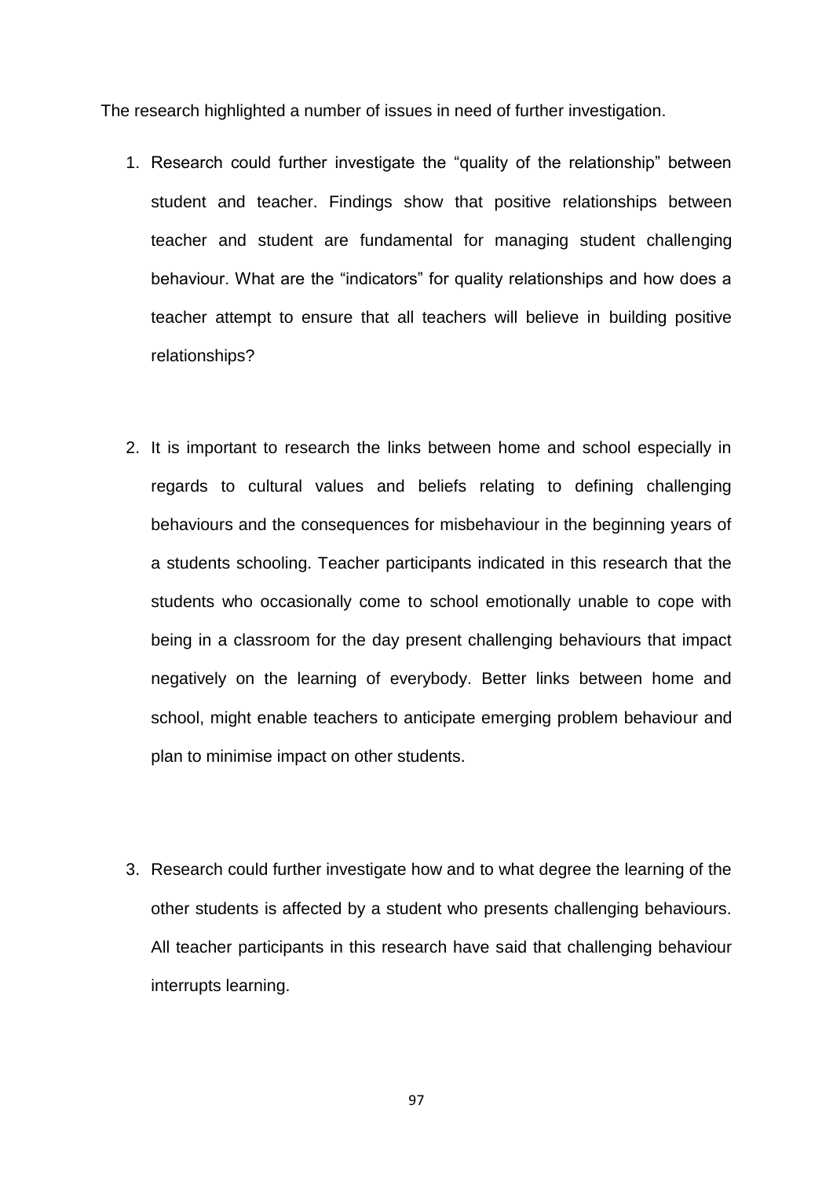The research highlighted a number of issues in need of further investigation.

1. Research could further investigate the "quality of the relationship" between student and teacher. Findings show that positive relationships between teacher and student are fundamental for managing student challenging behaviour. What are the "indicators" for quality relationships and how does a teacher attempt to ensure that all teachers will believe in building positive relationships?

2. It is important to research the links between home and school especially in regards to cultural values and beliefs relating to defining challenging behaviours and the consequences for misbehaviour in the beginning years of a students schooling. Teacher participants indicated in this research that the students who occasionally come to school emotionally unable to cope with being in a classroom for the day present challenging behaviours that impact negatively on the learning of everybody. Better links between home and school, might enable teachers to anticipate emerging problem behaviour and plan to minimise impact on other students.

3. Research could further investigate how and to what degree the learning of the other students is affected by a student who presents challenging behaviours. All teacher participants in this research have said that challenging behaviour interrupts learning.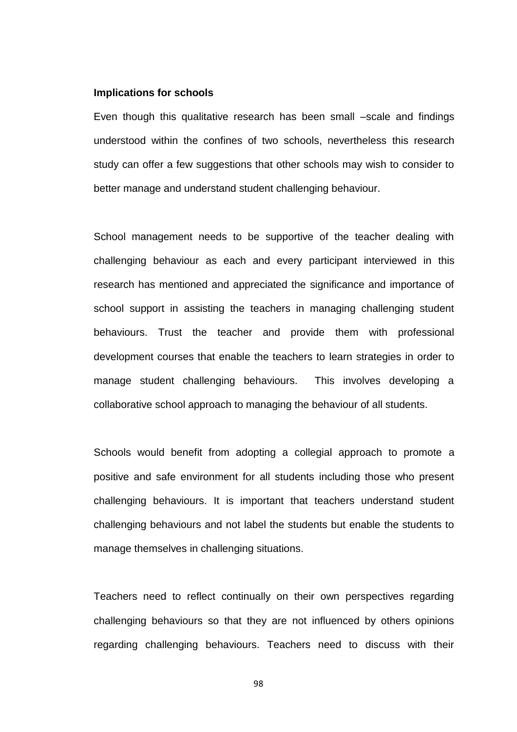**Implications for schools**

Even though this qualitative research has been small –scale and findings understood within the confines of two schools, nevertheless this research study can offer a few suggestions that other schools may wish to consider to better manage and understand student challenging behaviour.

School management needs to be supportive of the teacher dealing with challenging behaviour as each and every participant interviewed in this research has mentioned and appreciated the significance and importance of school support in assisting the teachers in managing challenging student behaviours. Trust the teacher and provide them with professional development courses that enable the teachers to learn strategies in order to manage student challenging behaviours. This involves developing a collaborative school approach to managing the behaviour of all students.

Schools would benefit from adopting a collegial approach to promote a positive and safe environment for all students including those who present challenging behaviours. It is important that teachers understand student challenging behaviours and not label the students but enable the students to manage themselves in challenging situations.

Teachers need to reflect continually on their own perspectives regarding challenging behaviours so that they are not influenced by others opinions regarding challenging behaviours. Teachers need to discuss with their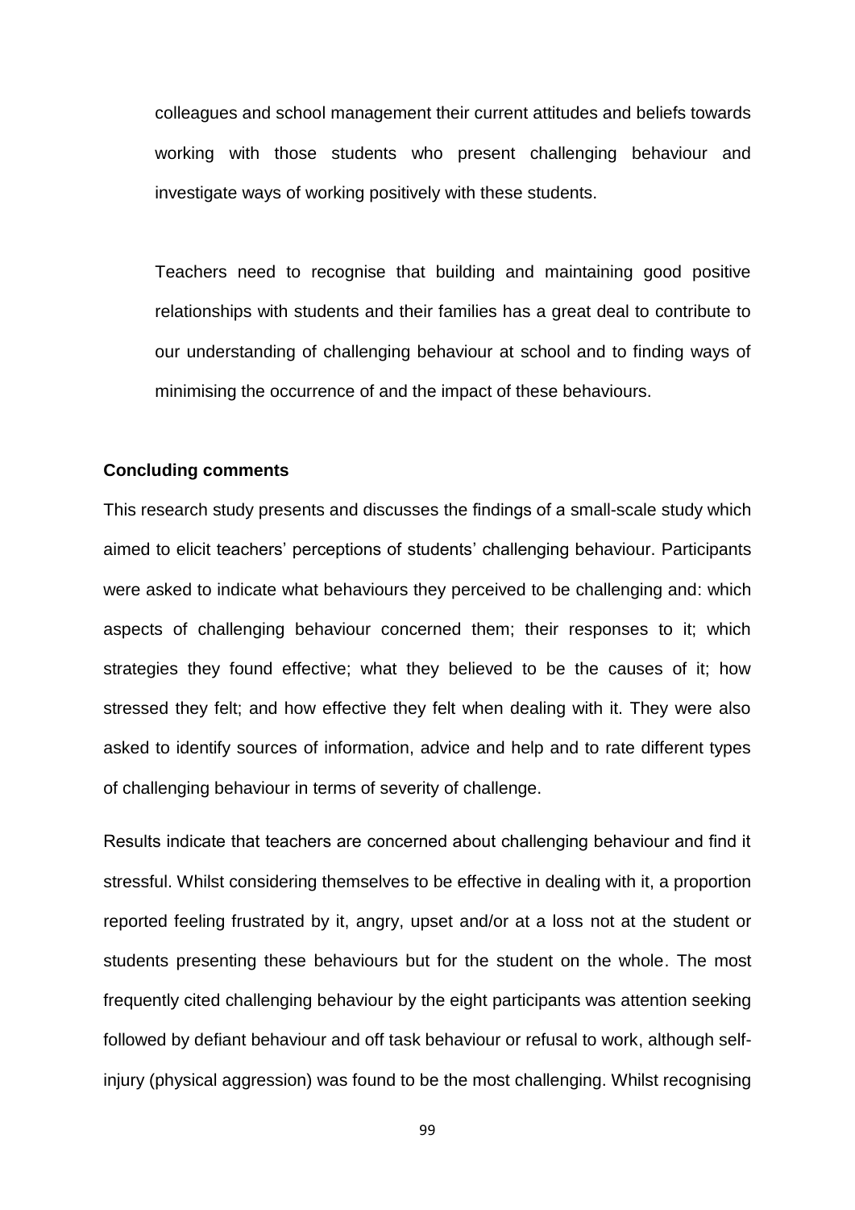colleagues and school management their current attitudes and beliefs towards working with those students who present challenging behaviour and investigate ways of working positively with these students.

Teachers need to recognise that building and maintaining good positive relationships with students and their families has a great deal to contribute to our understanding of challenging behaviour at school and to finding ways of minimising the occurrence of and the impact of these behaviours.

**Concluding comments**

This research study presents and discusses the findings of a small-scale study which aimed to elicit teachers' perceptions of students' challenging behaviour. Participants were asked to indicate what behaviours they perceived to be challenging and: which aspects of challenging behaviour concerned them; their responses to it; which strategies they found effective; what they believed to be the causes of it; how stressed they felt; and how effective they felt when dealing with it. They were also asked to identify sources of information, advice and help and to rate different types of challenging behaviour in terms of severity of challenge.

Results indicate that teachers are concerned about challenging behaviour and find it stressful. Whilst considering themselves to be effective in dealing with it, a proportion reported feeling frustrated by it, angry, upset and/or at a loss not at the student or students presenting these behaviours but for the student on the whole. The most frequently cited challenging behaviour by the eight participants was attention seeking followed by defiant behaviour and off task behaviour or refusal to work, although self-injury (physical aggression) was found to be the most challenging. Whilst recognising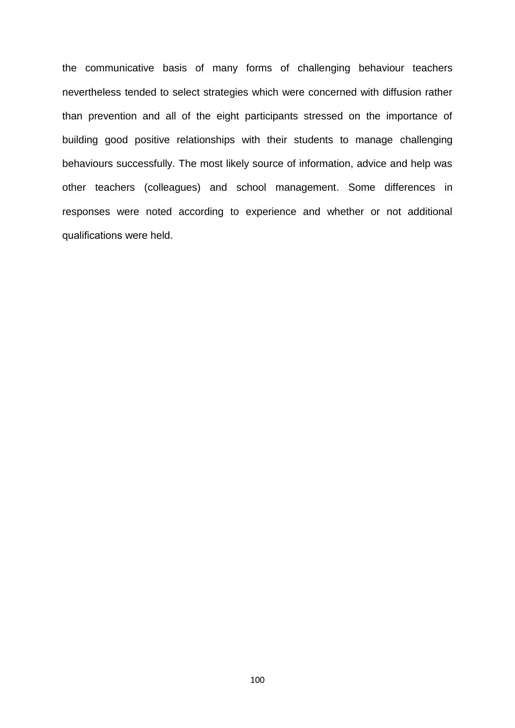the communicative basis of many forms of challenging behaviour teachers nevertheless tended to select strategies which were concerned with diffusion rather than prevention and all of the eight participants stressed on the importance of building good positive relationships with their students to manage challenging behaviours successfully. The most likely source of information, advice and help was other teachers (colleagues) and school management. Some differences in responses were noted according to experience and whether or not additional qualifications were held.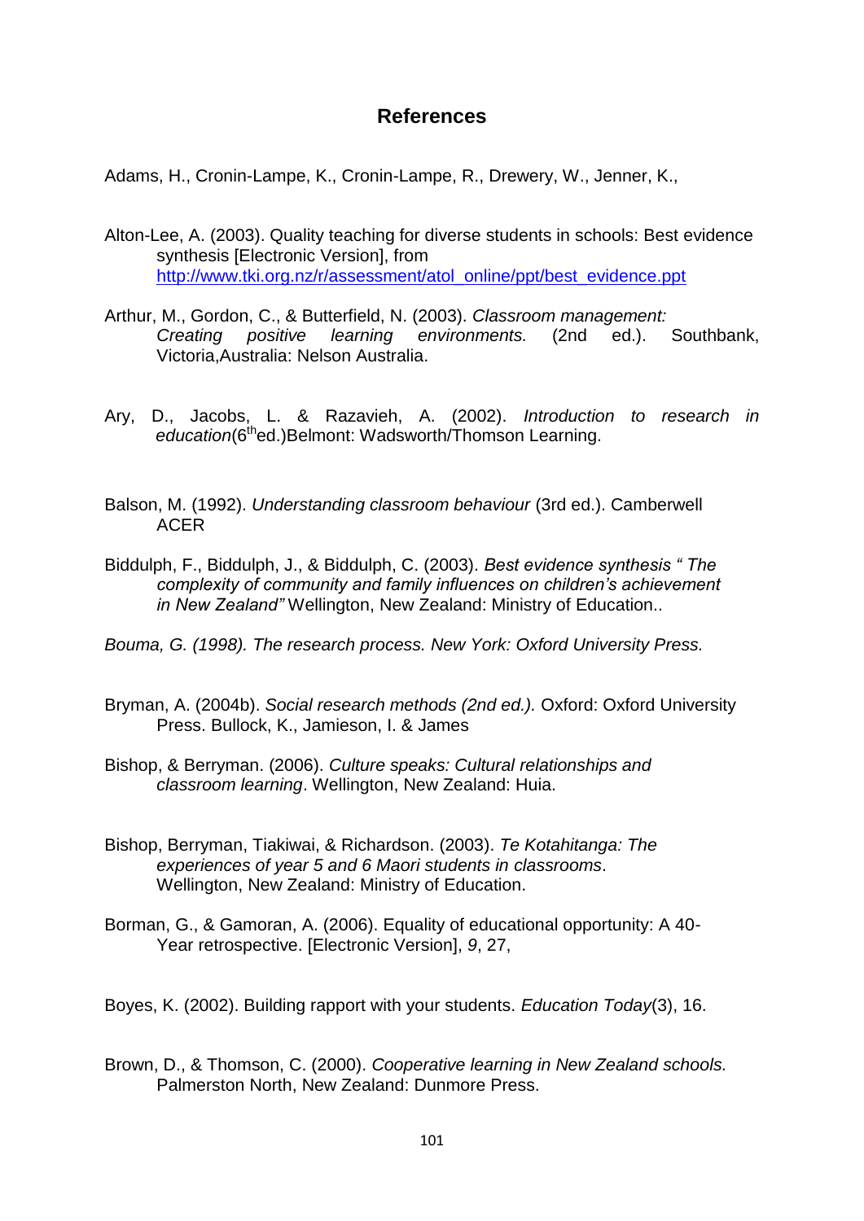# References

Adams, H., Cronin-Lampe, K., Cronin-Lampe, R., Drewery, W., Jenner, K.,

Alton-Lee, A. (2003). Quality teaching for diverse students in schools: Best evidence synthesis [Electronic Version], from http://www.tki.org.nz/r/assessment/atol_online/ppt/best_evidence.ppt

Arthur, M., Gordon, C., & Butterfield, N. (2003). *Classroom management: Creating positive learning environments.* (2nd ed.). Southbank, Victoria,Australia: Nelson Australia.

Ary, D., Jacobs, L. & Razavieh, A. (2002). *Introduction to research in education*(6th ed.)Belmont: Wadsworth/Thomson Learning.

Balson, M. (1992). *Understanding classroom behaviour* (3rd ed.). Camberwell ACER

Biddulph, F., Biddulph, J., & Biddulph, C. (2003). *Best evidence synthesis " The complexity of community and family influences on children's achievement in New Zealand"* Wellington, New Zealand: Ministry of Education..

*Bouma, G. (1998). The research process. New York: Oxford University Press.*

Bryman, A. (2004b). *Social research methods (2nd ed.).* Oxford: Oxford University Press. Bullock, K., Jamieson, I. & James

Bishop, & Berryman. (2006). *Culture speaks: Cultural relationships and classroom learning*. Wellington, New Zealand: Huia.

Bishop, Berryman, Tiakiwai, & Richardson. (2003). *Te Kotahitanga: The experiences of year 5 and 6 Maori students in classrooms*. Wellington, New Zealand: Ministry of Education.

Borman, G., & Gamoran, A. (2006). Equality of educational opportunity: A 40-Year retrospective. [Electronic Version], *9*, 27,

Boyes, K. (2002). Building rapport with your students. *Education Today*(3), 16.

Brown, D., & Thomson, C. (2000). *Cooperative learning in New Zealand schools.* Palmerston North, New Zealand: Dunmore Press.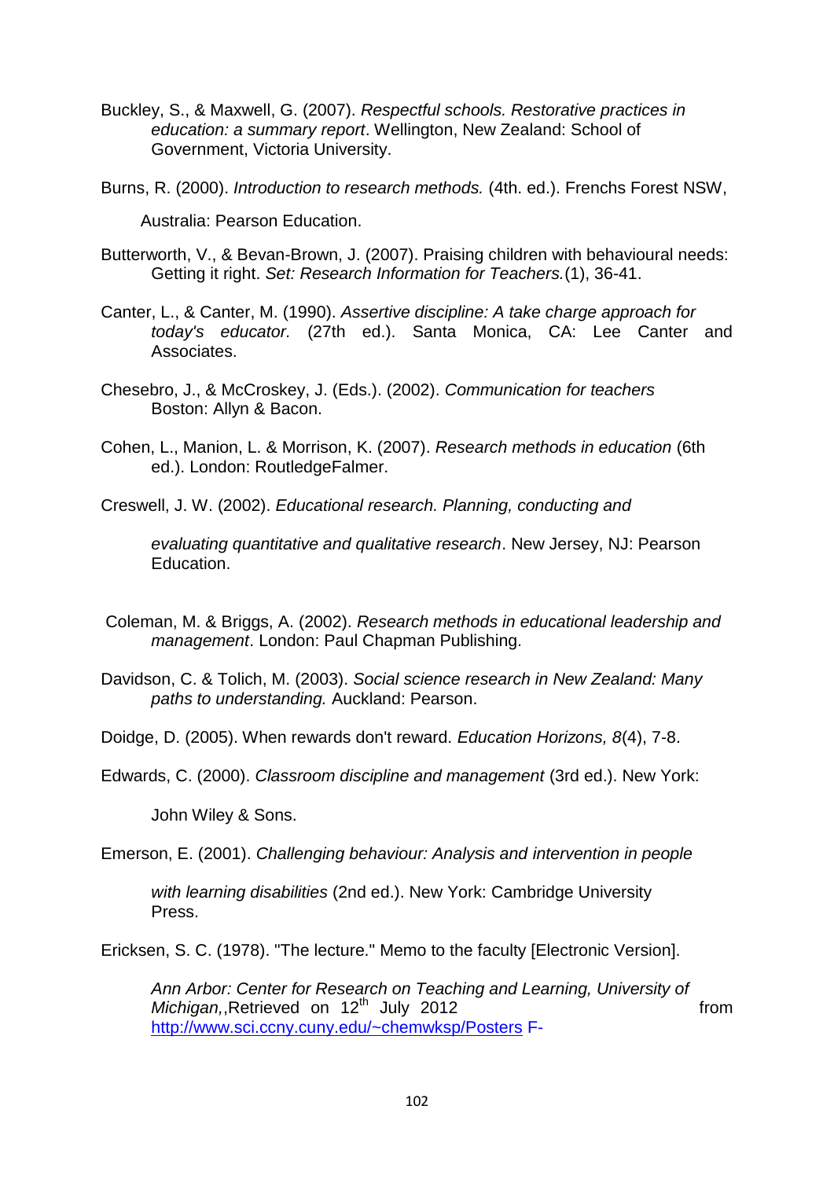Buckley, S., & Maxwell, G. (2007). *Respectful schools. Restorative practices in education: a summary report*. Wellington, New Zealand: School of Government, Victoria University.

Burns, R. (2000). *Introduction to research methods.* (4th. ed.). Frenchs Forest NSW, Australia: Pearson Education.

Butterworth, V., & Bevan-Brown, J. (2007). Praising children with behavioural needs: Getting it right. *Set: Research Information for Teachers.*(1), 36-41.

Canter, L., & Canter, M. (1990). *Assertive discipline: A take charge approach for today's educator.* (27th ed.). Santa Monica, CA: Lee Canter and Associates.

Chesebro, J., & McCroskey, J. (Eds.). (2002). *Communication for teachers* Boston: Allyn & Bacon.

Cohen, L., Manion, L. & Morrison, K. (2007). *Research methods in education* (6th ed.). London: RoutledgeFalmer.

Creswell, J. W. (2002). *Educational research. Planning, conducting and evaluating quantitative and qualitative research*. New Jersey, NJ: Pearson Education.

Coleman, M. & Briggs, A. (2002). *Research methods in educational leadership and management*. London: Paul Chapman Publishing.

Davidson, C. & Tolich, M. (2003). *Social science research in New Zealand: Many paths to understanding.* Auckland: Pearson.

Doidge, D. (2005). When rewards don't reward. *Education Horizons, 8*(4), 7-8.

Edwards, C. (2000). *Classroom discipline and management* (3rd ed.). New York: John Wiley & Sons.

Emerson, E. (2001). *Challenging behaviour: Analysis and intervention in people with learning disabilities* (2nd ed.). New York: Cambridge University Press.

Ericksen, S. C. (1978). "The lecture." Memo to the faculty [Electronic Version]. *Ann Arbor: Center for Research on Teaching and Learning, University of Michigan,*,Retrieved on 12th July 2012 from http://www.sci.ccny.cuny.edu/~chemwksp/Posters F-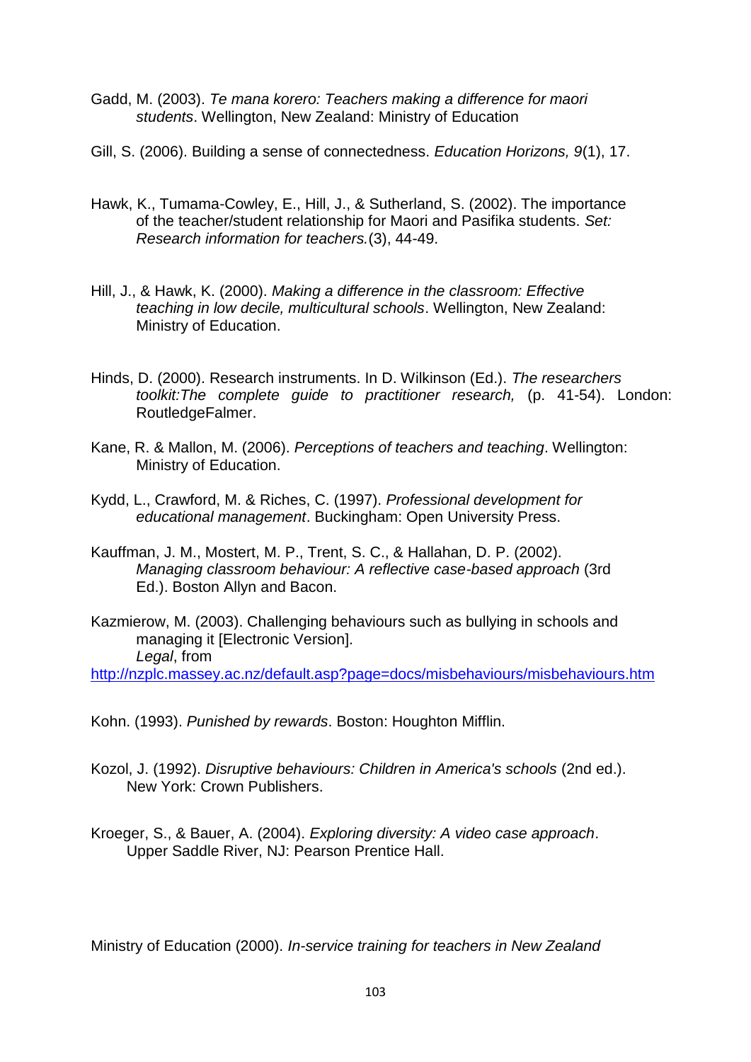Gadd, M. (2003). *Te mana korero: Teachers making a difference for maori students*. Wellington, New Zealand: Ministry of Education

Gill, S. (2006). Building a sense of connectedness. *Education Horizons, 9*(1), 17.

Hawk, K., Tumama-Cowley, E., Hill, J., & Sutherland, S. (2002). The importance of the teacher/student relationship for Maori and Pasifika students. *Set: Research information for teachers.*(3), 44-49.

Hill, J., & Hawk, K. (2000). *Making a difference in the classroom: Effective teaching in low decile, multicultural schools*. Wellington, New Zealand: Ministry of Education.

Hinds, D. (2000). Research instruments. In D. Wilkinson (Ed.). *The researchers toolkit:The complete guide to practitioner research,* (p. 41-54). London: RoutledgeFalmer.

Kane, R. & Mallon, M. (2006). *Perceptions of teachers and teaching*. Wellington: Ministry of Education.

Kydd, L., Crawford, M. & Riches, C. (1997). *Professional development for educational management*. Buckingham: Open University Press.

Kauffman, J. M., Mostert, M. P., Trent, S. C., & Hallahan, D. P. (2002). *Managing classroom behaviour: A reflective case-based approach* (3rd Ed.). Boston Allyn and Bacon.

Kazmierow, M. (2003). Challenging behaviours such as bullying in schools and managing it [Electronic Version]. *Legal*, from http://nzplc.massey.ac.nz/default.asp?page=docs/misbehaviours/misbehaviours.htm

Kohn. (1993). *Punished by rewards*. Boston: Houghton Mifflin.

Kozol, J. (1992). *Disruptive behaviours: Children in America's schools* (2nd ed.). New York: Crown Publishers.

Kroeger, S., & Bauer, A. (2004). *Exploring diversity: A video case approach*. Upper Saddle River, NJ: Pearson Prentice Hall.

Ministry of Education (2000). *In-service training for teachers in New Zealand*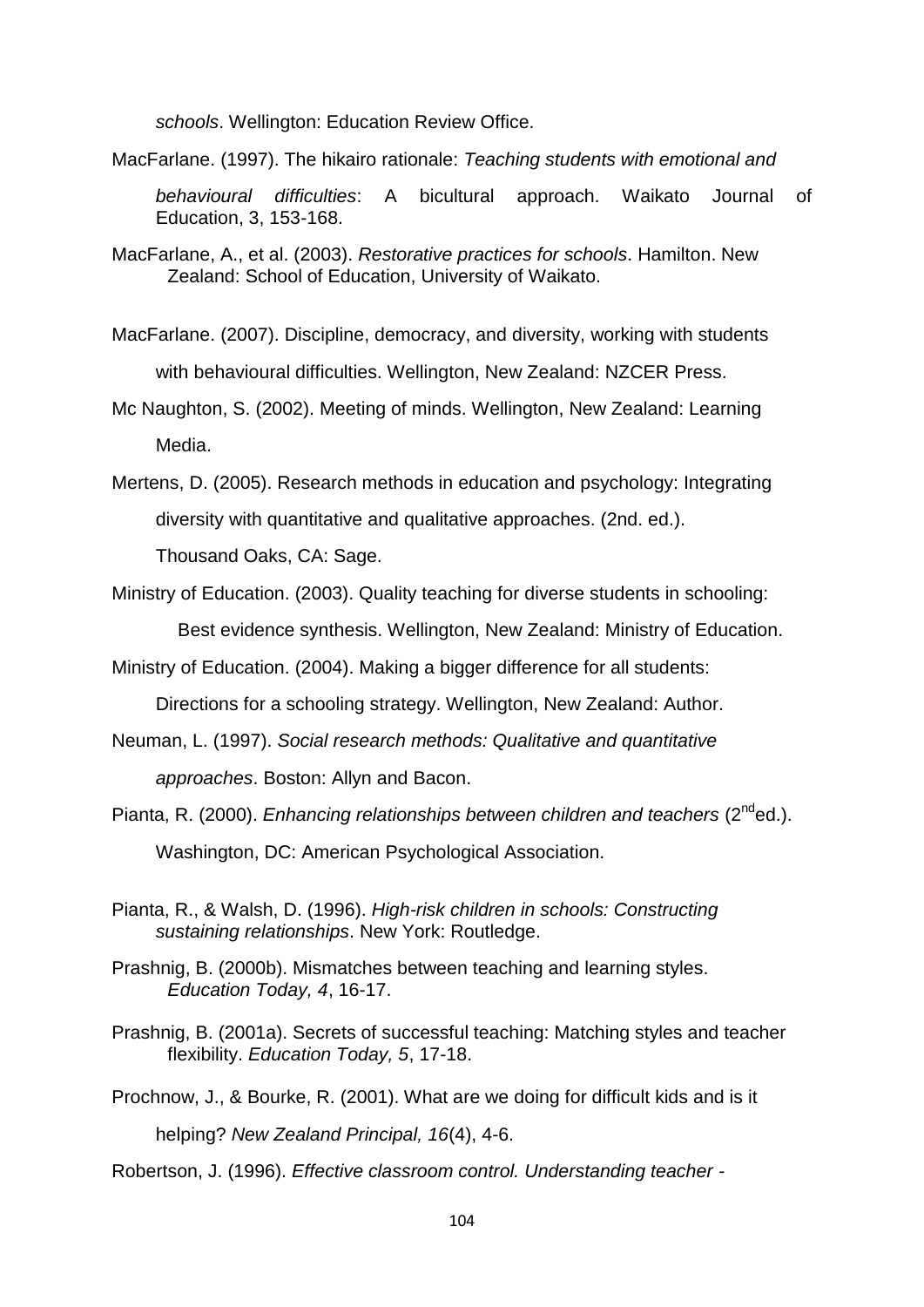*schools*. Wellington: Education Review Office.

MacFarlane. (1997). The hikairo rationale: *Teaching students with emotional and behavioural difficulties*: A bicultural approach. Waikato Journal of Education, 3, 153-168.

MacFarlane, A., et al. (2003). *Restorative practices for schools*. Hamilton. New Zealand: School of Education, University of Waikato.

MacFarlane. (2007). Discipline, democracy, and diversity, working with students with behavioural difficulties. Wellington, New Zealand: NZCER Press.

Mc Naughton, S. (2002). Meeting of minds. Wellington, New Zealand: Learning Media.

Mertens, D. (2005). Research methods in education and psychology: Integrating diversity with quantitative and qualitative approaches. (2nd. ed.). Thousand Oaks, CA: Sage.

Ministry of Education. (2003). Quality teaching for diverse students in schooling: Best evidence synthesis. Wellington, New Zealand: Ministry of Education.

Ministry of Education. (2004). Making a bigger difference for all students: Directions for a schooling strategy. Wellington, New Zealand: Author.

Neuman, L. (1997). *Social research methods: Qualitative and quantitative approaches*. Boston: Allyn and Bacon.

Pianta, R. (2000). *Enhancing relationships between children and teachers* (2nd ed.). Washington, DC: American Psychological Association.

Pianta, R., & Walsh, D. (1996). *High-risk children in schools: Constructing sustaining relationships*. New York: Routledge.

Prashnig, B. (2000b). Mismatches between teaching and learning styles. *Education Today, 4*, 16-17.

Prashnig, B. (2001a). Secrets of successful teaching: Matching styles and teacher flexibility. *Education Today, 5*, 17-18.

Prochnow, J., & Bourke, R. (2001). What are we doing for difficult kids and is it helping? *New Zealand Principal, 16*(4), 4-6.

Robertson, J. (1996). *Effective classroom control. Understanding teacher -*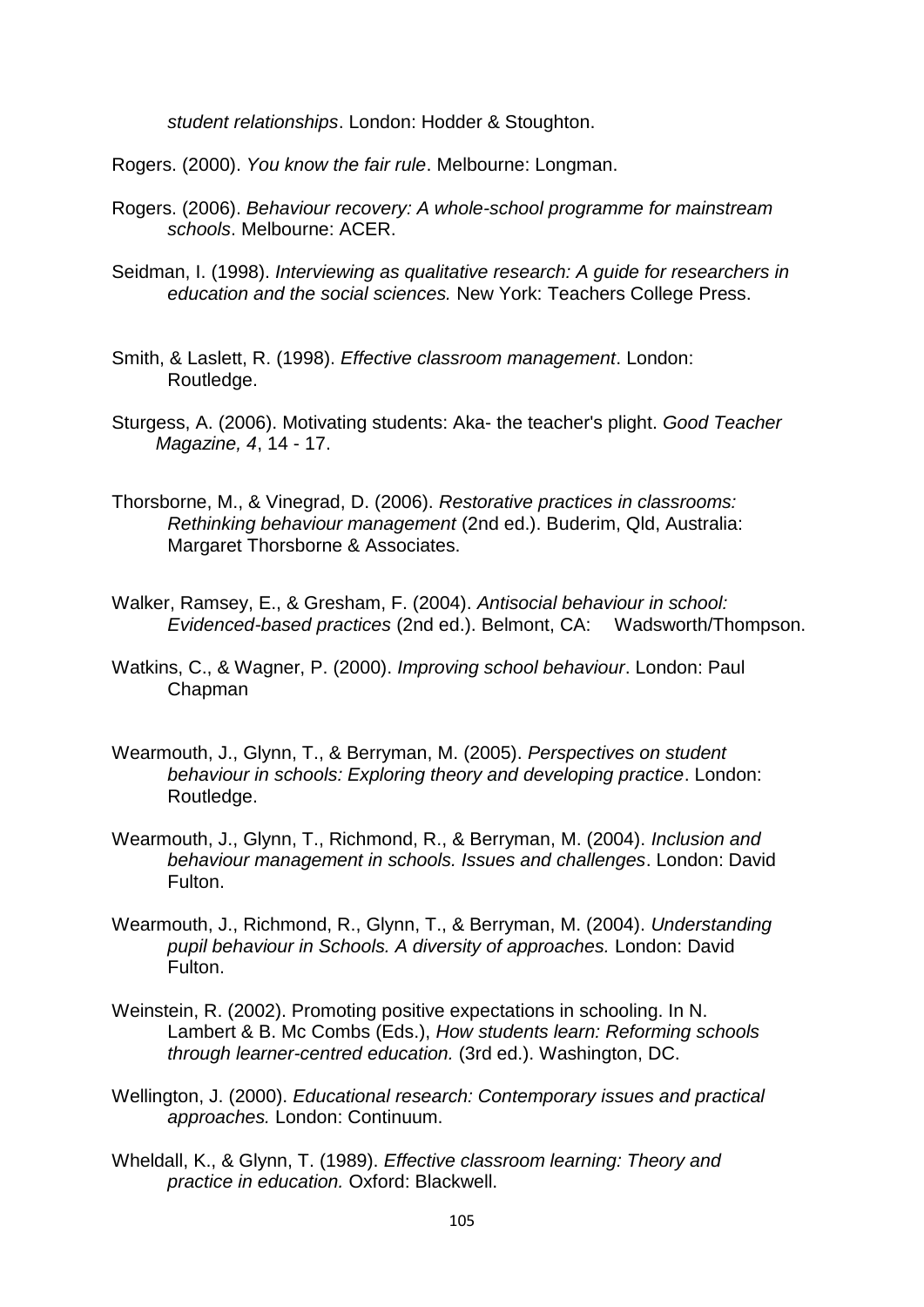*student relationships*. London: Hodder & Stoughton.

Rogers. (2000). *You know the fair rule*. Melbourne: Longman.

Rogers. (2006). *Behaviour recovery: A whole-school programme for mainstream schools*. Melbourne: ACER.

Seidman, I. (1998). *Interviewing as qualitative research: A guide for researchers in education and the social sciences.* New York: Teachers College Press.

Smith, & Laslett, R. (1998). *Effective classroom management*. London: Routledge.

Sturgess, A. (2006). Motivating students: Aka- the teacher's plight. *Good Teacher Magazine, 4*, 14 - 17.

Thorsborne, M., & Vinegrad, D. (2006). *Restorative practices in classrooms: Rethinking behaviour management* (2nd ed.). Buderim, Qld, Australia: Margaret Thorsborne & Associates.

Walker, Ramsey, E., & Gresham, F. (2004). *Antisocial behaviour in school: Evidenced-based practices* (2nd ed.). Belmont, CA: Wadsworth/Thompson.

Watkins, C., & Wagner, P. (2000). *Improving school behaviour*. London: Paul Chapman

Wearmouth, J., Glynn, T., & Berryman, M. (2005). *Perspectives on student behaviour in schools: Exploring theory and developing practice*. London: Routledge.

Wearmouth, J., Glynn, T., Richmond, R., & Berryman, M. (2004). *Inclusion and behaviour management in schools. Issues and challenges*. London: David Fulton.

Wearmouth, J., Richmond, R., Glynn, T., & Berryman, M. (2004). *Understanding pupil behaviour in Schools. A diversity of approaches.* London: David Fulton.

Weinstein, R. (2002). Promoting positive expectations in schooling. In N. Lambert & B. Mc Combs (Eds.), *How students learn: Reforming schools through learner-centred education.* (3rd ed.). Washington, DC.

Wellington, J. (2000). *Educational research: Contemporary issues and practical approaches.* London: Continuum.

Wheldall, K., & Glynn, T. (1989). *Effective classroom learning: Theory and practice in education.* Oxford: Blackwell.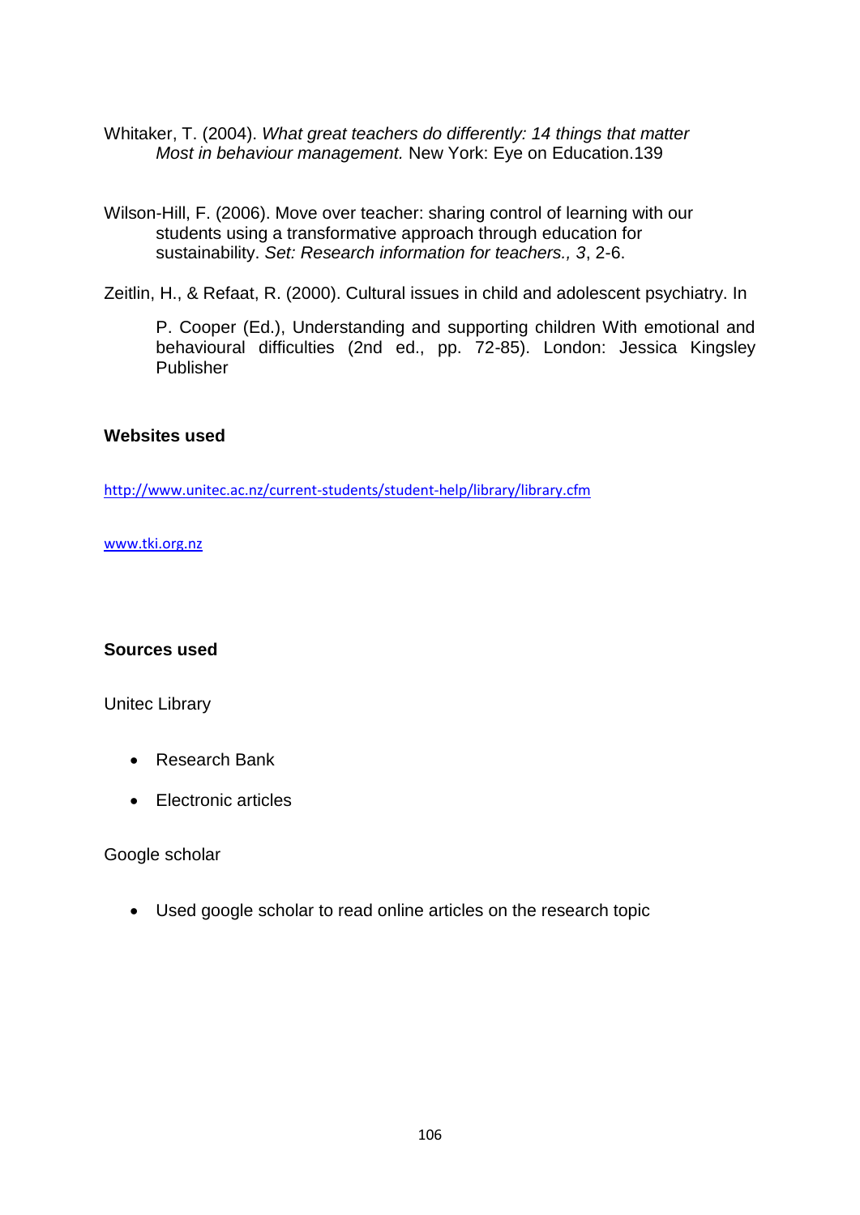Whitaker, T. (2004). *What great teachers do differently: 14 things that matter Most in behaviour management.* New York: Eye on Education.139

Wilson-Hill, F. (2006). Move over teacher: sharing control of learning with our students using a transformative approach through education for sustainability. *Set: Research information for teachers., 3*, 2-6.

Zeitlin, H., & Refaat, R. (2000). Cultural issues in child and adolescent psychiatry. In

P. Cooper (Ed.), Understanding and supporting children With emotional and behavioural difficulties (2nd ed., pp. 72-85). London: Jessica Kingsley Publisher

**Websites used**

http://www.unitec.ac.nz/current-students/student-help/library/library.cfm

www.tki.org.nz

**Sources used**

Unitec Library

- Research Bank
- Electronic articles

Google scholar

- Used google scholar to read online articles on the research topic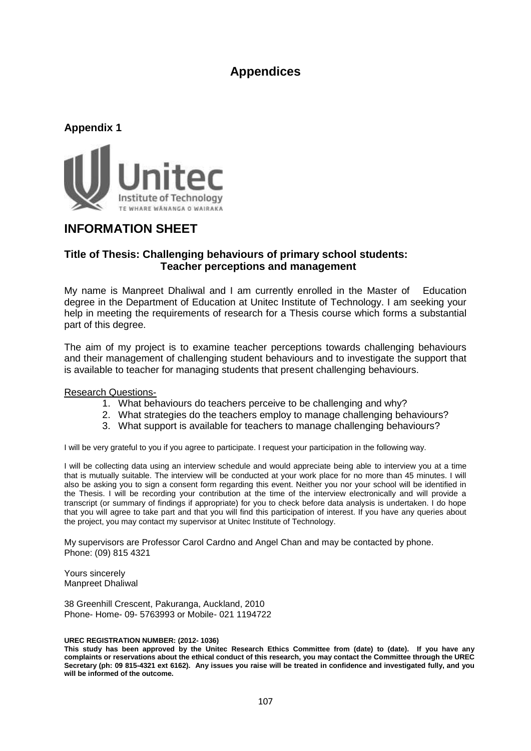# Appendices

## Appendix 1

Unitec
Institute of Technology
TE WHARE WĀNANGA O WAIRAKA

## INFORMATION SHEET

### Title of Thesis: Challenging behaviours of primary school students: Teacher perceptions and management

My name is Manpreet Dhaliwal and I am currently enrolled in the Master of Education degree in the Department of Education at Unitec Institute of Technology. I am seeking your help in meeting the requirements of research for a Thesis course which forms a substantial part of this degree.

The aim of my project is to examine teacher perceptions towards challenging behaviours and their management of challenging student behaviours and to investigate the support that is available to teacher for managing students that present challenging behaviours.

Research Questions-

1. What behaviours do teachers perceive to be challenging and why?
2. What strategies do the teachers employ to manage challenging behaviours?
3. What support is available for teachers to manage challenging behaviours?

I will be very grateful to you if you agree to participate. I request your participation in the following way.

I will be collecting data using an interview schedule and would appreciate being able to interview you at a time that is mutually suitable. The interview will be conducted at your work place for no more than 45 minutes. I will also be asking you to sign a consent form regarding this event. Neither you nor your school will be identified in the Thesis. I will be recording your contribution at the time of the interview electronically and will provide a transcript (or summary of findings if appropriate) for you to check before data analysis is undertaken. I do hope that you will agree to take part and that you will find this participation of interest. If you have any queries about the project, you may contact my supervisor at Unitec Institute of Technology.

My supervisors are Professor Carol Cardno and Angel Chan and may be contacted by phone.
Phone: (09) 815 4321

Yours sincerely
Manpreet Dhaliwal

38 Greenhill Crescent, Pakuranga, Auckland, 2010
Phone- Home- 09- 5763993 or Mobile- 021 1194722

**UREC REGISTRATION NUMBER: (2012- 1036)**
**This study has been approved by the Unitec Research Ethics Committee from (date) to (date). If you have any complaints or reservations about the ethical conduct of this research, you may contact the Committee through the UREC Secretary (ph: 09 815-4321 ext 6162). Any issues you raise will be treated in confidence and investigated fully, and you will be informed of the outcome.**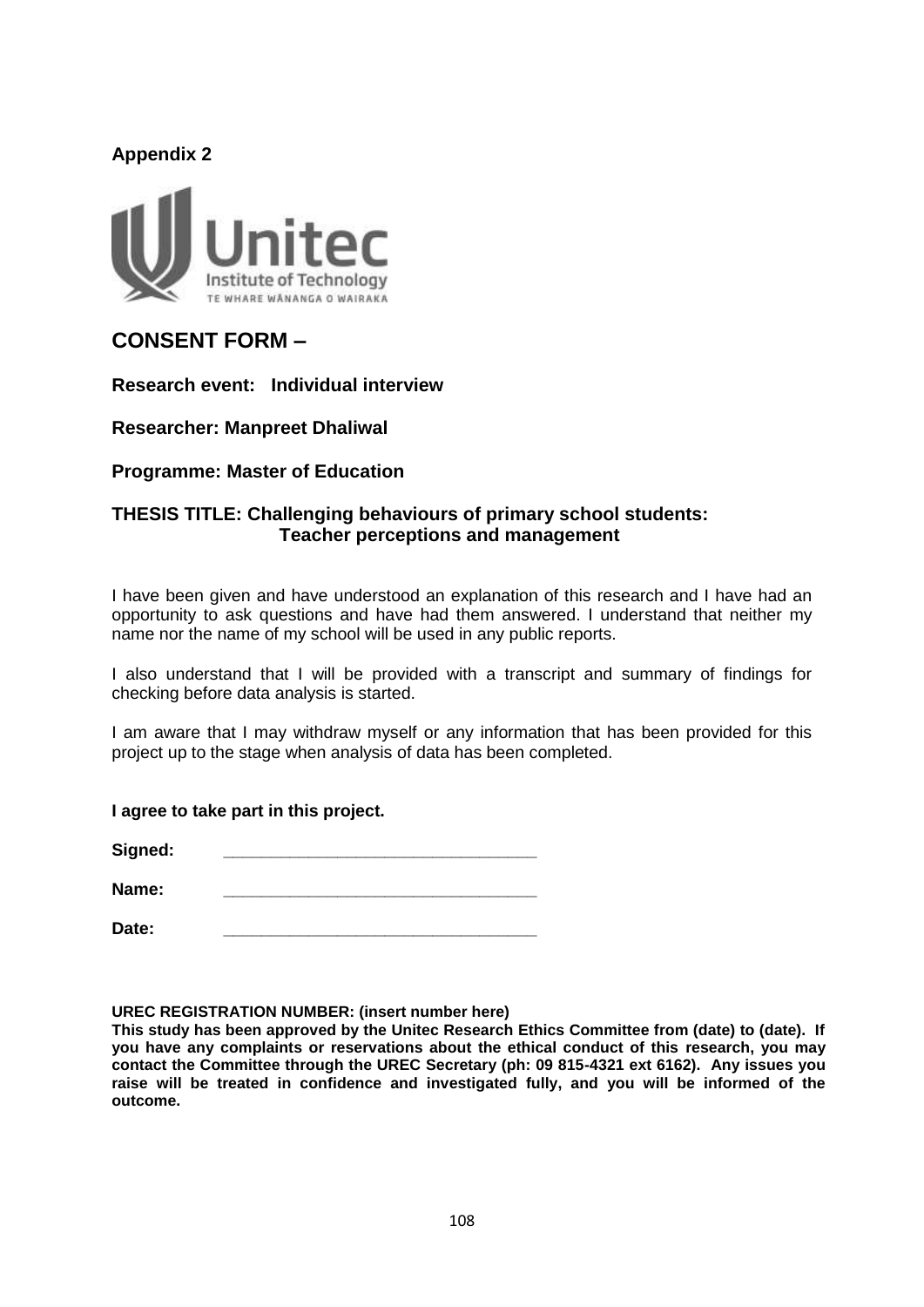**Appendix 2**

Unitec
Institute of Technology
TE WHARE WĀNANGA O WAIRAKA

## CONSENT FORM –

**Research event: Individual interview**

**Researcher: Manpreet Dhaliwal**

**Programme: Master of Education**

**THESIS TITLE: Challenging behaviours of primary school students: Teacher perceptions and management**

I have been given and have understood an explanation of this research and I have had an opportunity to ask questions and have had them answered. I understand that neither my name nor the name of my school will be used in any public reports.

I also understand that I will be provided with a transcript and summary of findings for checking before data analysis is started.

I am aware that I may withdraw myself or any information that has been provided for this project up to the stage when analysis of data has been completed.

**I agree to take part in this project.**

**Signed:** ________________________________

**Name:** ________________________________

**Date:** ________________________________

**UREC REGISTRATION NUMBER: (insert number here)**
**This study has been approved by the Unitec Research Ethics Committee from (date) to (date). If you have any complaints or reservations about the ethical conduct of this research, you may contact the Committee through the UREC Secretary (ph: 09 815-4321 ext 6162). Any issues you raise will be treated in confidence and investigated fully, and you will be informed of the outcome.**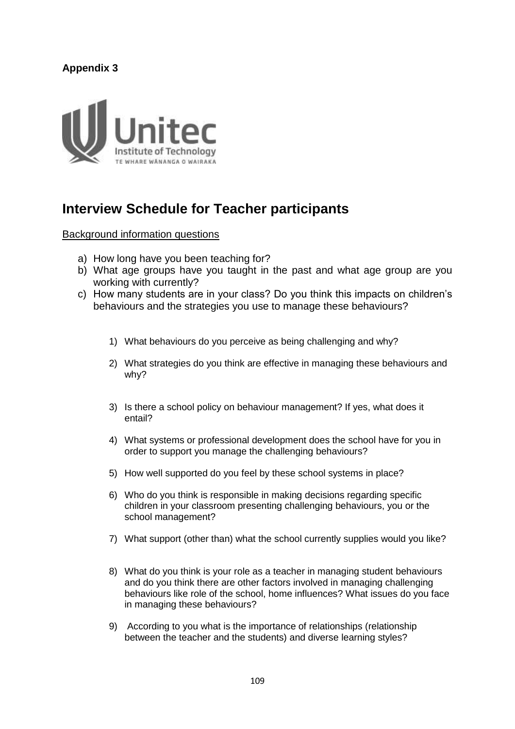**Appendix 3**

Unitec
Institute of Technology
TE WHARE WĀNANGA O WAIRAKA

## Interview Schedule for Teacher participants

<u>Background information questions</u>

a) How long have you been teaching for?
b) What age groups have you taught in the past and what age group are you working with currently?
c) How many students are in your class? Do you think this impacts on children's behaviours and the strategies you use to manage these behaviours?

1) What behaviours do you perceive as being challenging and why?

2) What strategies do you think are effective in managing these behaviours and why?

3) Is there a school policy on behaviour management? If yes, what does it entail?

4) What systems or professional development does the school have for you in order to support you manage the challenging behaviours?

5) How well supported do you feel by these school systems in place?

6) Who do you think is responsible in making decisions regarding specific children in your classroom presenting challenging behaviours, you or the school management?

7) What support (other than) what the school currently supplies would you like?

8) What do you think is your role as a teacher in managing student behaviours and do you think there are other factors involved in managing challenging behaviours like role of the school, home influences? What issues do you face in managing these behaviours?

9) According to you what is the importance of relationships (relationship between the teacher and the students) and diverse learning styles?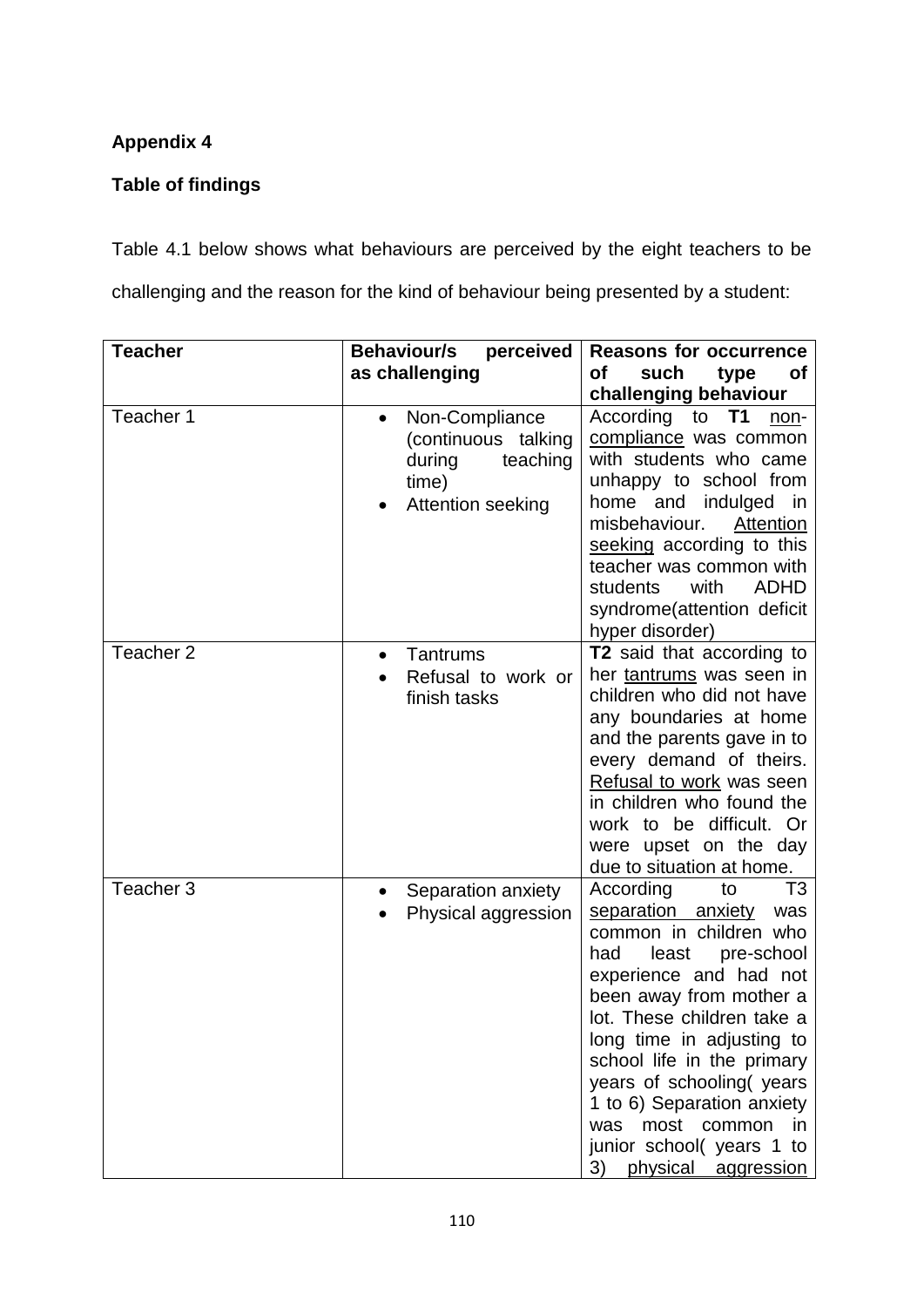**Appendix 4**

**Table of findings**

Table 4.1 below shows what behaviours are perceived by the eight teachers to be challenging and the reason for the kind of behaviour being presented by a student:

| **Teacher** | **Behaviour/s perceived as challenging** | **Reasons for occurrence of such type of challenging behaviour** |
|---|---|---|
| Teacher 1 | • Non-Compliance (continuous talking during teaching time)<br>• Attention seeking | According to **T1** non-compliance was common with students who came unhappy to school from home and indulged in misbehaviour. Attention seeking according to this teacher was common with students with ADHD syndrome(attention deficit hyper disorder) |
| Teacher 2 | • Tantrums<br>• Refusal to work or finish tasks | **T2** said that according to her tantrums was seen in children who did not have any boundaries at home and the parents gave in to every demand of theirs. Refusal to work was seen in children who found the work to be difficult. Or were upset on the day due to situation at home. |
| Teacher 3 | • Separation anxiety<br>• Physical aggression | According to T3 separation anxiety was common in children who had least pre-school experience and had not been away from mother a lot. These children take a long time in adjusting to school life in the primary years of schooling( years 1 to 6) Separation anxiety was most common in junior school( years 1 to 3) physical aggression |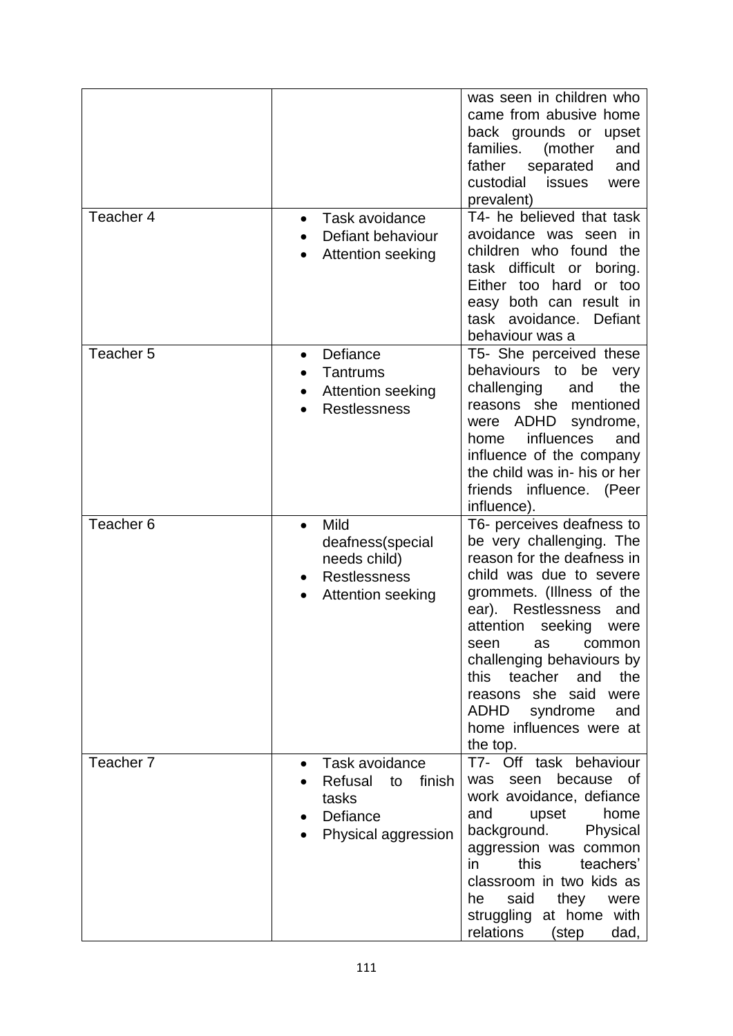| | | |
|---|---|---|
| | | was seen in children who came from abusive home back grounds or upset families. (mother and father separated and custodial issues were prevalent) |
| Teacher 4 | • Task avoidance<br>• Defiant behaviour<br>• Attention seeking | T4- he believed that task avoidance was seen in children who found the task difficult or boring. Either too hard or too easy both can result in task avoidance. Defiant behaviour was a |
| Teacher 5 | • Defiance<br>• Tantrums<br>• Attention seeking<br>• Restlessness | T5- She perceived these behaviours to be very challenging and the reasons she mentioned were ADHD syndrome, home influences and influence of the company the child was in- his or her friends influence. (Peer influence). |
| Teacher 6 | • Mild deafness(special needs child)<br>• Restlessness<br>• Attention seeking | T6- perceives deafness to be very challenging. The reason for the deafness in child was due to severe grommets. (Illness of the ear). Restlessness and attention seeking were seen as common challenging behaviours by this teacher and the reasons she said were ADHD syndrome and home influences were at the top. |
| Teacher 7 | • Task avoidance<br>• Refusal to finish tasks<br>• Defiance<br>• Physical aggression | T7- Off task behaviour was seen because of work avoidance, defiance and upset home background. Physical aggression was common in this teachers' classroom in two kids as he said they were struggling at home with relations (step dad, |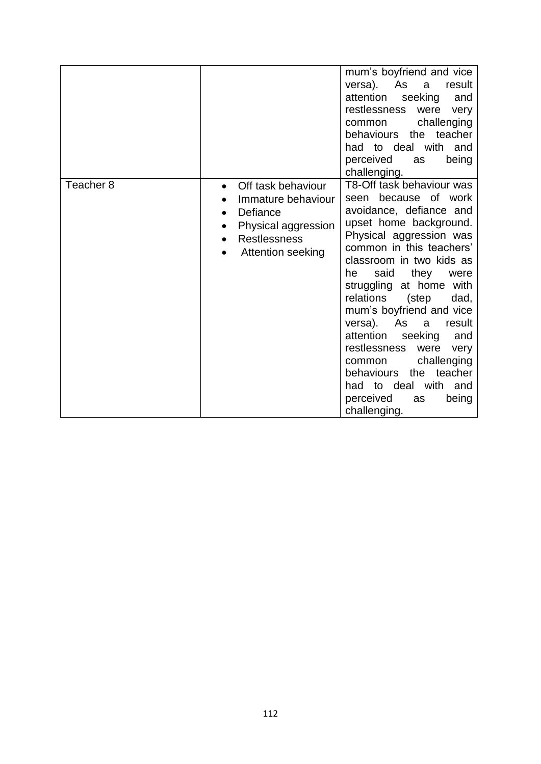| | | |
|---|---|---|
| | | mum's boyfriend and vice versa). As a result attention seeking and restlessness were very common challenging behaviours the teacher had to deal with and perceived as being challenging. |
| Teacher 8 | • Off task behaviour<br>• Immature behaviour<br>• Defiance<br>• Physical aggression<br>• Restlessness<br>• Attention seeking | T8-Off task behaviour was seen because of work avoidance, defiance and upset home background. Physical aggression was common in this teachers' classroom in two kids as he said they were struggling at home with relations (step dad, mum's boyfriend and vice versa). As a result attention seeking and restlessness were very common challenging behaviours the teacher had to deal with and perceived as being challenging. |